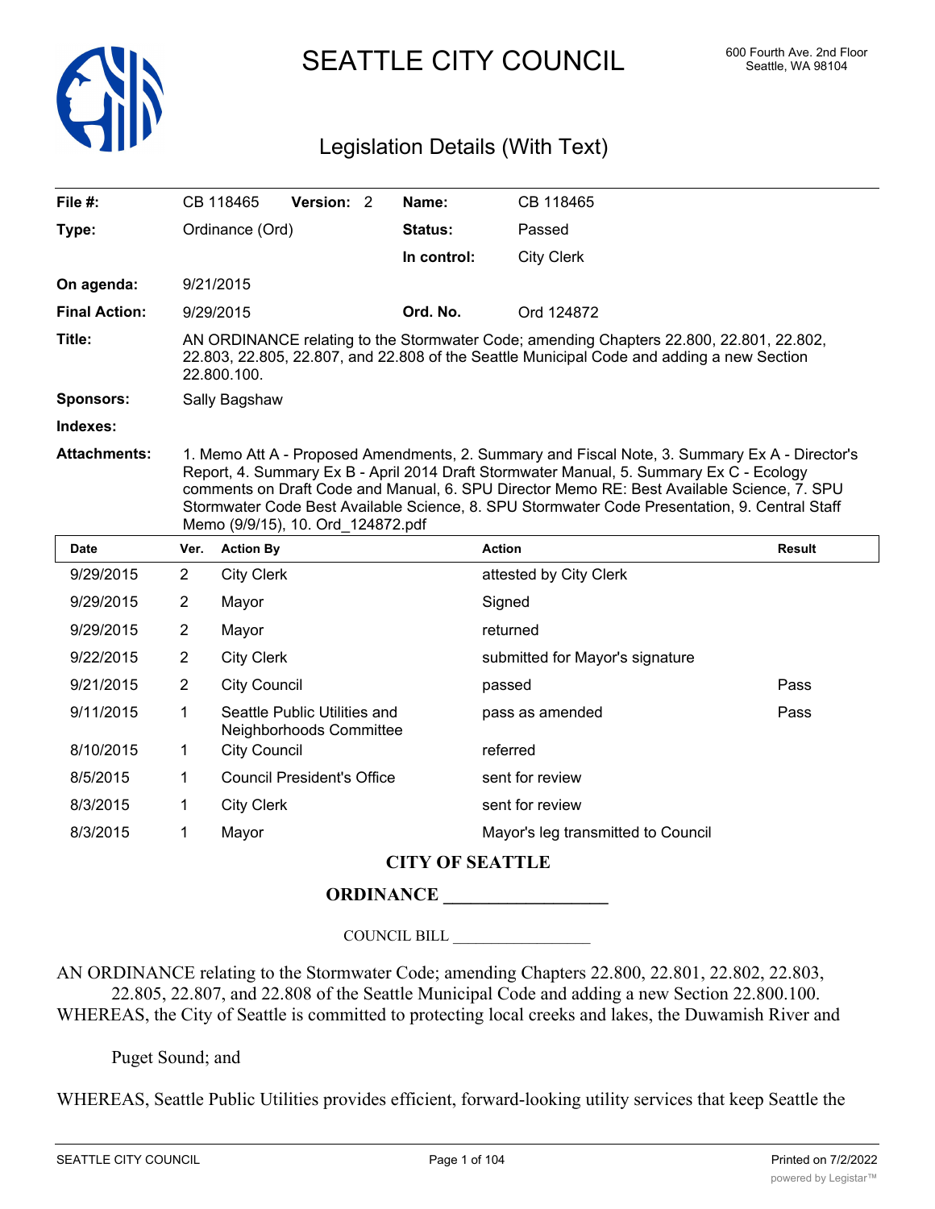# SEATTLE CITY COUNCIL

600 Fourth Ave. 2nd Floor
Seattle, WA 98104

## Legislation Details (With Text)

| | | | | |
|---|---|---|---|---|
| **File #:** | CB 118465 | **Version:** 2 | **Name:** | CB 118465 |
| **Type:** | Ordinance (Ord) | | **Status:** | Passed |
| | | | **In control:** | City Clerk |
| **On agenda:** | 9/21/2015 | | | |
| **Final Action:** | 9/29/2015 | | **Ord. No.** | Ord 124872 |

**Title:** AN ORDINANCE relating to the Stormwater Code; amending Chapters 22.800, 22.801, 22.802, 22.803, 22.805, 22.807, and 22.808 of the Seattle Municipal Code and adding a new Section 22.800.100.

**Sponsors:** Sally Bagshaw

**Indexes:**

**Attachments:** 1. Memo Att A - Proposed Amendments, 2. Summary and Fiscal Note, 3. Summary Ex A - Director's Report, 4. Summary Ex B - April 2014 Draft Stormwater Manual, 5. Summary Ex C - Ecology comments on Draft Code and Manual, 6. SPU Director Memo RE: Best Available Science, 7. SPU Stormwater Code Best Available Science, 8. SPU Stormwater Code Presentation, 9. Central Staff Memo (9/9/15), 10. Ord_124872.pdf

| Date | Ver. | Action By | Action | Result |
|---|---|---|---|---|
| 9/29/2015 | 2 | City Clerk | attested by City Clerk | |
| 9/29/2015 | 2 | Mayor | Signed | |
| 9/29/2015 | 2 | Mayor | returned | |
| 9/22/2015 | 2 | City Clerk | submitted for Mayor's signature | |
| 9/21/2015 | 2 | City Council | passed | Pass |
| 9/11/2015 | 1 | Seattle Public Utilities and Neighborhoods Committee | pass as amended | Pass |
| 8/10/2015 | 1 | City Council | referred | |
| 8/5/2015 | 1 | Council President's Office | sent for review | |
| 8/3/2015 | 1 | City Clerk | sent for review | |
| 8/3/2015 | 1 | Mayor | Mayor's leg transmitted to Council | |

**CITY OF SEATTLE**

**ORDINANCE \_\_\_\_\_\_\_\_\_\_\_\_\_\_\_\_\_\_**

COUNCIL BILL \_\_\_\_\_\_\_\_\_\_\_\_\_\_\_\_\_\_

AN ORDINANCE relating to the Stormwater Code; amending Chapters 22.800, 22.801, 22.802, 22.803, 22.805, 22.807, and 22.808 of the Seattle Municipal Code and adding a new Section 22.800.100.

WHEREAS, the City of Seattle is committed to protecting local creeks and lakes, the Duwamish River and Puget Sound; and

WHEREAS, Seattle Public Utilities provides efficient, forward-looking utility services that keep Seattle the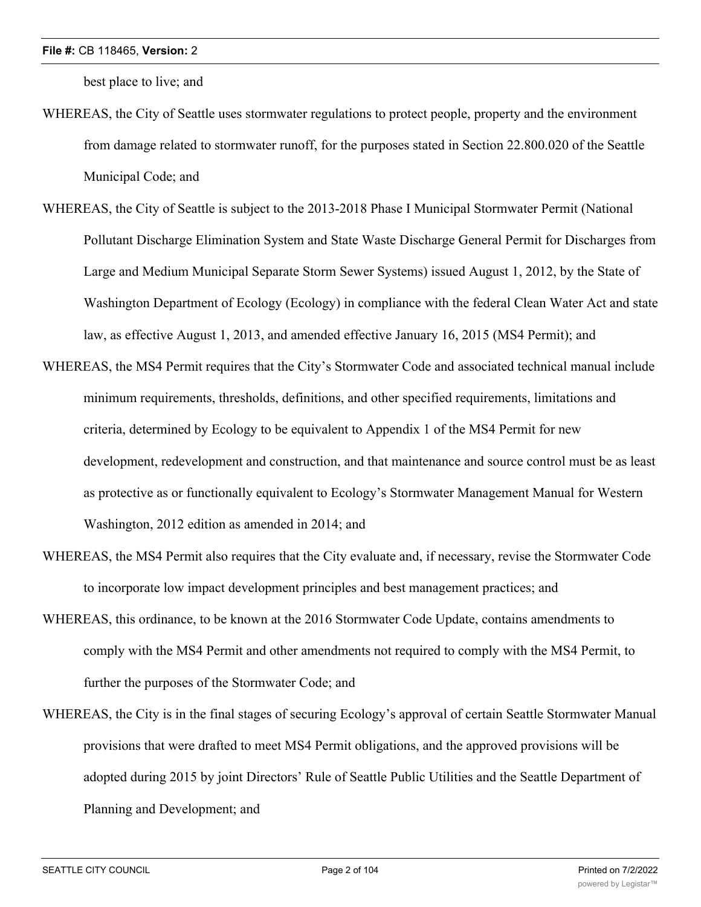best place to live; and

WHEREAS, the City of Seattle uses stormwater regulations to protect people, property and the environment from damage related to stormwater runoff, for the purposes stated in Section 22.800.020 of the Seattle Municipal Code; and

WHEREAS, the City of Seattle is subject to the 2013-2018 Phase I Municipal Stormwater Permit (National Pollutant Discharge Elimination System and State Waste Discharge General Permit for Discharges from Large and Medium Municipal Separate Storm Sewer Systems) issued August 1, 2012, by the State of Washington Department of Ecology (Ecology) in compliance with the federal Clean Water Act and state law, as effective August 1, 2013, and amended effective January 16, 2015 (MS4 Permit); and

WHEREAS, the MS4 Permit requires that the City's Stormwater Code and associated technical manual include minimum requirements, thresholds, definitions, and other specified requirements, limitations and criteria, determined by Ecology to be equivalent to Appendix 1 of the MS4 Permit for new development, redevelopment and construction, and that maintenance and source control must be as least as protective as or functionally equivalent to Ecology's Stormwater Management Manual for Western Washington, 2012 edition as amended in 2014; and

WHEREAS, the MS4 Permit also requires that the City evaluate and, if necessary, revise the Stormwater Code to incorporate low impact development principles and best management practices; and

WHEREAS, this ordinance, to be known at the 2016 Stormwater Code Update, contains amendments to comply with the MS4 Permit and other amendments not required to comply with the MS4 Permit, to further the purposes of the Stormwater Code; and

WHEREAS, the City is in the final stages of securing Ecology's approval of certain Seattle Stormwater Manual provisions that were drafted to meet MS4 Permit obligations, and the approved provisions will be adopted during 2015 by joint Directors' Rule of Seattle Public Utilities and the Seattle Department of Planning and Development; and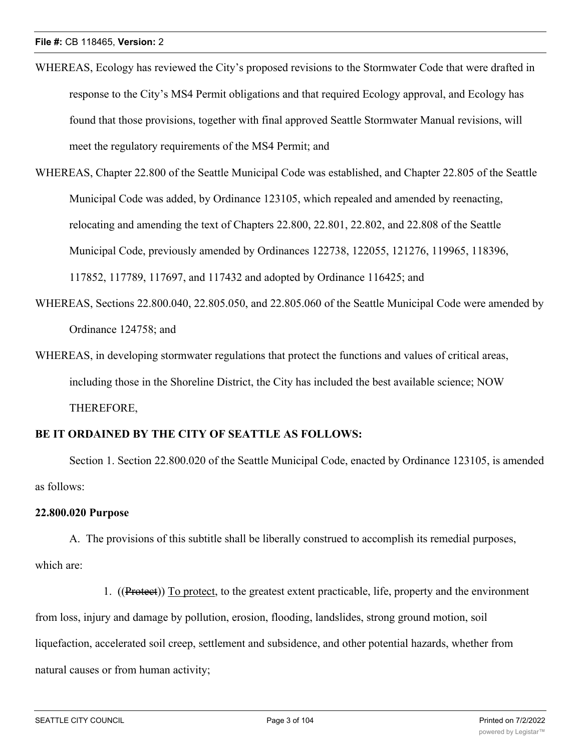WHEREAS, Ecology has reviewed the City's proposed revisions to the Stormwater Code that were drafted in response to the City's MS4 Permit obligations and that required Ecology approval, and Ecology has found that those provisions, together with final approved Seattle Stormwater Manual revisions, will meet the regulatory requirements of the MS4 Permit; and

WHEREAS, Chapter 22.800 of the Seattle Municipal Code was established, and Chapter 22.805 of the Seattle Municipal Code was added, by Ordinance 123105, which repealed and amended by reenacting, relocating and amending the text of Chapters 22.800, 22.801, 22.802, and 22.808 of the Seattle Municipal Code, previously amended by Ordinances 122738, 122055, 121276, 119965, 118396, 117852, 117789, 117697, and 117432 and adopted by Ordinance 116425; and

WHEREAS, Sections 22.800.040, 22.805.050, and 22.805.060 of the Seattle Municipal Code were amended by Ordinance 124758; and

WHEREAS, in developing stormwater regulations that protect the functions and values of critical areas, including those in the Shoreline District, the City has included the best available science; NOW THEREFORE,

**BE IT ORDAINED BY THE CITY OF SEATTLE AS FOLLOWS:**

Section 1. Section 22.800.020 of the Seattle Municipal Code, enacted by Ordinance 123105, is amended as follows:

**22.800.020 Purpose**

A. The provisions of this subtitle shall be liberally construed to accomplish its remedial purposes, which are:

1. ((~~Protect~~)) <u>To protect</u>, to the greatest extent practicable, life, property and the environment from loss, injury and damage by pollution, erosion, flooding, landslides, strong ground motion, soil liquefaction, accelerated soil creep, settlement and subsidence, and other potential hazards, whether from natural causes or from human activity;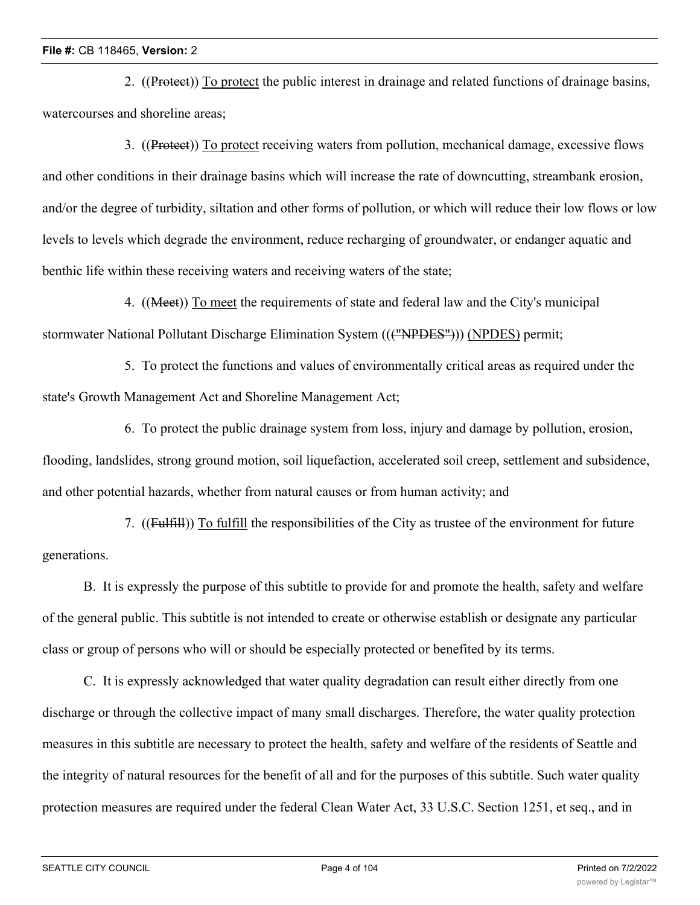2. ((~~Protect~~)) <u>To protect</u> the public interest in drainage and related functions of drainage basins, watercourses and shoreline areas;

3. ((~~Protect~~)) <u>To protect</u> receiving waters from pollution, mechanical damage, excessive flows and other conditions in their drainage basins which will increase the rate of downcutting, streambank erosion, and/or the degree of turbidity, siltation and other forms of pollution, or which will reduce their low flows or low levels to levels which degrade the environment, reduce recharging of groundwater, or endanger aquatic and benthic life within these receiving waters and receiving waters of the state;

4. ((~~Meet~~)) <u>To meet</u> the requirements of state and federal law and the City's municipal stormwater National Pollutant Discharge Elimination System ((~~("NPDES")~~)) <u>(NPDES)</u> permit;

5. To protect the functions and values of environmentally critical areas as required under the state's Growth Management Act and Shoreline Management Act;

6. To protect the public drainage system from loss, injury and damage by pollution, erosion, flooding, landslides, strong ground motion, soil liquefaction, accelerated soil creep, settlement and subsidence, and other potential hazards, whether from natural causes or from human activity; and

7. ((~~Fulfill~~)) <u>To fulfill</u> the responsibilities of the City as trustee of the environment for future generations.

B. It is expressly the purpose of this subtitle to provide for and promote the health, safety and welfare of the general public. This subtitle is not intended to create or otherwise establish or designate any particular class or group of persons who will or should be especially protected or benefited by its terms.

C. It is expressly acknowledged that water quality degradation can result either directly from one discharge or through the collective impact of many small discharges. Therefore, the water quality protection measures in this subtitle are necessary to protect the health, safety and welfare of the residents of Seattle and the integrity of natural resources for the benefit of all and for the purposes of this subtitle. Such water quality protection measures are required under the federal Clean Water Act, 33 U.S.C. Section 1251, et seq., and in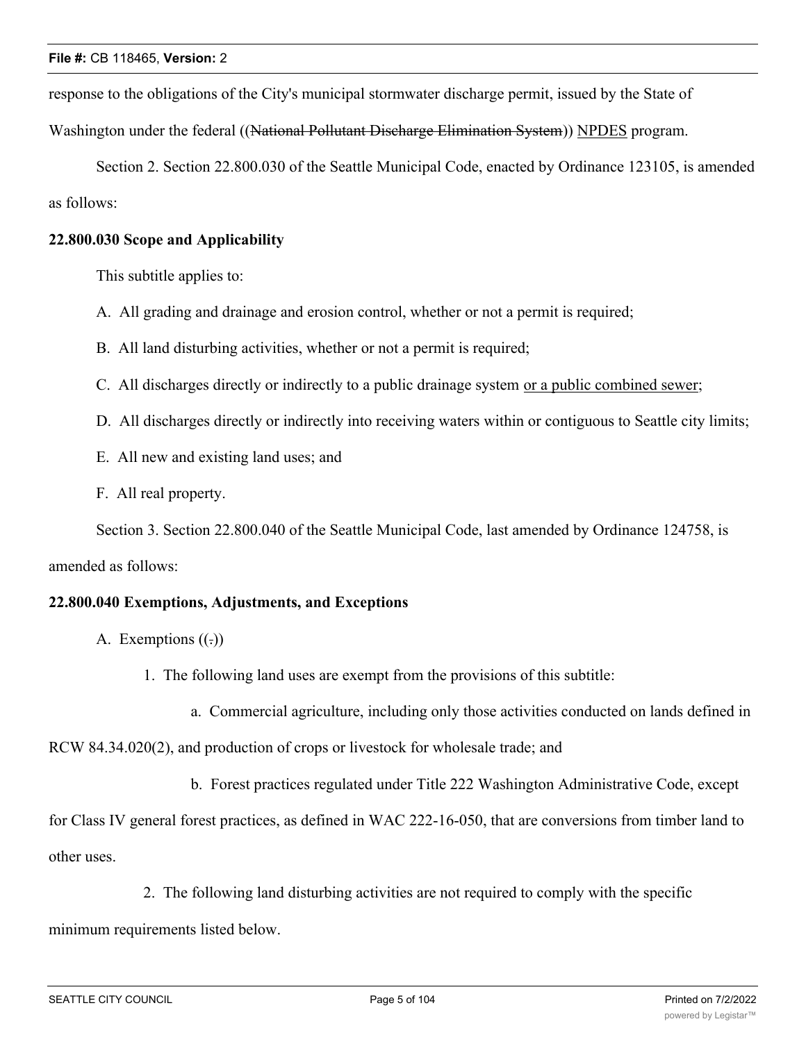response to the obligations of the City's municipal stormwater discharge permit, issued by the State of Washington under the federal ((~~National Pollutant Discharge Elimination System~~)) <u>NPDES</u> program.

Section 2. Section 22.800.030 of the Seattle Municipal Code, enacted by Ordinance 123105, is amended as follows:

**22.800.030 Scope and Applicability**

This subtitle applies to:

A. All grading and drainage and erosion control, whether or not a permit is required;

B. All land disturbing activities, whether or not a permit is required;

C. All discharges directly or indirectly to a public drainage system <u>or a public combined sewer</u>;

D. All discharges directly or indirectly into receiving waters within or contiguous to Seattle city limits;

E. All new and existing land uses; and

F. All real property.

Section 3. Section 22.800.040 of the Seattle Municipal Code, last amended by Ordinance 124758, is amended as follows:

**22.800.040 Exemptions, Adjustments, and Exceptions**

A. Exemptions ((~~.~~))

1. The following land uses are exempt from the provisions of this subtitle:

a. Commercial agriculture, including only those activities conducted on lands defined in RCW 84.34.020(2), and production of crops or livestock for wholesale trade; and

b. Forest practices regulated under Title 222 Washington Administrative Code, except for Class IV general forest practices, as defined in WAC 222-16-050, that are conversions from timber land to other uses.

2. The following land disturbing activities are not required to comply with the specific minimum requirements listed below.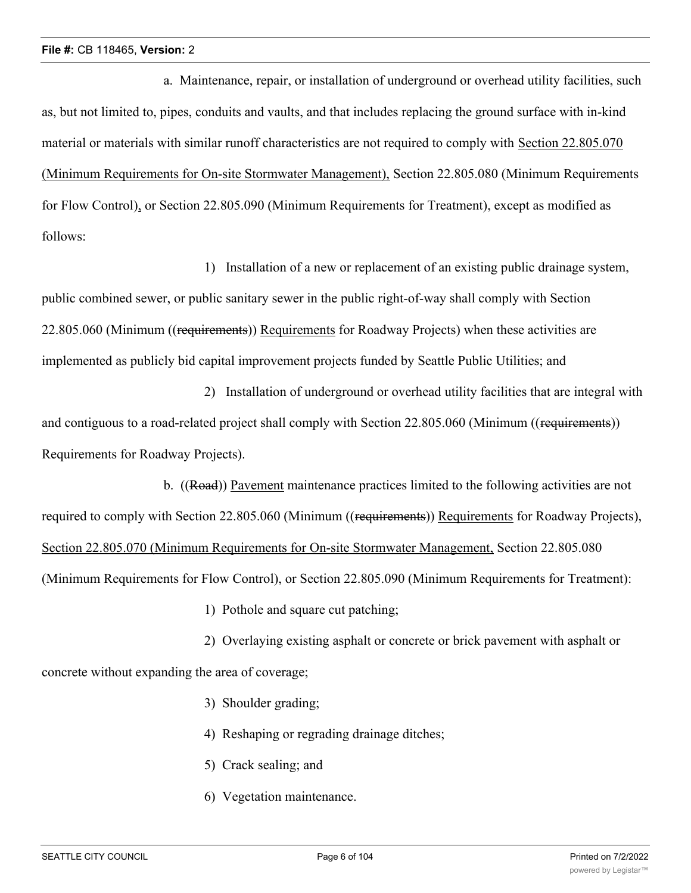a. Maintenance, repair, or installation of underground or overhead utility facilities, such as, but not limited to, pipes, conduits and vaults, and that includes replacing the ground surface with in-kind material or materials with similar runoff characteristics are not required to comply with <u>Section 22.805.070 (Minimum Requirements for On-site Stormwater Management),</u> Section 22.805.080 (Minimum Requirements for Flow Control)<u>,</u> or Section 22.805.090 (Minimum Requirements for Treatment), except as modified as follows:

1) Installation of a new or replacement of an existing public drainage system, public combined sewer, or public sanitary sewer in the public right-of-way shall comply with Section 22.805.060 (Minimum ((~~requirements~~)) <u>Requirements</u> for Roadway Projects) when these activities are implemented as publicly bid capital improvement projects funded by Seattle Public Utilities; and

2) Installation of underground or overhead utility facilities that are integral with and contiguous to a road-related project shall comply with Section 22.805.060 (Minimum ((~~requirements~~)) Requirements for Roadway Projects).

b. ((~~Road~~)) <u>Pavement</u> maintenance practices limited to the following activities are not required to comply with Section 22.805.060 (Minimum ((~~requirements~~)) <u>Requirements</u> for Roadway Projects), <u>Section 22.805.070 (Minimum Requirements for On-site Stormwater Management,</u> Section 22.805.080 (Minimum Requirements for Flow Control), or Section 22.805.090 (Minimum Requirements for Treatment):

1) Pothole and square cut patching;

2) Overlaying existing asphalt or concrete or brick pavement with asphalt or concrete without expanding the area of coverage;

3) Shoulder grading;

4) Reshaping or regrading drainage ditches;

5) Crack sealing; and

6) Vegetation maintenance.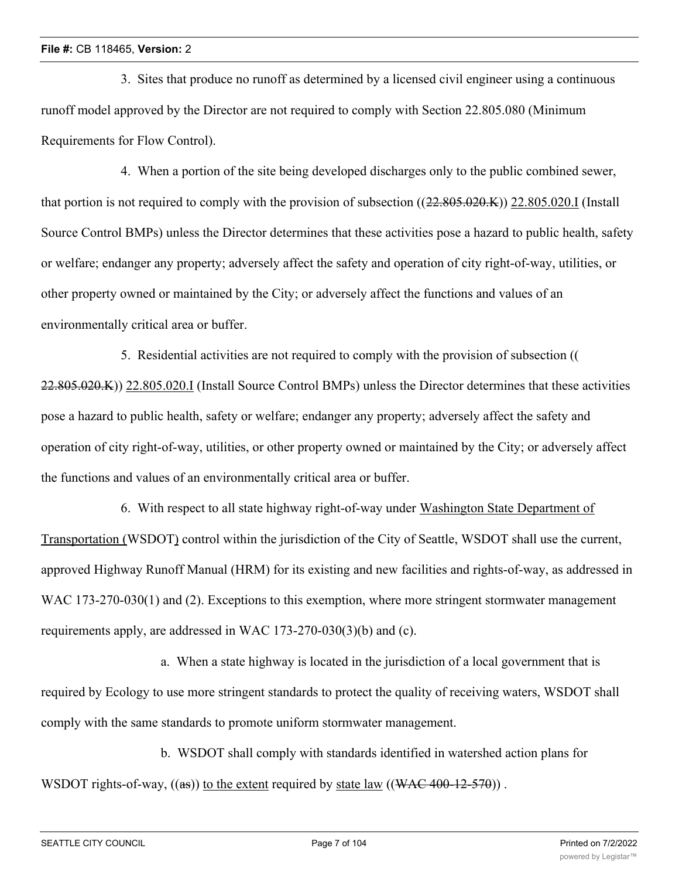3. Sites that produce no runoff as determined by a licensed civil engineer using a continuous runoff model approved by the Director are not required to comply with Section 22.805.080 (Minimum Requirements for Flow Control).

4. When a portion of the site being developed discharges only to the public combined sewer, that portion is not required to comply with the provision of subsection ((~~22.805.020.K~~)) <u>22.805.020.I</u> (Install Source Control BMPs) unless the Director determines that these activities pose a hazard to public health, safety or welfare; endanger any property; adversely affect the safety and operation of city right-of-way, utilities, or other property owned or maintained by the City; or adversely affect the functions and values of an environmentally critical area or buffer.

5. Residential activities are not required to comply with the provision of subsection ((~~22.805.020.K~~)) <u>22.805.020.I</u> (Install Source Control BMPs) unless the Director determines that these activities pose a hazard to public health, safety or welfare; endanger any property; adversely affect the safety and operation of city right-of-way, utilities, or other property owned or maintained by the City; or adversely affect the functions and values of an environmentally critical area or buffer.

6. With respect to all state highway right-of-way under <u>Washington State Department of Transportation (</u>WSDOT<u>)</u> control within the jurisdiction of the City of Seattle, WSDOT shall use the current, approved Highway Runoff Manual (HRM) for its existing and new facilities and rights-of-way, as addressed in WAC 173-270-030(1) and (2). Exceptions to this exemption, where more stringent stormwater management requirements apply, are addressed in WAC 173-270-030(3)(b) and (c).

a. When a state highway is located in the jurisdiction of a local government that is required by Ecology to use more stringent standards to protect the quality of receiving waters, WSDOT shall comply with the same standards to promote uniform stormwater management.

b. WSDOT shall comply with standards identified in watershed action plans for WSDOT rights-of-way, ((~~as~~)) <u>to the extent</u> required by <u>state law</u> ((~~WAC 400-12-570~~)) .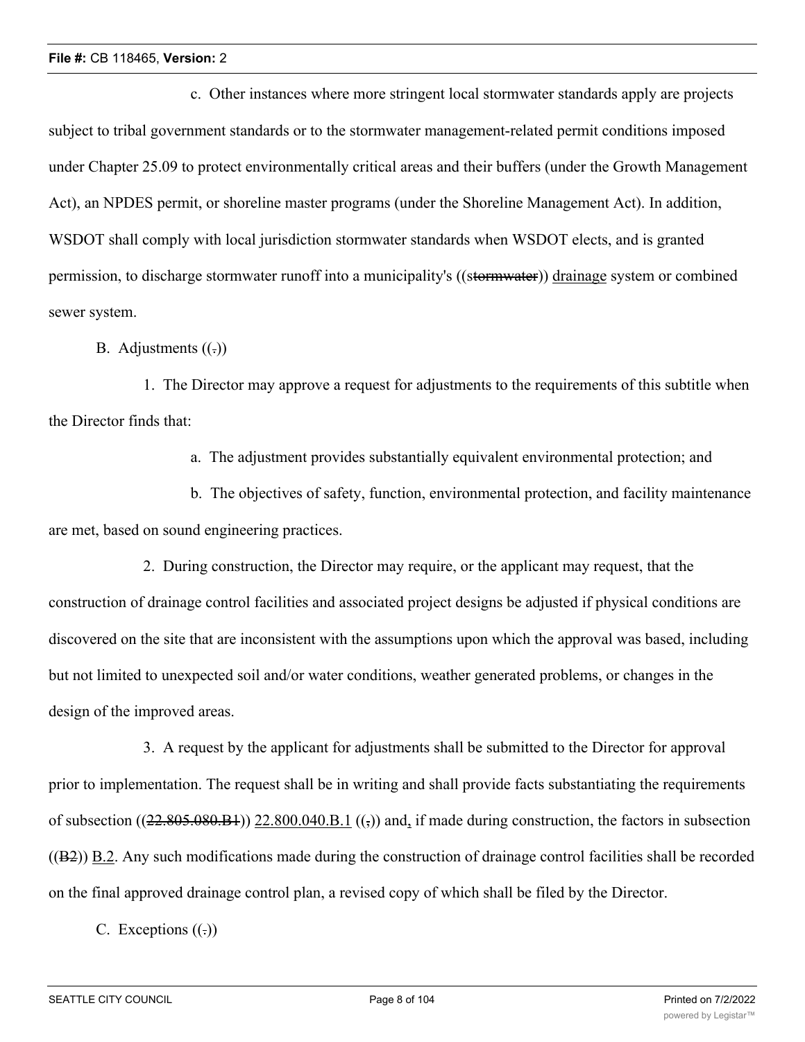c. Other instances where more stringent local stormwater standards apply are projects subject to tribal government standards or to the stormwater management-related permit conditions imposed under Chapter 25.09 to protect environmentally critical areas and their buffers (under the Growth Management Act), an NPDES permit, or shoreline master programs (under the Shoreline Management Act). In addition, WSDOT shall comply with local jurisdiction stormwater standards when WSDOT elects, and is granted permission, to discharge stormwater runoff into a municipality's ((s~~tormwater~~)) <u>drainage</u> system or combined sewer system.

B. Adjustments ((~~.~~))

1. The Director may approve a request for adjustments to the requirements of this subtitle when the Director finds that:

a. The adjustment provides substantially equivalent environmental protection; and

b. The objectives of safety, function, environmental protection, and facility maintenance are met, based on sound engineering practices.

2. During construction, the Director may require, or the applicant may request, that the construction of drainage control facilities and associated project designs be adjusted if physical conditions are discovered on the site that are inconsistent with the assumptions upon which the approval was based, including but not limited to unexpected soil and/or water conditions, weather generated problems, or changes in the design of the improved areas.

3. A request by the applicant for adjustments shall be submitted to the Director for approval prior to implementation. The request shall be in writing and shall provide facts substantiating the requirements of subsection ((~~22.805.080.B1~~)) <u>22.800.040.B.1</u> ((~~,~~)) and<u>,</u> if made during construction, the factors in subsection ((~~B2~~)) <u>B.2</u>. Any such modifications made during the construction of drainage control facilities shall be recorded on the final approved drainage control plan, a revised copy of which shall be filed by the Director.

C. Exceptions ((~~.~~))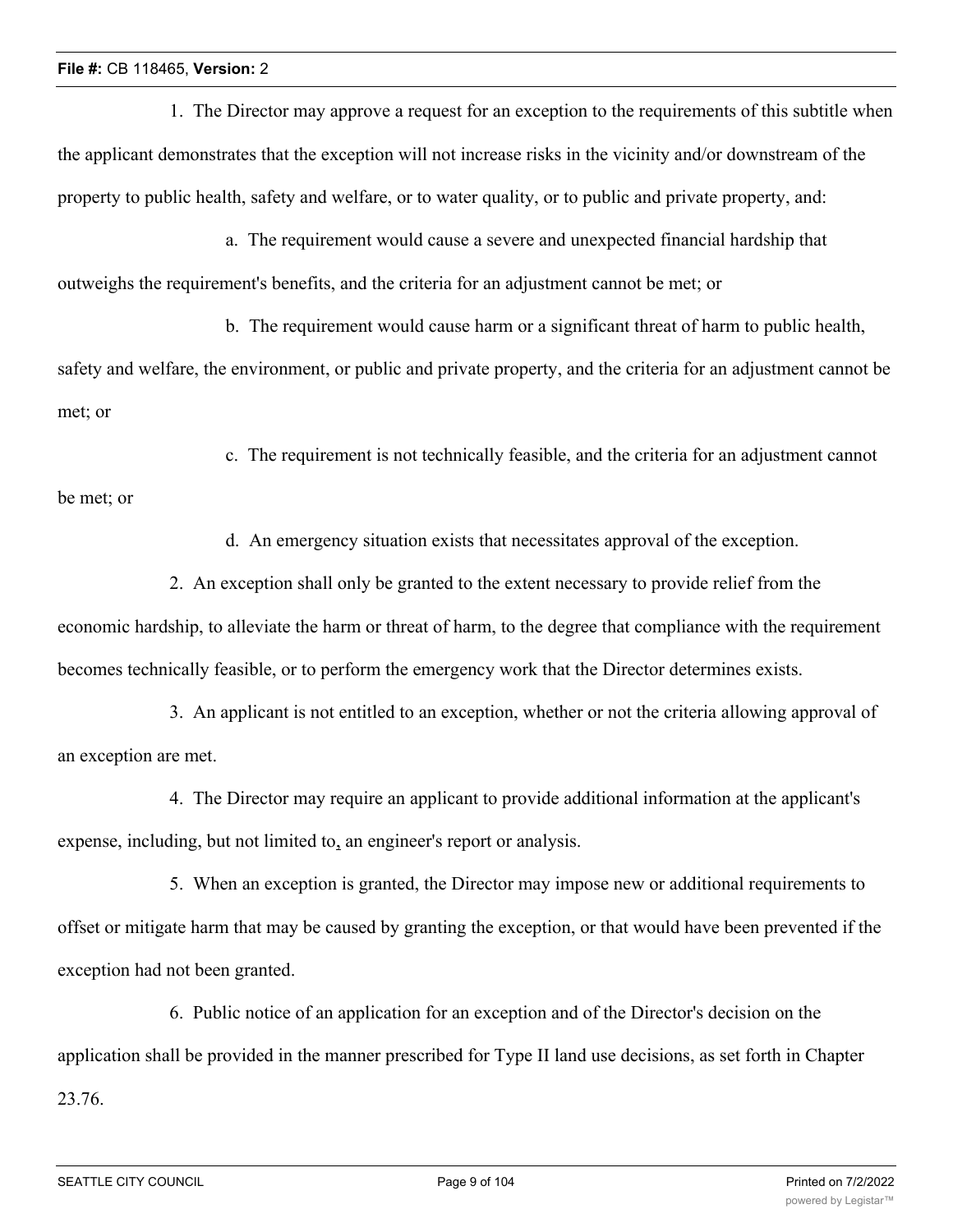1. The Director may approve a request for an exception to the requirements of this subtitle when the applicant demonstrates that the exception will not increase risks in the vicinity and/or downstream of the property to public health, safety and welfare, or to water quality, or to public and private property, and:

a. The requirement would cause a severe and unexpected financial hardship that outweighs the requirement's benefits, and the criteria for an adjustment cannot be met; or

b. The requirement would cause harm or a significant threat of harm to public health, safety and welfare, the environment, or public and private property, and the criteria for an adjustment cannot be met; or

c. The requirement is not technically feasible, and the criteria for an adjustment cannot be met; or

d. An emergency situation exists that necessitates approval of the exception.

2. An exception shall only be granted to the extent necessary to provide relief from the economic hardship, to alleviate the harm or threat of harm, to the degree that compliance with the requirement becomes technically feasible, or to perform the emergency work that the Director determines exists.

3. An applicant is not entitled to an exception, whether or not the criteria allowing approval of an exception are met.

4. The Director may require an applicant to provide additional information at the applicant's expense, including, but not limited to, an engineer's report or analysis.

5. When an exception is granted, the Director may impose new or additional requirements to offset or mitigate harm that may be caused by granting the exception, or that would have been prevented if the exception had not been granted.

6. Public notice of an application for an exception and of the Director's decision on the application shall be provided in the manner prescribed for Type II land use decisions, as set forth in Chapter 23.76.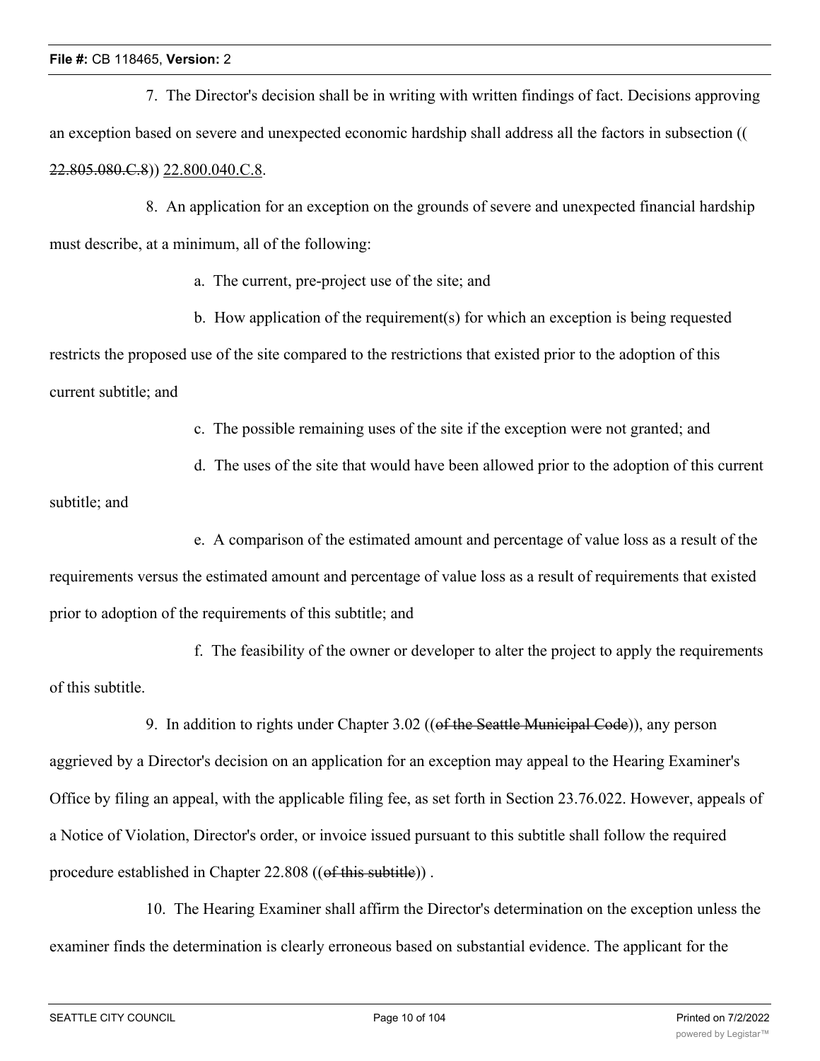7. The Director's decision shall be in writing with written findings of fact. Decisions approving an exception based on severe and unexpected economic hardship shall address all the factors in subsection ((~~22.805.080.C.8~~)) 22.800.040.C.8.

8. An application for an exception on the grounds of severe and unexpected financial hardship must describe, at a minimum, all of the following:

a. The current, pre-project use of the site; and

b. How application of the requirement(s) for which an exception is being requested restricts the proposed use of the site compared to the restrictions that existed prior to the adoption of this current subtitle; and

c. The possible remaining uses of the site if the exception were not granted; and

d. The uses of the site that would have been allowed prior to the adoption of this current subtitle; and

e. A comparison of the estimated amount and percentage of value loss as a result of the requirements versus the estimated amount and percentage of value loss as a result of requirements that existed prior to adoption of the requirements of this subtitle; and

f. The feasibility of the owner or developer to alter the project to apply the requirements of this subtitle.

9. In addition to rights under Chapter 3.02 ((~~of the Seattle Municipal Code~~)), any person aggrieved by a Director's decision on an application for an exception may appeal to the Hearing Examiner's Office by filing an appeal, with the applicable filing fee, as set forth in Section 23.76.022. However, appeals of a Notice of Violation, Director's order, or invoice issued pursuant to this subtitle shall follow the required procedure established in Chapter 22.808 ((~~of this subtitle~~)) .

10. The Hearing Examiner shall affirm the Director's determination on the exception unless the examiner finds the determination is clearly erroneous based on substantial evidence. The applicant for the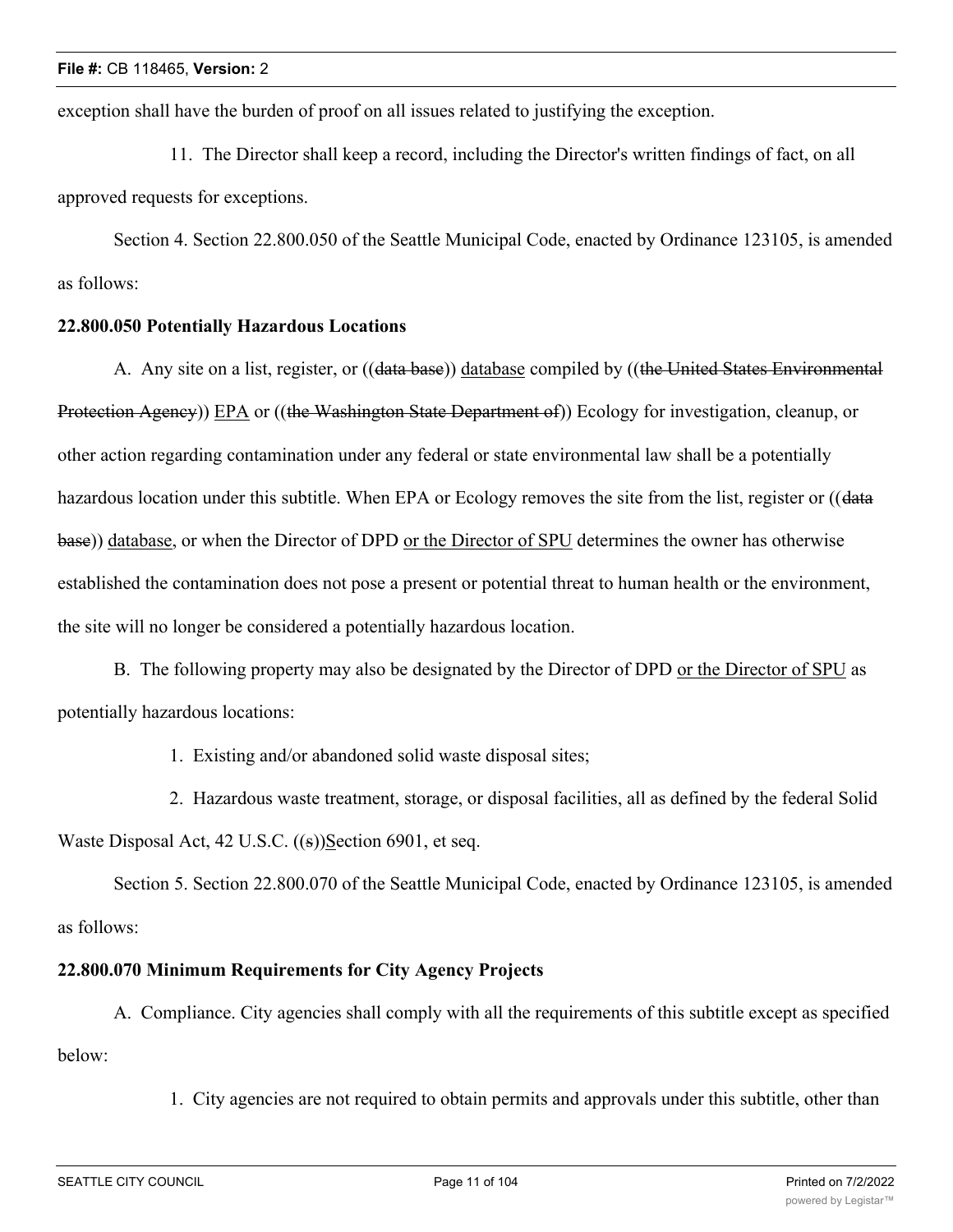exception shall have the burden of proof on all issues related to justifying the exception.

11. The Director shall keep a record, including the Director's written findings of fact, on all approved requests for exceptions.

Section 4. Section 22.800.050 of the Seattle Municipal Code, enacted by Ordinance 123105, is amended as follows:

**22.800.050 Potentially Hazardous Locations**

A. Any site on a list, register, or ((~~data base~~)) <u>database</u> compiled by ((~~the United States Environmental Protection Agency~~)) <u>EPA</u> or ((~~the Washington State Department of~~)) Ecology for investigation, cleanup, or other action regarding contamination under any federal or state environmental law shall be a potentially hazardous location under this subtitle. When EPA or Ecology removes the site from the list, register or ((~~data base~~)) <u>database</u>, or when the Director of DPD <u>or the Director of SPU</u> determines the owner has otherwise established the contamination does not pose a present or potential threat to human health or the environment, the site will no longer be considered a potentially hazardous location.

B. The following property may also be designated by the Director of DPD <u>or the Director of SPU</u> as potentially hazardous locations:

1. Existing and/or abandoned solid waste disposal sites;

2. Hazardous waste treatment, storage, or disposal facilities, all as defined by the federal Solid Waste Disposal Act, 42 U.S.C. ((~~s~~))<u>S</u>ection 6901, et seq.

Section 5. Section 22.800.070 of the Seattle Municipal Code, enacted by Ordinance 123105, is amended as follows:

**22.800.070 Minimum Requirements for City Agency Projects**

A. Compliance. City agencies shall comply with all the requirements of this subtitle except as specified below:

1. City agencies are not required to obtain permits and approvals under this subtitle, other than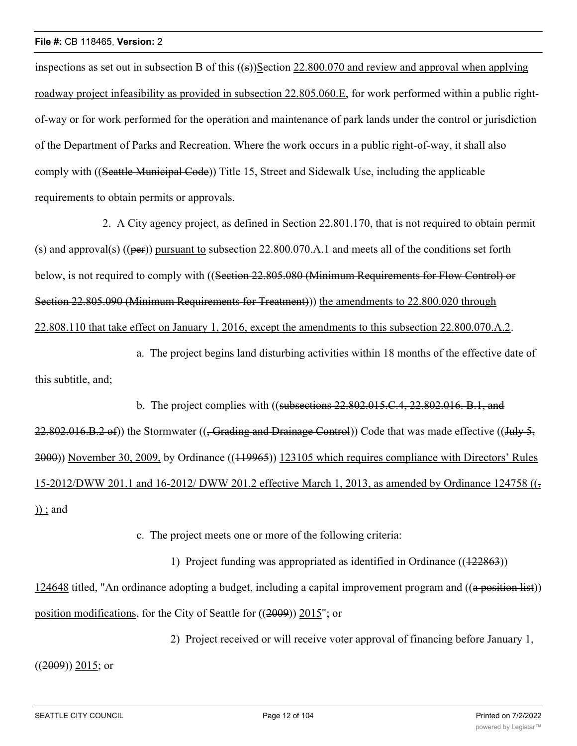inspections as set out in subsection B of this ((s))Section 22.800.070 and review and approval when applying roadway project infeasibility as provided in subsection 22.805.060.E, for work performed within a public right-of-way or for work performed for the operation and maintenance of park lands under the control or jurisdiction of the Department of Parks and Recreation. Where the work occurs in a public right-of-way, it shall also comply with ((Seattle Municipal Code)) Title 15, Street and Sidewalk Use, including the applicable requirements to obtain permits or approvals.

2. A City agency project, as defined in Section 22.801.170, that is not required to obtain permit (s) and approval(s) ((per)) pursuant to subsection 22.800.070.A.1 and meets all of the conditions set forth below, is not required to comply with ((Section 22.805.080 (Minimum Requirements for Flow Control) or Section 22.805.090 (Minimum Requirements for Treatment))) the amendments to 22.800.020 through 22.808.110 that take effect on January 1, 2016, except the amendments to this subsection 22.800.070.A.2.

a. The project begins land disturbing activities within 18 months of the effective date of this subtitle, and;

b. The project complies with ((subsections 22.802.015.C.4, 22.802.016. B.1, and 22.802.016.B.2 of)) the Stormwater ((, Grading and Drainage Control)) Code that was made effective ((July 5, 2000)) November 30, 2009, by Ordinance ((119965)) 123105 which requires compliance with Directors' Rules 15-2012/DWW 201.1 and 16-2012/ DWW 201.2 effective March 1, 2013, as amended by Ordinance 124758 ((, )) ; and

c. The project meets one or more of the following criteria:

1) Project funding was appropriated as identified in Ordinance ((122863)) 124648 titled, "An ordinance adopting a budget, including a capital improvement program and ((a position list)) position modifications, for the City of Seattle for ((2009)) 2015"; or

2) Project received or will receive voter approval of financing before January 1, ((2009)) 2015; or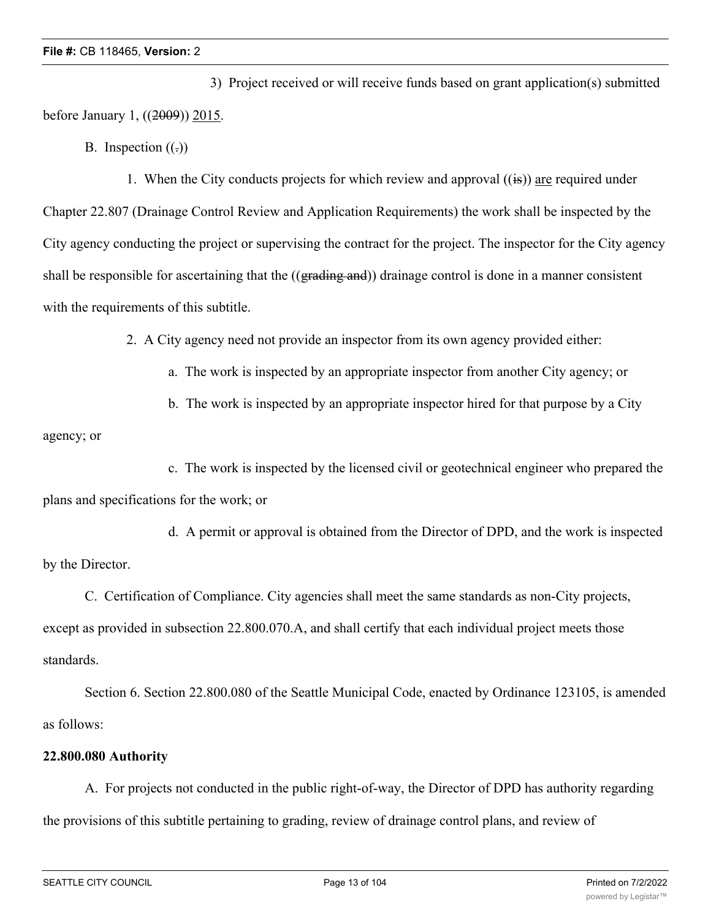3) Project received or will receive funds based on grant application(s) submitted before January 1, ((~~2009~~)) <u>2015</u>.

B. Inspection ((~~.~~))

1. When the City conducts projects for which review and approval ((~~is~~)) <u>are</u> required under Chapter 22.807 (Drainage Control Review and Application Requirements) the work shall be inspected by the City agency conducting the project or supervising the contract for the project. The inspector for the City agency shall be responsible for ascertaining that the ((~~grading and~~)) drainage control is done in a manner consistent with the requirements of this subtitle.

2. A City agency need not provide an inspector from its own agency provided either:

a. The work is inspected by an appropriate inspector from another City agency; or

b. The work is inspected by an appropriate inspector hired for that purpose by a City agency; or

c. The work is inspected by the licensed civil or geotechnical engineer who prepared the plans and specifications for the work; or

d. A permit or approval is obtained from the Director of DPD, and the work is inspected by the Director.

C. Certification of Compliance. City agencies shall meet the same standards as non-City projects, except as provided in subsection 22.800.070.A, and shall certify that each individual project meets those standards.

Section 6. Section 22.800.080 of the Seattle Municipal Code, enacted by Ordinance 123105, is amended as follows:

**22.800.080 Authority**

A. For projects not conducted in the public right-of-way, the Director of DPD has authority regarding the provisions of this subtitle pertaining to grading, review of drainage control plans, and review of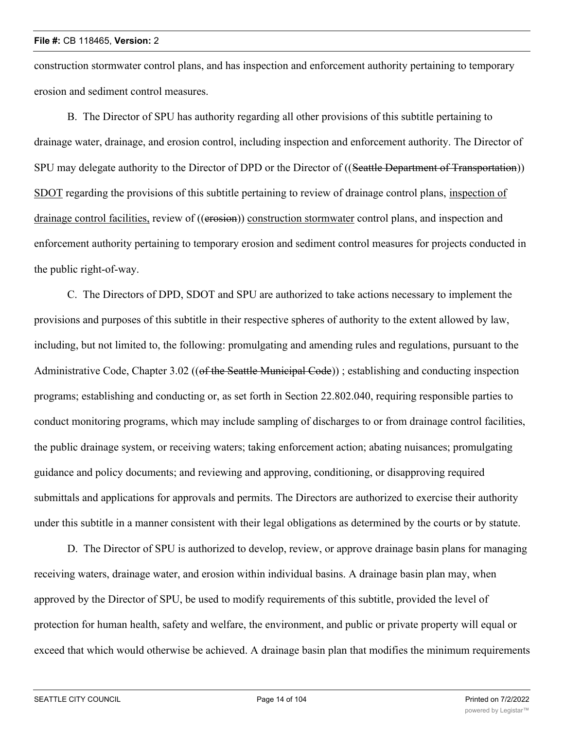construction stormwater control plans, and has inspection and enforcement authority pertaining to temporary erosion and sediment control measures.

B. The Director of SPU has authority regarding all other provisions of this subtitle pertaining to drainage water, drainage, and erosion control, including inspection and enforcement authority. The Director of SPU may delegate authority to the Director of DPD or the Director of ((~~Seattle Department of Transportation~~)) <u>SDOT</u> regarding the provisions of this subtitle pertaining to review of drainage control plans, <u>inspection of drainage control facilities,</u> review of ((~~erosion~~)) <u>construction stormwater</u> control plans, and inspection and enforcement authority pertaining to temporary erosion and sediment control measures for projects conducted in the public right-of-way.

C. The Directors of DPD, SDOT and SPU are authorized to take actions necessary to implement the provisions and purposes of this subtitle in their respective spheres of authority to the extent allowed by law, including, but not limited to, the following: promulgating and amending rules and regulations, pursuant to the Administrative Code, Chapter 3.02 ((~~of the Seattle Municipal Code~~)) ; establishing and conducting inspection programs; establishing and conducting or, as set forth in Section 22.802.040, requiring responsible parties to conduct monitoring programs, which may include sampling of discharges to or from drainage control facilities, the public drainage system, or receiving waters; taking enforcement action; abating nuisances; promulgating guidance and policy documents; and reviewing and approving, conditioning, or disapproving required submittals and applications for approvals and permits. The Directors are authorized to exercise their authority under this subtitle in a manner consistent with their legal obligations as determined by the courts or by statute.

D. The Director of SPU is authorized to develop, review, or approve drainage basin plans for managing receiving waters, drainage water, and erosion within individual basins. A drainage basin plan may, when approved by the Director of SPU, be used to modify requirements of this subtitle, provided the level of protection for human health, safety and welfare, the environment, and public or private property will equal or exceed that which would otherwise be achieved. A drainage basin plan that modifies the minimum requirements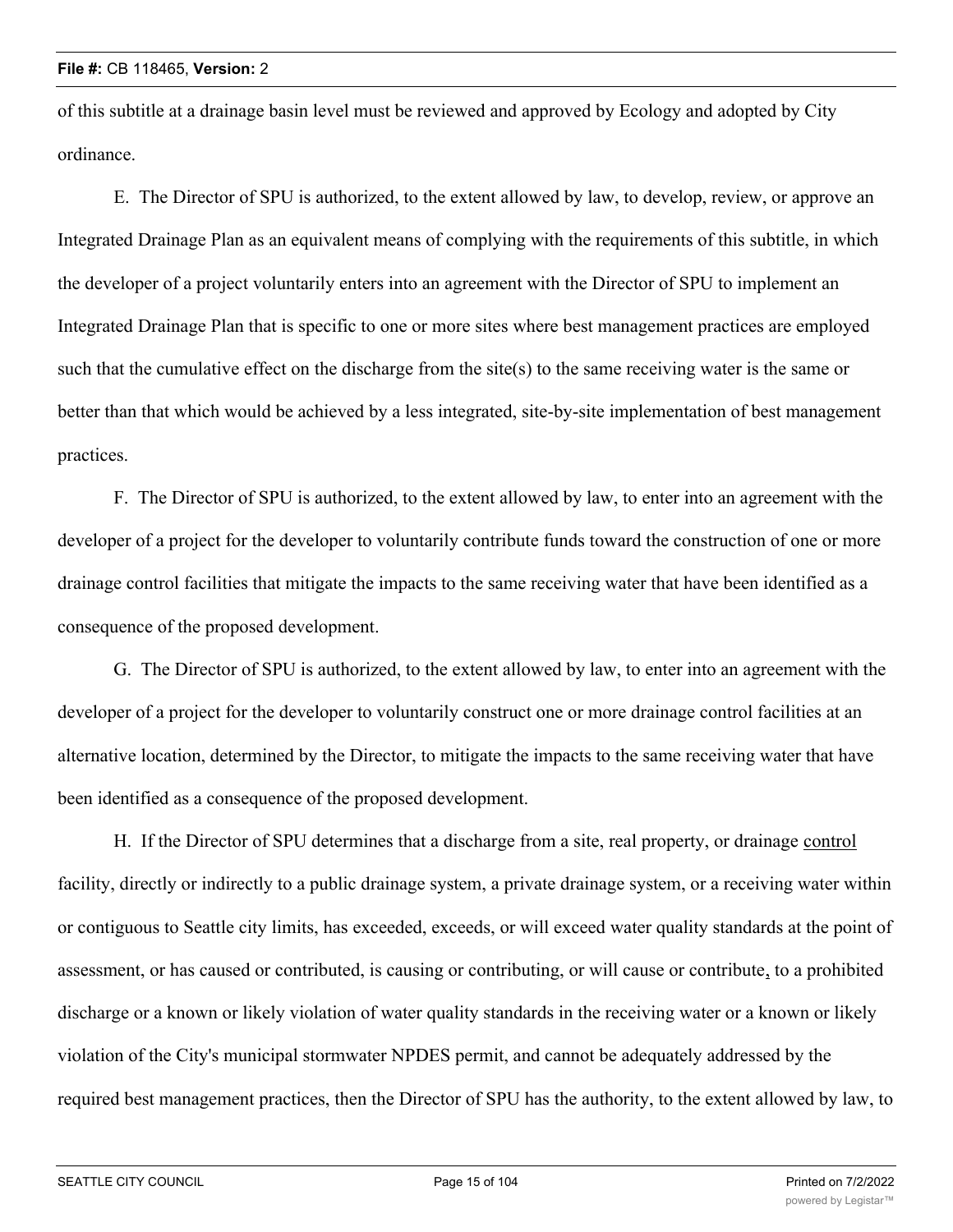of this subtitle at a drainage basin level must be reviewed and approved by Ecology and adopted by City ordinance.

E. The Director of SPU is authorized, to the extent allowed by law, to develop, review, or approve an Integrated Drainage Plan as an equivalent means of complying with the requirements of this subtitle, in which the developer of a project voluntarily enters into an agreement with the Director of SPU to implement an Integrated Drainage Plan that is specific to one or more sites where best management practices are employed such that the cumulative effect on the discharge from the site(s) to the same receiving water is the same or better than that which would be achieved by a less integrated, site-by-site implementation of best management practices.

F. The Director of SPU is authorized, to the extent allowed by law, to enter into an agreement with the developer of a project for the developer to voluntarily contribute funds toward the construction of one or more drainage control facilities that mitigate the impacts to the same receiving water that have been identified as a consequence of the proposed development.

G. The Director of SPU is authorized, to the extent allowed by law, to enter into an agreement with the developer of a project for the developer to voluntarily construct one or more drainage control facilities at an alternative location, determined by the Director, to mitigate the impacts to the same receiving water that have been identified as a consequence of the proposed development.

H. If the Director of SPU determines that a discharge from a site, real property, or drainage control facility, directly or indirectly to a public drainage system, a private drainage system, or a receiving water within or contiguous to Seattle city limits, has exceeded, exceeds, or will exceed water quality standards at the point of assessment, or has caused or contributed, is causing or contributing, or will cause or contribute, to a prohibited discharge or a known or likely violation of water quality standards in the receiving water or a known or likely violation of the City's municipal stormwater NPDES permit, and cannot be adequately addressed by the required best management practices, then the Director of SPU has the authority, to the extent allowed by law, to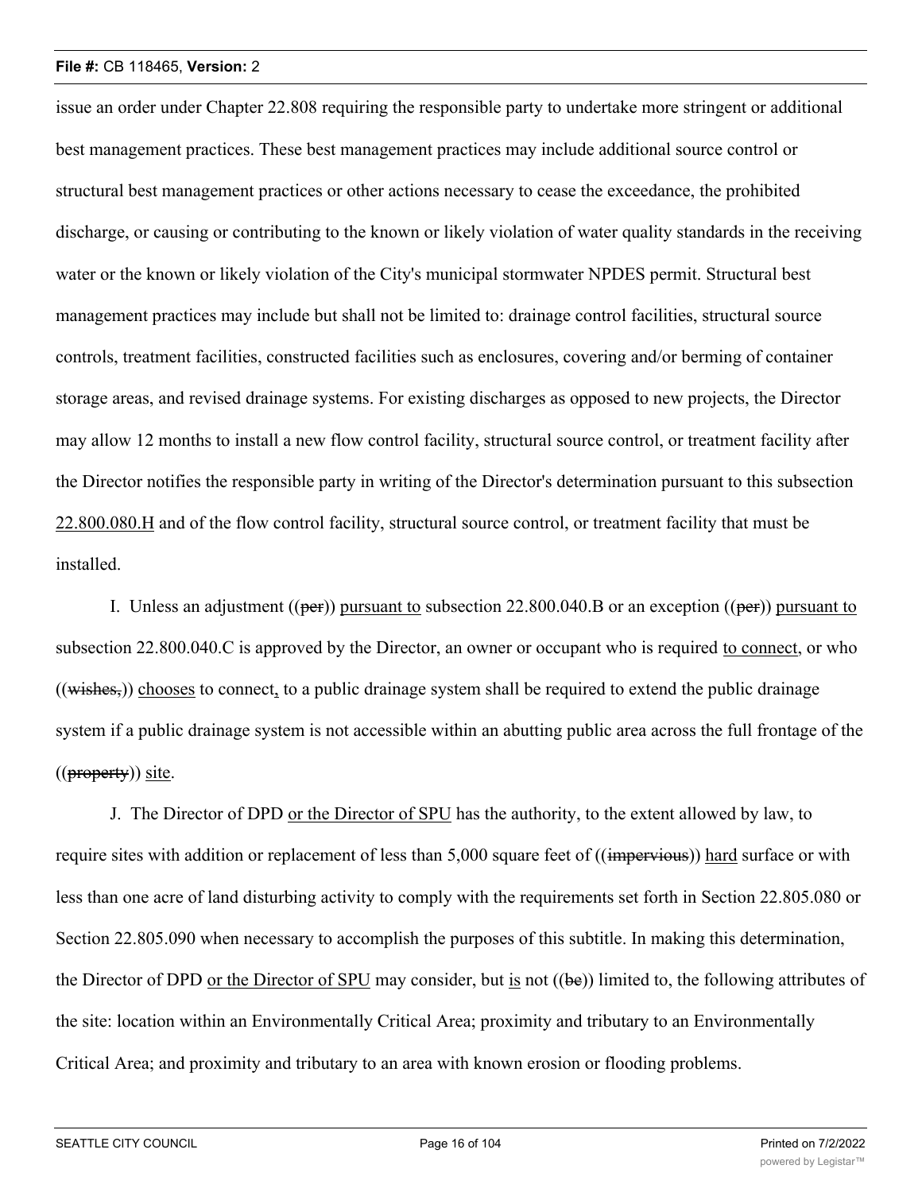issue an order under Chapter 22.808 requiring the responsible party to undertake more stringent or additional best management practices. These best management practices may include additional source control or structural best management practices or other actions necessary to cease the exceedance, the prohibited discharge, or causing or contributing to the known or likely violation of water quality standards in the receiving water or the known or likely violation of the City's municipal stormwater NPDES permit. Structural best management practices may include but shall not be limited to: drainage control facilities, structural source controls, treatment facilities, constructed facilities such as enclosures, covering and/or berming of container storage areas, and revised drainage systems. For existing discharges as opposed to new projects, the Director may allow 12 months to install a new flow control facility, structural source control, or treatment facility after the Director notifies the responsible party in writing of the Director's determination pursuant to this subsection 22.800.080.H and of the flow control facility, structural source control, or treatment facility that must be installed.

I. Unless an adjustment ((~~per~~)) pursuant to subsection 22.800.040.B or an exception ((~~per~~)) pursuant to subsection 22.800.040.C is approved by the Director, an owner or occupant who is required to connect, or who ((~~wishes,~~)) chooses to connect, to a public drainage system shall be required to extend the public drainage system if a public drainage system is not accessible within an abutting public area across the full frontage of the ((~~property~~)) site.

J. The Director of DPD or the Director of SPU has the authority, to the extent allowed by law, to require sites with addition or replacement of less than 5,000 square feet of ((~~impervious~~)) hard surface or with less than one acre of land disturbing activity to comply with the requirements set forth in Section 22.805.080 or Section 22.805.090 when necessary to accomplish the purposes of this subtitle. In making this determination, the Director of DPD or the Director of SPU may consider, but is not ((~~be~~)) limited to, the following attributes of the site: location within an Environmentally Critical Area; proximity and tributary to an Environmentally Critical Area; and proximity and tributary to an area with known erosion or flooding problems.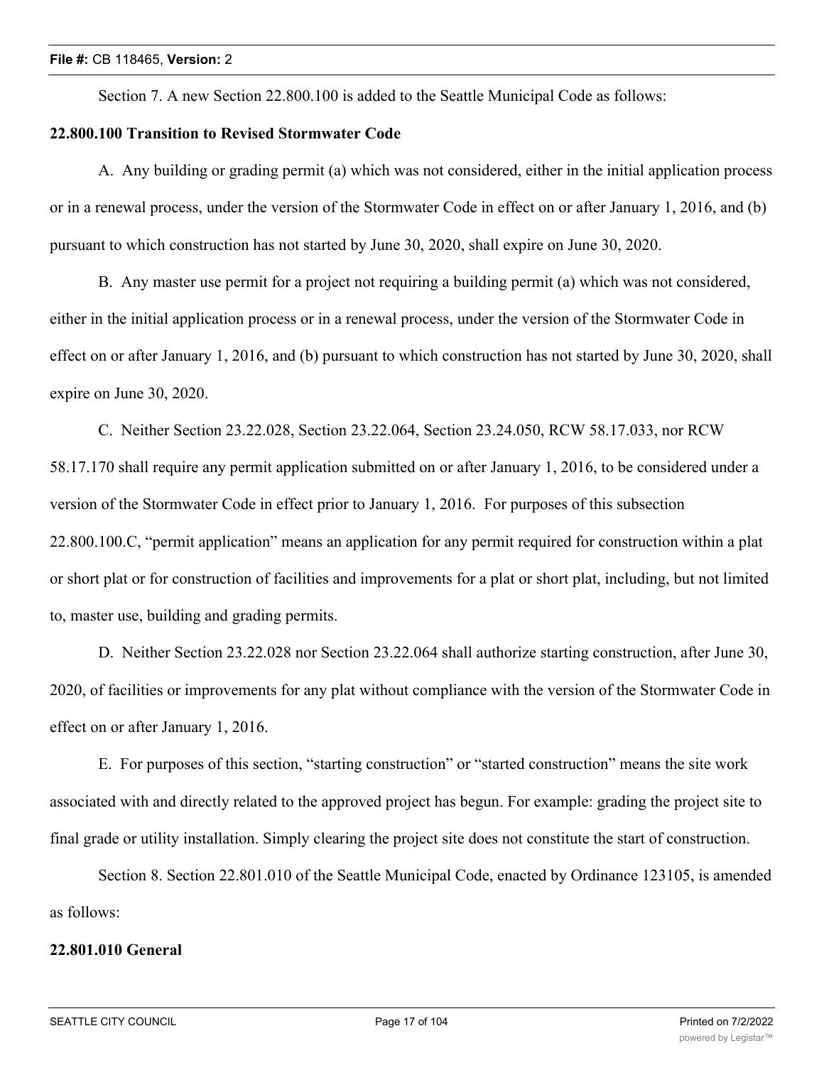Section 7. A new Section 22.800.100 is added to the Seattle Municipal Code as follows:

**22.800.100 Transition to Revised Stormwater Code**

A. Any building or grading permit (a) which was not considered, either in the initial application process or in a renewal process, under the version of the Stormwater Code in effect on or after January 1, 2016, and (b) pursuant to which construction has not started by June 30, 2020, shall expire on June 30, 2020.

B. Any master use permit for a project not requiring a building permit (a) which was not considered, either in the initial application process or in a renewal process, under the version of the Stormwater Code in effect on or after January 1, 2016, and (b) pursuant to which construction has not started by June 30, 2020, shall expire on June 30, 2020.

C. Neither Section 23.22.028, Section 23.22.064, Section 23.24.050, RCW 58.17.033, nor RCW 58.17.170 shall require any permit application submitted on or after January 1, 2016, to be considered under a version of the Stormwater Code in effect prior to January 1, 2016. For purposes of this subsection 22.800.100.C, "permit application" means an application for any permit required for construction within a plat or short plat or for construction of facilities and improvements for a plat or short plat, including, but not limited to, master use, building and grading permits.

D. Neither Section 23.22.028 nor Section 23.22.064 shall authorize starting construction, after June 30, 2020, of facilities or improvements for any plat without compliance with the version of the Stormwater Code in effect on or after January 1, 2016.

E. For purposes of this section, "starting construction" or "started construction" means the site work associated with and directly related to the approved project has begun. For example: grading the project site to final grade or utility installation. Simply clearing the project site does not constitute the start of construction.

Section 8. Section 22.801.010 of the Seattle Municipal Code, enacted by Ordinance 123105, is amended as follows:

**22.801.010 General**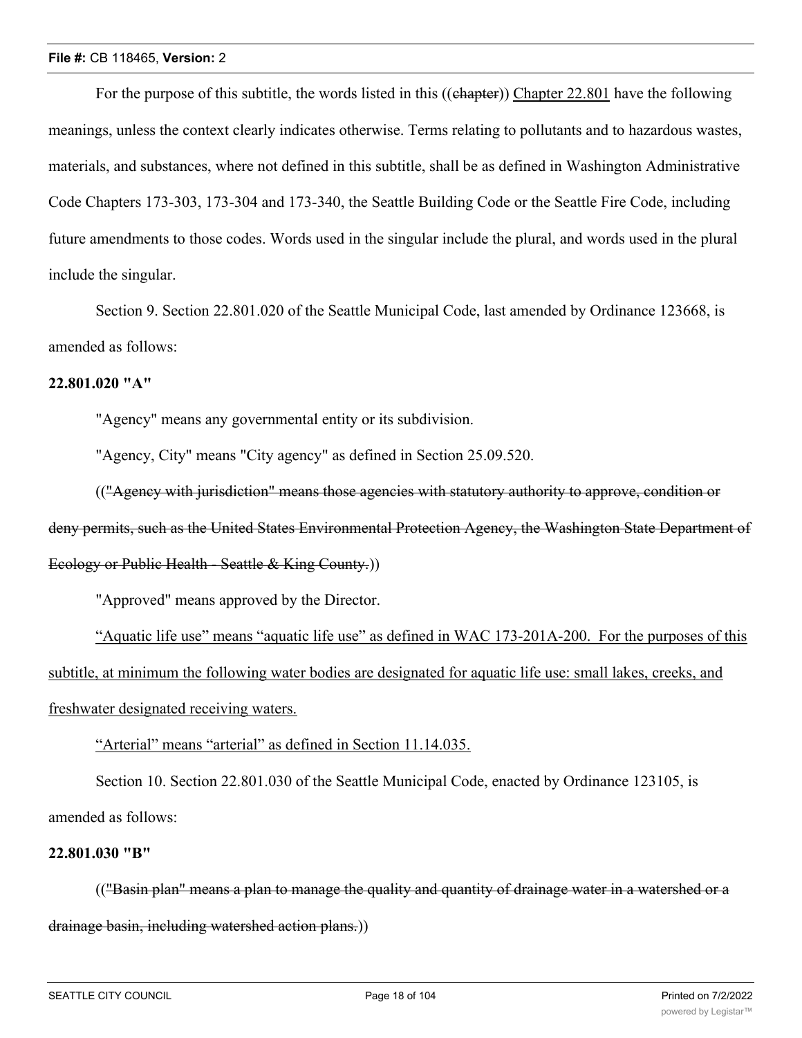For the purpose of this subtitle, the words listed in this ((~~chapter~~)) <u>Chapter 22.801</u> have the following meanings, unless the context clearly indicates otherwise. Terms relating to pollutants and to hazardous wastes, materials, and substances, where not defined in this subtitle, shall be as defined in Washington Administrative Code Chapters 173-303, 173-304 and 173-340, the Seattle Building Code or the Seattle Fire Code, including future amendments to those codes. Words used in the singular include the plural, and words used in the plural include the singular.

Section 9. Section 22.801.020 of the Seattle Municipal Code, last amended by Ordinance 123668, is amended as follows:

**22.801.020 "A"**

"Agency" means any governmental entity or its subdivision.

"Agency, City" means "City agency" as defined in Section 25.09.520.

((~~"Agency with jurisdiction" means those agencies with statutory authority to approve, condition or deny permits, such as the United States Environmental Protection Agency, the Washington State Department of Ecology or Public Health - Seattle & King County.~~))

"Approved" means approved by the Director.

<u>"Aquatic life use" means "aquatic life use" as defined in WAC 173-201A-200. For the purposes of this subtitle, at minimum the following water bodies are designated for aquatic life use: small lakes, creeks, and freshwater designated receiving waters.</u>

<u>"Arterial" means "arterial" as defined in Section 11.14.035.</u>

Section 10. Section 22.801.030 of the Seattle Municipal Code, enacted by Ordinance 123105, is amended as follows:

**22.801.030 "B"**

((~~"Basin plan" means a plan to manage the quality and quantity of drainage water in a watershed or a drainage basin, including watershed action plans.~~))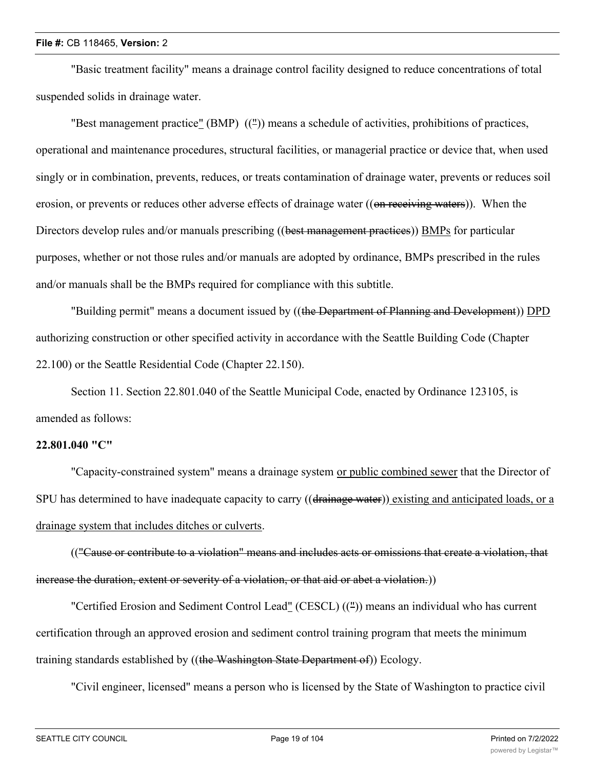"Basic treatment facility" means a drainage control facility designed to reduce concentrations of total suspended solids in drainage water.

"Best management practice" (BMP) ((")) means a schedule of activities, prohibitions of practices, operational and maintenance procedures, structural facilities, or managerial practice or device that, when used singly or in combination, prevents, reduces, or treats contamination of drainage water, prevents or reduces soil erosion, or prevents or reduces other adverse effects of drainage water ((~~on receiving waters~~)). When the Directors develop rules and/or manuals prescribing ((~~best management practices~~)) BMPs for particular purposes, whether or not those rules and/or manuals are adopted by ordinance, BMPs prescribed in the rules and/or manuals shall be the BMPs required for compliance with this subtitle.

"Building permit" means a document issued by ((~~the Department of Planning and Development~~)) DPD authorizing construction or other specified activity in accordance with the Seattle Building Code (Chapter 22.100) or the Seattle Residential Code (Chapter 22.150).

Section 11. Section 22.801.040 of the Seattle Municipal Code, enacted by Ordinance 123105, is amended as follows:

**22.801.040 "C"**

"Capacity-constrained system" means a drainage system or public combined sewer that the Director of SPU has determined to have inadequate capacity to carry ((~~drainage water~~)) existing and anticipated loads, or a drainage system that includes ditches or culverts.

((~~"Cause or contribute to a violation" means and includes acts or omissions that create a violation, that increase the duration, extent or severity of a violation, or that aid or abet a violation.~~))

"Certified Erosion and Sediment Control Lead" (CESCL) ((")) means an individual who has current certification through an approved erosion and sediment control training program that meets the minimum training standards established by ((~~the Washington State Department of~~)) Ecology.

"Civil engineer, licensed" means a person who is licensed by the State of Washington to practice civil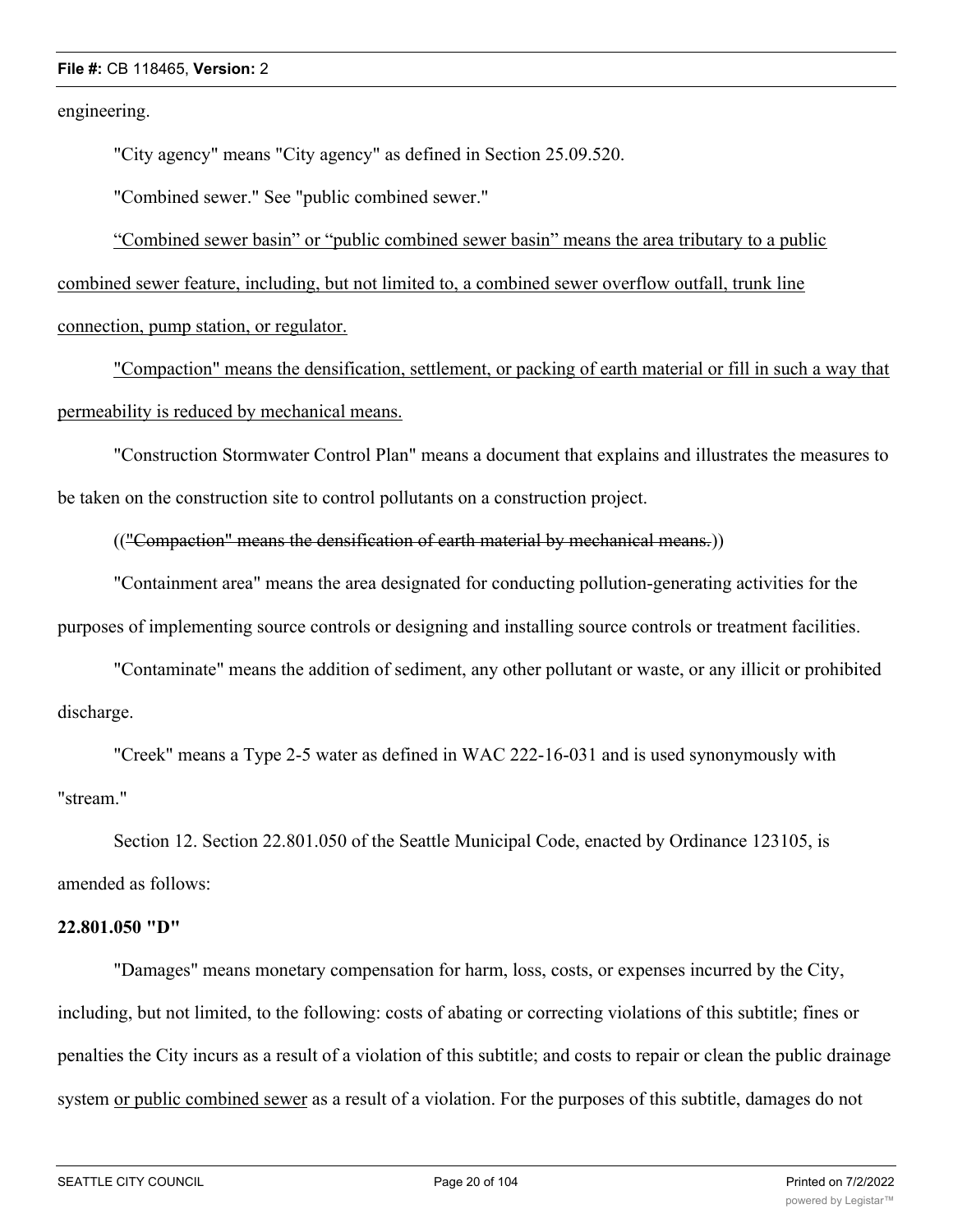engineering.

"City agency" means "City agency" as defined in Section 25.09.520.

"Combined sewer." See "public combined sewer."

<u>“Combined sewer basin” or “public combined sewer basin” means the area tributary to a public combined sewer feature, including, but not limited to, a combined sewer overflow outfall, trunk line connection, pump station, or regulator.</u>

<u>"Compaction" means the densification, settlement, or packing of earth material or fill in such a way that permeability is reduced by mechanical means.</u>

"Construction Stormwater Control Plan" means a document that explains and illustrates the measures to be taken on the construction site to control pollutants on a construction project.

((~~"Compaction" means the densification of earth material by mechanical means.~~))

"Containment area" means the area designated for conducting pollution-generating activities for the purposes of implementing source controls or designing and installing source controls or treatment facilities.

"Contaminate" means the addition of sediment, any other pollutant or waste, or any illicit or prohibited discharge.

"Creek" means a Type 2-5 water as defined in WAC 222-16-031 and is used synonymously with "stream."

Section 12. Section 22.801.050 of the Seattle Municipal Code, enacted by Ordinance 123105, is amended as follows:

**22.801.050 "D"**

"Damages" means monetary compensation for harm, loss, costs, or expenses incurred by the City, including, but not limited, to the following: costs of abating or correcting violations of this subtitle; fines or penalties the City incurs as a result of a violation of this subtitle; and costs to repair or clean the public drainage system <u>or public combined sewer</u> as a result of a violation. For the purposes of this subtitle, damages do not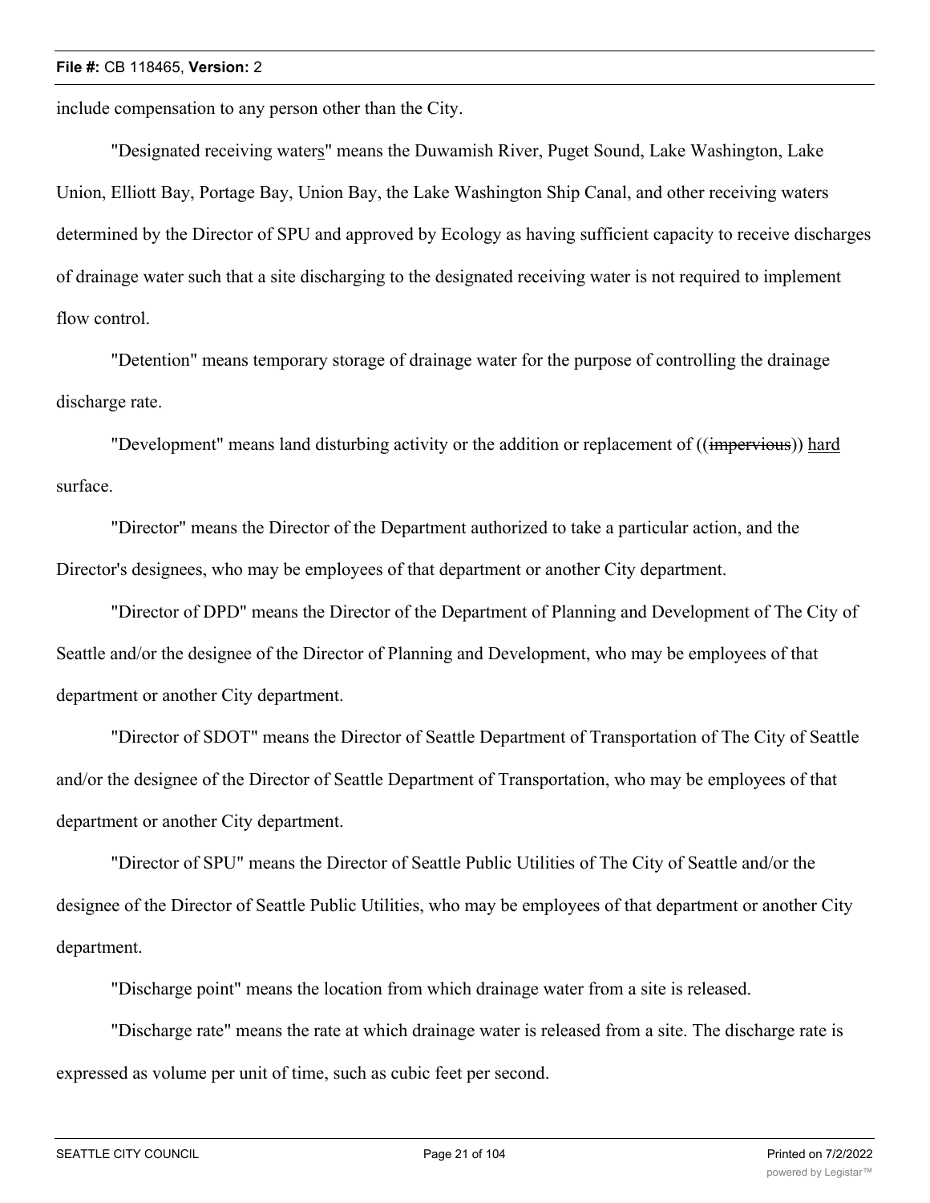include compensation to any person other than the City.

"Designated receiving waters" means the Duwamish River, Puget Sound, Lake Washington, Lake Union, Elliott Bay, Portage Bay, Union Bay, the Lake Washington Ship Canal, and other receiving waters determined by the Director of SPU and approved by Ecology as having sufficient capacity to receive discharges of drainage water such that a site discharging to the designated receiving water is not required to implement flow control.

"Detention" means temporary storage of drainage water for the purpose of controlling the drainage discharge rate.

"Development" means land disturbing activity or the addition or replacement of ((~~impervious~~)) hard surface.

"Director" means the Director of the Department authorized to take a particular action, and the Director's designees, who may be employees of that department or another City department.

"Director of DPD" means the Director of the Department of Planning and Development of The City of Seattle and/or the designee of the Director of Planning and Development, who may be employees of that department or another City department.

"Director of SDOT" means the Director of Seattle Department of Transportation of The City of Seattle and/or the designee of the Director of Seattle Department of Transportation, who may be employees of that department or another City department.

"Director of SPU" means the Director of Seattle Public Utilities of The City of Seattle and/or the designee of the Director of Seattle Public Utilities, who may be employees of that department or another City department.

"Discharge point" means the location from which drainage water from a site is released.

"Discharge rate" means the rate at which drainage water is released from a site. The discharge rate is expressed as volume per unit of time, such as cubic feet per second.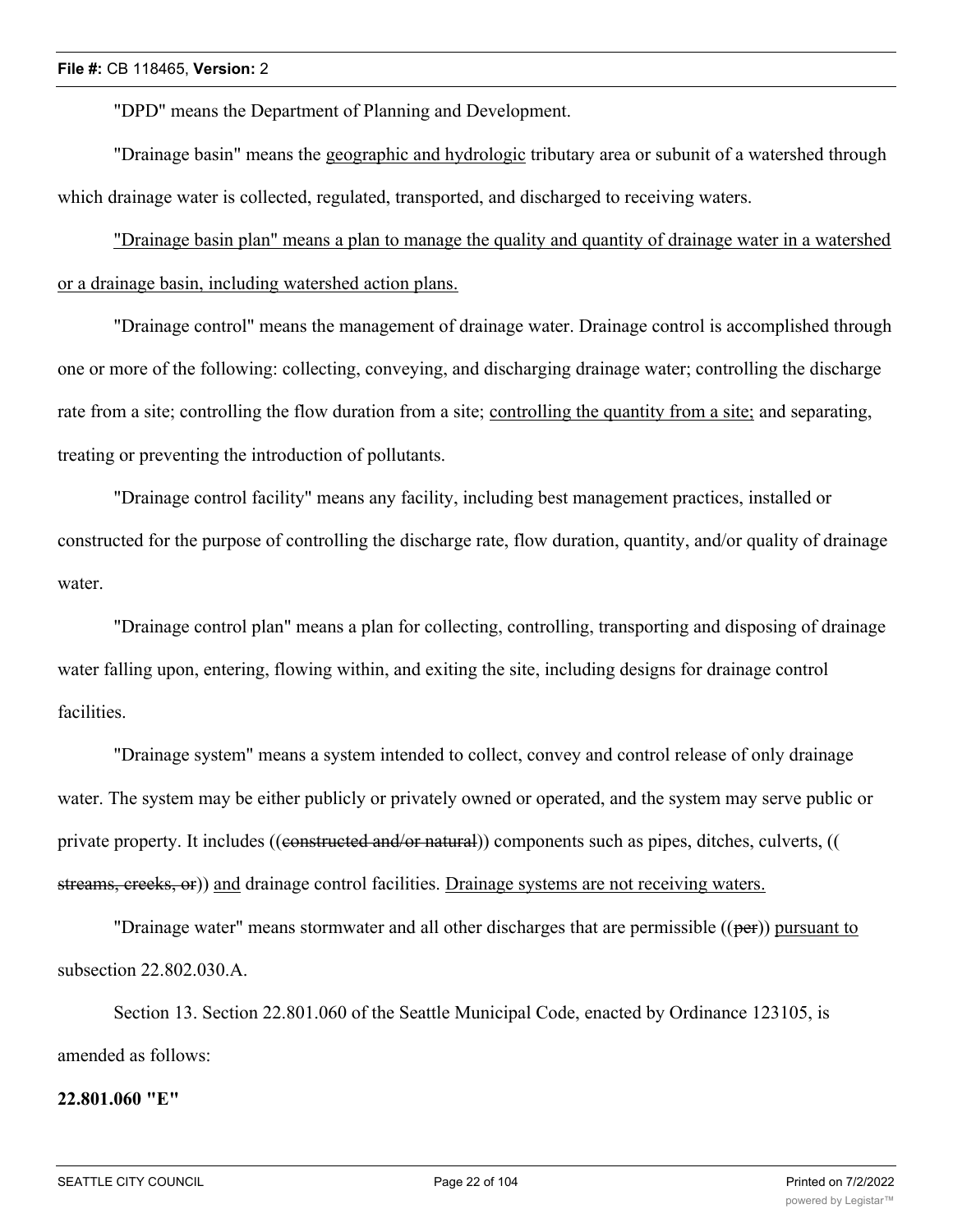"DPD" means the Department of Planning and Development.

"Drainage basin" means the <u>geographic and hydrologic</u> tributary area or subunit of a watershed through which drainage water is collected, regulated, transported, and discharged to receiving waters.

<u>"Drainage basin plan" means a plan to manage the quality and quantity of drainage water in a watershed or a drainage basin, including watershed action plans.</u>

"Drainage control" means the management of drainage water. Drainage control is accomplished through one or more of the following: collecting, conveying, and discharging drainage water; controlling the discharge rate from a site; controlling the flow duration from a site; <u>controlling the quantity from a site;</u> and separating, treating or preventing the introduction of pollutants.

"Drainage control facility" means any facility, including best management practices, installed or constructed for the purpose of controlling the discharge rate, flow duration, quantity, and/or quality of drainage water.

"Drainage control plan" means a plan for collecting, controlling, transporting and disposing of drainage water falling upon, entering, flowing within, and exiting the site, including designs for drainage control facilities.

"Drainage system" means a system intended to collect, convey and control release of only drainage water. The system may be either publicly or privately owned or operated, and the system may serve public or private property. It includes ((~~constructed and/or natural~~)) components such as pipes, ditches, culverts, ((~~streams, creeks, or~~)) <u>and</u> drainage control facilities. <u>Drainage systems are not receiving waters.</u>

"Drainage water" means stormwater and all other discharges that are permissible ((~~per~~)) <u>pursuant to</u> subsection 22.802.030.A.

Section 13. Section 22.801.060 of the Seattle Municipal Code, enacted by Ordinance 123105, is amended as follows:

**22.801.060 "E"**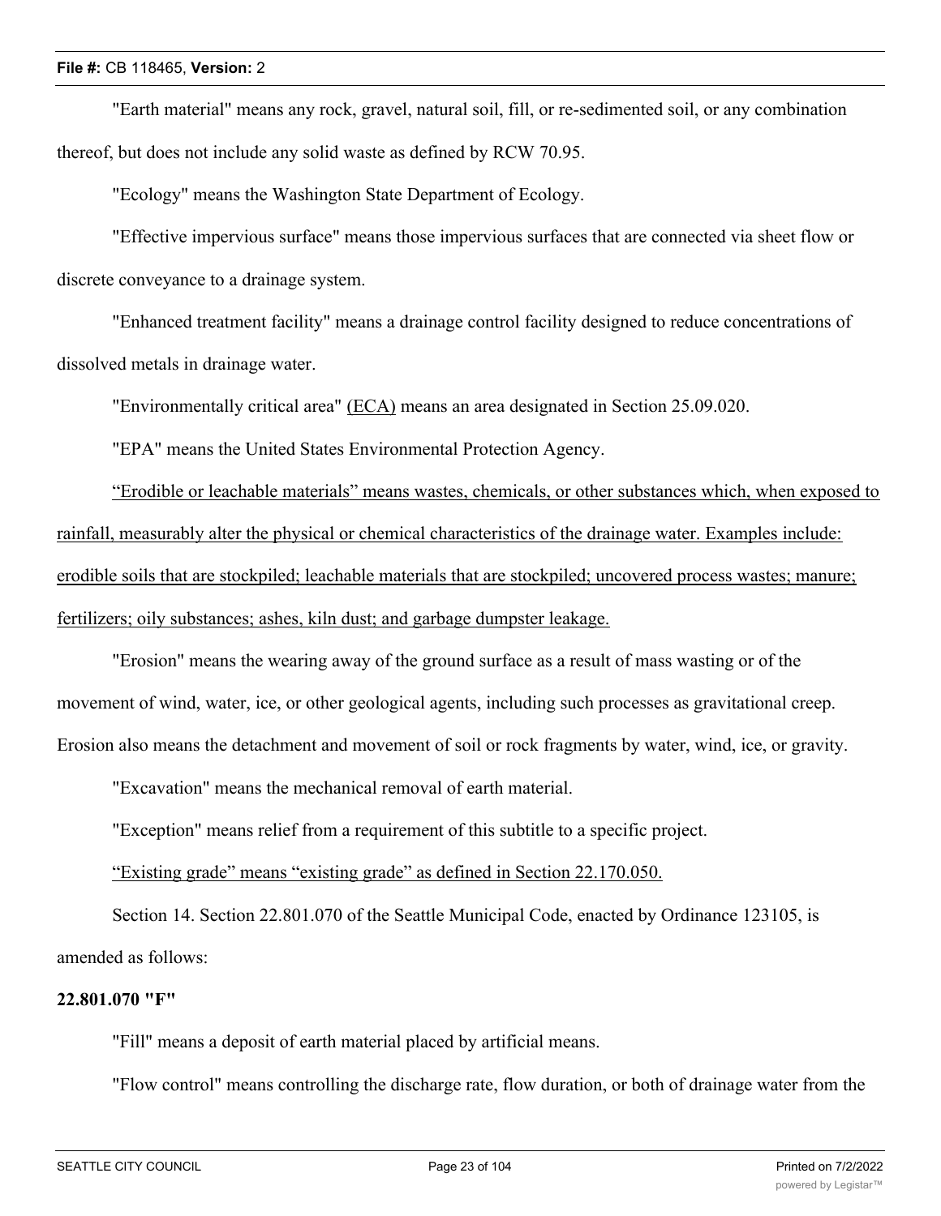"Earth material" means any rock, gravel, natural soil, fill, or re-sedimented soil, or any combination thereof, but does not include any solid waste as defined by RCW 70.95.

"Ecology" means the Washington State Department of Ecology.

"Effective impervious surface" means those impervious surfaces that are connected via sheet flow or discrete conveyance to a drainage system.

"Enhanced treatment facility" means a drainage control facility designed to reduce concentrations of dissolved metals in drainage water.

"Environmentally critical area" (ECA) means an area designated in Section 25.09.020.

"EPA" means the United States Environmental Protection Agency.

"Erodible or leachable materials" means wastes, chemicals, or other substances which, when exposed to rainfall, measurably alter the physical or chemical characteristics of the drainage water. Examples include: erodible soils that are stockpiled; leachable materials that are stockpiled; uncovered process wastes; manure; fertilizers; oily substances; ashes, kiln dust; and garbage dumpster leakage.

"Erosion" means the wearing away of the ground surface as a result of mass wasting or of the movement of wind, water, ice, or other geological agents, including such processes as gravitational creep. Erosion also means the detachment and movement of soil or rock fragments by water, wind, ice, or gravity.

"Excavation" means the mechanical removal of earth material.

"Exception" means relief from a requirement of this subtitle to a specific project.

"Existing grade" means "existing grade" as defined in Section 22.170.050.

Section 14. Section 22.801.070 of the Seattle Municipal Code, enacted by Ordinance 123105, is amended as follows:

**22.801.070 "F"**

"Fill" means a deposit of earth material placed by artificial means.

"Flow control" means controlling the discharge rate, flow duration, or both of drainage water from the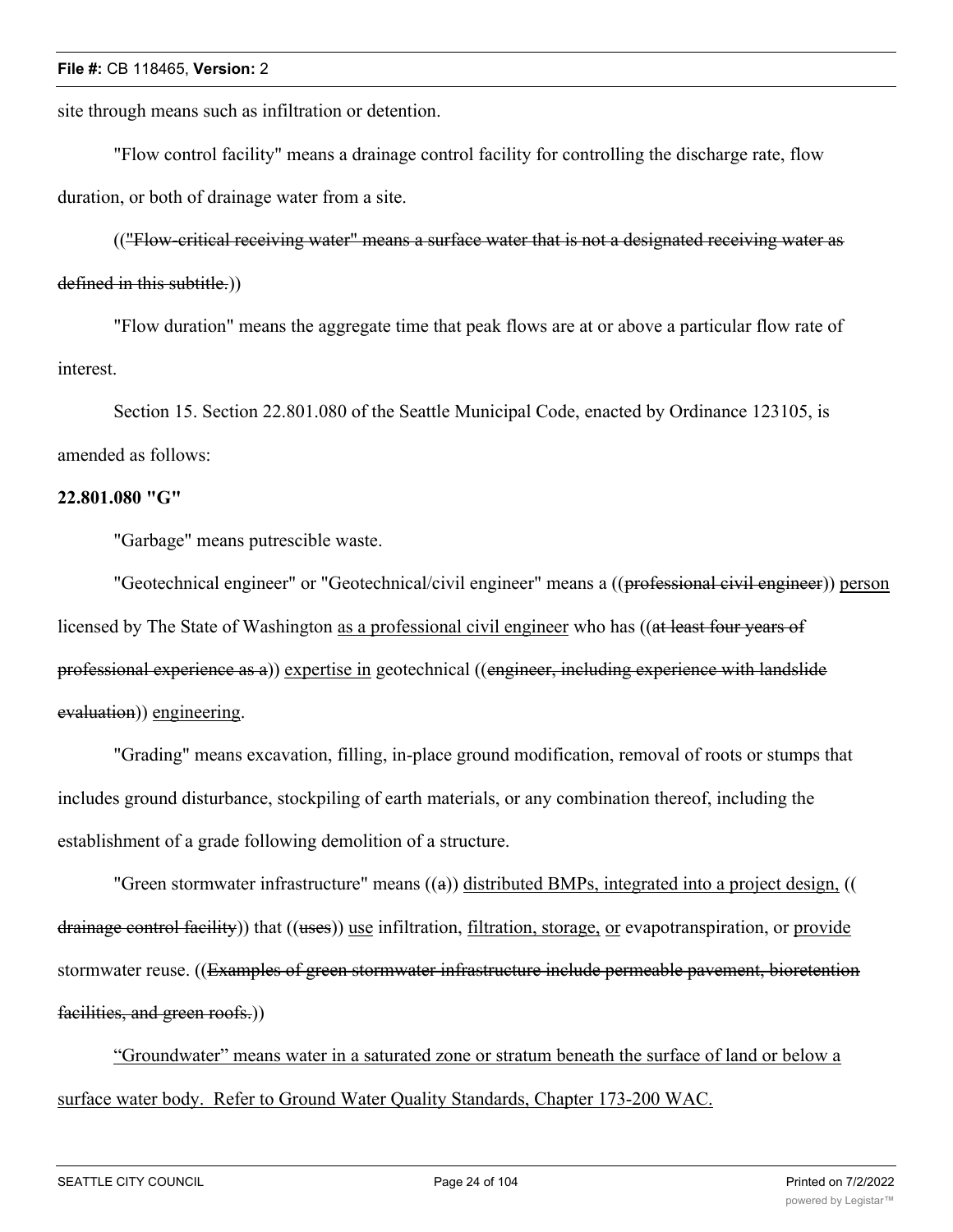site through means such as infiltration or detention.

"Flow control facility" means a drainage control facility for controlling the discharge rate, flow duration, or both of drainage water from a site.

((~~"Flow-critical receiving water" means a surface water that is not a designated receiving water as defined in this subtitle.~~))

"Flow duration" means the aggregate time that peak flows are at or above a particular flow rate of interest.

Section 15. Section 22.801.080 of the Seattle Municipal Code, enacted by Ordinance 123105, is amended as follows:

**22.801.080 "G"**

"Garbage" means putrescible waste.

"Geotechnical engineer" or "Geotechnical/civil engineer" means a ((~~professional civil engineer~~)) <u>person</u> licensed by The State of Washington <u>as a professional civil engineer</u> who has ((~~at least four years of professional experience as a~~)) <u>expertise in</u> geotechnical ((~~engineer, including experience with landslide evaluation~~)) <u>engineering</u>.

"Grading" means excavation, filling, in-place ground modification, removal of roots or stumps that includes ground disturbance, stockpiling of earth materials, or any combination thereof, including the establishment of a grade following demolition of a structure.

"Green stormwater infrastructure" means ((~~a~~)) <u>distributed BMPs, integrated into a project design,</u> ((~~drainage control facility~~)) that ((~~uses~~)) <u>use</u> infiltration, <u>filtration, storage,</u> <u>or</u> evapotranspiration, or <u>provide</u> stormwater reuse. ((~~Examples of green stormwater infrastructure include permeable pavement, bioretention facilities, and green roofs.~~))

<u>"Groundwater" means water in a saturated zone or stratum beneath the surface of land or below a surface water body. Refer to Ground Water Quality Standards, Chapter 173-200 WAC.</u>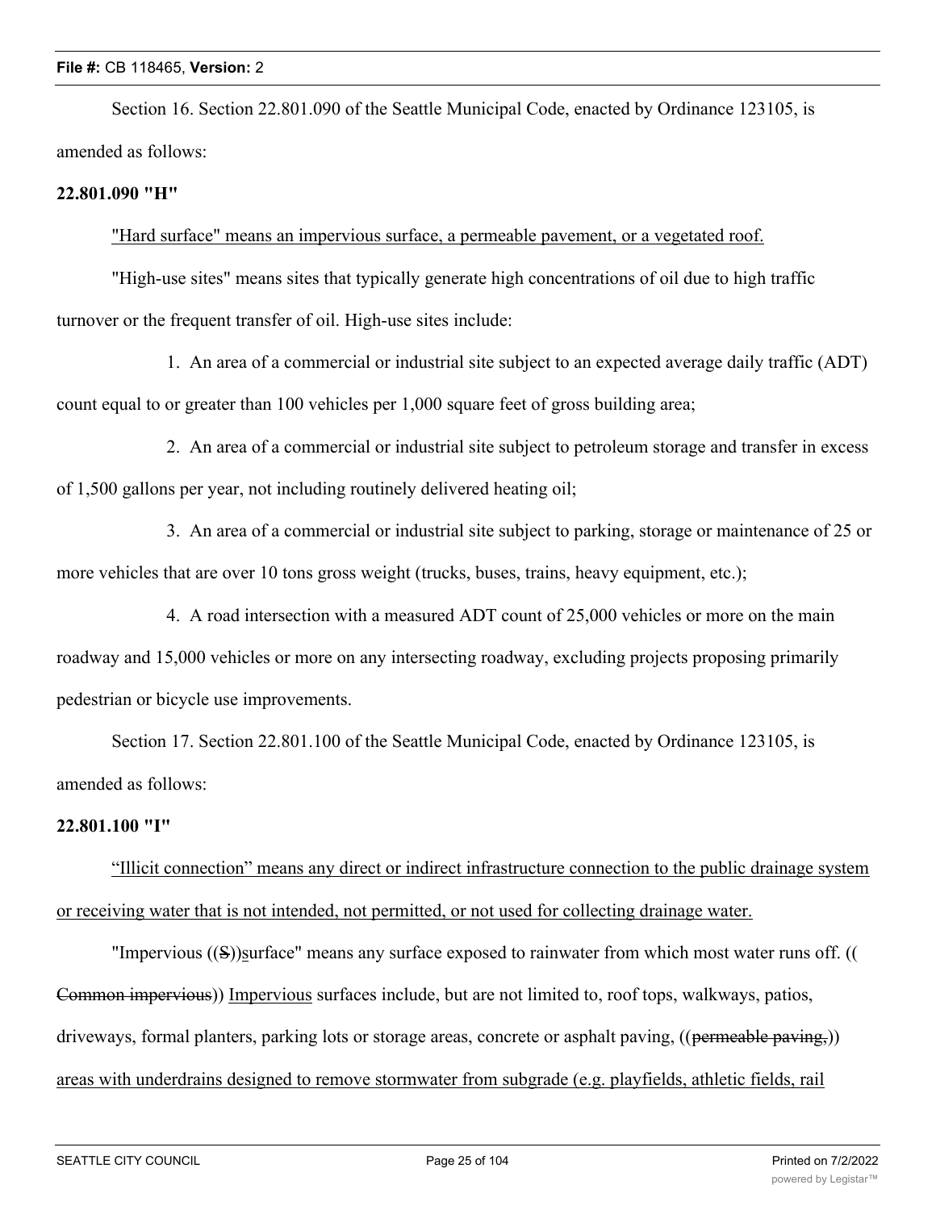Section 16. Section 22.801.090 of the Seattle Municipal Code, enacted by Ordinance 123105, is amended as follows:

**22.801.090 "H"**

<u>"Hard surface" means an impervious surface, a permeable pavement, or a vegetated roof.</u>

"High-use sites" means sites that typically generate high concentrations of oil due to high traffic turnover or the frequent transfer of oil. High-use sites include:

1. An area of a commercial or industrial site subject to an expected average daily traffic (ADT) count equal to or greater than 100 vehicles per 1,000 square feet of gross building area;

2. An area of a commercial or industrial site subject to petroleum storage and transfer in excess of 1,500 gallons per year, not including routinely delivered heating oil;

3. An area of a commercial or industrial site subject to parking, storage or maintenance of 25 or more vehicles that are over 10 tons gross weight (trucks, buses, trains, heavy equipment, etc.);

4. A road intersection with a measured ADT count of 25,000 vehicles or more on the main roadway and 15,000 vehicles or more on any intersecting roadway, excluding projects proposing primarily pedestrian or bicycle use improvements.

Section 17. Section 22.801.100 of the Seattle Municipal Code, enacted by Ordinance 123105, is amended as follows:

**22.801.100 "I"**

<u>"Illicit connection" means any direct or indirect infrastructure connection to the public drainage system or receiving water that is not intended, not permitted, or not used for collecting drainage water.</u>

"Impervious ((~~S~~))<u>s</u>urface" means any surface exposed to rainwater from which most water runs off. ((~~Common impervious~~)) <u>Impervious</u> surfaces include, but are not limited to, roof tops, walkways, patios, driveways, formal planters, parking lots or storage areas, concrete or asphalt paving, ((~~permeable paving,~~)) <u>areas with underdrains designed to remove stormwater from subgrade (e.g. playfields, athletic fields, rail</u>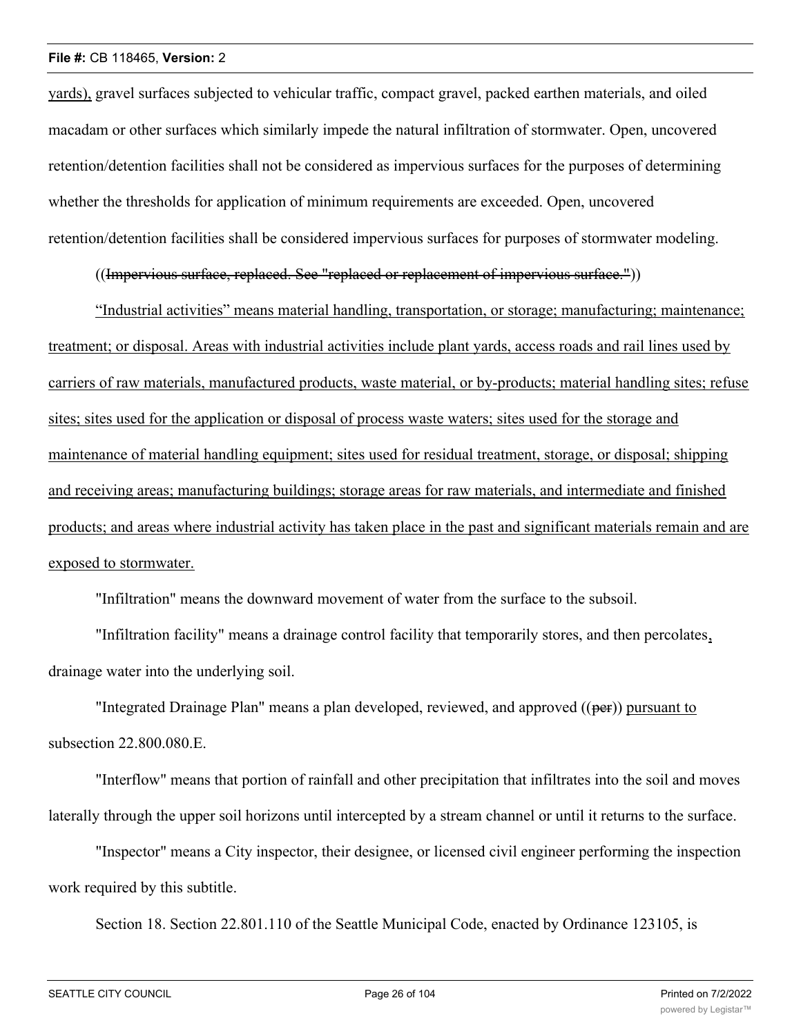yards), gravel surfaces subjected to vehicular traffic, compact gravel, packed earthen materials, and oiled macadam or other surfaces which similarly impede the natural infiltration of stormwater. Open, uncovered retention/detention facilities shall not be considered as impervious surfaces for the purposes of determining whether the thresholds for application of minimum requirements are exceeded. Open, uncovered retention/detention facilities shall be considered impervious surfaces for purposes of stormwater modeling.

((~~Impervious surface, replaced. See "replaced or replacement of impervious surface."~~))

"Industrial activities" means material handling, transportation, or storage; manufacturing; maintenance; treatment; or disposal. Areas with industrial activities include plant yards, access roads and rail lines used by carriers of raw materials, manufactured products, waste material, or by-products; material handling sites; refuse sites; sites used for the application or disposal of process waste waters; sites used for the storage and maintenance of material handling equipment; sites used for residual treatment, storage, or disposal; shipping and receiving areas; manufacturing buildings; storage areas for raw materials, and intermediate and finished products; and areas where industrial activity has taken place in the past and significant materials remain and are exposed to stormwater.

"Infiltration" means the downward movement of water from the surface to the subsoil.

"Infiltration facility" means a drainage control facility that temporarily stores, and then percolates, drainage water into the underlying soil.

"Integrated Drainage Plan" means a plan developed, reviewed, and approved ((~~per~~)) pursuant to subsection 22.800.080.E.

"Interflow" means that portion of rainfall and other precipitation that infiltrates into the soil and moves laterally through the upper soil horizons until intercepted by a stream channel or until it returns to the surface.

"Inspector" means a City inspector, their designee, or licensed civil engineer performing the inspection work required by this subtitle.

Section 18. Section 22.801.110 of the Seattle Municipal Code, enacted by Ordinance 123105, is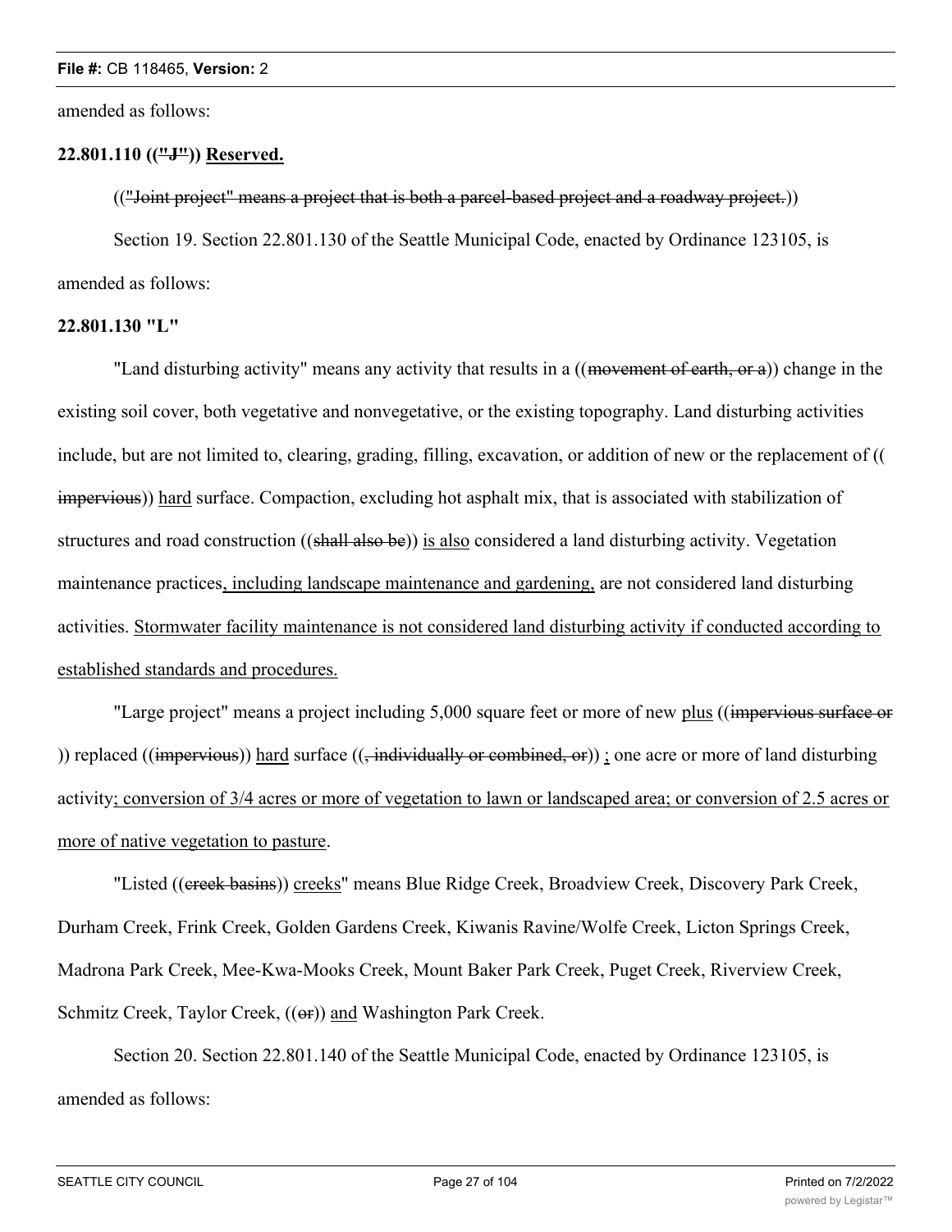amended as follows:

**22.801.110 ((~~"J"~~)) <u>Reserved.</u>**

((~~"Joint project" means a project that is both a parcel-based project and a roadway project.~~))

Section 19. Section 22.801.130 of the Seattle Municipal Code, enacted by Ordinance 123105, is amended as follows:

**22.801.130 "L"**

"Land disturbing activity" means any activity that results in a ((~~movement of earth, or a~~)) change in the existing soil cover, both vegetative and nonvegetative, or the existing topography. Land disturbing activities include, but are not limited to, clearing, grading, filling, excavation, or addition of new or the replacement of ((~~impervious~~)) <u>hard</u> surface. Compaction, excluding hot asphalt mix, that is associated with stabilization of structures and road construction ((~~shall also be~~)) <u>is also</u> considered a land disturbing activity. Vegetation maintenance practices<u>, including landscape maintenance and gardening,</u> are not considered land disturbing activities. <u>Stormwater facility maintenance is not considered land disturbing activity if conducted according to established standards and procedures.</u>

"Large project" means a project including 5,000 square feet or more of new <u>plus</u> ((~~impervious surface or~~)) replaced ((~~impervious~~)) <u>hard</u> surface ((~~, individually or combined, or~~)) <u>;</u> one acre or more of land disturbing activity<u>; conversion of 3/4 acres or more of vegetation to lawn or landscaped area; or conversion of 2.5 acres or more of native vegetation to pasture</u>.

"Listed ((~~creek basins~~)) <u>creeks</u>" means Blue Ridge Creek, Broadview Creek, Discovery Park Creek, Durham Creek, Frink Creek, Golden Gardens Creek, Kiwanis Ravine/Wolfe Creek, Licton Springs Creek, Madrona Park Creek, Mee-Kwa-Mooks Creek, Mount Baker Park Creek, Puget Creek, Riverview Creek, Schmitz Creek, Taylor Creek, ((~~or~~)) <u>and</u> Washington Park Creek.

Section 20. Section 22.801.140 of the Seattle Municipal Code, enacted by Ordinance 123105, is amended as follows: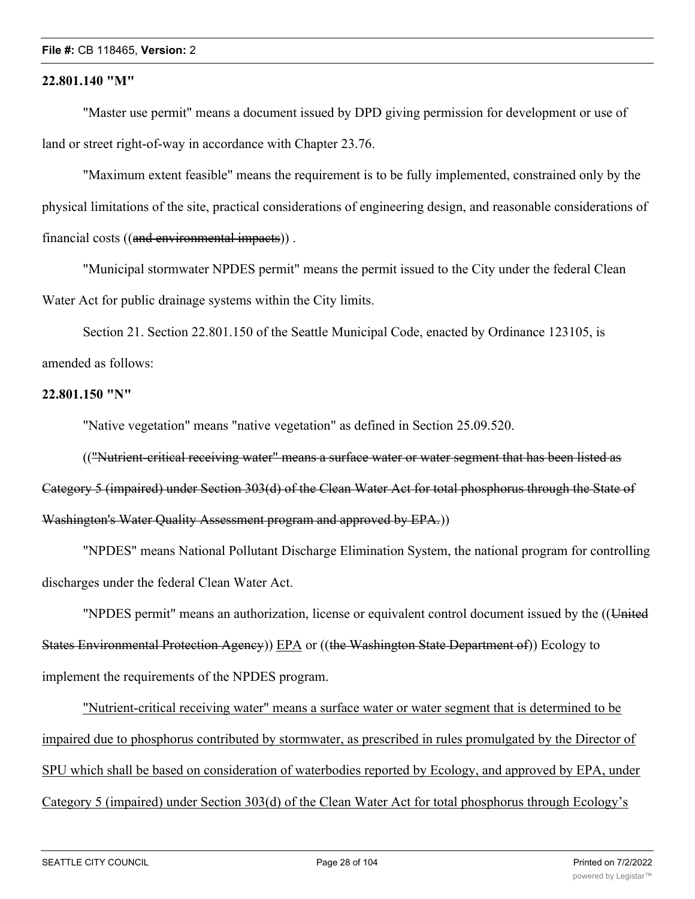**22.801.140 "M"**

"Master use permit" means a document issued by DPD giving permission for development or use of land or street right-of-way in accordance with Chapter 23.76.

"Maximum extent feasible" means the requirement is to be fully implemented, constrained only by the physical limitations of the site, practical considerations of engineering design, and reasonable considerations of financial costs ((~~and environmental impacts~~)) .

"Municipal stormwater NPDES permit" means the permit issued to the City under the federal Clean Water Act for public drainage systems within the City limits.

Section 21. Section 22.801.150 of the Seattle Municipal Code, enacted by Ordinance 123105, is amended as follows:

**22.801.150 "N"**

"Native vegetation" means "native vegetation" as defined in Section 25.09.520.

((~~"Nutrient-critical receiving water" means a surface water or water segment that has been listed as Category 5 (impaired) under Section 303(d) of the Clean Water Act for total phosphorus through the State of Washington's Water Quality Assessment program and approved by EPA.~~))

"NPDES" means National Pollutant Discharge Elimination System, the national program for controlling discharges under the federal Clean Water Act.

"NPDES permit" means an authorization, license or equivalent control document issued by the ((~~United States Environmental Protection Agency~~)) <u>EPA</u> or ((~~the Washington State Department of~~)) Ecology to implement the requirements of the NPDES program.

<u>"Nutrient-critical receiving water" means a surface water or water segment that is determined to be impaired due to phosphorus contributed by stormwater, as prescribed in rules promulgated by the Director of SPU which shall be based on consideration of waterbodies reported by Ecology, and approved by EPA, under Category 5 (impaired) under Section 303(d) of the Clean Water Act for total phosphorus through Ecology's</u>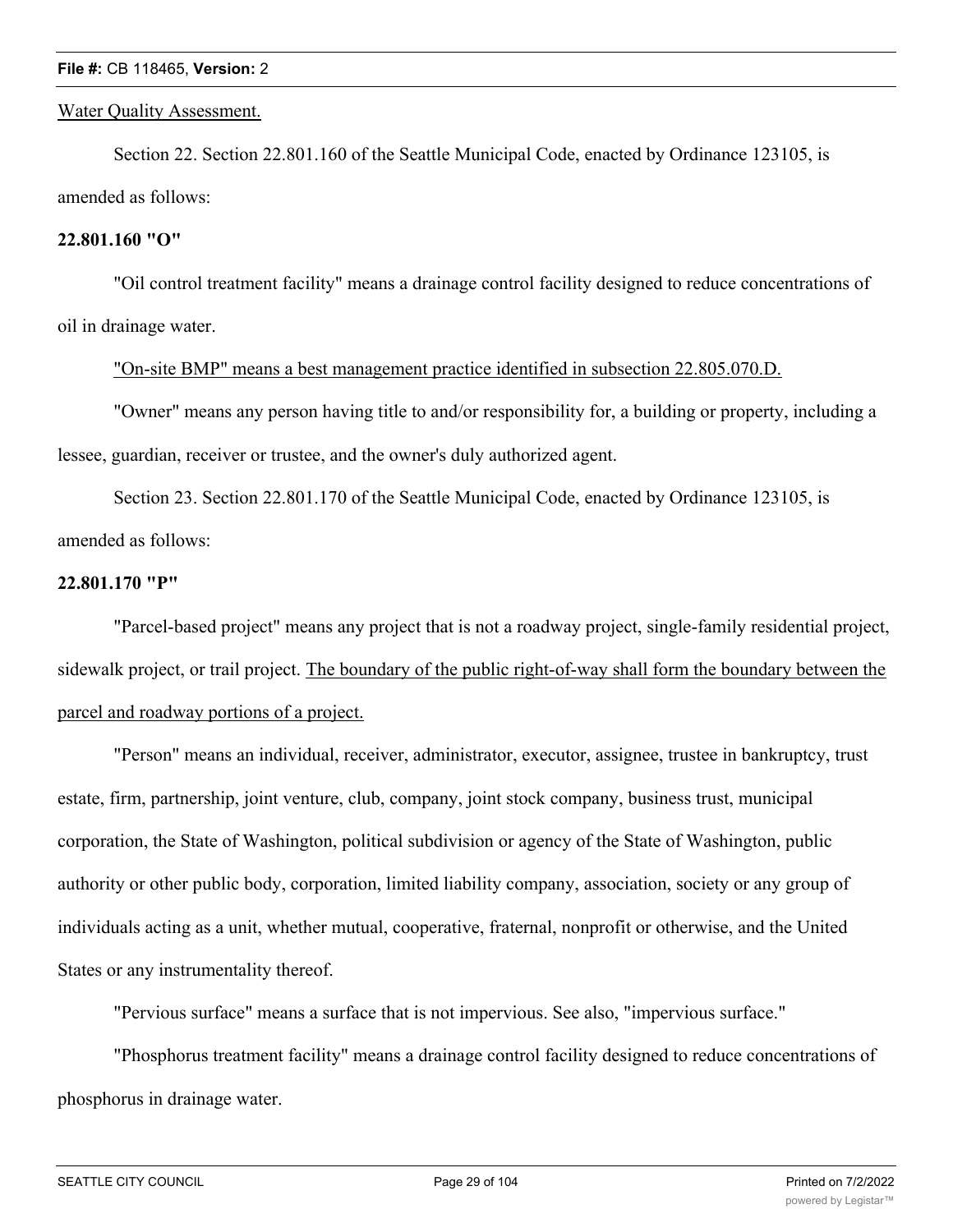Water Quality Assessment.

Section 22. Section 22.801.160 of the Seattle Municipal Code, enacted by Ordinance 123105, is amended as follows:

**22.801.160 "O"**

"Oil control treatment facility" means a drainage control facility designed to reduce concentrations of oil in drainage water.

"On-site BMP" means a best management practice identified in subsection 22.805.070.D.

"Owner" means any person having title to and/or responsibility for, a building or property, including a lessee, guardian, receiver or trustee, and the owner's duly authorized agent.

Section 23. Section 22.801.170 of the Seattle Municipal Code, enacted by Ordinance 123105, is amended as follows:

**22.801.170 "P"**

"Parcel-based project" means any project that is not a roadway project, single-family residential project, sidewalk project, or trail project. The boundary of the public right-of-way shall form the boundary between the parcel and roadway portions of a project.

"Person" means an individual, receiver, administrator, executor, assignee, trustee in bankruptcy, trust estate, firm, partnership, joint venture, club, company, joint stock company, business trust, municipal corporation, the State of Washington, political subdivision or agency of the State of Washington, public authority or other public body, corporation, limited liability company, association, society or any group of individuals acting as a unit, whether mutual, cooperative, fraternal, nonprofit or otherwise, and the United States or any instrumentality thereof.

"Pervious surface" means a surface that is not impervious. See also, "impervious surface."

"Phosphorus treatment facility" means a drainage control facility designed to reduce concentrations of phosphorus in drainage water.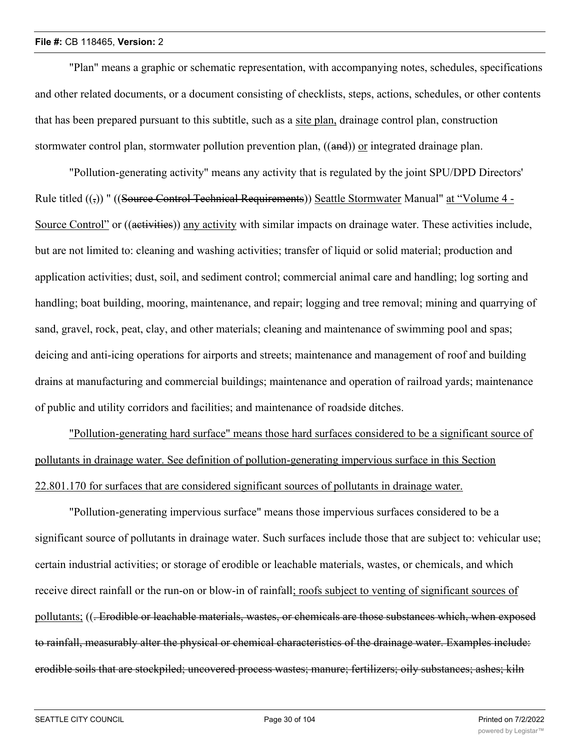"Plan" means a graphic or schematic representation, with accompanying notes, schedules, specifications and other related documents, or a document consisting of checklists, steps, actions, schedules, or other contents that has been prepared pursuant to this subtitle, such as a <u>site plan,</u> drainage control plan, construction stormwater control plan, stormwater pollution prevention plan, ((~~and~~)) <u>or</u> integrated drainage plan.

"Pollution-generating activity" means any activity that is regulated by the joint SPU/DPD Directors' Rule titled ((~~,~~)) " ((~~Source Control Technical Requirements~~)) <u>Seattle Stormwater</u> Manual" <u>at "Volume 4 - Source Control"</u> or ((~~activities~~)) <u>any activity</u> with similar impacts on drainage water. These activities include, but are not limited to: cleaning and washing activities; transfer of liquid or solid material; production and application activities; dust, soil, and sediment control; commercial animal care and handling; log sorting and handling; boat building, mooring, maintenance, and repair; logging and tree removal; mining and quarrying of sand, gravel, rock, peat, clay, and other materials; cleaning and maintenance of swimming pool and spas; deicing and anti-icing operations for airports and streets; maintenance and management of roof and building drains at manufacturing and commercial buildings; maintenance and operation of railroad yards; maintenance of public and utility corridors and facilities; and maintenance of roadside ditches.

<u>"Pollution-generating hard surface" means those hard surfaces considered to be a significant source of pollutants in drainage water. See definition of pollution-generating impervious surface in this Section 22.801.170 for surfaces that are considered significant sources of pollutants in drainage water.</u>

"Pollution-generating impervious surface" means those impervious surfaces considered to be a significant source of pollutants in drainage water. Such surfaces include those that are subject to: vehicular use; certain industrial activities; or storage of erodible or leachable materials, wastes, or chemicals, and which receive direct rainfall or the run-on or blow-in of rainfall<u>; roofs subject to venting of significant sources of pollutants;</u> ((~~. Erodible or leachable materials, wastes, or chemicals are those substances which, when exposed to rainfall, measurably alter the physical or chemical characteristics of the drainage water. Examples include: erodible soils that are stockpiled; uncovered process wastes; manure; fertilizers; oily substances; ashes; kiln~~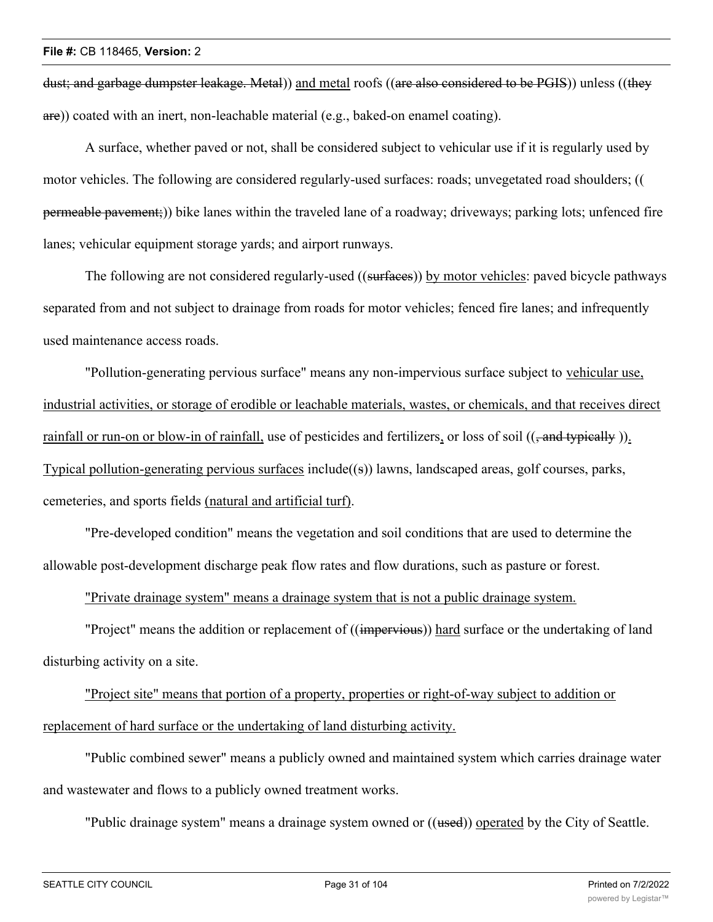dust; and garbage dumpster leakage. Metal)) and metal roofs ((are also considered to be PGIS)) unless ((they are)) coated with an inert, non-leachable material (e.g., baked-on enamel coating).

A surface, whether paved or not, shall be considered subject to vehicular use if it is regularly used by motor vehicles. The following are considered regularly-used surfaces: roads; unvegetated road shoulders; ((permeable pavement;)) bike lanes within the traveled lane of a roadway; driveways; parking lots; unfenced fire lanes; vehicular equipment storage yards; and airport runways.

The following are not considered regularly-used ((surfaces)) by motor vehicles: paved bicycle pathways separated from and not subject to drainage from roads for motor vehicles; fenced fire lanes; and infrequently used maintenance access roads.

"Pollution-generating pervious surface" means any non-impervious surface subject to vehicular use, industrial activities, or storage of erodible or leachable materials, wastes, or chemicals, and that receives direct rainfall or run-on or blow-in of rainfall, use of pesticides and fertilizers, or loss of soil ((, and typically )). Typical pollution-generating pervious surfaces include((s)) lawns, landscaped areas, golf courses, parks, cemeteries, and sports fields (natural and artificial turf).

"Pre-developed condition" means the vegetation and soil conditions that are used to determine the allowable post-development discharge peak flow rates and flow durations, such as pasture or forest.

"Private drainage system" means a drainage system that is not a public drainage system.

"Project" means the addition or replacement of ((impervious)) hard surface or the undertaking of land disturbing activity on a site.

"Project site" means that portion of a property, properties or right-of-way subject to addition or replacement of hard surface or the undertaking of land disturbing activity.

"Public combined sewer" means a publicly owned and maintained system which carries drainage water and wastewater and flows to a publicly owned treatment works.

"Public drainage system" means a drainage system owned or ((used)) operated by the City of Seattle.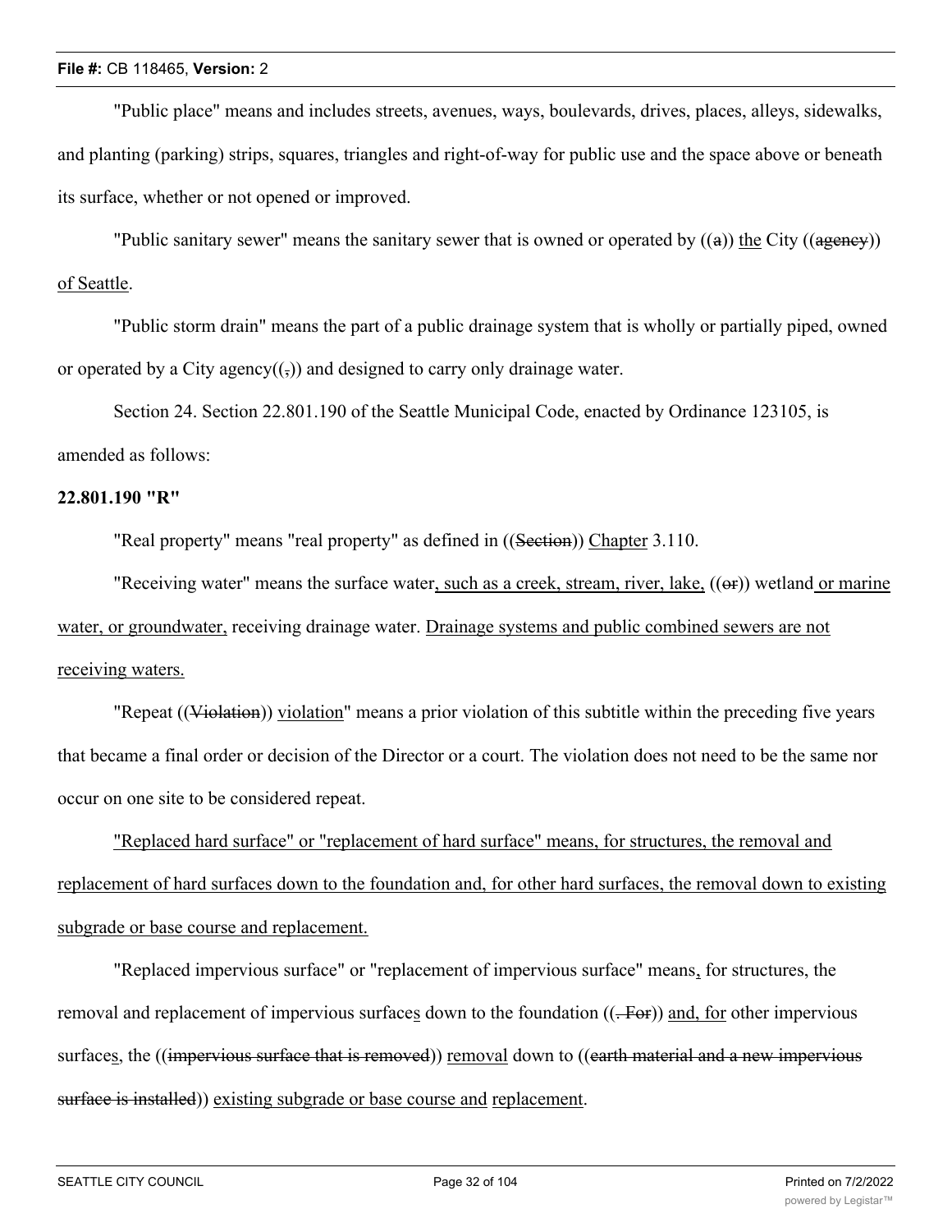"Public place" means and includes streets, avenues, ways, boulevards, drives, places, alleys, sidewalks, and planting (parking) strips, squares, triangles and right-of-way for public use and the space above or beneath its surface, whether or not opened or improved.

"Public sanitary sewer" means the sanitary sewer that is owned or operated by ((a)) the City ((agency)) of Seattle.

"Public storm drain" means the part of a public drainage system that is wholly or partially piped, owned or operated by a City agency((,)) and designed to carry only drainage water.

Section 24. Section 22.801.190 of the Seattle Municipal Code, enacted by Ordinance 123105, is amended as follows:

**22.801.190 "R"**

"Real property" means "real property" as defined in ((Section)) Chapter 3.110.

"Receiving water" means the surface water, such as a creek, stream, river, lake, ((or)) wetland or marine water, or groundwater, receiving drainage water. Drainage systems and public combined sewers are not receiving waters.

"Repeat ((Violation)) violation" means a prior violation of this subtitle within the preceding five years that became a final order or decision of the Director or a court. The violation does not need to be the same nor occur on one site to be considered repeat.

"Replaced hard surface" or "replacement of hard surface" means, for structures, the removal and replacement of hard surfaces down to the foundation and, for other hard surfaces, the removal down to existing subgrade or base course and replacement.

"Replaced impervious surface" or "replacement of impervious surface" means, for structures, the removal and replacement of impervious surfaces down to the foundation ((. For)) and, for other impervious surfaces, the ((impervious surface that is removed)) removal down to ((earth material and a new impervious surface is installed)) existing subgrade or base course and replacement.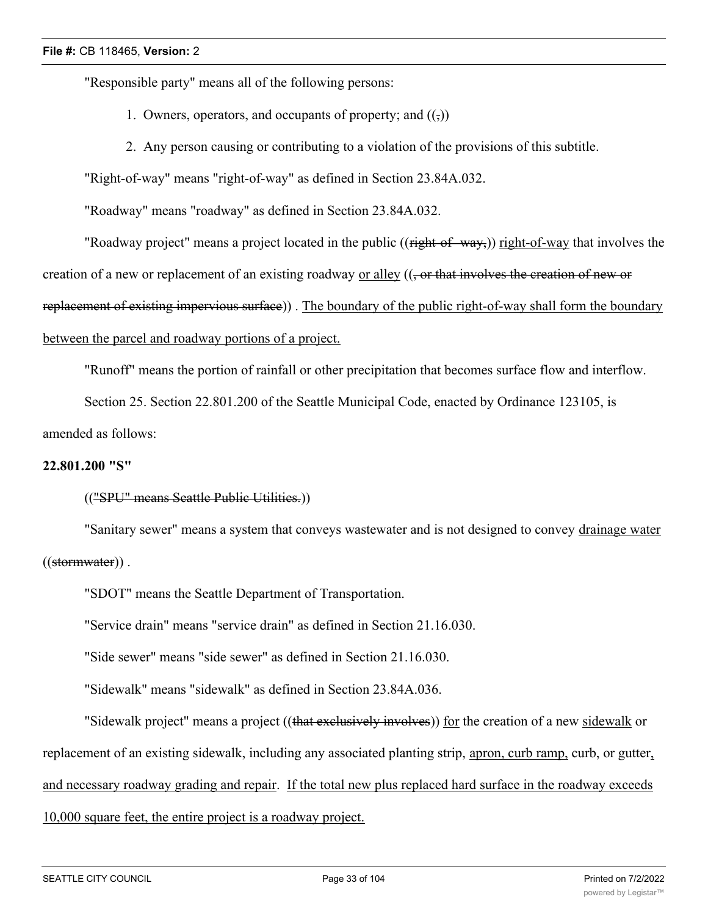"Responsible party" means all of the following persons:

1. Owners, operators, and occupants of property; and ((,))
2. Any person causing or contributing to a violation of the provisions of this subtitle.

"Right-of-way" means "right-of-way" as defined in Section 23.84A.032.

"Roadway" means "roadway" as defined in Section 23.84A.032.

"Roadway project" means a project located in the public ((~~right-of- way,~~)) right-of-way that involves the creation of a new or replacement of an existing roadway or alley ((~~, or that involves the creation of new or replacement of existing impervious surface~~)) . The boundary of the public right-of-way shall form the boundary between the parcel and roadway portions of a project.

"Runoff" means the portion of rainfall or other precipitation that becomes surface flow and interflow.

Section 25. Section 22.801.200 of the Seattle Municipal Code, enacted by Ordinance 123105, is amended as follows:

**22.801.200 "S"**

((~~"SPU" means Seattle Public Utilities.~~))

"Sanitary sewer" means a system that conveys wastewater and is not designed to convey drainage water ((~~stormwater~~)) .

"SDOT" means the Seattle Department of Transportation.

"Service drain" means "service drain" as defined in Section 21.16.030.

"Side sewer" means "side sewer" as defined in Section 21.16.030.

"Sidewalk" means "sidewalk" as defined in Section 23.84A.036.

"Sidewalk project" means a project ((~~that exclusively involves~~)) for the creation of a new sidewalk or replacement of an existing sidewalk, including any associated planting strip, apron, curb ramp, curb, or gutter, and necessary roadway grading and repair. If the total new plus replaced hard surface in the roadway exceeds 10,000 square feet, the entire project is a roadway project.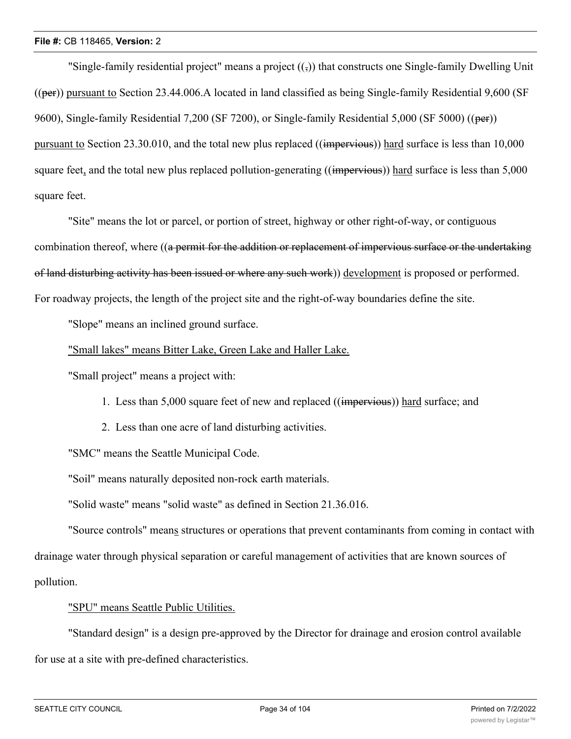"Single-family residential project" means a project ((~~,~~)) that constructs one Single-family Dwelling Unit ((~~per~~)) <u>pursuant to</u> Section 23.44.006.A located in land classified as being Single-family Residential 9,600 (SF 9600), Single-family Residential 7,200 (SF 7200), or Single-family Residential 5,000 (SF 5000) ((~~per~~)) <u>pursuant to</u> Section 23.30.010, and the total new plus replaced ((~~impervious~~)) <u>hard</u> surface is less than 10,000 square feet<u>,</u> and the total new plus replaced pollution-generating ((~~impervious~~)) <u>hard</u> surface is less than 5,000 square feet.

"Site" means the lot or parcel, or portion of street, highway or other right-of-way, or contiguous combination thereof, where ((~~a permit for the addition or replacement of impervious surface or the undertaking of land disturbing activity has been issued or where any such work~~)) <u>development</u> is proposed or performed. For roadway projects, the length of the project site and the right-of-way boundaries define the site.

"Slope" means an inclined ground surface.

<u>"Small lakes" means Bitter Lake, Green Lake and Haller Lake.</u>

"Small project" means a project with:

1. Less than 5,000 square feet of new and replaced ((~~impervious~~)) <u>hard</u> surface; and
2. Less than one acre of land disturbing activities.

"SMC" means the Seattle Municipal Code.

"Soil" means naturally deposited non-rock earth materials.

"Solid waste" means "solid waste" as defined in Section 21.36.016.

"Source controls" mean<u>s</u> structures or operations that prevent contaminants from coming in contact with drainage water through physical separation or careful management of activities that are known sources of pollution.

<u>"SPU" means Seattle Public Utilities.</u>

"Standard design" is a design pre-approved by the Director for drainage and erosion control available for use at a site with pre-defined characteristics.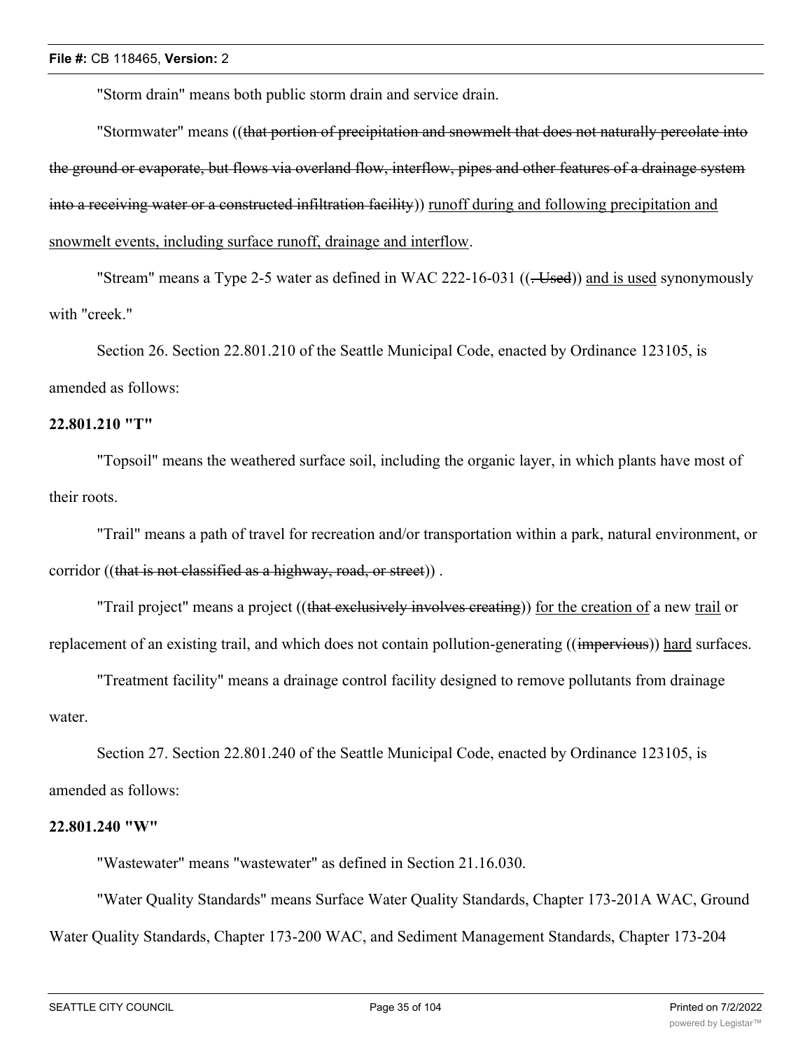"Storm drain" means both public storm drain and service drain.

"Stormwater" means ((~~that portion of precipitation and snowmelt that does not naturally percolate into the ground or evaporate, but flows via overland flow, interflow, pipes and other features of a drainage system into a receiving water or a constructed infiltration facility~~)) <u>runoff during and following precipitation and snowmelt events, including surface runoff, drainage and interflow</u>.

"Stream" means a Type 2-5 water as defined in WAC 222-16-031 ((~~. Used~~)) <u>and is used</u> synonymously with "creek."

Section 26. Section 22.801.210 of the Seattle Municipal Code, enacted by Ordinance 123105, is amended as follows:

**22.801.210 "T"**

"Topsoil" means the weathered surface soil, including the organic layer, in which plants have most of their roots.

"Trail" means a path of travel for recreation and/or transportation within a park, natural environment, or corridor ((~~that is not classified as a highway, road, or street~~)) .

"Trail project" means a project ((~~that exclusively involves creating~~)) <u>for the creation of</u> a new <u>trail</u> or replacement of an existing trail, and which does not contain pollution-generating ((~~impervious~~)) <u>hard</u> surfaces.

"Treatment facility" means a drainage control facility designed to remove pollutants from drainage water.

Section 27. Section 22.801.240 of the Seattle Municipal Code, enacted by Ordinance 123105, is amended as follows:

**22.801.240 "W"**

"Wastewater" means "wastewater" as defined in Section 21.16.030.

"Water Quality Standards" means Surface Water Quality Standards, Chapter 173-201A WAC, Ground Water Quality Standards, Chapter 173-200 WAC, and Sediment Management Standards, Chapter 173-204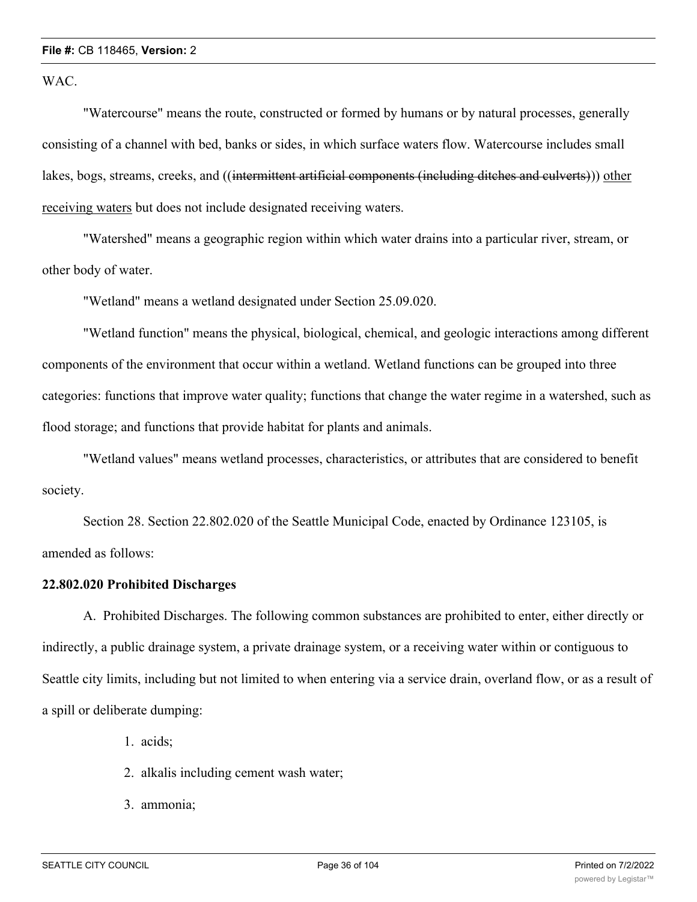WAC.

"Watercourse" means the route, constructed or formed by humans or by natural processes, generally consisting of a channel with bed, banks or sides, in which surface waters flow. Watercourse includes small lakes, bogs, streams, creeks, and ((~~intermittent artificial components (including ditches and culverts)~~)) <u>other receiving waters</u> but does not include designated receiving waters.

"Watershed" means a geographic region within which water drains into a particular river, stream, or other body of water.

"Wetland" means a wetland designated under Section 25.09.020.

"Wetland function" means the physical, biological, chemical, and geologic interactions among different components of the environment that occur within a wetland. Wetland functions can be grouped into three categories: functions that improve water quality; functions that change the water regime in a watershed, such as flood storage; and functions that provide habitat for plants and animals.

"Wetland values" means wetland processes, characteristics, or attributes that are considered to benefit society.

Section 28. Section 22.802.020 of the Seattle Municipal Code, enacted by Ordinance 123105, is amended as follows:

**22.802.020 Prohibited Discharges**

A. Prohibited Discharges. The following common substances are prohibited to enter, either directly or indirectly, a public drainage system, a private drainage system, or a receiving water within or contiguous to Seattle city limits, including but not limited to when entering via a service drain, overland flow, or as a result of a spill or deliberate dumping:

1. acids;
2. alkalis including cement wash water;
3. ammonia;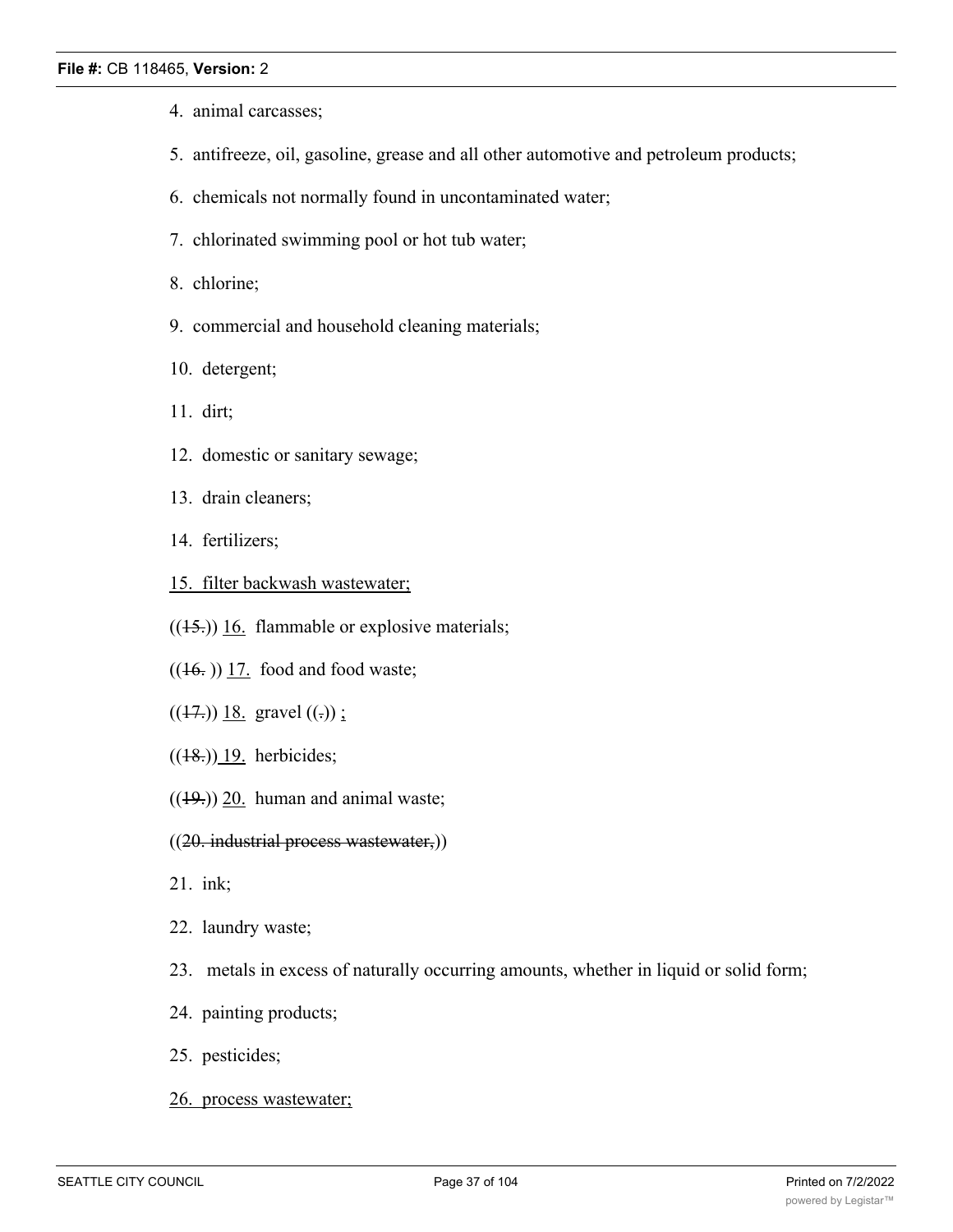4. animal carcasses;

5. antifreeze, oil, gasoline, grease and all other automotive and petroleum products;

6. chemicals not normally found in uncontaminated water;

7. chlorinated swimming pool or hot tub water;

8. chlorine;

9. commercial and household cleaning materials;

10. detergent;

11. dirt;

12. domestic or sanitary sewage;

13. drain cleaners;

14. fertilizers;

15. filter backwash wastewater;

((15.)) 16. flammable or explosive materials;

((16. )) 17. food and food waste;

((17.)) 18. gravel ((.)) ;

((18.)) 19. herbicides;

((19.)) 20. human and animal waste;

((20. industrial process wastewater,))

21. ink;

22. laundry waste;

23. metals in excess of naturally occurring amounts, whether in liquid or solid form;

24. painting products;

25. pesticides;

26. process wastewater;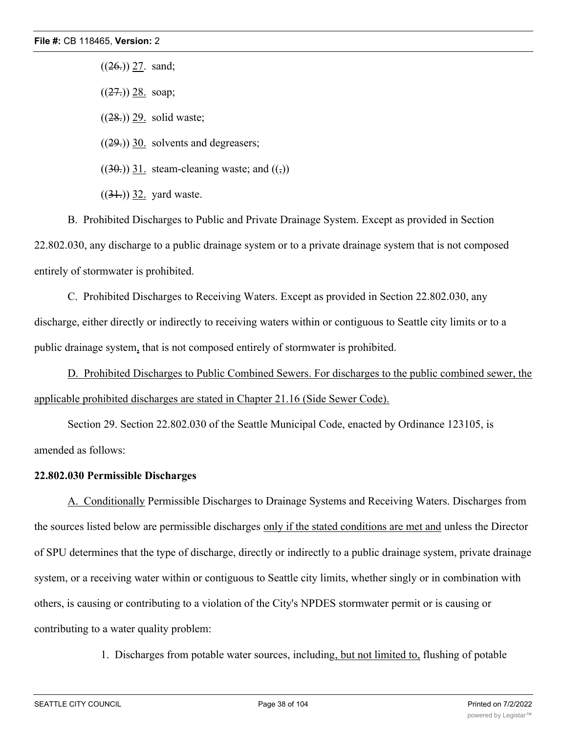((26.)) 27. sand;

((27.)) 28. soap;

((28.)) 29. solid waste;

((29.)) 30. solvents and degreasers;

((30.)) 31. steam-cleaning waste; and ((,))

((31.)) 32. yard waste.

B. Prohibited Discharges to Public and Private Drainage System. Except as provided in Section 22.802.030, any discharge to a public drainage system or to a private drainage system that is not composed entirely of stormwater is prohibited.

C. Prohibited Discharges to Receiving Waters. Except as provided in Section 22.802.030, any discharge, either directly or indirectly to receiving waters within or contiguous to Seattle city limits or to a public drainage system, that is not composed entirely of stormwater is prohibited.

D. Prohibited Discharges to Public Combined Sewers. For discharges to the public combined sewer, the applicable prohibited discharges are stated in Chapter 21.16 (Side Sewer Code).

Section 29. Section 22.802.030 of the Seattle Municipal Code, enacted by Ordinance 123105, is amended as follows:

**22.802.030 Permissible Discharges**

A. Conditionally Permissible Discharges to Drainage Systems and Receiving Waters. Discharges from the sources listed below are permissible discharges only if the stated conditions are met and unless the Director of SPU determines that the type of discharge, directly or indirectly to a public drainage system, private drainage system, or a receiving water within or contiguous to Seattle city limits, whether singly or in combination with others, is causing or contributing to a violation of the City's NPDES stormwater permit or is causing or contributing to a water quality problem:

1. Discharges from potable water sources, including, but not limited to, flushing of potable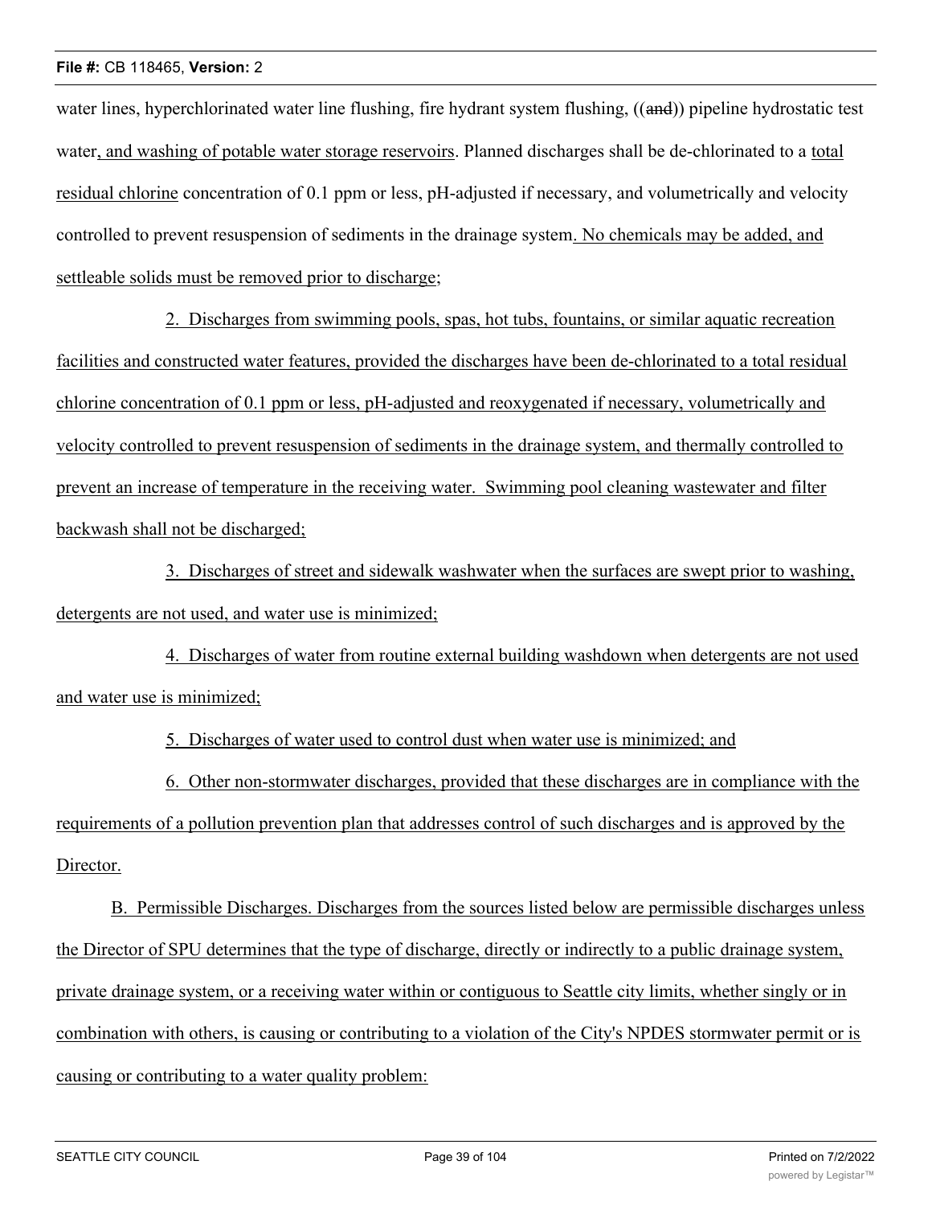water lines, hyperchlorinated water line flushing, fire hydrant system flushing, ((~~and~~)) pipeline hydrostatic test water, and washing of potable water storage reservoirs. Planned discharges shall be de-chlorinated to a total residual chlorine concentration of 0.1 ppm or less, pH-adjusted if necessary, and volumetrically and velocity controlled to prevent resuspension of sediments in the drainage system. No chemicals may be added, and settleable solids must be removed prior to discharge;

2. Discharges from swimming pools, spas, hot tubs, fountains, or similar aquatic recreation facilities and constructed water features, provided the discharges have been de-chlorinated to a total residual chlorine concentration of 0.1 ppm or less, pH-adjusted and reoxygenated if necessary, volumetrically and velocity controlled to prevent resuspension of sediments in the drainage system, and thermally controlled to prevent an increase of temperature in the receiving water. Swimming pool cleaning wastewater and filter backwash shall not be discharged;

3. Discharges of street and sidewalk washwater when the surfaces are swept prior to washing, detergents are not used, and water use is minimized;

4. Discharges of water from routine external building washdown when detergents are not used and water use is minimized;

5. Discharges of water used to control dust when water use is minimized; and

6. Other non-stormwater discharges, provided that these discharges are in compliance with the requirements of a pollution prevention plan that addresses control of such discharges and is approved by the Director.

B. Permissible Discharges. Discharges from the sources listed below are permissible discharges unless the Director of SPU determines that the type of discharge, directly or indirectly to a public drainage system, private drainage system, or a receiving water within or contiguous to Seattle city limits, whether singly or in combination with others, is causing or contributing to a violation of the City's NPDES stormwater permit or is causing or contributing to a water quality problem: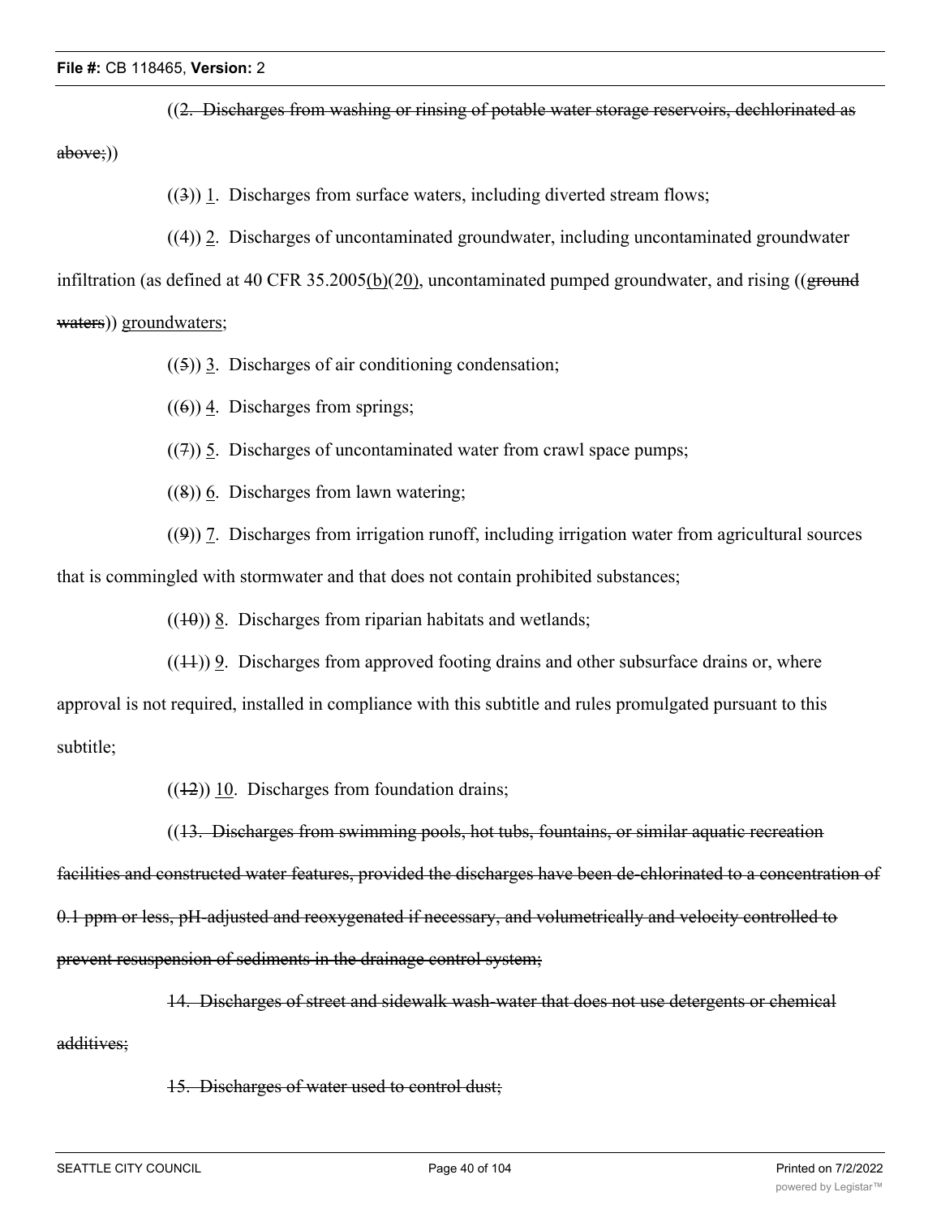((~~2. Discharges from washing or rinsing of potable water storage reservoirs, dechlorinated as above;~~))

((~~3~~)) <u>1</u>. Discharges from surface waters, including diverted stream flows;

((~~4~~)) <u>2</u>. Discharges of uncontaminated groundwater, including uncontaminated groundwater infiltration (as defined at 40 CFR 35.2005<u>(b)</u>(2<u>0</u>), uncontaminated pumped groundwater, and rising ((~~ground waters~~)) <u>groundwaters</u>;

((~~5~~)) <u>3</u>. Discharges of air conditioning condensation;

((~~6~~)) <u>4</u>. Discharges from springs;

((~~7~~)) <u>5</u>. Discharges of uncontaminated water from crawl space pumps;

((~~8~~)) <u>6</u>. Discharges from lawn watering;

((~~9~~)) <u>7</u>. Discharges from irrigation runoff, including irrigation water from agricultural sources that is commingled with stormwater and that does not contain prohibited substances;

((~~10~~)) <u>8</u>. Discharges from riparian habitats and wetlands;

((~~11~~)) <u>9</u>. Discharges from approved footing drains and other subsurface drains or, where approval is not required, installed in compliance with this subtitle and rules promulgated pursuant to this subtitle;

((~~12~~)) <u>10</u>. Discharges from foundation drains;

((~~13. Discharges from swimming pools, hot tubs, fountains, or similar aquatic recreation facilities and constructed water features, provided the discharges have been de-chlorinated to a concentration of 0.1 ppm or less, pH-adjusted and reoxygenated if necessary, and volumetrically and velocity controlled to prevent resuspension of sediments in the drainage control system;~~

~~14. Discharges of street and sidewalk wash-water that does not use detergents or chemical additives;~~

~~15. Discharges of water used to control dust;~~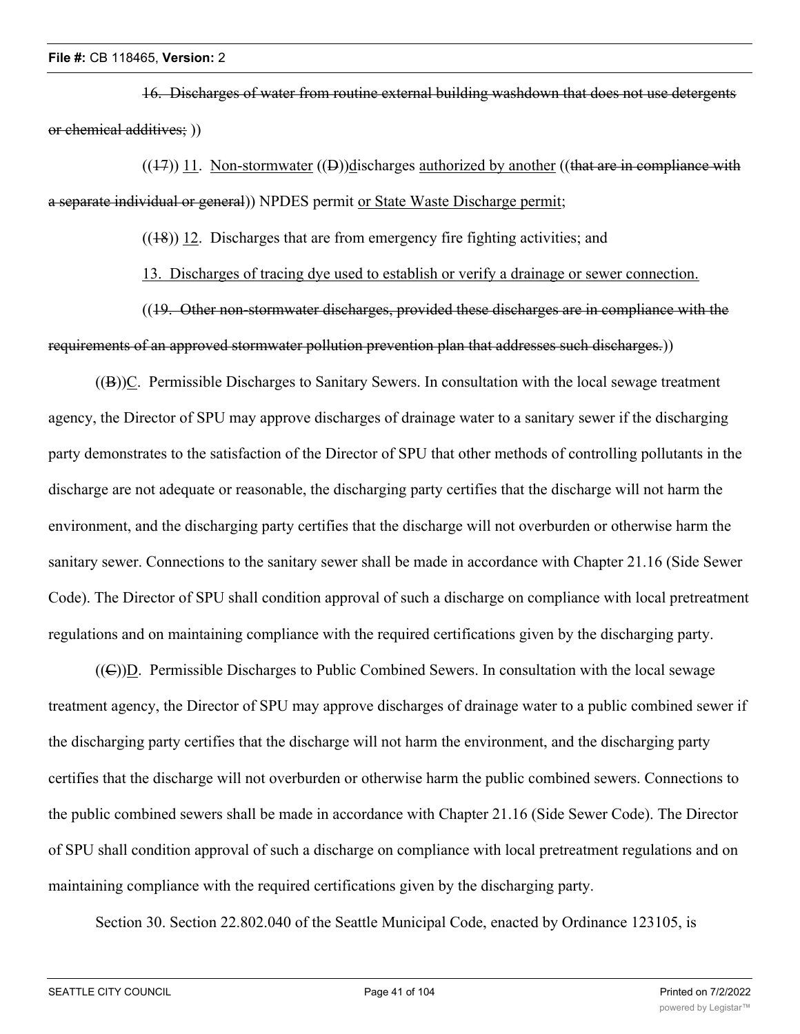16. Discharges of water from routine external building washdown that does not use detergents or chemical additives; ))

((17)) 11. Non-stormwater ((D))discharges authorized by another ((that are in compliance with a separate individual or general)) NPDES permit or State Waste Discharge permit;

((18)) 12. Discharges that are from emergency fire fighting activities; and

13. Discharges of tracing dye used to establish or verify a drainage or sewer connection.

((19. Other non-stormwater discharges, provided these discharges are in compliance with the requirements of an approved stormwater pollution prevention plan that addresses such discharges.))

((B))C. Permissible Discharges to Sanitary Sewers. In consultation with the local sewage treatment agency, the Director of SPU may approve discharges of drainage water to a sanitary sewer if the discharging party demonstrates to the satisfaction of the Director of SPU that other methods of controlling pollutants in the discharge are not adequate or reasonable, the discharging party certifies that the discharge will not harm the environment, and the discharging party certifies that the discharge will not overburden or otherwise harm the sanitary sewer. Connections to the sanitary sewer shall be made in accordance with Chapter 21.16 (Side Sewer Code). The Director of SPU shall condition approval of such a discharge on compliance with local pretreatment regulations and on maintaining compliance with the required certifications given by the discharging party.

((C))D. Permissible Discharges to Public Combined Sewers. In consultation with the local sewage treatment agency, the Director of SPU may approve discharges of drainage water to a public combined sewer if the discharging party certifies that the discharge will not harm the environment, and the discharging party certifies that the discharge will not overburden or otherwise harm the public combined sewers. Connections to the public combined sewers shall be made in accordance with Chapter 21.16 (Side Sewer Code). The Director of SPU shall condition approval of such a discharge on compliance with local pretreatment regulations and on maintaining compliance with the required certifications given by the discharging party.

Section 30. Section 22.802.040 of the Seattle Municipal Code, enacted by Ordinance 123105, is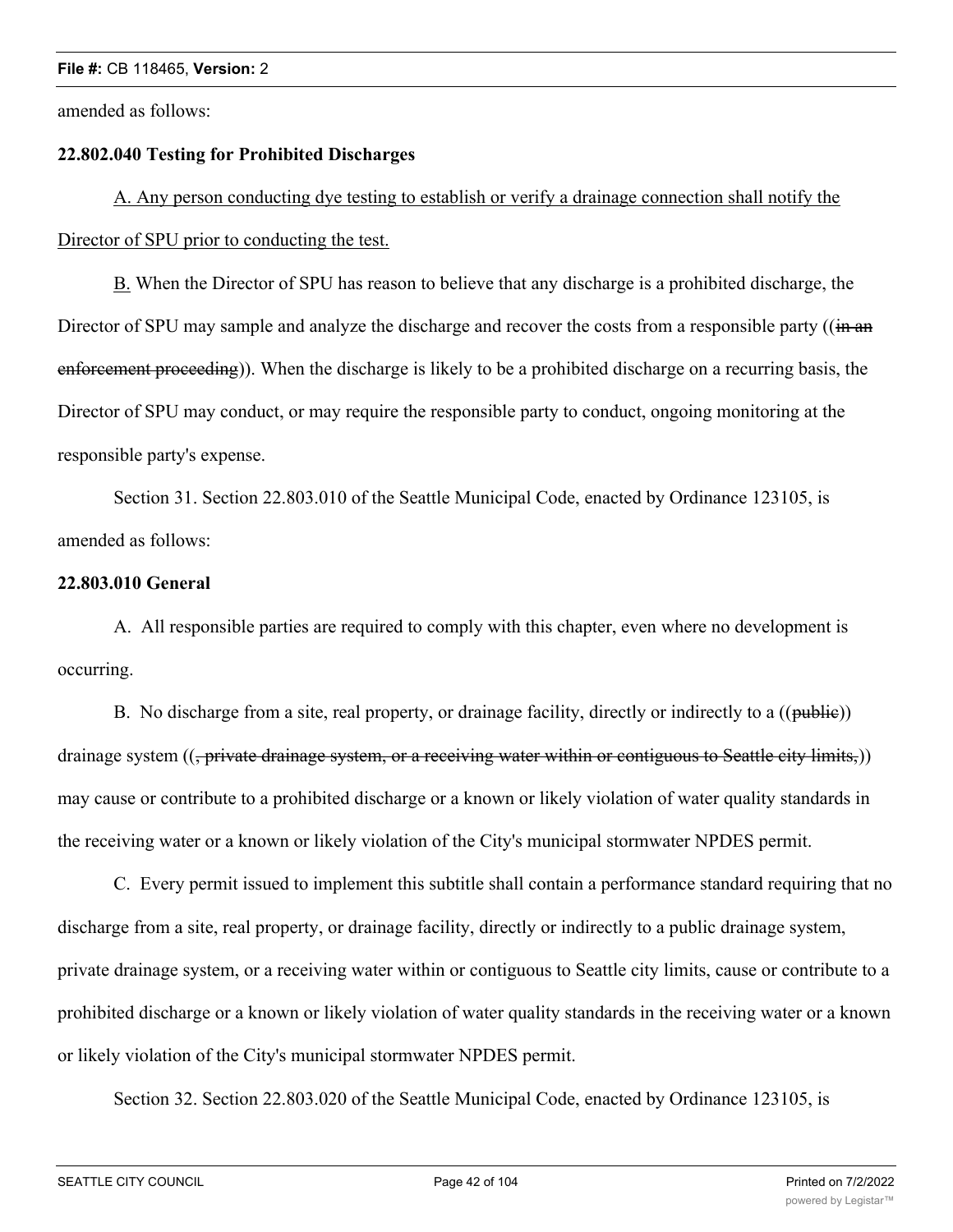amended as follows:

**22.802.040 Testing for Prohibited Discharges**

<u>A. Any person conducting dye testing to establish or verify a drainage connection shall notify the Director of SPU prior to conducting the test.</u>

<u>B.</u> When the Director of SPU has reason to believe that any discharge is a prohibited discharge, the Director of SPU may sample and analyze the discharge and recover the costs from a responsible party ((~~in an enforcement proceeding~~)). When the discharge is likely to be a prohibited discharge on a recurring basis, the Director of SPU may conduct, or may require the responsible party to conduct, ongoing monitoring at the responsible party's expense.

Section 31. Section 22.803.010 of the Seattle Municipal Code, enacted by Ordinance 123105, is amended as follows:

**22.803.010 General**

A. All responsible parties are required to comply with this chapter, even where no development is occurring.

B. No discharge from a site, real property, or drainage facility, directly or indirectly to a ((~~public~~)) drainage system ((~~, private drainage system, or a receiving water within or contiguous to Seattle city limits,~~)) may cause or contribute to a prohibited discharge or a known or likely violation of water quality standards in the receiving water or a known or likely violation of the City's municipal stormwater NPDES permit.

C. Every permit issued to implement this subtitle shall contain a performance standard requiring that no discharge from a site, real property, or drainage facility, directly or indirectly to a public drainage system, private drainage system, or a receiving water within or contiguous to Seattle city limits, cause or contribute to a prohibited discharge or a known or likely violation of water quality standards in the receiving water or a known or likely violation of the City's municipal stormwater NPDES permit.

Section 32. Section 22.803.020 of the Seattle Municipal Code, enacted by Ordinance 123105, is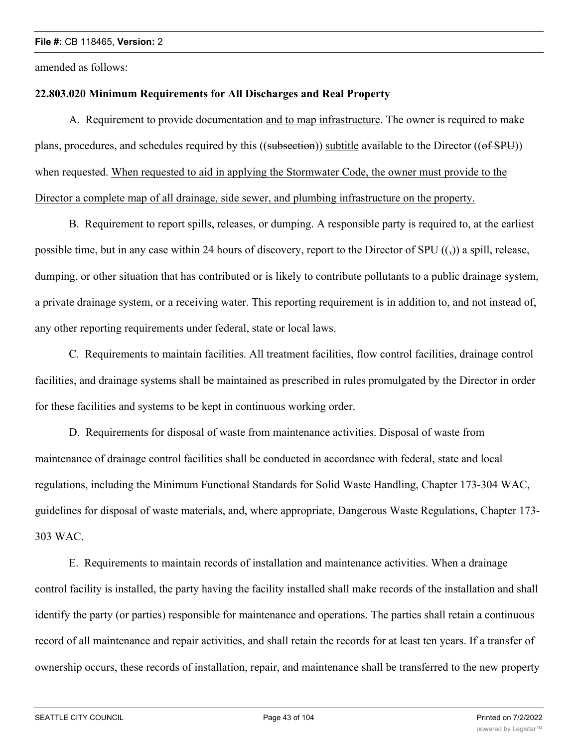amended as follows:

**22.803.020 Minimum Requirements for All Discharges and Real Property**

A. Requirement to provide documentation and to map infrastructure. The owner is required to make plans, procedures, and schedules required by this ((~~subsection~~)) subtitle available to the Director ((~~of SPU~~)) when requested. When requested to aid in applying the Stormwater Code, the owner must provide to the Director a complete map of all drainage, side sewer, and plumbing infrastructure on the property.

B. Requirement to report spills, releases, or dumping. A responsible party is required to, at the earliest possible time, but in any case within 24 hours of discovery, report to the Director of SPU ((~~,~~)) a spill, release, dumping, or other situation that has contributed or is likely to contribute pollutants to a public drainage system, a private drainage system, or a receiving water. This reporting requirement is in addition to, and not instead of, any other reporting requirements under federal, state or local laws.

C. Requirements to maintain facilities. All treatment facilities, flow control facilities, drainage control facilities, and drainage systems shall be maintained as prescribed in rules promulgated by the Director in order for these facilities and systems to be kept in continuous working order.

D. Requirements for disposal of waste from maintenance activities. Disposal of waste from maintenance of drainage control facilities shall be conducted in accordance with federal, state and local regulations, including the Minimum Functional Standards for Solid Waste Handling, Chapter 173-304 WAC, guidelines for disposal of waste materials, and, where appropriate, Dangerous Waste Regulations, Chapter 173-303 WAC.

E. Requirements to maintain records of installation and maintenance activities. When a drainage control facility is installed, the party having the facility installed shall make records of the installation and shall identify the party (or parties) responsible for maintenance and operations. The parties shall retain a continuous record of all maintenance and repair activities, and shall retain the records for at least ten years. If a transfer of ownership occurs, these records of installation, repair, and maintenance shall be transferred to the new property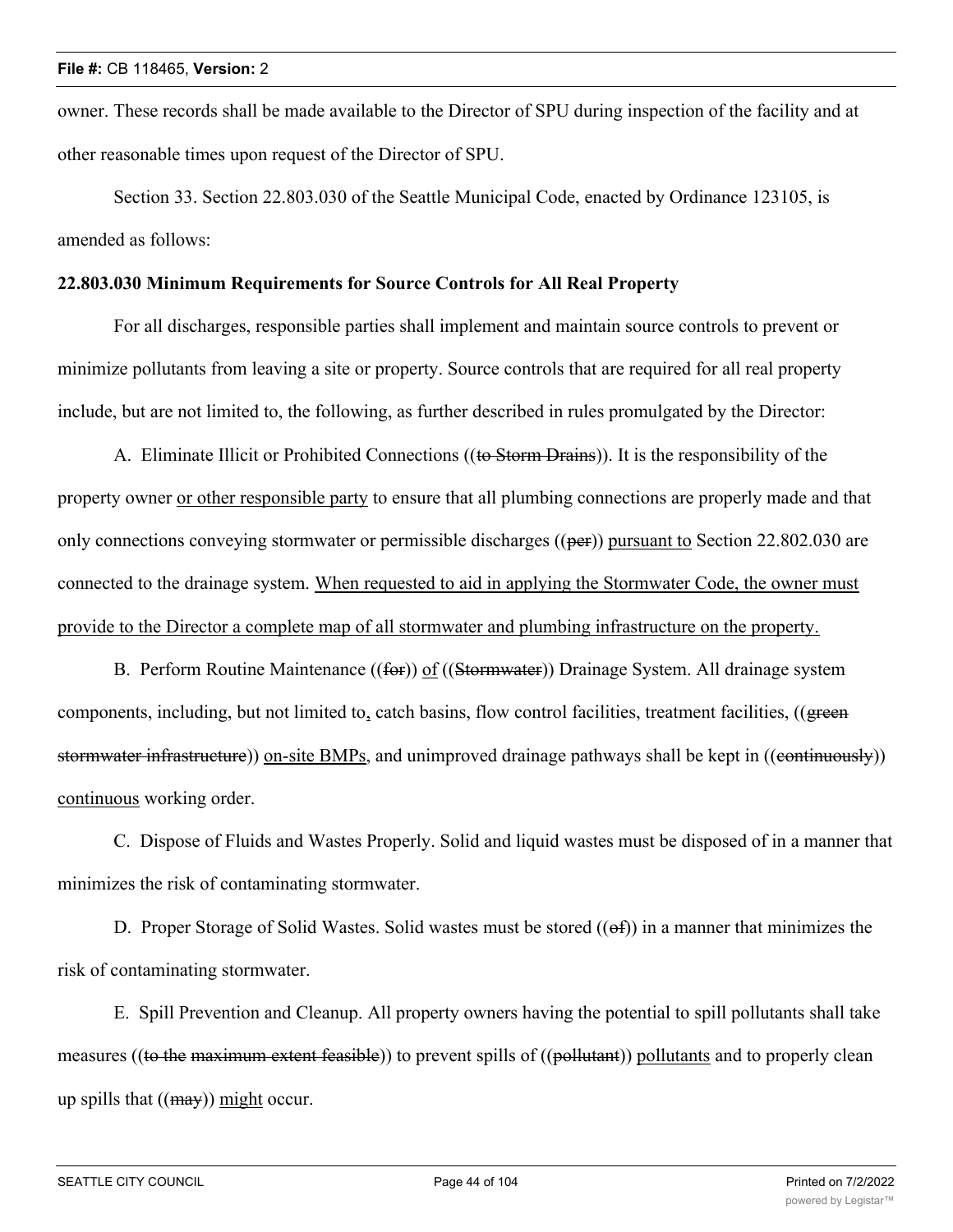owner. These records shall be made available to the Director of SPU during inspection of the facility and at other reasonable times upon request of the Director of SPU.

Section 33. Section 22.803.030 of the Seattle Municipal Code, enacted by Ordinance 123105, is amended as follows:

**22.803.030 Minimum Requirements for Source Controls for All Real Property**

For all discharges, responsible parties shall implement and maintain source controls to prevent or minimize pollutants from leaving a site or property. Source controls that are required for all real property include, but are not limited to, the following, as further described in rules promulgated by the Director:

A. Eliminate Illicit or Prohibited Connections ((~~to Storm Drains~~)). It is the responsibility of the property owner <u>or other responsible party</u> to ensure that all plumbing connections are properly made and that only connections conveying stormwater or permissible discharges ((~~per~~)) <u>pursuant to</u> Section 22.802.030 are connected to the drainage system. <u>When requested to aid in applying the Stormwater Code, the owner must provide to the Director a complete map of all stormwater and plumbing infrastructure on the property.</u>

B. Perform Routine Maintenance ((~~for~~)) <u>of</u> ((~~Stormwater~~)) Drainage System. All drainage system components, including, but not limited to<u>,</u> catch basins, flow control facilities, treatment facilities, ((~~green stormwater infrastructure~~)) <u>on-site BMPs</u>, and unimproved drainage pathways shall be kept in ((~~continuously~~)) <u>continuous</u> working order.

C. Dispose of Fluids and Wastes Properly. Solid and liquid wastes must be disposed of in a manner that minimizes the risk of contaminating stormwater.

D. Proper Storage of Solid Wastes. Solid wastes must be stored ((~~of~~)) in a manner that minimizes the risk of contaminating stormwater.

E. Spill Prevention and Cleanup. All property owners having the potential to spill pollutants shall take measures ((~~to the maximum extent feasible~~)) to prevent spills of ((~~pollutant~~)) <u>pollutants</u> and to properly clean up spills that ((~~may~~)) <u>might</u> occur.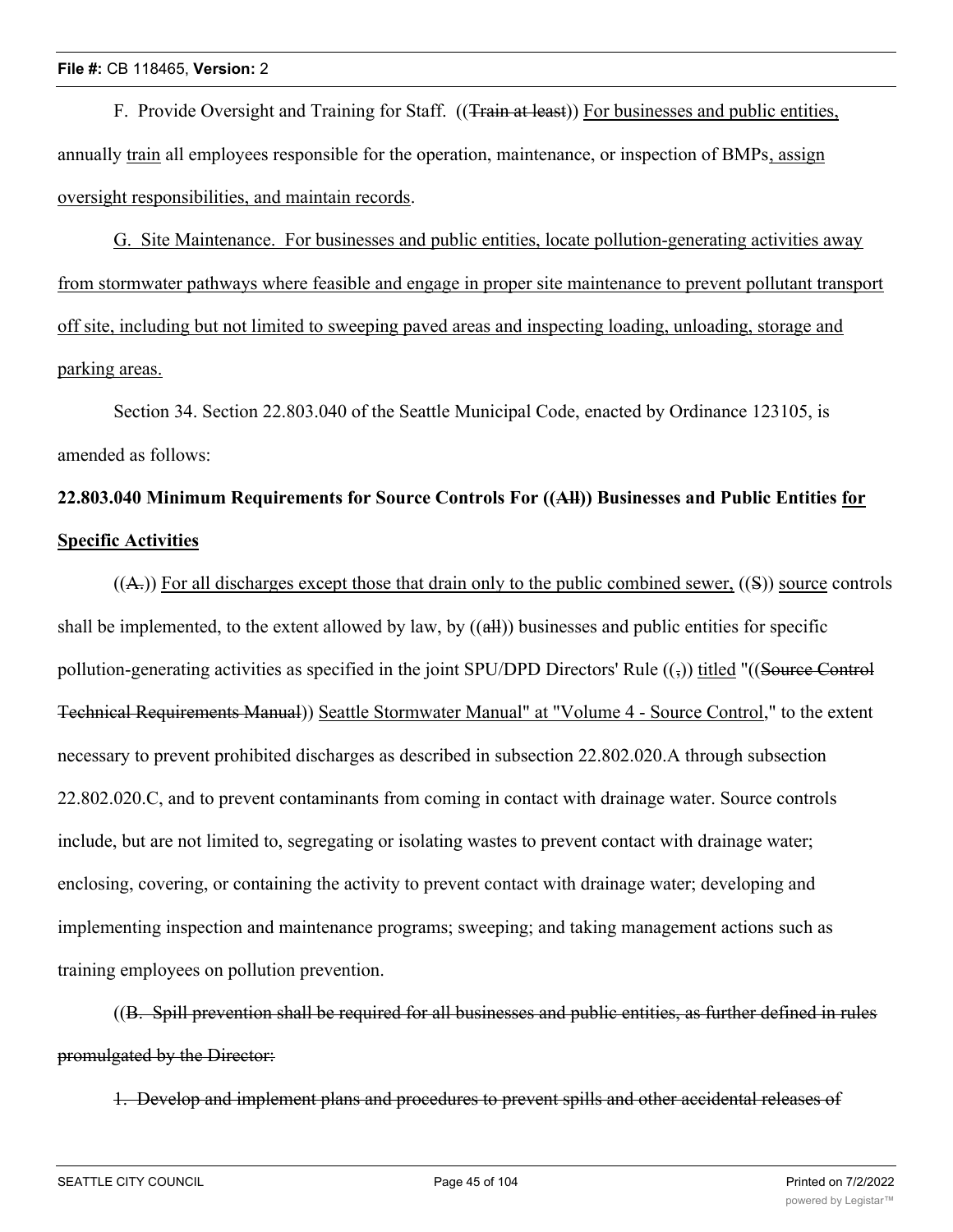F. Provide Oversight and Training for Staff. ((~~Train at least~~)) <u>For businesses and public entities,</u> annually <u>train</u> all employees responsible for the operation, maintenance, or inspection of BMPs<u>, assign oversight responsibilities, and maintain records</u>.

<u>G. Site Maintenance. For businesses and public entities, locate pollution-generating activities away from stormwater pathways where feasible and engage in proper site maintenance to prevent pollutant transport off site, including but not limited to sweeping paved areas and inspecting loading, unloading, storage and parking areas.</u>

Section 34. Section 22.803.040 of the Seattle Municipal Code, enacted by Ordinance 123105, is amended as follows:

**22.803.040 Minimum Requirements for Source Controls For ((~~All~~)) Businesses and Public Entities <u>for Specific Activities</u>**

((~~A.~~)) <u>For all discharges except those that drain only to the public combined sewer,</u> ((~~S~~)) <u>source</u> controls shall be implemented, to the extent allowed by law, by ((~~all~~)) businesses and public entities for specific pollution-generating activities as specified in the joint SPU/DPD Directors' Rule ((~~,~~)) <u>titled</u> "((~~Source Control Technical Requirements Manual~~)) <u>Seattle Stormwater Manual" at "Volume 4 - Source Control</u>," to the extent necessary to prevent prohibited discharges as described in subsection 22.802.020.A through subsection 22.802.020.C, and to prevent contaminants from coming in contact with drainage water. Source controls include, but are not limited to, segregating or isolating wastes to prevent contact with drainage water; enclosing, covering, or containing the activity to prevent contact with drainage water; developing and implementing inspection and maintenance programs; sweeping; and taking management actions such as training employees on pollution prevention.

((~~B. Spill prevention shall be required for all businesses and public entities, as further defined in rules promulgated by the Director:~~

~~1. Develop and implement plans and procedures to prevent spills and other accidental releases of~~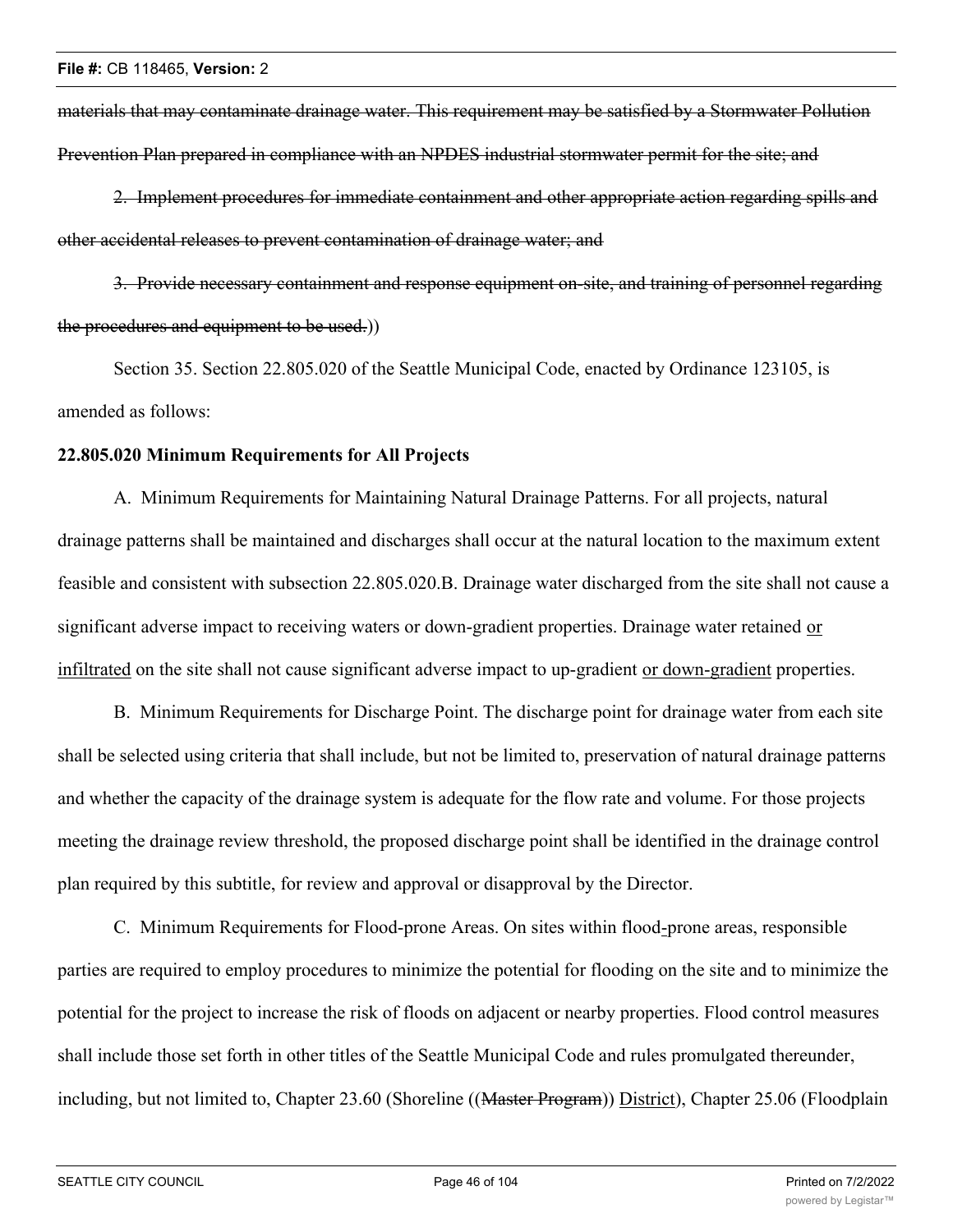~~materials that may contaminate drainage water. This requirement may be satisfied by a Stormwater Pollution Prevention Plan prepared in compliance with an NPDES industrial stormwater permit for the site; and~~

~~2. Implement procedures for immediate containment and other appropriate action regarding spills and other accidental releases to prevent contamination of drainage water; and~~

~~3. Provide necessary containment and response equipment on-site, and training of personnel regarding the procedures and equipment to be used.~~))

Section 35. Section 22.805.020 of the Seattle Municipal Code, enacted by Ordinance 123105, is amended as follows:

**22.805.020 Minimum Requirements for All Projects**

A. Minimum Requirements for Maintaining Natural Drainage Patterns. For all projects, natural drainage patterns shall be maintained and discharges shall occur at the natural location to the maximum extent feasible and consistent with subsection 22.805.020.B. Drainage water discharged from the site shall not cause a significant adverse impact to receiving waters or down-gradient properties. Drainage water retained <u>or infiltrated</u> on the site shall not cause significant adverse impact to up-gradient <u>or down-gradient</u> properties.

B. Minimum Requirements for Discharge Point. The discharge point for drainage water from each site shall be selected using criteria that shall include, but not be limited to, preservation of natural drainage patterns and whether the capacity of the drainage system is adequate for the flow rate and volume. For those projects meeting the drainage review threshold, the proposed discharge point shall be identified in the drainage control plan required by this subtitle, for review and approval or disapproval by the Director.

C. Minimum Requirements for Flood-prone Areas. On sites within flood<u>-</u>prone areas, responsible parties are required to employ procedures to minimize the potential for flooding on the site and to minimize the potential for the project to increase the risk of floods on adjacent or nearby properties. Flood control measures shall include those set forth in other titles of the Seattle Municipal Code and rules promulgated thereunder, including, but not limited to, Chapter 23.60 (Shoreline ((~~Master Program~~)) <u>District</u>), Chapter 25.06 (Floodplain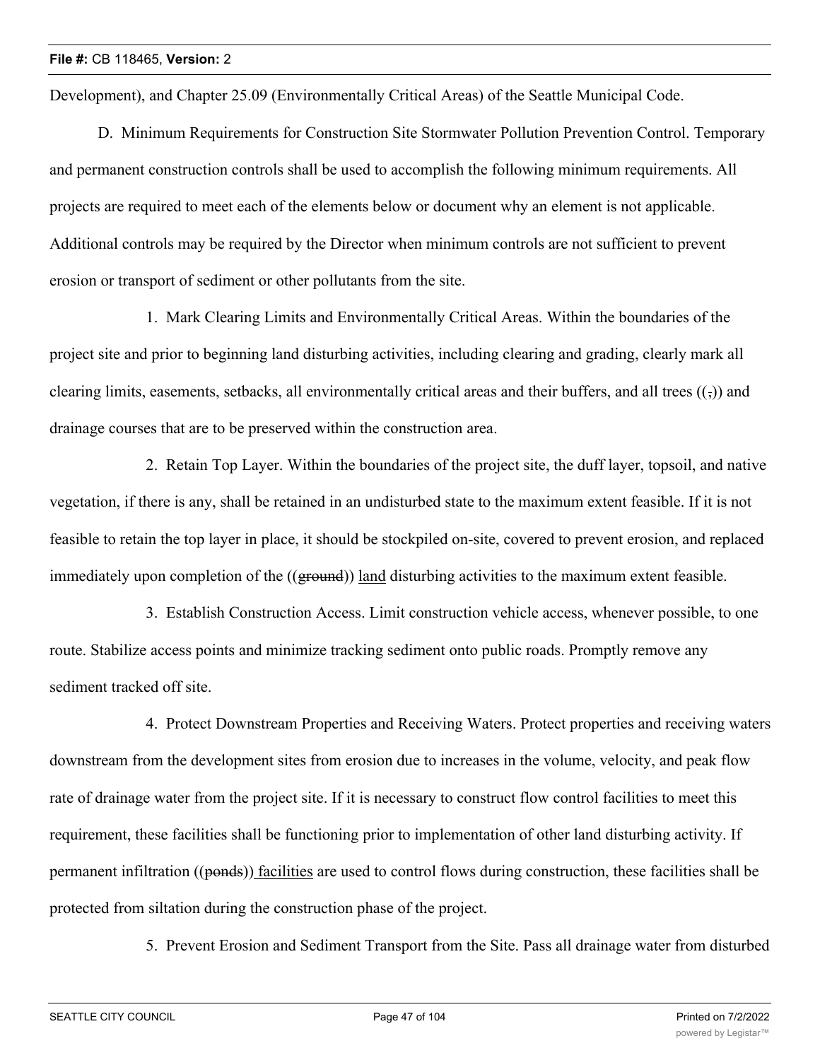Development), and Chapter 25.09 (Environmentally Critical Areas) of the Seattle Municipal Code.

D. Minimum Requirements for Construction Site Stormwater Pollution Prevention Control. Temporary and permanent construction controls shall be used to accomplish the following minimum requirements. All projects are required to meet each of the elements below or document why an element is not applicable. Additional controls may be required by the Director when minimum controls are not sufficient to prevent erosion or transport of sediment or other pollutants from the site.

1. Mark Clearing Limits and Environmentally Critical Areas. Within the boundaries of the project site and prior to beginning land disturbing activities, including clearing and grading, clearly mark all clearing limits, easements, setbacks, all environmentally critical areas and their buffers, and all trees ((~~,~~)) and drainage courses that are to be preserved within the construction area.

2. Retain Top Layer. Within the boundaries of the project site, the duff layer, topsoil, and native vegetation, if there is any, shall be retained in an undisturbed state to the maximum extent feasible. If it is not feasible to retain the top layer in place, it should be stockpiled on-site, covered to prevent erosion, and replaced immediately upon completion of the ((~~ground~~)) <u>land</u> disturbing activities to the maximum extent feasible.

3. Establish Construction Access. Limit construction vehicle access, whenever possible, to one route. Stabilize access points and minimize tracking sediment onto public roads. Promptly remove any sediment tracked off site.

4. Protect Downstream Properties and Receiving Waters. Protect properties and receiving waters downstream from the development sites from erosion due to increases in the volume, velocity, and peak flow rate of drainage water from the project site. If it is necessary to construct flow control facilities to meet this requirement, these facilities shall be functioning prior to implementation of other land disturbing activity. If permanent infiltration ((~~ponds~~)) <u>facilities</u> are used to control flows during construction, these facilities shall be protected from siltation during the construction phase of the project.

5. Prevent Erosion and Sediment Transport from the Site. Pass all drainage water from disturbed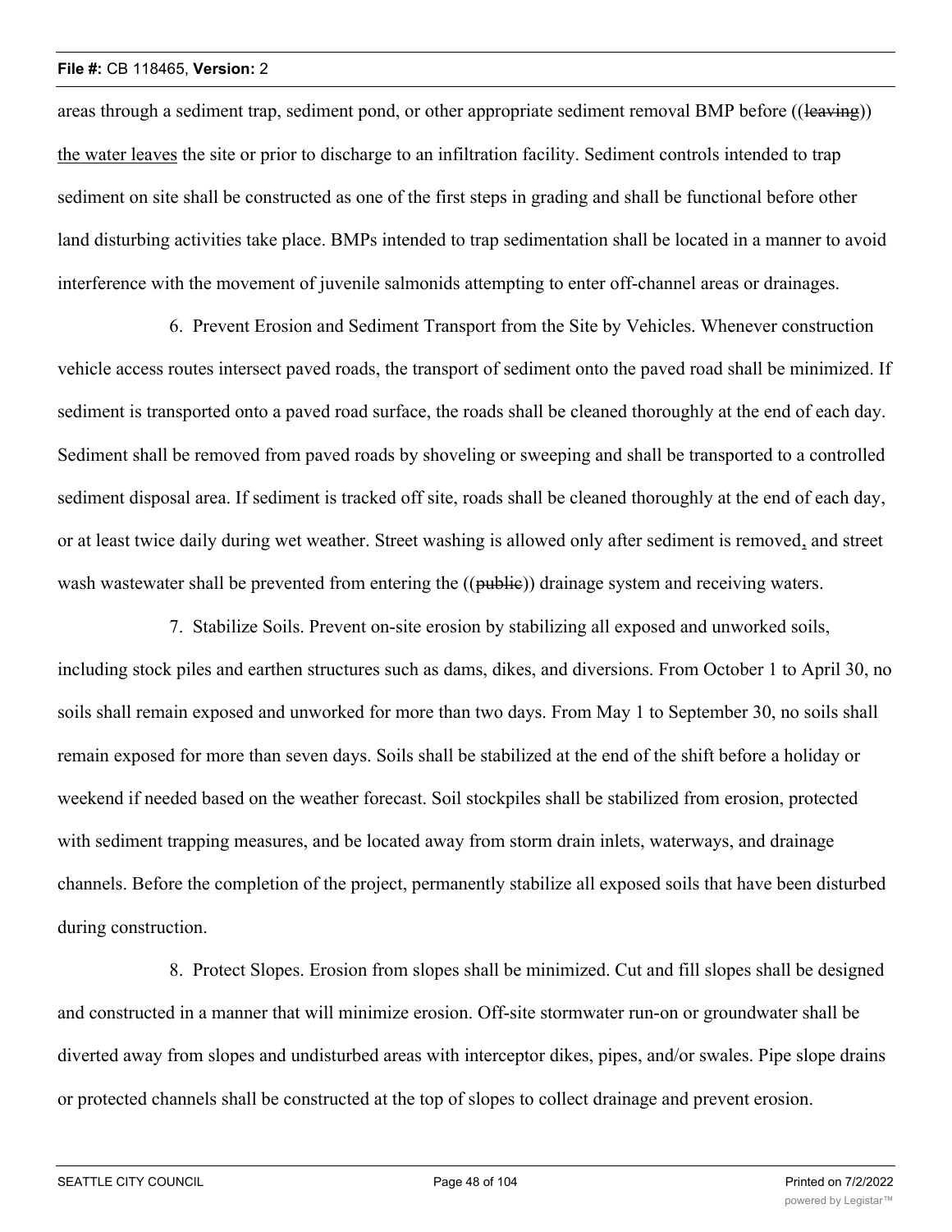areas through a sediment trap, sediment pond, or other appropriate sediment removal BMP before ((~~leaving~~)) <u>the water leaves</u> the site or prior to discharge to an infiltration facility. Sediment controls intended to trap sediment on site shall be constructed as one of the first steps in grading and shall be functional before other land disturbing activities take place. BMPs intended to trap sedimentation shall be located in a manner to avoid interference with the movement of juvenile salmonids attempting to enter off-channel areas or drainages.

6. Prevent Erosion and Sediment Transport from the Site by Vehicles. Whenever construction vehicle access routes intersect paved roads, the transport of sediment onto the paved road shall be minimized. If sediment is transported onto a paved road surface, the roads shall be cleaned thoroughly at the end of each day. Sediment shall be removed from paved roads by shoveling or sweeping and shall be transported to a controlled sediment disposal area. If sediment is tracked off site, roads shall be cleaned thoroughly at the end of each day, or at least twice daily during wet weather. Street washing is allowed only after sediment is removed<u>,</u> and street wash wastewater shall be prevented from entering the ((~~public~~)) drainage system and receiving waters.

7. Stabilize Soils. Prevent on-site erosion by stabilizing all exposed and unworked soils, including stock piles and earthen structures such as dams, dikes, and diversions. From October 1 to April 30, no soils shall remain exposed and unworked for more than two days. From May 1 to September 30, no soils shall remain exposed for more than seven days. Soils shall be stabilized at the end of the shift before a holiday or weekend if needed based on the weather forecast. Soil stockpiles shall be stabilized from erosion, protected with sediment trapping measures, and be located away from storm drain inlets, waterways, and drainage channels. Before the completion of the project, permanently stabilize all exposed soils that have been disturbed during construction.

8. Protect Slopes. Erosion from slopes shall be minimized. Cut and fill slopes shall be designed and constructed in a manner that will minimize erosion. Off-site stormwater run-on or groundwater shall be diverted away from slopes and undisturbed areas with interceptor dikes, pipes, and/or swales. Pipe slope drains or protected channels shall be constructed at the top of slopes to collect drainage and prevent erosion.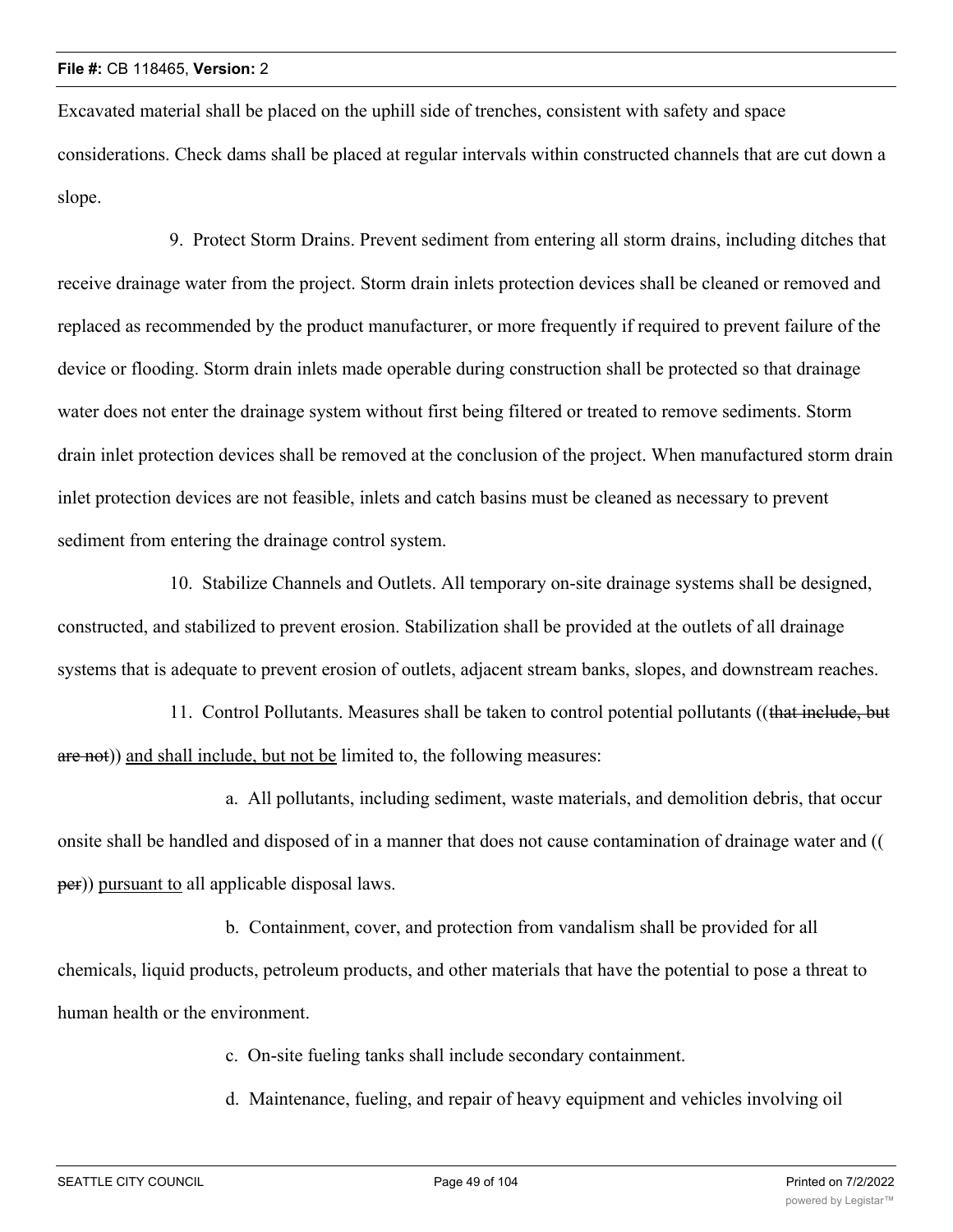Excavated material shall be placed on the uphill side of trenches, consistent with safety and space considerations. Check dams shall be placed at regular intervals within constructed channels that are cut down a slope.

9. Protect Storm Drains. Prevent sediment from entering all storm drains, including ditches that receive drainage water from the project. Storm drain inlets protection devices shall be cleaned or removed and replaced as recommended by the product manufacturer, or more frequently if required to prevent failure of the device or flooding. Storm drain inlets made operable during construction shall be protected so that drainage water does not enter the drainage system without first being filtered or treated to remove sediments. Storm drain inlet protection devices shall be removed at the conclusion of the project. When manufactured storm drain inlet protection devices are not feasible, inlets and catch basins must be cleaned as necessary to prevent sediment from entering the drainage control system.

10. Stabilize Channels and Outlets. All temporary on-site drainage systems shall be designed, constructed, and stabilized to prevent erosion. Stabilization shall be provided at the outlets of all drainage systems that is adequate to prevent erosion of outlets, adjacent stream banks, slopes, and downstream reaches.

11. Control Pollutants. Measures shall be taken to control potential pollutants ((~~that include, but are not~~)) <u>and shall include, but not be</u> limited to, the following measures:

a. All pollutants, including sediment, waste materials, and demolition debris, that occur onsite shall be handled and disposed of in a manner that does not cause contamination of drainage water and ((~~per~~)) <u>pursuant to</u> all applicable disposal laws.

b. Containment, cover, and protection from vandalism shall be provided for all chemicals, liquid products, petroleum products, and other materials that have the potential to pose a threat to human health or the environment.

c. On-site fueling tanks shall include secondary containment.

d. Maintenance, fueling, and repair of heavy equipment and vehicles involving oil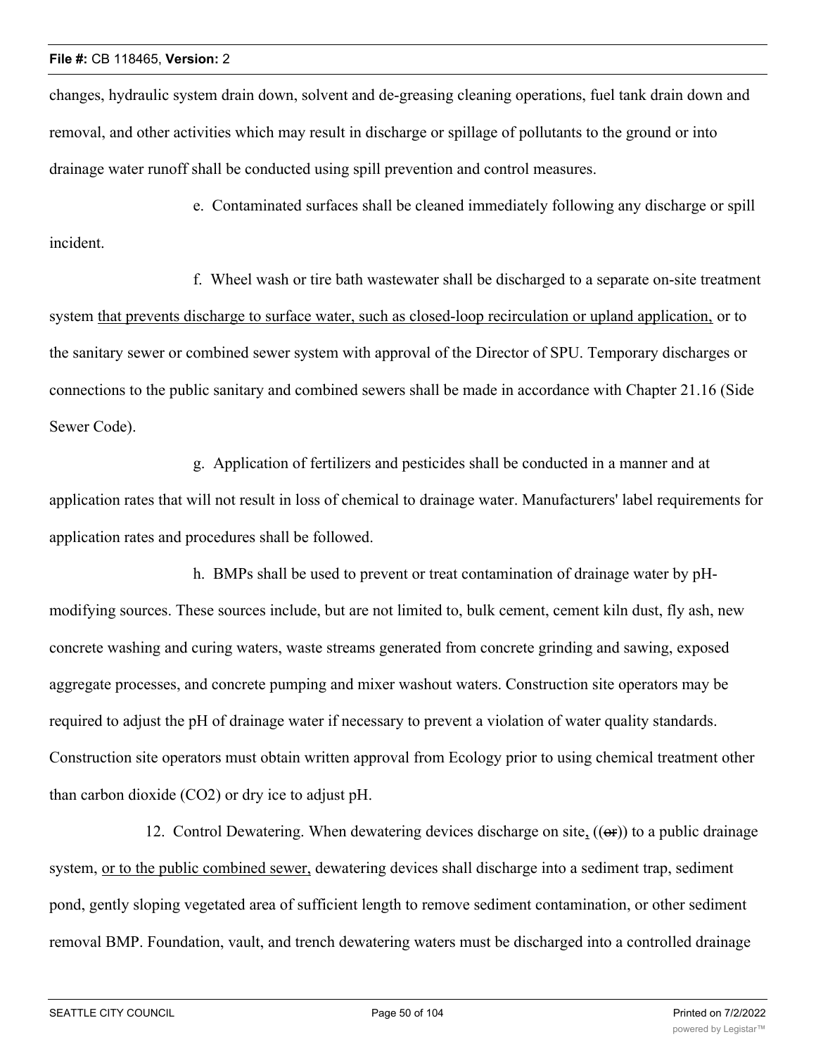changes, hydraulic system drain down, solvent and de-greasing cleaning operations, fuel tank drain down and removal, and other activities which may result in discharge or spillage of pollutants to the ground or into drainage water runoff shall be conducted using spill prevention and control measures.

e. Contaminated surfaces shall be cleaned immediately following any discharge or spill incident.

f. Wheel wash or tire bath wastewater shall be discharged to a separate on-site treatment system that prevents discharge to surface water, such as closed-loop recirculation or upland application, or to the sanitary sewer or combined sewer system with approval of the Director of SPU. Temporary discharges or connections to the public sanitary and combined sewers shall be made in accordance with Chapter 21.16 (Side Sewer Code).

g. Application of fertilizers and pesticides shall be conducted in a manner and at application rates that will not result in loss of chemical to drainage water. Manufacturers' label requirements for application rates and procedures shall be followed.

h. BMPs shall be used to prevent or treat contamination of drainage water by pH-modifying sources. These sources include, but are not limited to, bulk cement, cement kiln dust, fly ash, new concrete washing and curing waters, waste streams generated from concrete grinding and sawing, exposed aggregate processes, and concrete pumping and mixer washout waters. Construction site operators may be required to adjust the pH of drainage water if necessary to prevent a violation of water quality standards. Construction site operators must obtain written approval from Ecology prior to using chemical treatment other than carbon dioxide ($CO_2$) or dry ice to adjust pH.

12. Control Dewatering. When dewatering devices discharge on site, ((~~or~~)) to a public drainage system, or to the public combined sewer, dewatering devices shall discharge into a sediment trap, sediment pond, gently sloping vegetated area of sufficient length to remove sediment contamination, or other sediment removal BMP. Foundation, vault, and trench dewatering waters must be discharged into a controlled drainage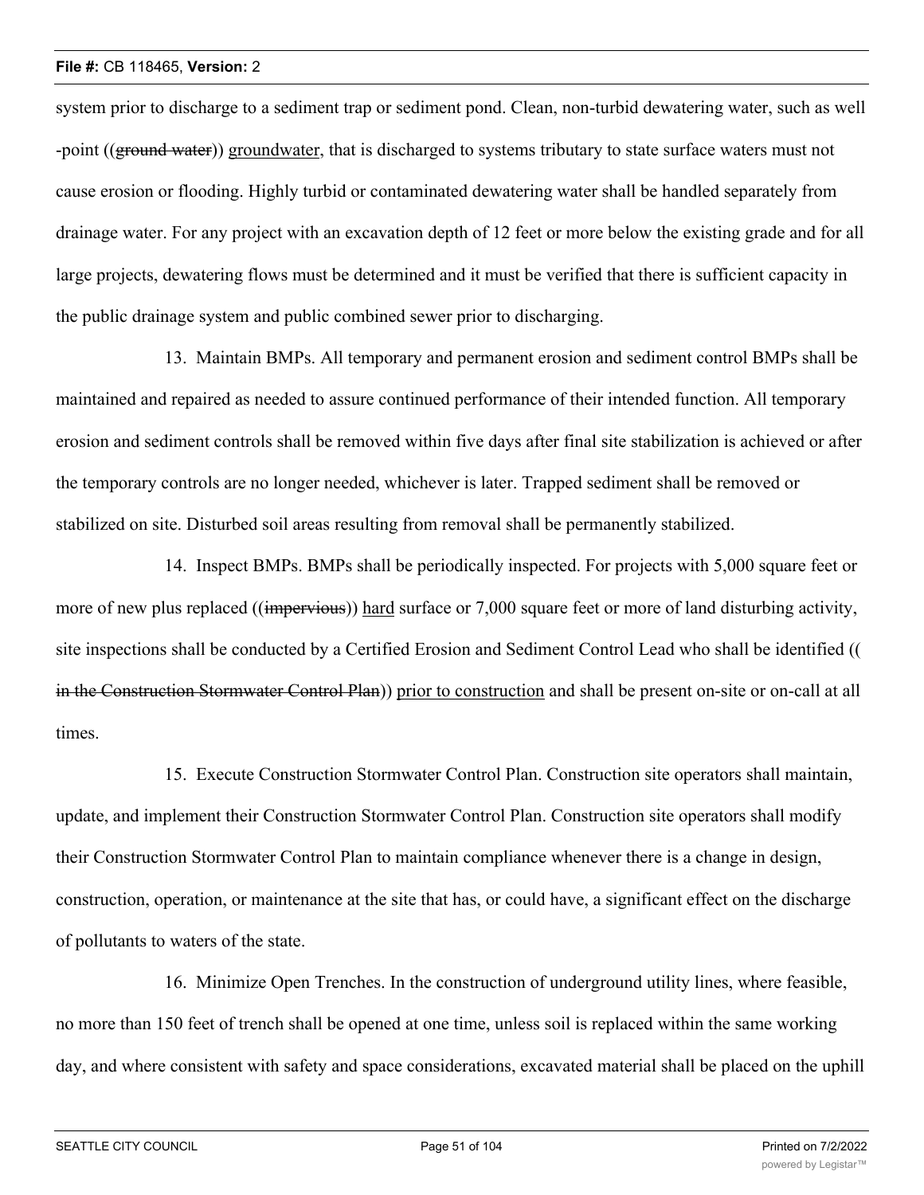system prior to discharge to a sediment trap or sediment pond. Clean, non-turbid dewatering water, such as well -point ((~~ground water~~)) groundwater, that is discharged to systems tributary to state surface waters must not cause erosion or flooding. Highly turbid or contaminated dewatering water shall be handled separately from drainage water. For any project with an excavation depth of 12 feet or more below the existing grade and for all large projects, dewatering flows must be determined and it must be verified that there is sufficient capacity in the public drainage system and public combined sewer prior to discharging.

13. Maintain BMPs. All temporary and permanent erosion and sediment control BMPs shall be maintained and repaired as needed to assure continued performance of their intended function. All temporary erosion and sediment controls shall be removed within five days after final site stabilization is achieved or after the temporary controls are no longer needed, whichever is later. Trapped sediment shall be removed or stabilized on site. Disturbed soil areas resulting from removal shall be permanently stabilized.

14. Inspect BMPs. BMPs shall be periodically inspected. For projects with 5,000 square feet or more of new plus replaced ((~~impervious~~)) hard surface or 7,000 square feet or more of land disturbing activity, site inspections shall be conducted by a Certified Erosion and Sediment Control Lead who shall be identified (( ~~in the Construction Stormwater Control Plan~~)) prior to construction and shall be present on-site or on-call at all times.

15. Execute Construction Stormwater Control Plan. Construction site operators shall maintain, update, and implement their Construction Stormwater Control Plan. Construction site operators shall modify their Construction Stormwater Control Plan to maintain compliance whenever there is a change in design, construction, operation, or maintenance at the site that has, or could have, a significant effect on the discharge of pollutants to waters of the state.

16. Minimize Open Trenches. In the construction of underground utility lines, where feasible, no more than 150 feet of trench shall be opened at one time, unless soil is replaced within the same working day, and where consistent with safety and space considerations, excavated material shall be placed on the uphill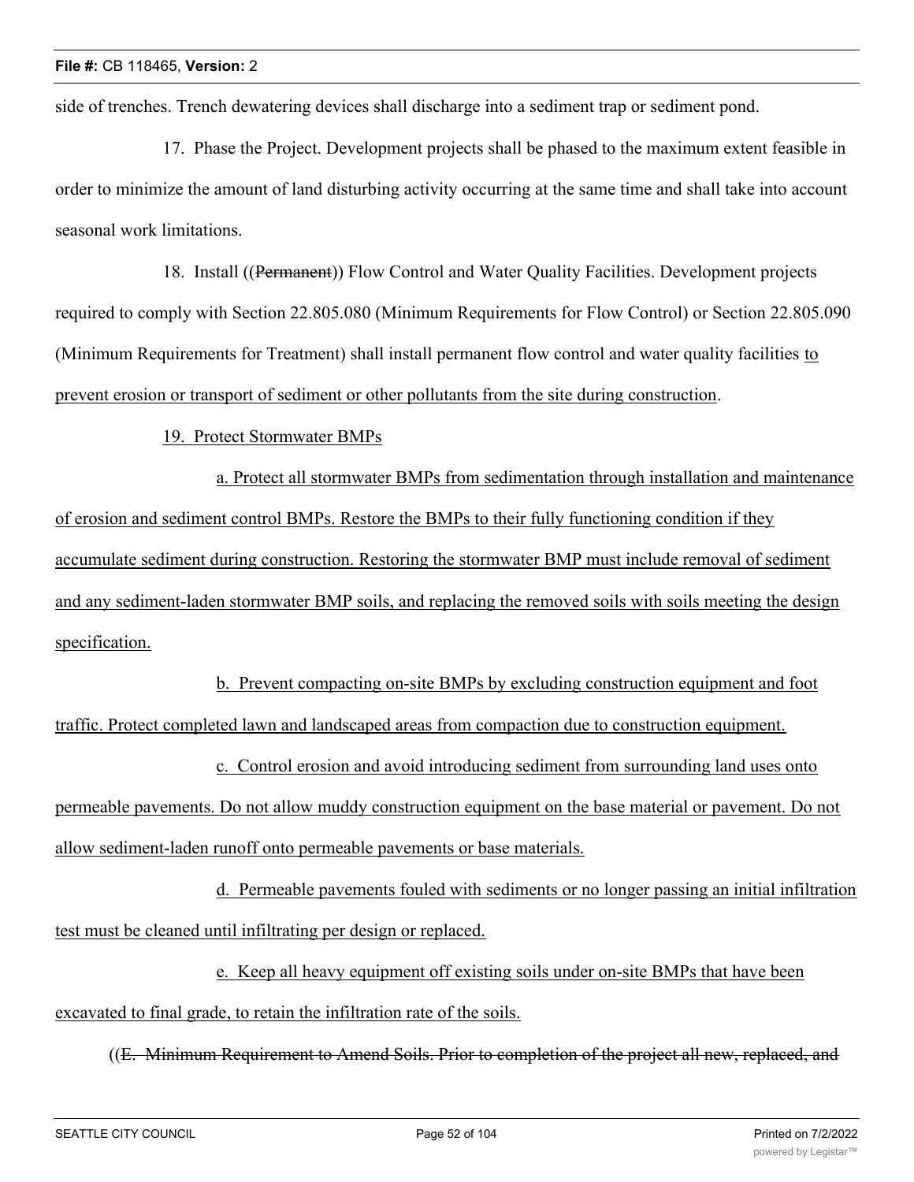side of trenches. Trench dewatering devices shall discharge into a sediment trap or sediment pond.

17. Phase the Project. Development projects shall be phased to the maximum extent feasible in order to minimize the amount of land disturbing activity occurring at the same time and shall take into account seasonal work limitations.

18. Install ((~~Permanent~~)) Flow Control and Water Quality Facilities. Development projects required to comply with Section 22.805.080 (Minimum Requirements for Flow Control) or Section 22.805.090 (Minimum Requirements for Treatment) shall install permanent flow control and water quality facilities <u>to prevent erosion or transport of sediment or other pollutants from the site during construction</u>.

<u>19. Protect Stormwater BMPs</u>

<u>a. Protect all stormwater BMPs from sedimentation through installation and maintenance of erosion and sediment control BMPs. Restore the BMPs to their fully functioning condition if they accumulate sediment during construction. Restoring the stormwater BMP must include removal of sediment and any sediment-laden stormwater BMP soils, and replacing the removed soils with soils meeting the design specification.</u>

<u>b. Prevent compacting on-site BMPs by excluding construction equipment and foot traffic. Protect completed lawn and landscaped areas from compaction due to construction equipment.</u>

<u>c. Control erosion and avoid introducing sediment from surrounding land uses onto permeable pavements. Do not allow muddy construction equipment on the base material or pavement. Do not allow sediment-laden runoff onto permeable pavements or base materials.</u>

<u>d. Permeable pavements fouled with sediments or no longer passing an initial infiltration test must be cleaned until infiltrating per design or replaced.</u>

<u>e. Keep all heavy equipment off existing soils under on-site BMPs that have been excavated to final grade, to retain the infiltration rate of the soils.</u>

((~~E. Minimum Requirement to Amend Soils. Prior to completion of the project all new, replaced, and~~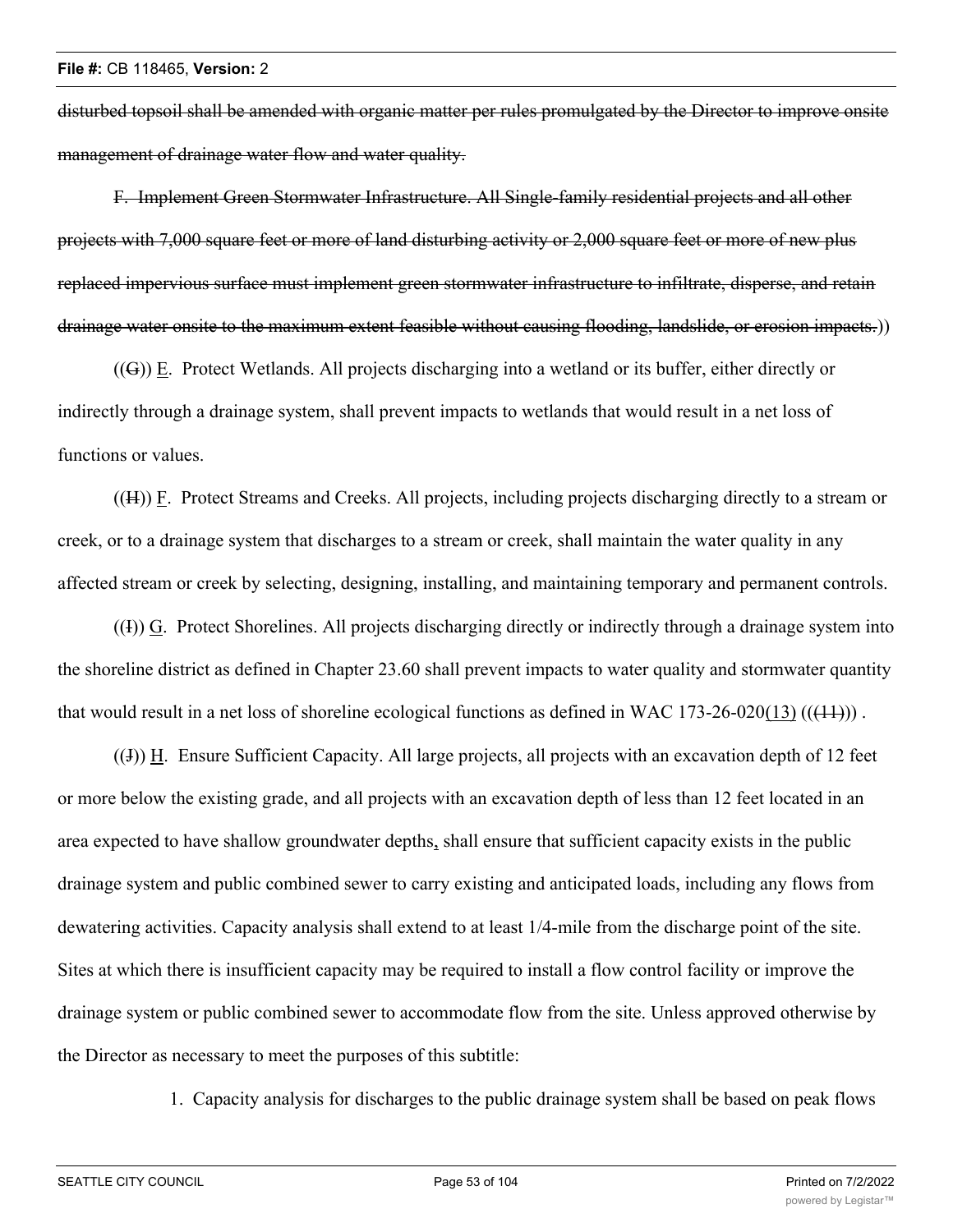~~disturbed topsoil shall be amended with organic matter per rules promulgated by the Director to improve onsite management of drainage water flow and water quality.~~

~~F. Implement Green Stormwater Infrastructure. All Single-family residential projects and all other projects with 7,000 square feet or more of land disturbing activity or 2,000 square feet or more of new plus replaced impervious surface must implement green stormwater infrastructure to infiltrate, disperse, and retain drainage water onsite to the maximum extent feasible without causing flooding, landslide, or erosion impacts.~~))

((~~G~~)) <u>E</u>. Protect Wetlands. All projects discharging into a wetland or its buffer, either directly or indirectly through a drainage system, shall prevent impacts to wetlands that would result in a net loss of functions or values.

((~~H~~)) <u>F</u>. Protect Streams and Creeks. All projects, including projects discharging directly to a stream or creek, or to a drainage system that discharges to a stream or creek, shall maintain the water quality in any affected stream or creek by selecting, designing, installing, and maintaining temporary and permanent controls.

((~~I~~)) <u>G</u>. Protect Shorelines. All projects discharging directly or indirectly through a drainage system into the shoreline district as defined in Chapter 23.60 shall prevent impacts to water quality and stormwater quantity that would result in a net loss of shoreline ecological functions as defined in WAC 173-26-020<u>(13)</u> ((~~(11)~~)) .

((~~J~~)) <u>H</u>. Ensure Sufficient Capacity. All large projects, all projects with an excavation depth of 12 feet or more below the existing grade, and all projects with an excavation depth of less than 12 feet located in an area expected to have shallow groundwater depths<u>,</u> shall ensure that sufficient capacity exists in the public drainage system and public combined sewer to carry existing and anticipated loads, including any flows from dewatering activities. Capacity analysis shall extend to at least 1/4-mile from the discharge point of the site. Sites at which there is insufficient capacity may be required to install a flow control facility or improve the drainage system or public combined sewer to accommodate flow from the site. Unless approved otherwise by the Director as necessary to meet the purposes of this subtitle:

1. Capacity analysis for discharges to the public drainage system shall be based on peak flows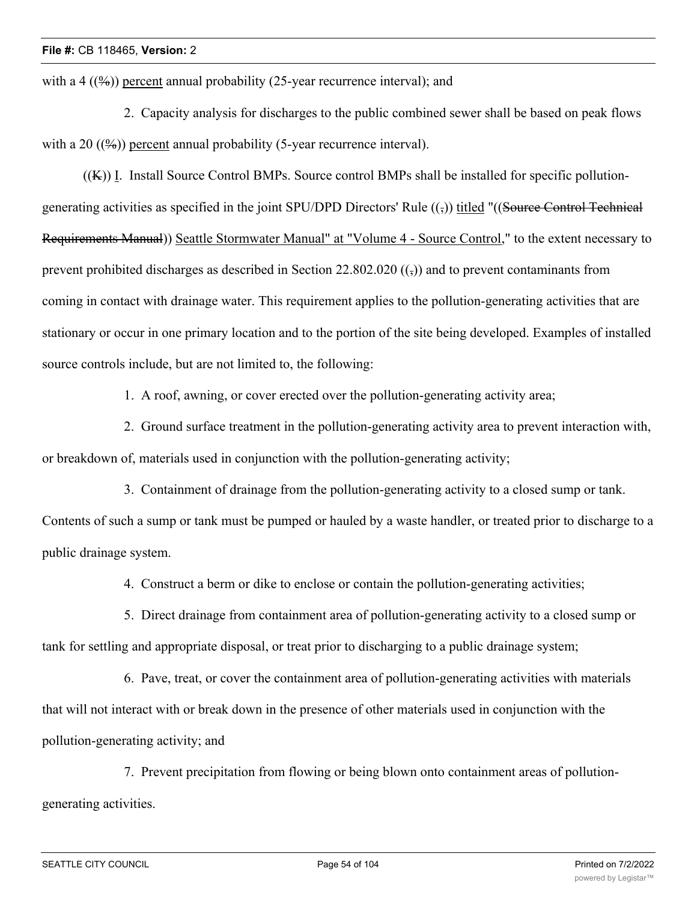with a 4 ((%)) percent annual probability (25-year recurrence interval); and

2. Capacity analysis for discharges to the public combined sewer shall be based on peak flows with a 20 ((%)) percent annual probability (5-year recurrence interval).

((K)) I. Install Source Control BMPs. Source control BMPs shall be installed for specific pollution-generating activities as specified in the joint SPU/DPD Directors' Rule ((,)) titled "((Source Control Technical Requirements Manual)) Seattle Stormwater Manual" at "Volume 4 - Source Control," to the extent necessary to prevent prohibited discharges as described in Section 22.802.020 ((,)) and to prevent contaminants from coming in contact with drainage water. This requirement applies to the pollution-generating activities that are stationary or occur in one primary location and to the portion of the site being developed. Examples of installed source controls include, but are not limited to, the following:

1. A roof, awning, or cover erected over the pollution-generating activity area;

2. Ground surface treatment in the pollution-generating activity area to prevent interaction with, or breakdown of, materials used in conjunction with the pollution-generating activity;

3. Containment of drainage from the pollution-generating activity to a closed sump or tank. Contents of such a sump or tank must be pumped or hauled by a waste handler, or treated prior to discharge to a public drainage system.

4. Construct a berm or dike to enclose or contain the pollution-generating activities;

5. Direct drainage from containment area of pollution-generating activity to a closed sump or tank for settling and appropriate disposal, or treat prior to discharging to a public drainage system;

6. Pave, treat, or cover the containment area of pollution-generating activities with materials that will not interact with or break down in the presence of other materials used in conjunction with the pollution-generating activity; and

7. Prevent precipitation from flowing or being blown onto containment areas of pollution-generating activities.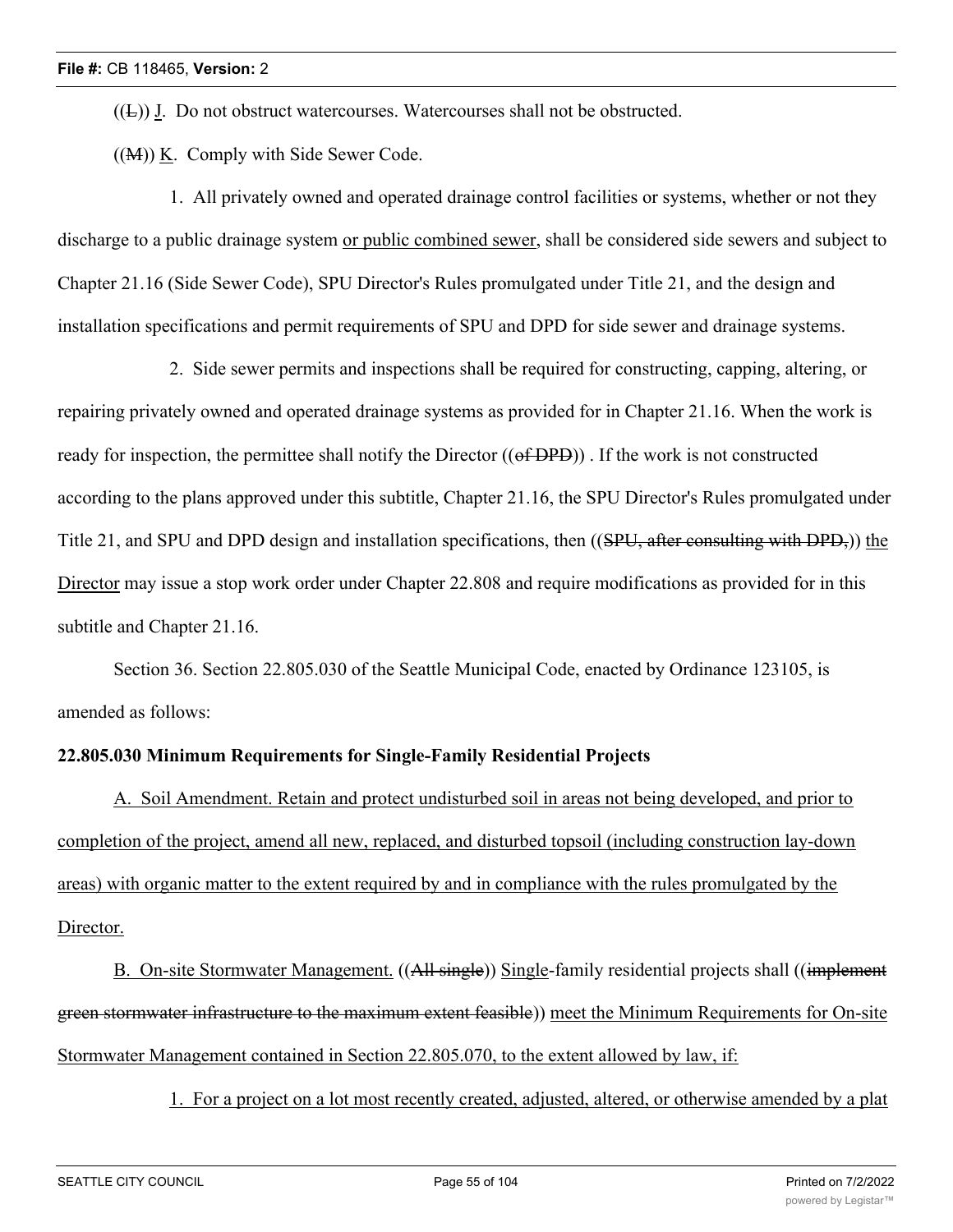((L)) J. Do not obstruct watercourses. Watercourses shall not be obstructed.

((M)) K. Comply with Side Sewer Code.

1. All privately owned and operated drainage control facilities or systems, whether or not they discharge to a public drainage system or public combined sewer, shall be considered side sewers and subject to Chapter 21.16 (Side Sewer Code), SPU Director's Rules promulgated under Title 21, and the design and installation specifications and permit requirements of SPU and DPD for side sewer and drainage systems.

2. Side sewer permits and inspections shall be required for constructing, capping, altering, or repairing privately owned and operated drainage systems as provided for in Chapter 21.16. When the work is ready for inspection, the permittee shall notify the Director ((of DPD)) . If the work is not constructed according to the plans approved under this subtitle, Chapter 21.16, the SPU Director's Rules promulgated under Title 21, and SPU and DPD design and installation specifications, then ((SPU, after consulting with DPD,)) the Director may issue a stop work order under Chapter 22.808 and require modifications as provided for in this subtitle and Chapter 21.16.

Section 36. Section 22.805.030 of the Seattle Municipal Code, enacted by Ordinance 123105, is amended as follows:

**22.805.030 Minimum Requirements for Single-Family Residential Projects**

A. Soil Amendment. Retain and protect undisturbed soil in areas not being developed, and prior to completion of the project, amend all new, replaced, and disturbed topsoil (including construction lay-down areas) with organic matter to the extent required by and in compliance with the rules promulgated by the Director.

B. On-site Stormwater Management. ((All single)) Single-family residential projects shall ((implement green stormwater infrastructure to the maximum extent feasible)) meet the Minimum Requirements for On-site Stormwater Management contained in Section 22.805.070, to the extent allowed by law, if:

1. For a project on a lot most recently created, adjusted, altered, or otherwise amended by a plat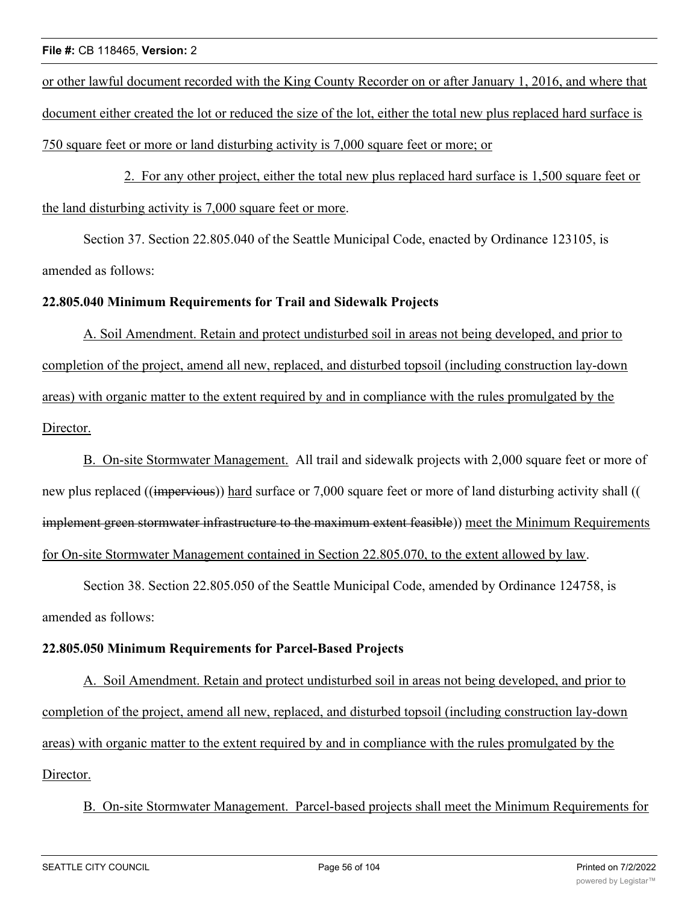or other lawful document recorded with the King County Recorder on or after January 1, 2016, and where that document either created the lot or reduced the size of the lot, either the total new plus replaced hard surface is 750 square feet or more or land disturbing activity is 7,000 square feet or more; or

2. For any other project, either the total new plus replaced hard surface is 1,500 square feet or the land disturbing activity is 7,000 square feet or more.

Section 37. Section 22.805.040 of the Seattle Municipal Code, enacted by Ordinance 123105, is amended as follows:

**22.805.040 Minimum Requirements for Trail and Sidewalk Projects**

A. Soil Amendment. Retain and protect undisturbed soil in areas not being developed, and prior to completion of the project, amend all new, replaced, and disturbed topsoil (including construction lay-down areas) with organic matter to the extent required by and in compliance with the rules promulgated by the Director.

B. On-site Stormwater Management. All trail and sidewalk projects with 2,000 square feet or more of new plus replaced ((~~impervious~~)) hard surface or 7,000 square feet or more of land disturbing activity shall ((~~implement green stormwater infrastructure to the maximum extent feasible~~)) meet the Minimum Requirements for On-site Stormwater Management contained in Section 22.805.070, to the extent allowed by law.

Section 38. Section 22.805.050 of the Seattle Municipal Code, amended by Ordinance 124758, is amended as follows:

**22.805.050 Minimum Requirements for Parcel-Based Projects**

A. Soil Amendment. Retain and protect undisturbed soil in areas not being developed, and prior to completion of the project, amend all new, replaced, and disturbed topsoil (including construction lay-down areas) with organic matter to the extent required by and in compliance with the rules promulgated by the Director.

B. On-site Stormwater Management. Parcel-based projects shall meet the Minimum Requirements for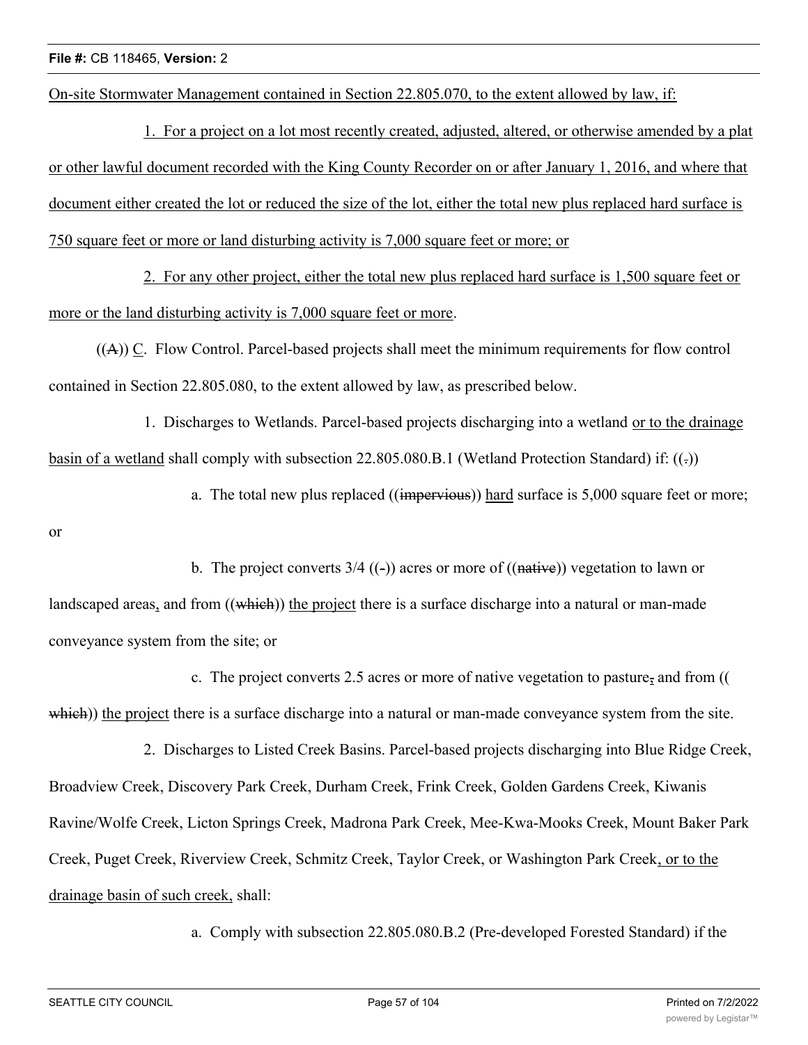On-site Stormwater Management contained in Section 22.805.070, to the extent allowed by law, if:

1. For a project on a lot most recently created, adjusted, altered, or otherwise amended by a plat or other lawful document recorded with the King County Recorder on or after January 1, 2016, and where that document either created the lot or reduced the size of the lot, either the total new plus replaced hard surface is 750 square feet or more or land disturbing activity is 7,000 square feet or more; or

2. For any other project, either the total new plus replaced hard surface is 1,500 square feet or more or the land disturbing activity is 7,000 square feet or more.

((A)) C. Flow Control. Parcel-based projects shall meet the minimum requirements for flow control contained in Section 22.805.080, to the extent allowed by law, as prescribed below.

1. Discharges to Wetlands. Parcel-based projects discharging into a wetland or to the drainage basin of a wetland shall comply with subsection 22.805.080.B.1 (Wetland Protection Standard) if: ((.))

a. The total new plus replaced ((impervious)) hard surface is 5,000 square feet or more; or

b. The project converts 3/4 ((-)) acres or more of ((native)) vegetation to lawn or landscaped areas, and from ((which)) the project there is a surface discharge into a natural or man-made conveyance system from the site; or

c. The project converts 2.5 acres or more of native vegetation to pasture, and from ((which)) the project there is a surface discharge into a natural or man-made conveyance system from the site.

2. Discharges to Listed Creek Basins. Parcel-based projects discharging into Blue Ridge Creek, Broadview Creek, Discovery Park Creek, Durham Creek, Frink Creek, Golden Gardens Creek, Kiwanis Ravine/Wolfe Creek, Licton Springs Creek, Madrona Park Creek, Mee-Kwa-Mooks Creek, Mount Baker Park Creek, Puget Creek, Riverview Creek, Schmitz Creek, Taylor Creek, or Washington Park Creek, or to the drainage basin of such creek, shall:

a. Comply with subsection 22.805.080.B.2 (Pre-developed Forested Standard) if the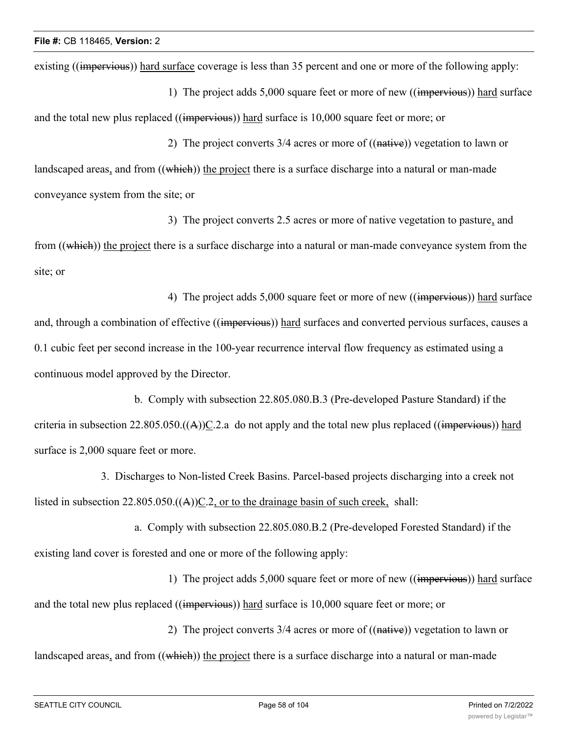existing ((~~impervious~~)) <u>hard surface</u> coverage is less than 35 percent and one or more of the following apply:

1) The project adds 5,000 square feet or more of new ((~~impervious~~)) <u>hard</u> surface and the total new plus replaced ((~~impervious~~)) <u>hard</u> surface is 10,000 square feet or more; or

2) The project converts 3/4 acres or more of ((~~native~~)) vegetation to lawn or landscaped areas<u>,</u> and from ((~~which~~)) <u>the project</u> there is a surface discharge into a natural or man-made conveyance system from the site; or

3) The project converts 2.5 acres or more of native vegetation to pasture<u>,</u> and from ((~~which~~)) <u>the project</u> there is a surface discharge into a natural or man-made conveyance system from the site; or

4) The project adds 5,000 square feet or more of new ((~~impervious~~)) <u>hard</u> surface and, through a combination of effective ((~~impervious~~)) <u>hard</u> surfaces and converted pervious surfaces, causes a 0.1 cubic feet per second increase in the 100-year recurrence interval flow frequency as estimated using a continuous model approved by the Director.

b. Comply with subsection 22.805.080.B.3 (Pre-developed Pasture Standard) if the criteria in subsection 22.805.050.((~~A~~))<u>C</u>.2.a do not apply and the total new plus replaced ((~~impervious~~)) <u>hard</u> surface is 2,000 square feet or more.

3. Discharges to Non-listed Creek Basins. Parcel-based projects discharging into a creek not listed in subsection 22.805.050.((~~A~~))<u>C</u>.2<u>, or to the drainage basin of such creek,</u> shall:

a. Comply with subsection 22.805.080.B.2 (Pre-developed Forested Standard) if the existing land cover is forested and one or more of the following apply:

1) The project adds 5,000 square feet or more of new ((~~impervious~~)) <u>hard</u> surface and the total new plus replaced ((~~impervious~~)) <u>hard</u> surface is 10,000 square feet or more; or

2) The project converts 3/4 acres or more of ((~~native~~)) vegetation to lawn or landscaped areas<u>,</u> and from ((~~which~~)) <u>the project</u> there is a surface discharge into a natural or man-made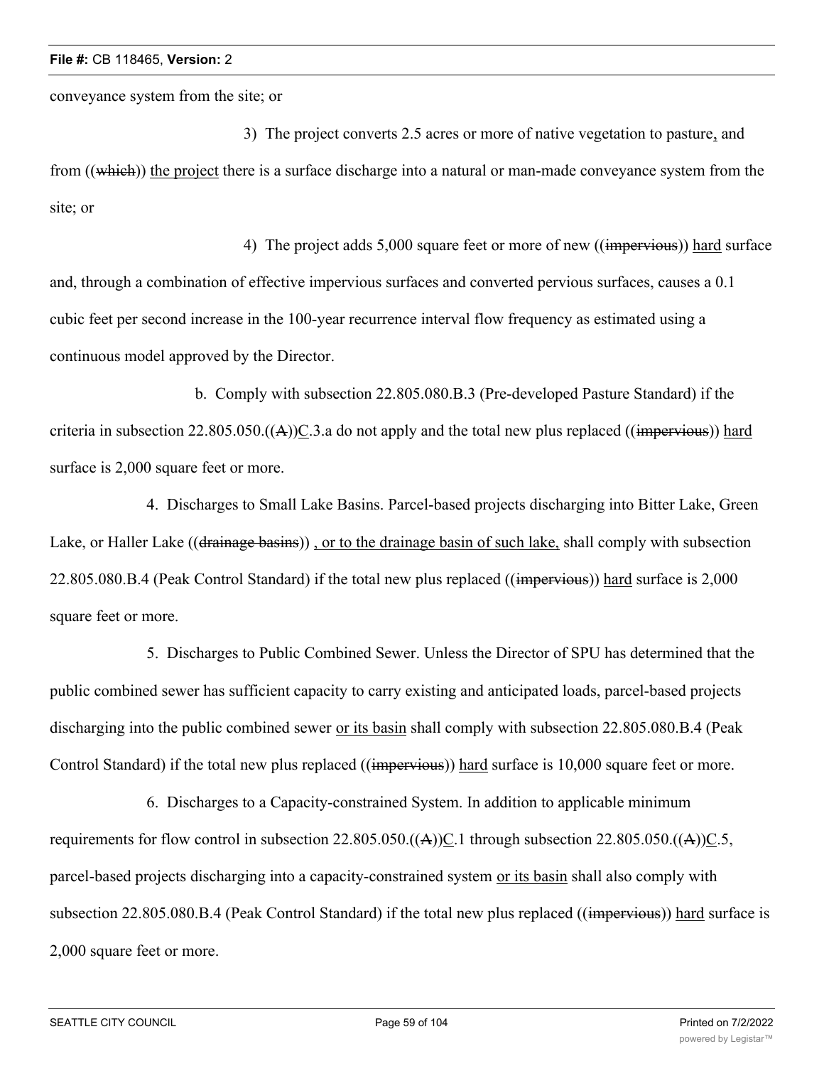conveyance system from the site; or

3) The project converts 2.5 acres or more of native vegetation to pasture, and from ((~~which~~)) the project there is a surface discharge into a natural or man-made conveyance system from the site; or

4) The project adds 5,000 square feet or more of new ((~~impervious~~)) hard surface and, through a combination of effective impervious surfaces and converted pervious surfaces, causes a 0.1 cubic feet per second increase in the 100-year recurrence interval flow frequency as estimated using a continuous model approved by the Director.

b. Comply with subsection 22.805.080.B.3 (Pre-developed Pasture Standard) if the criteria in subsection 22.805.050.((~~A~~))C.3.a do not apply and the total new plus replaced ((~~impervious~~)) hard surface is 2,000 square feet or more.

4. Discharges to Small Lake Basins. Parcel-based projects discharging into Bitter Lake, Green Lake, or Haller Lake ((~~drainage basins~~)) , or to the drainage basin of such lake, shall comply with subsection 22.805.080.B.4 (Peak Control Standard) if the total new plus replaced ((~~impervious~~)) hard surface is 2,000 square feet or more.

5. Discharges to Public Combined Sewer. Unless the Director of SPU has determined that the public combined sewer has sufficient capacity to carry existing and anticipated loads, parcel-based projects discharging into the public combined sewer or its basin shall comply with subsection 22.805.080.B.4 (Peak Control Standard) if the total new plus replaced ((~~impervious~~)) hard surface is 10,000 square feet or more.

6. Discharges to a Capacity-constrained System. In addition to applicable minimum requirements for flow control in subsection 22.805.050.((~~A~~))C.1 through subsection 22.805.050.((~~A~~))C.5, parcel-based projects discharging into a capacity-constrained system or its basin shall also comply with subsection 22.805.080.B.4 (Peak Control Standard) if the total new plus replaced ((~~impervious~~)) hard surface is 2,000 square feet or more.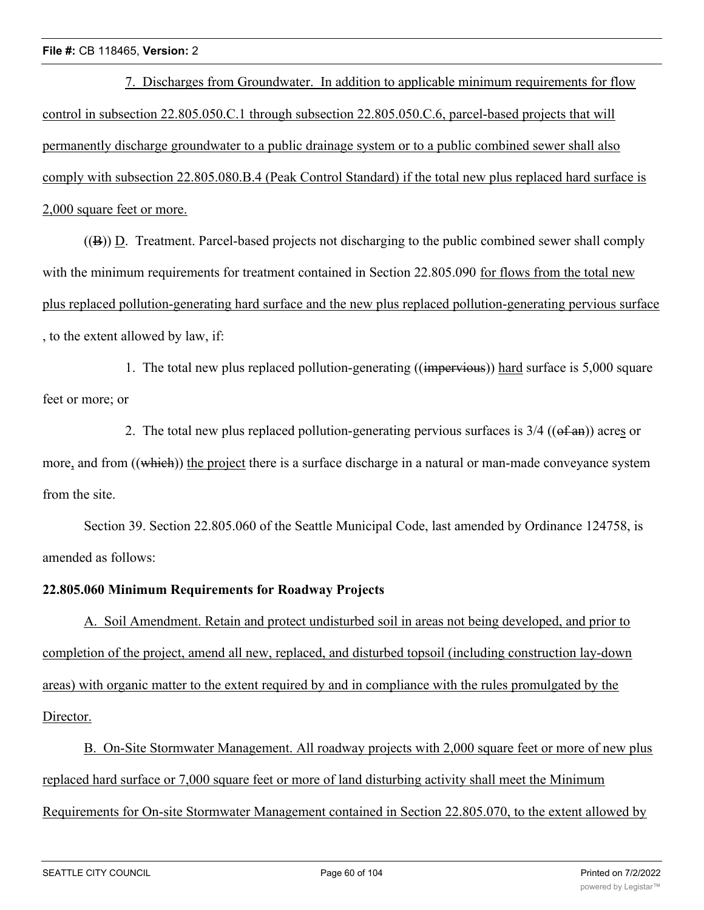7. Discharges from Groundwater. In addition to applicable minimum requirements for flow control in subsection 22.805.050.C.1 through subsection 22.805.050.C.6, parcel-based projects that will permanently discharge groundwater to a public drainage system or to a public combined sewer shall also comply with subsection 22.805.080.B.4 (Peak Control Standard) if the total new plus replaced hard surface is 2,000 square feet or more.

((B)) D. Treatment. Parcel-based projects not discharging to the public combined sewer shall comply with the minimum requirements for treatment contained in Section 22.805.090 for flows from the total new plus replaced pollution-generating hard surface and the new plus replaced pollution-generating pervious surface, to the extent allowed by law, if:

1. The total new plus replaced pollution-generating ((impervious)) hard surface is 5,000 square feet or more; or

2. The total new plus replaced pollution-generating pervious surfaces is 3/4 ((of an)) acres or more, and from ((which)) the project there is a surface discharge in a natural or man-made conveyance system from the site.

Section 39. Section 22.805.060 of the Seattle Municipal Code, last amended by Ordinance 124758, is amended as follows:

**22.805.060 Minimum Requirements for Roadway Projects**

A. Soil Amendment. Retain and protect undisturbed soil in areas not being developed, and prior to completion of the project, amend all new, replaced, and disturbed topsoil (including construction lay-down areas) with organic matter to the extent required by and in compliance with the rules promulgated by the Director.

B. On-Site Stormwater Management. All roadway projects with 2,000 square feet or more of new plus replaced hard surface or 7,000 square feet or more of land disturbing activity shall meet the Minimum Requirements for On-site Stormwater Management contained in Section 22.805.070, to the extent allowed by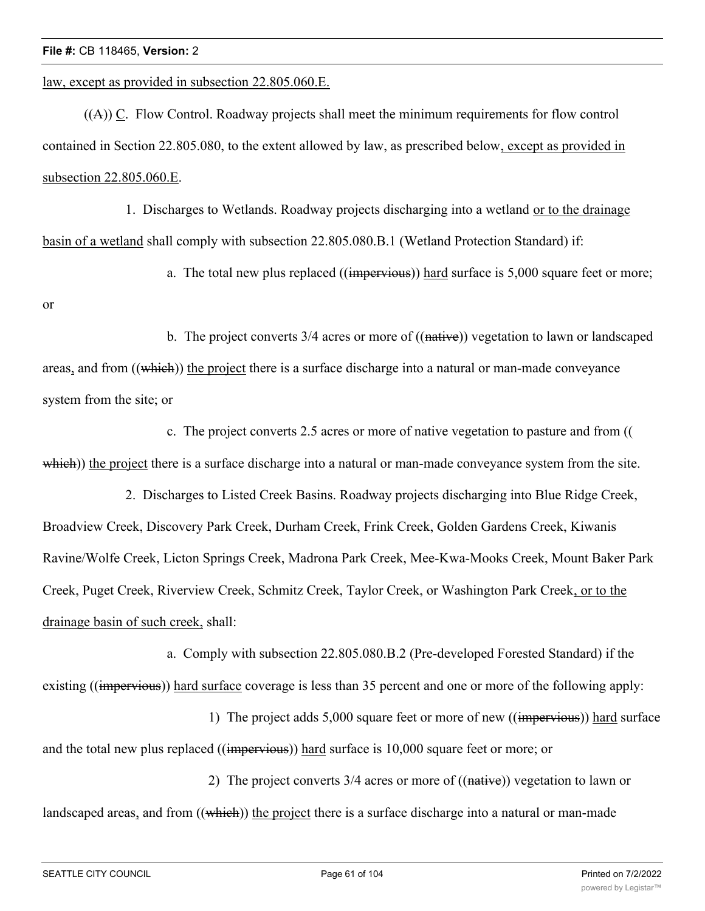law, except as provided in subsection 22.805.060.E.

((A)) C. Flow Control. Roadway projects shall meet the minimum requirements for flow control contained in Section 22.805.080, to the extent allowed by law, as prescribed below, except as provided in subsection 22.805.060.E.

1. Discharges to Wetlands. Roadway projects discharging into a wetland or to the drainage basin of a wetland shall comply with subsection 22.805.080.B.1 (Wetland Protection Standard) if:

a. The total new plus replaced ((impervious)) hard surface is 5,000 square feet or more; or

b. The project converts 3/4 acres or more of ((native)) vegetation to lawn or landscaped areas, and from ((which)) the project there is a surface discharge into a natural or man-made conveyance system from the site; or

c. The project converts 2.5 acres or more of native vegetation to pasture and from ((which)) the project there is a surface discharge into a natural or man-made conveyance system from the site.

2. Discharges to Listed Creek Basins. Roadway projects discharging into Blue Ridge Creek, Broadview Creek, Discovery Park Creek, Durham Creek, Frink Creek, Golden Gardens Creek, Kiwanis Ravine/Wolfe Creek, Licton Springs Creek, Madrona Park Creek, Mee-Kwa-Mooks Creek, Mount Baker Park Creek, Puget Creek, Riverview Creek, Schmitz Creek, Taylor Creek, or Washington Park Creek, or to the drainage basin of such creek, shall:

a. Comply with subsection 22.805.080.B.2 (Pre-developed Forested Standard) if the existing ((impervious)) hard surface coverage is less than 35 percent and one or more of the following apply:

1) The project adds 5,000 square feet or more of new ((impervious)) hard surface and the total new plus replaced ((impervious)) hard surface is 10,000 square feet or more; or

2) The project converts 3/4 acres or more of ((native)) vegetation to lawn or landscaped areas, and from ((which)) the project there is a surface discharge into a natural or man-made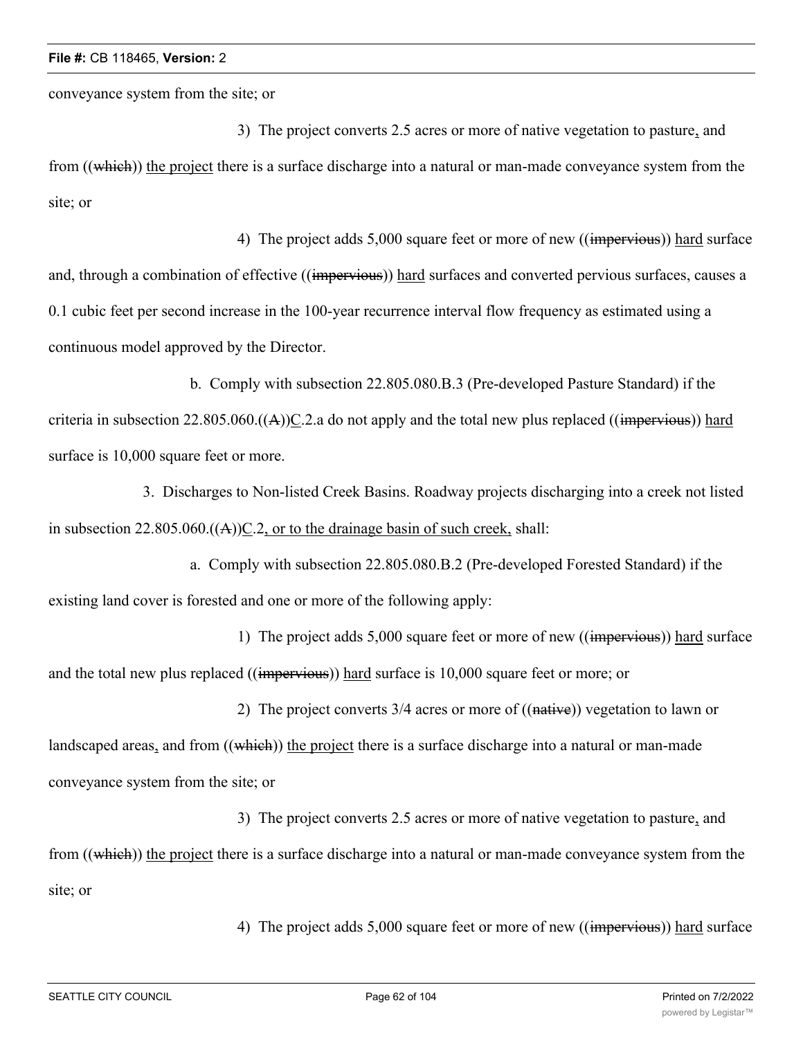conveyance system from the site; or

3) The project converts 2.5 acres or more of native vegetation to pasture, and from ((~~which~~)) the project there is a surface discharge into a natural or man-made conveyance system from the site; or

4) The project adds 5,000 square feet or more of new ((~~impervious~~)) hard surface and, through a combination of effective ((~~impervious~~)) hard surfaces and converted pervious surfaces, causes a 0.1 cubic feet per second increase in the 100-year recurrence interval flow frequency as estimated using a continuous model approved by the Director.

b. Comply with subsection 22.805.080.B.3 (Pre-developed Pasture Standard) if the criteria in subsection 22.805.060.((~~A~~))C.2.a do not apply and the total new plus replaced ((~~impervious~~)) hard surface is 10,000 square feet or more.

3. Discharges to Non-listed Creek Basins. Roadway projects discharging into a creek not listed in subsection 22.805.060.((~~A~~))C.2, or to the drainage basin of such creek, shall:

a. Comply with subsection 22.805.080.B.2 (Pre-developed Forested Standard) if the existing land cover is forested and one or more of the following apply:

1) The project adds 5,000 square feet or more of new ((~~impervious~~)) hard surface and the total new plus replaced ((~~impervious~~)) hard surface is 10,000 square feet or more; or

2) The project converts 3/4 acres or more of ((~~native~~)) vegetation to lawn or landscaped areas, and from ((~~which~~)) the project there is a surface discharge into a natural or man-made conveyance system from the site; or

3) The project converts 2.5 acres or more of native vegetation to pasture, and from ((~~which~~)) the project there is a surface discharge into a natural or man-made conveyance system from the site; or

4) The project adds 5,000 square feet or more of new ((~~impervious~~)) hard surface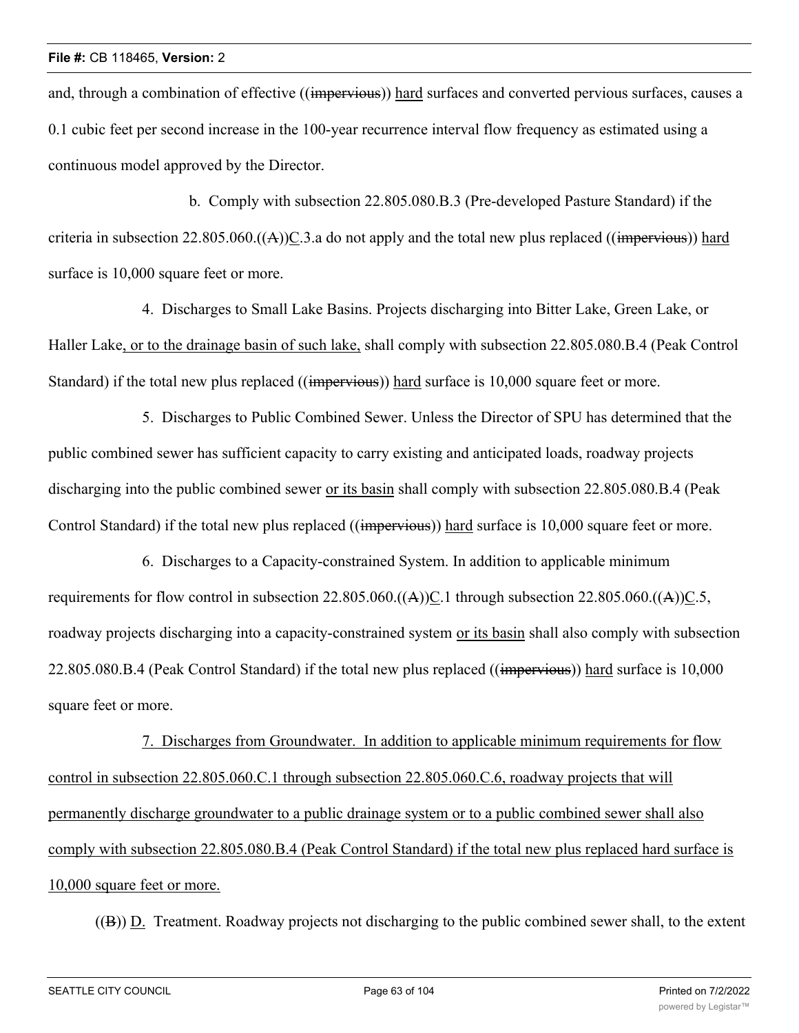and, through a combination of effective ((~~impervious~~)) <u>hard</u> surfaces and converted pervious surfaces, causes a 0.1 cubic feet per second increase in the 100-year recurrence interval flow frequency as estimated using a continuous model approved by the Director.

b. Comply with subsection 22.805.080.B.3 (Pre-developed Pasture Standard) if the criteria in subsection 22.805.060.((~~A~~))<u>C</u>.3.a do not apply and the total new plus replaced ((~~impervious~~)) <u>hard</u> surface is 10,000 square feet or more.

4. Discharges to Small Lake Basins. Projects discharging into Bitter Lake, Green Lake, or Haller Lake<u>, or to the drainage basin of such lake,</u> shall comply with subsection 22.805.080.B.4 (Peak Control Standard) if the total new plus replaced ((~~impervious~~)) <u>hard</u> surface is 10,000 square feet or more.

5. Discharges to Public Combined Sewer. Unless the Director of SPU has determined that the public combined sewer has sufficient capacity to carry existing and anticipated loads, roadway projects discharging into the public combined sewer <u>or its basin</u> shall comply with subsection 22.805.080.B.4 (Peak Control Standard) if the total new plus replaced ((~~impervious~~)) <u>hard</u> surface is 10,000 square feet or more.

6. Discharges to a Capacity-constrained System. In addition to applicable minimum requirements for flow control in subsection 22.805.060.((~~A~~))<u>C</u>.1 through subsection 22.805.060.((~~A~~))<u>C</u>.5, roadway projects discharging into a capacity-constrained system <u>or its basin</u> shall also comply with subsection 22.805.080.B.4 (Peak Control Standard) if the total new plus replaced ((~~impervious~~)) <u>hard</u> surface is 10,000 square feet or more.

<u>7. Discharges from Groundwater. In addition to applicable minimum requirements for flow control in subsection 22.805.060.C.1 through subsection 22.805.060.C.6, roadway projects that will permanently discharge groundwater to a public drainage system or to a public combined sewer shall also comply with subsection 22.805.080.B.4 (Peak Control Standard) if the total new plus replaced hard surface is 10,000 square feet or more.</u>

((~~B~~)) <u>D.</u> Treatment. Roadway projects not discharging to the public combined sewer shall, to the extent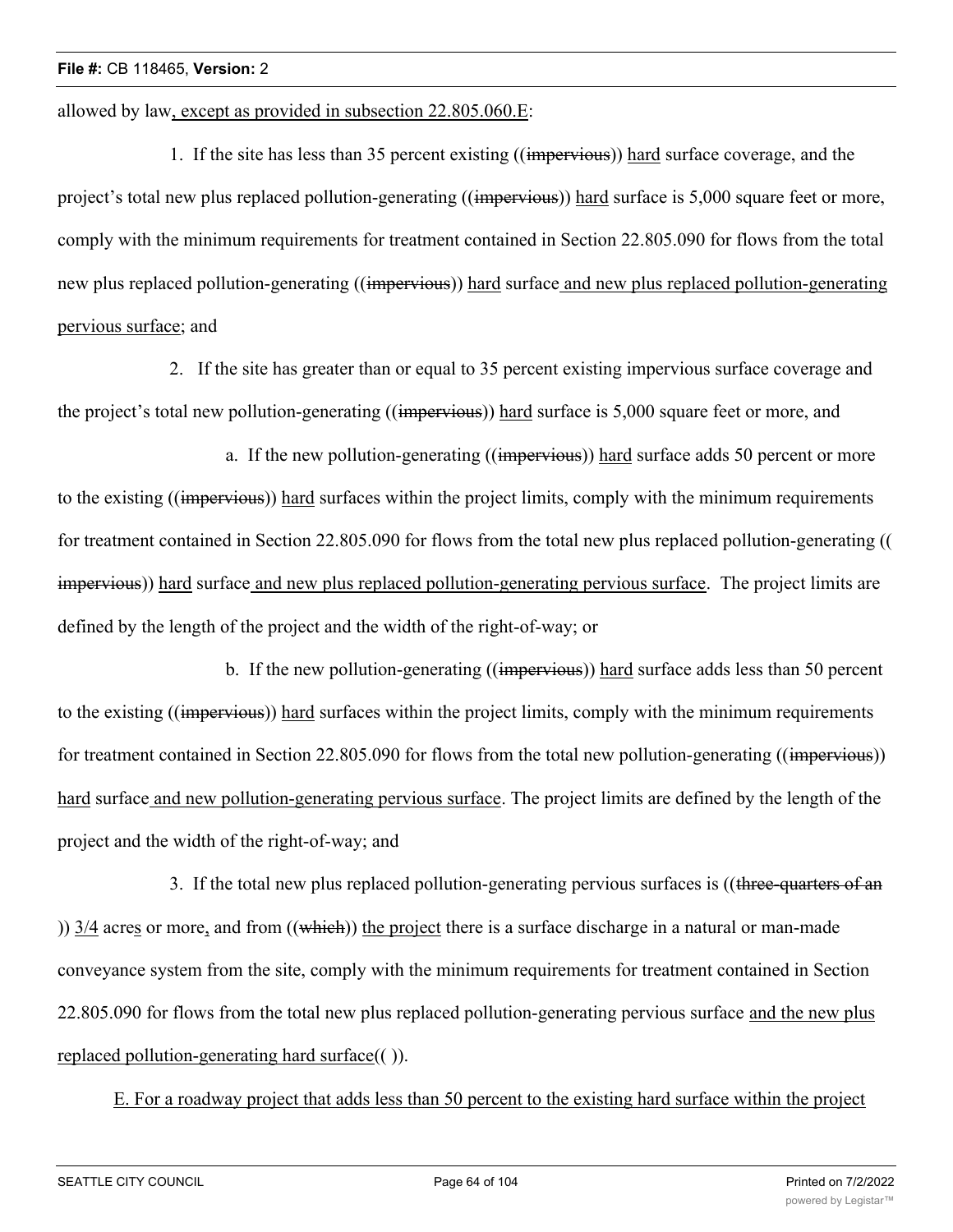allowed by law, except as provided in subsection 22.805.060.E:

1. If the site has less than 35 percent existing ((impervious)) hard surface coverage, and the project's total new plus replaced pollution-generating ((impervious)) hard surface is 5,000 square feet or more, comply with the minimum requirements for treatment contained in Section 22.805.090 for flows from the total new plus replaced pollution-generating ((impervious)) hard surface and new plus replaced pollution-generating pervious surface; and

2. If the site has greater than or equal to 35 percent existing impervious surface coverage and the project's total new pollution-generating ((impervious)) hard surface is 5,000 square feet or more, and

a. If the new pollution-generating ((impervious)) hard surface adds 50 percent or more to the existing ((impervious)) hard surfaces within the project limits, comply with the minimum requirements for treatment contained in Section 22.805.090 for flows from the total new plus replaced pollution-generating ((impervious)) hard surface and new plus replaced pollution-generating pervious surface. The project limits are defined by the length of the project and the width of the right-of-way; or

b. If the new pollution-generating ((impervious)) hard surface adds less than 50 percent to the existing ((impervious)) hard surfaces within the project limits, comply with the minimum requirements for treatment contained in Section 22.805.090 for flows from the total new pollution-generating ((impervious)) hard surface and new pollution-generating pervious surface. The project limits are defined by the length of the project and the width of the right-of-way; and

3. If the total new plus replaced pollution-generating pervious surfaces is ((three-quarters of an)) 3/4 acres or more, and from ((which)) the project there is a surface discharge in a natural or man-made conveyance system from the site, comply with the minimum requirements for treatment contained in Section 22.805.090 for flows from the total new plus replaced pollution-generating pervious surface and the new plus replaced pollution-generating hard surface(( )).

E. For a roadway project that adds less than 50 percent to the existing hard surface within the project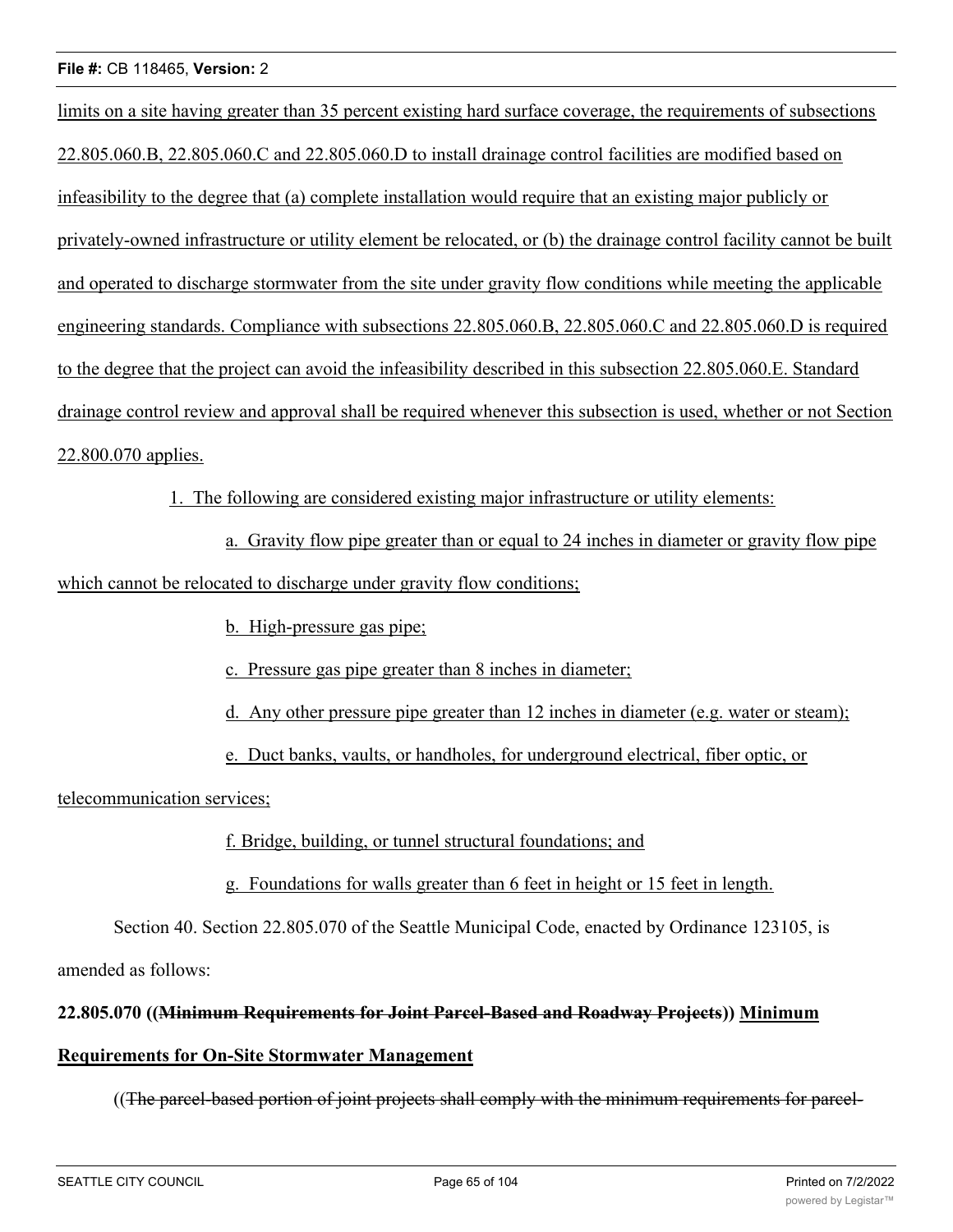limits on a site having greater than 35 percent existing hard surface coverage, the requirements of subsections 22.805.060.B, 22.805.060.C and 22.805.060.D to install drainage control facilities are modified based on infeasibility to the degree that (a) complete installation would require that an existing major publicly or privately-owned infrastructure or utility element be relocated, or (b) the drainage control facility cannot be built and operated to discharge stormwater from the site under gravity flow conditions while meeting the applicable engineering standards. Compliance with subsections 22.805.060.B, 22.805.060.C and 22.805.060.D is required to the degree that the project can avoid the infeasibility described in this subsection 22.805.060.E. Standard drainage control review and approval shall be required whenever this subsection is used, whether or not Section 22.800.070 applies.

1. The following are considered existing major infrastructure or utility elements:

a. Gravity flow pipe greater than or equal to 24 inches in diameter or gravity flow pipe which cannot be relocated to discharge under gravity flow conditions;

b. High-pressure gas pipe;

c. Pressure gas pipe greater than 8 inches in diameter;

d. Any other pressure pipe greater than 12 inches in diameter (e.g. water or steam);

e. Duct banks, vaults, or handholes, for underground electrical, fiber optic, or telecommunication services;

f. Bridge, building, or tunnel structural foundations; and

g. Foundations for walls greater than 6 feet in height or 15 feet in length.

Section 40. Section 22.805.070 of the Seattle Municipal Code, enacted by Ordinance 123105, is amended as follows:

**22.805.070 ((~~Minimum Requirements for Joint Parcel-Based and Roadway Projects~~)) Minimum Requirements for On-Site Stormwater Management**

((~~The parcel-based portion of joint projects shall comply with the minimum requirements for parcel-~~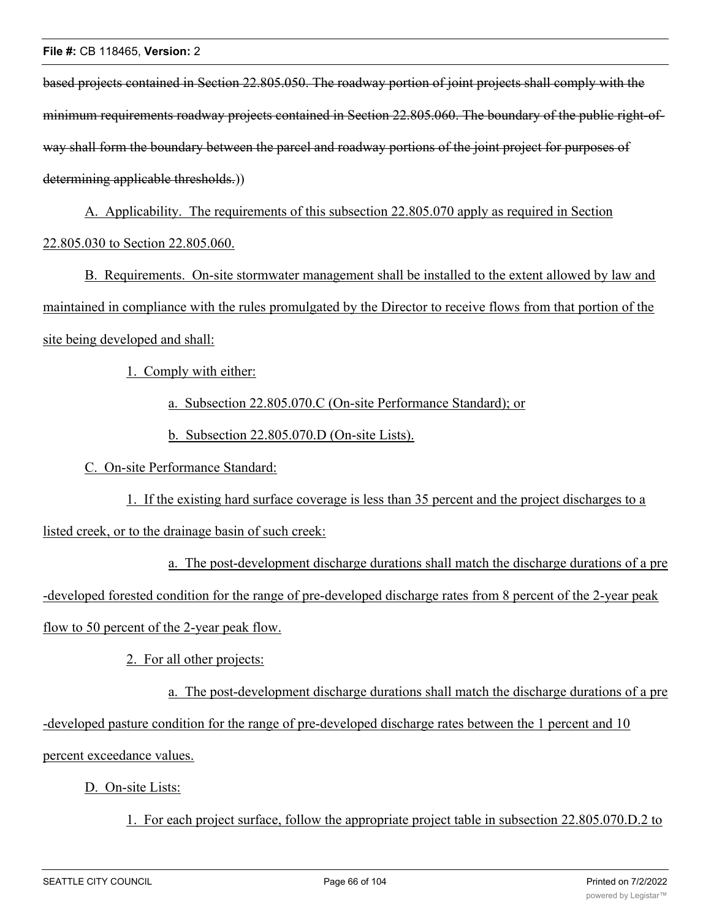~~based projects contained in Section 22.805.050. The roadway portion of joint projects shall comply with the minimum requirements roadway projects contained in Section 22.805.060. The boundary of the public right-of-way shall form the boundary between the parcel and roadway portions of the joint project for purposes of determining applicable thresholds.~~))

<u>A. Applicability. The requirements of this subsection 22.805.070 apply as required in Section 22.805.030 to Section 22.805.060.</u>

<u>B. Requirements. On-site stormwater management shall be installed to the extent allowed by law and maintained in compliance with the rules promulgated by the Director to receive flows from that portion of the site being developed and shall:</u>

<u>1. Comply with either:</u>

<u>a. Subsection 22.805.070.C (On-site Performance Standard); or</u>

<u>b. Subsection 22.805.070.D (On-site Lists).</u>

<u>C. On-site Performance Standard:</u>

<u>1. If the existing hard surface coverage is less than 35 percent and the project discharges to a listed creek, or to the drainage basin of such creek:</u>

<u>a. The post-development discharge durations shall match the discharge durations of a pre-developed forested condition for the range of pre-developed discharge rates from 8 percent of the 2-year peak flow to 50 percent of the 2-year peak flow.</u>

<u>2. For all other projects:</u>

<u>a. The post-development discharge durations shall match the discharge durations of a pre-developed pasture condition for the range of pre-developed discharge rates between the 1 percent and 10 percent exceedance values.</u>

<u>D. On-site Lists:</u>

<u>1. For each project surface, follow the appropriate project table in subsection 22.805.070.D.2 to</u>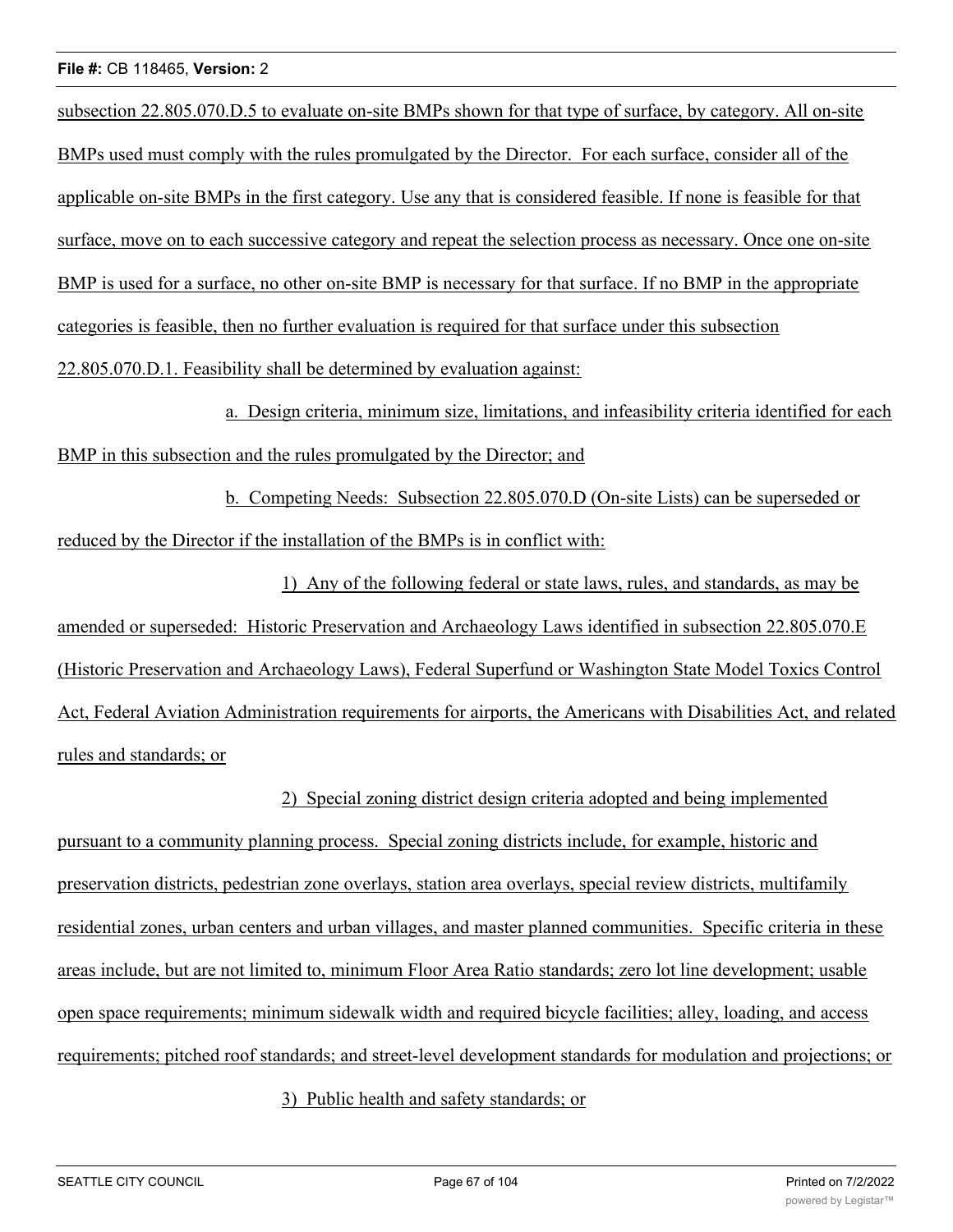subsection 22.805.070.D.5 to evaluate on-site BMPs shown for that type of surface, by category. All on-site BMPs used must comply with the rules promulgated by the Director. For each surface, consider all of the applicable on-site BMPs in the first category. Use any that is considered feasible. If none is feasible for that surface, move on to each successive category and repeat the selection process as necessary. Once one on-site BMP is used for a surface, no other on-site BMP is necessary for that surface. If no BMP in the appropriate categories is feasible, then no further evaluation is required for that surface under this subsection 22.805.070.D.1. Feasibility shall be determined by evaluation against:

a. Design criteria, minimum size, limitations, and infeasibility criteria identified for each BMP in this subsection and the rules promulgated by the Director; and

b. Competing Needs: Subsection 22.805.070.D (On-site Lists) can be superseded or reduced by the Director if the installation of the BMPs is in conflict with:

1) Any of the following federal or state laws, rules, and standards, as may be amended or superseded: Historic Preservation and Archaeology Laws identified in subsection 22.805.070.E (Historic Preservation and Archaeology Laws), Federal Superfund or Washington State Model Toxics Control Act, Federal Aviation Administration requirements for airports, the Americans with Disabilities Act, and related rules and standards; or

2) Special zoning district design criteria adopted and being implemented pursuant to a community planning process. Special zoning districts include, for example, historic and preservation districts, pedestrian zone overlays, station area overlays, special review districts, multifamily residential zones, urban centers and urban villages, and master planned communities. Specific criteria in these areas include, but are not limited to, minimum Floor Area Ratio standards; zero lot line development; usable open space requirements; minimum sidewalk width and required bicycle facilities; alley, loading, and access requirements; pitched roof standards; and street-level development standards for modulation and projections; or

3) Public health and safety standards; or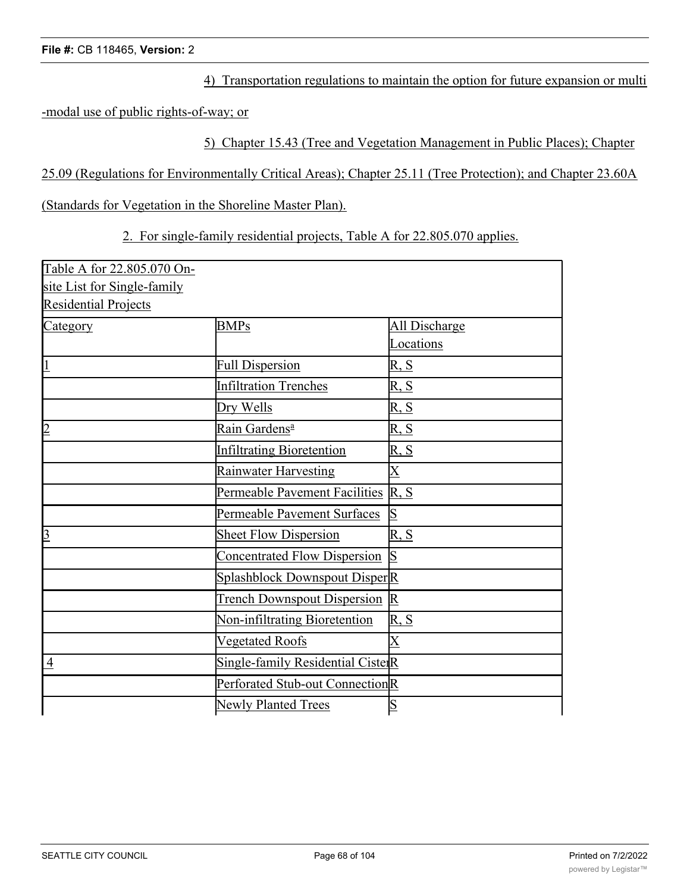4) Transportation regulations to maintain the option for future expansion or multi-modal use of public rights-of-way; or

5) Chapter 15.43 (Tree and Vegetation Management in Public Places); Chapter 25.09 (Regulations for Environmentally Critical Areas); Chapter 25.11 (Tree Protection); and Chapter 23.60A (Standards for Vegetation in the Shoreline Master Plan).

2. For single-family residential projects, Table A for 22.805.070 applies.

| Table A for 22.805.070 On-site List for Single-family Residential Projects | | |
|---|---|---|
| Category | BMPs | All Discharge Locations |
| 1 | Full Dispersion | R, S |
| | Infiltration Trenches | R, S |
| | Dry Wells | R, S |
| 2 | Rain Gardens[a] | R, S |
| | Infiltrating Bioretention | R, S |
| | Rainwater Harvesting | X |
| | Permeable Pavement Facilities | R, S |
| | Permeable Pavement Surfaces | S |
| 3 | Sheet Flow Dispersion | R, S |
| | Concentrated Flow Dispersion | S |
| | Splashblock Downspout Disper | R |
| | Trench Downspout Dispersion | R |
| | Non-infiltrating Bioretention | R, S |
| | Vegetated Roofs | X |
| 4 | Single-family Residential Ciste | R |
| | Perforated Stub-out Connection | R |
| | Newly Planted Trees | S |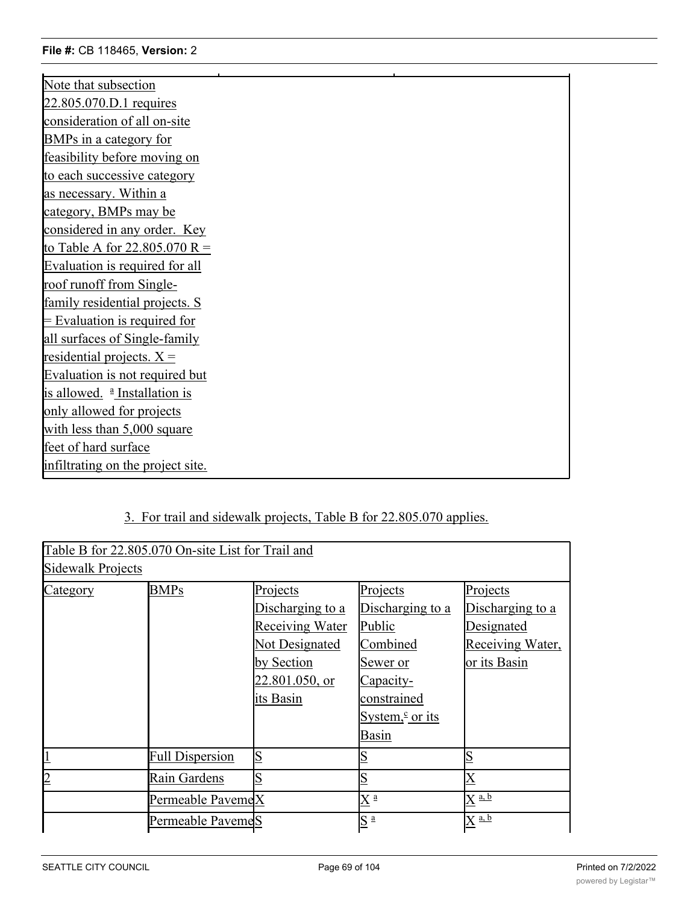| Note that subsection 22.805.070.D.1 requires consideration of all on-site BMPs in a category for feasibility before moving on to each successive category as necessary. Within a category, BMPs may be considered in any order. Key to Table A for 22.805.070 R = Evaluation is required for all roof runoff from Single-family residential projects. S = Evaluation is required for all surfaces of Single-family residential projects. X = Evaluation is not required but is allowed. [a] Installation is only allowed for projects with less than 5,000 square feet of hard surface infiltrating on the project site. |
|---|

3. For trail and sidewalk projects, Table B for 22.805.070 applies.

| Table B for 22.805.070 On-site List for Trail and Sidewalk Projects | | | | |
|---|---|---|---|---|
| Category | BMPs | Projects Discharging to a Receiving Water Not Designated by Section 22.801.050, or its Basin | Projects Discharging to a Public Combined Sewer or Capacity-constrained System,[c] or its Basin | Projects Discharging to a Designated Receiving Water, or its Basin |
| 1 | Full Dispersion | S | S | S |
| 2 | Rain Gardens | S | S | X |
| | Permeable Paveme | X | X [a] | X [a, b] |
| | Permeable Paveme | S | S [a] | X [a, b] |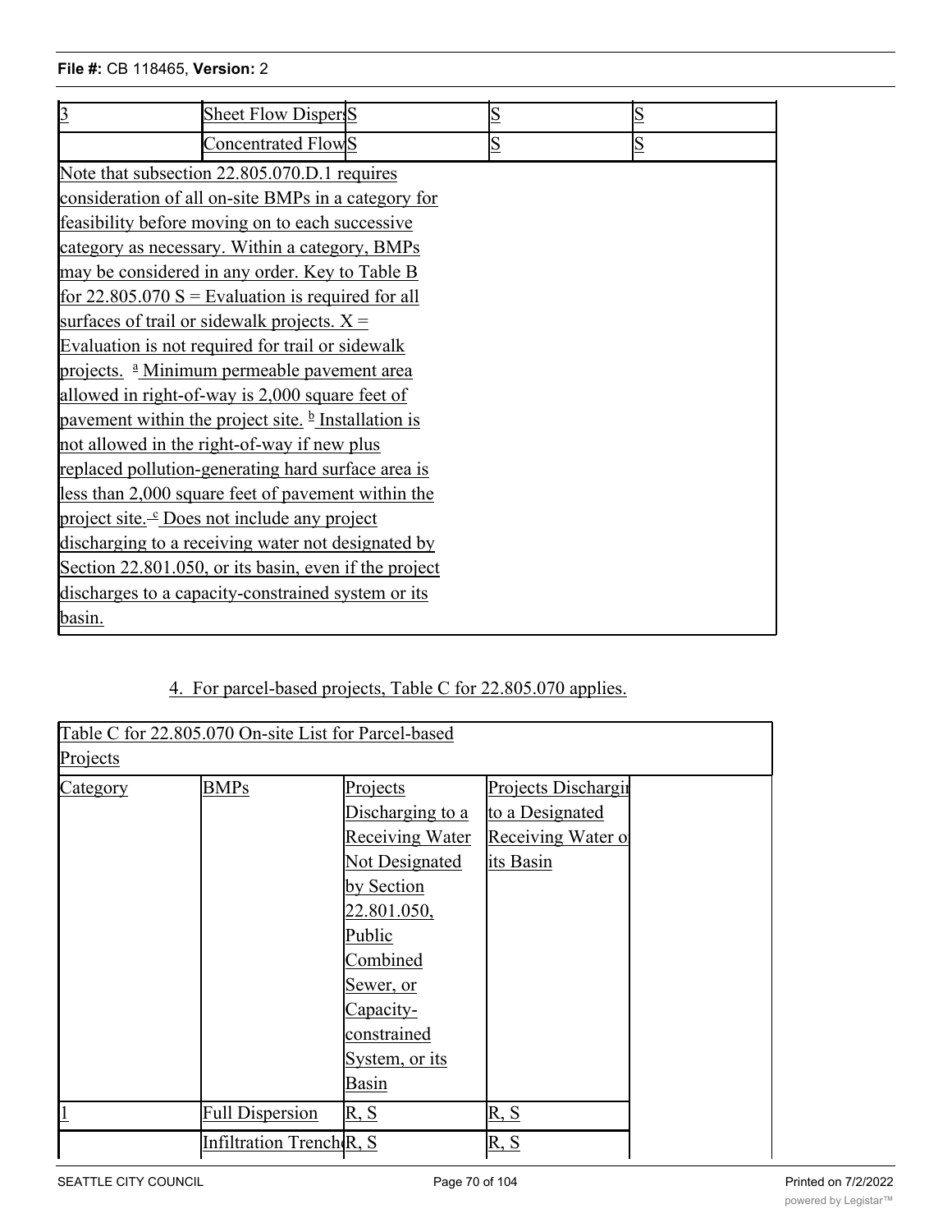| 3 | Sheet Flow Dispers | S | S | S |
|---|---|---|---|---|
| | Concentrated Flow | S | S | S |

Note that subsection 22.805.070.D.1 requires consideration of all on-site BMPs in a category for feasibility before moving on to each successive category as necessary. Within a category, BMPs may be considered in any order. Key to Table B for 22.805.070 S = Evaluation is required for all surfaces of trail or sidewalk projects. X = Evaluation is not required for trail or sidewalk projects. [a] Minimum permeable pavement area allowed in right-of-way is 2,000 square feet of pavement within the project site. [b] Installation is not allowed in the right-of-way if new plus replaced pollution-generating hard surface area is less than 2,000 square feet of pavement within the project site. [c] Does not include any project discharging to a receiving water not designated by Section 22.801.050, or its basin, even if the project discharges to a capacity-constrained system or its basin.

4. For parcel-based projects, Table C for 22.805.070 applies.

| Table C for 22.805.070 On-site List for Parcel-based Projects | | | | |
|---|---|---|---|---|
| Category | BMPs | Projects Discharging to a Receiving Water Not Designated by Section 22.801.050, Public Combined Sewer, or Capacity-constrained System, or its Basin | Projects Dischargin to a Designated Receiving Water o its Basin | |
| 1 | Full Dispersion | R, S | R, S | |
| | Infiltration Trench | R, S | R, S | |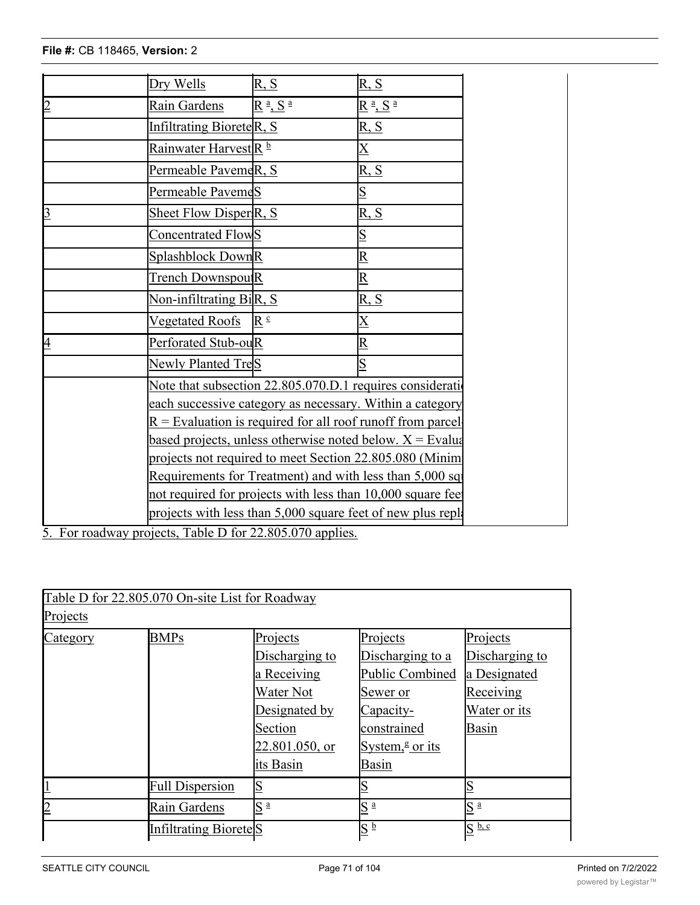| | | | |
|---|---|---|---|
| | Dry Wells | R, S | R, S |
| 2 | Rain Gardens | R [a], S [a] | R [a], S [a] |
| | Infiltrating Biorete | R, S | R, S |
| | Rainwater Harvest | R [b] | X |
| | Permeable Paveme | R, S | R, S |
| | Permeable Paveme | S | S |
| 3 | Sheet Flow Disper | R, S | R, S |
| | Concentrated Flow | S | S |
| | Splashblock Down | R | R |
| | Trench Downspout | R | R |
| | Non-infiltrating Bi | R, S | R, S |
| | Vegetated Roofs | R [c] | X |
| 4 | Perforated Stub-ou | R | R |
| | Newly Planted Tre | S | S |
| | Note that subsection 22.805.070.D.1 requires consideratio each successive category as necessary. Within a category R = Evaluation is required for all roof runoff from parcel based projects, unless otherwise noted below. X = Evalua projects not required to meet Section 22.805.080 (Minim Requirements for Treatment) and with less than 5,000 squ not required for projects with less than 10,000 square fee projects with less than 5,000 square feet of new plus repl | | |

5. For roadway projects, Table D for 22.805.070 applies.

| Table D for 22.805.070 On-site List for Roadway Projects | | | | |
|---|---|---|---|---|
| Category | BMPs | Projects Discharging to a Receiving Water Not Designated by Section 22.801.050, or its Basin | Projects Discharging to a Public Combined Sewer or Capacity-constrained System,[g] or its Basin | Projects Discharging to a Designated Receiving Water or its Basin |
| 1 | Full Dispersion | S | S | S |
| 2 | Rain Gardens | S [a] | S [a] | S [a] |
| | Infiltrating Biorete | S | S [b] | S [b, c] |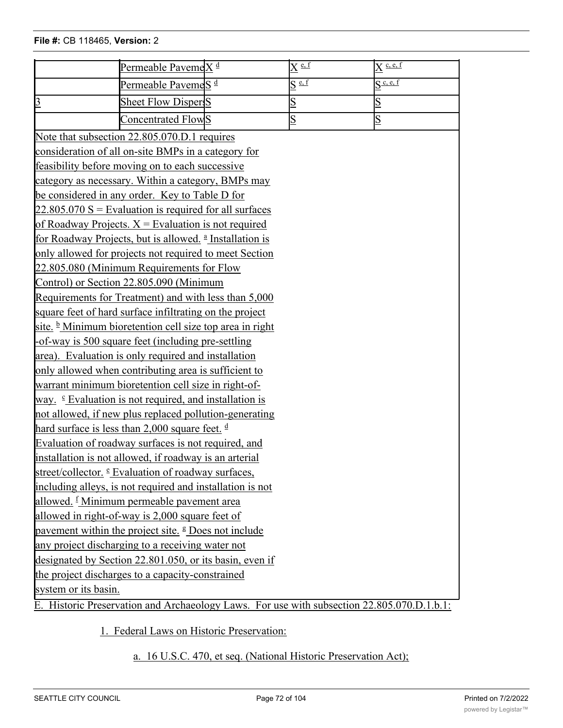| | Permeable Paveme | X [d] | X [e, f] | X [c, e, f] |
|---|---|---|---|---|
| | Permeable Paveme | S [d] | S [e, f] | S [c, e, f] |
| 3 | Sheet Flow Dispers | S | S | S |
| | Concentrated Flow | S | S | S |

Note that subsection 22.805.070.D.1 requires consideration of all on-site BMPs in a category for feasibility before moving on to each successive category as necessary. Within a category, BMPs may be considered in any order. Key to Table D for 22.805.070 S = Evaluation is required for all surfaces of Roadway Projects. X = Evaluation is not required for Roadway Projects, but is allowed. [a] Installation is only allowed for projects not required to meet Section 22.805.080 (Minimum Requirements for Flow Control) or Section 22.805.090 (Minimum Requirements for Treatment) and with less than 5,000 square feet of hard surface infiltrating on the project site. [b] Minimum bioretention cell size top area in right-of-way is 500 square feet (including pre-settling area). Evaluation is only required and installation only allowed when contributing area is sufficient to warrant minimum bioretention cell size in right-of-way. [c] Evaluation is not required, and installation is not allowed, if new plus replaced pollution-generating hard surface is less than 2,000 square feet. [d] Evaluation of roadway surfaces is not required, and installation is not allowed, if roadway is an arterial street/collector. [e] Evaluation of roadway surfaces, including alleys, is not required and installation is not allowed. [f] Minimum permeable pavement area allowed in right-of-way is 2,000 square feet of pavement within the project site. [g] Does not include any project discharging to a receiving water not designated by Section 22.801.050, or its basin, even if the project discharges to a capacity-constrained system or its basin.

E. Historic Preservation and Archaeology Laws. For use with subsection 22.805.070.D.1.b.1:

1. Federal Laws on Historic Preservation:

a. 16 U.S.C. 470, et seq. (National Historic Preservation Act);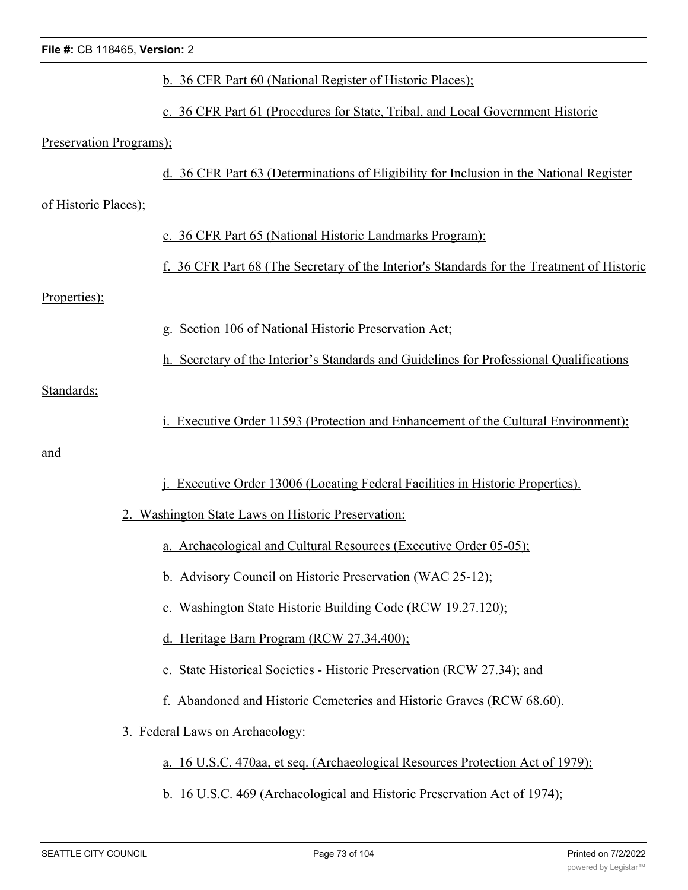b. 36 CFR Part 60 (National Register of Historic Places);

c. 36 CFR Part 61 (Procedures for State, Tribal, and Local Government Historic Preservation Programs);

d. 36 CFR Part 63 (Determinations of Eligibility for Inclusion in the National Register of Historic Places);

e. 36 CFR Part 65 (National Historic Landmarks Program);

f. 36 CFR Part 68 (The Secretary of the Interior's Standards for the Treatment of Historic Properties);

g. Section 106 of National Historic Preservation Act;

h. Secretary of the Interior's Standards and Guidelines for Professional Qualifications Standards;

i. Executive Order 11593 (Protection and Enhancement of the Cultural Environment); and

j. Executive Order 13006 (Locating Federal Facilities in Historic Properties).

2. Washington State Laws on Historic Preservation:

a. Archaeological and Cultural Resources (Executive Order 05-05);

b. Advisory Council on Historic Preservation (WAC 25-12);

c. Washington State Historic Building Code (RCW 19.27.120);

d. Heritage Barn Program (RCW 27.34.400);

e. State Historical Societies - Historic Preservation (RCW 27.34); and

f. Abandoned and Historic Cemeteries and Historic Graves (RCW 68.60).

3. Federal Laws on Archaeology:

a. 16 U.S.C. 470aa, et seq. (Archaeological Resources Protection Act of 1979);

b. 16 U.S.C. 469 (Archaeological and Historic Preservation Act of 1974);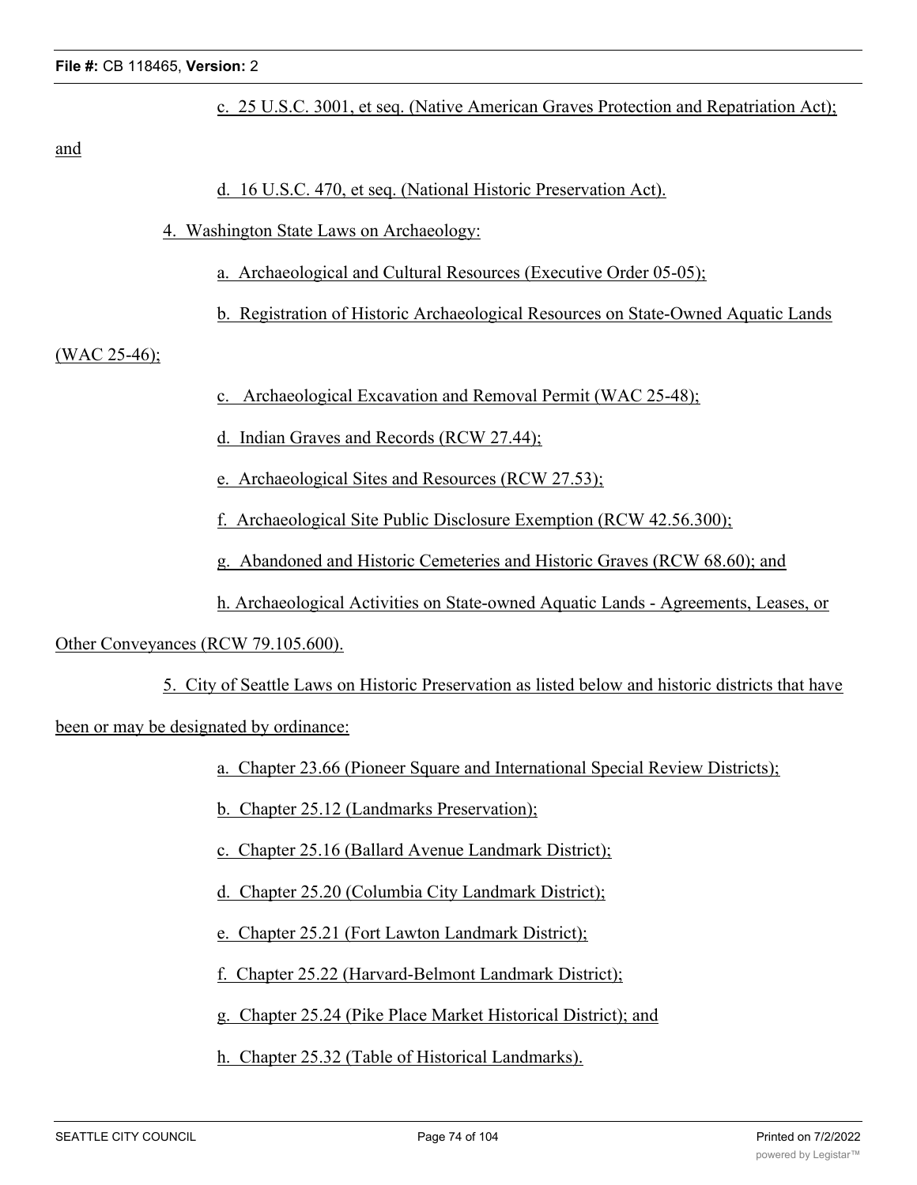c. 25 U.S.C. 3001, et seq. (Native American Graves Protection and Repatriation Act); and

d. 16 U.S.C. 470, et seq. (National Historic Preservation Act).

4. Washington State Laws on Archaeology:

a. Archaeological and Cultural Resources (Executive Order 05-05);

b. Registration of Historic Archaeological Resources on State-Owned Aquatic Lands (WAC 25-46);

c. Archaeological Excavation and Removal Permit (WAC 25-48);

d. Indian Graves and Records (RCW 27.44);

e. Archaeological Sites and Resources (RCW 27.53);

f. Archaeological Site Public Disclosure Exemption (RCW 42.56.300);

g. Abandoned and Historic Cemeteries and Historic Graves (RCW 68.60); and

h. Archaeological Activities on State-owned Aquatic Lands - Agreements, Leases, or Other Conveyances (RCW 79.105.600).

5. City of Seattle Laws on Historic Preservation as listed below and historic districts that have been or may be designated by ordinance:

a. Chapter 23.66 (Pioneer Square and International Special Review Districts);

b. Chapter 25.12 (Landmarks Preservation);

c. Chapter 25.16 (Ballard Avenue Landmark District);

d. Chapter 25.20 (Columbia City Landmark District);

e. Chapter 25.21 (Fort Lawton Landmark District);

f. Chapter 25.22 (Harvard-Belmont Landmark District);

g. Chapter 25.24 (Pike Place Market Historical District); and

h. Chapter 25.32 (Table of Historical Landmarks).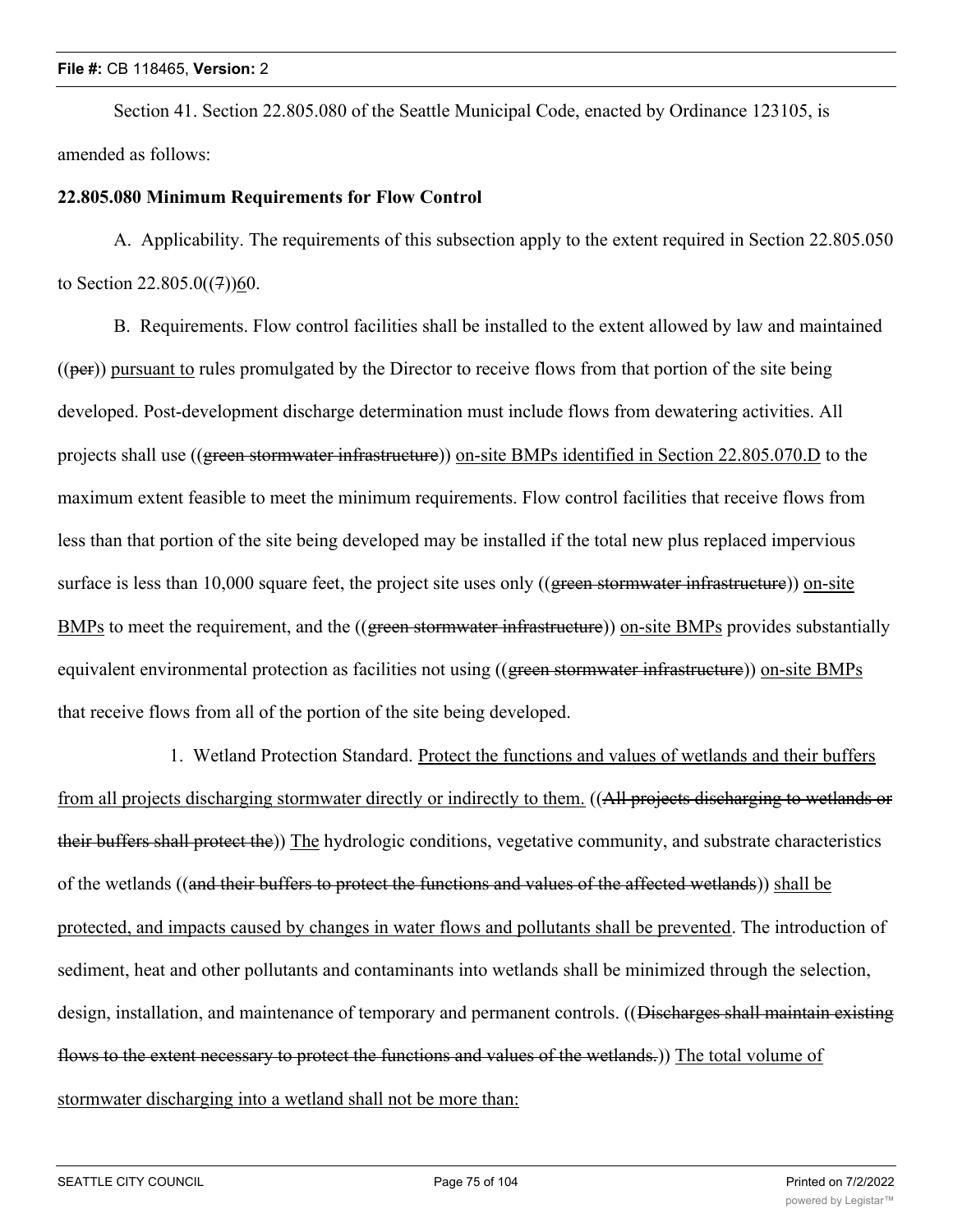Section 41. Section 22.805.080 of the Seattle Municipal Code, enacted by Ordinance 123105, is amended as follows:

**22.805.080 Minimum Requirements for Flow Control**

A. Applicability. The requirements of this subsection apply to the extent required in Section 22.805.050 to Section 22.805.0((~~7~~))<u>6</u>0.

B. Requirements. Flow control facilities shall be installed to the extent allowed by law and maintained ((~~per~~)) <u>pursuant to</u> rules promulgated by the Director to receive flows from that portion of the site being developed. Post-development discharge determination must include flows from dewatering activities. All projects shall use ((~~green stormwater infrastructure~~)) <u>on-site BMPs identified in Section 22.805.070.D</u> to the maximum extent feasible to meet the minimum requirements. Flow control facilities that receive flows from less than that portion of the site being developed may be installed if the total new plus replaced impervious surface is less than 10,000 square feet, the project site uses only ((~~green stormwater infrastructure~~)) <u>on-site BMPs</u> to meet the requirement, and the ((~~green stormwater infrastructure~~)) <u>on-site BMPs</u> provides substantially equivalent environmental protection as facilities not using ((~~green stormwater infrastructure~~)) <u>on-site BMPs</u> that receive flows from all of the portion of the site being developed.

1. Wetland Protection Standard. <u>Protect the functions and values of wetlands and their buffers from all projects discharging stormwater directly or indirectly to them.</u> ((~~All projects discharging to wetlands or their buffers shall protect the~~)) <u>The</u> hydrologic conditions, vegetative community, and substrate characteristics of the wetlands ((~~and their buffers to protect the functions and values of the affected wetlands~~)) <u>shall be protected, and impacts caused by changes in water flows and pollutants shall be prevented</u>. The introduction of sediment, heat and other pollutants and contaminants into wetlands shall be minimized through the selection, design, installation, and maintenance of temporary and permanent controls. ((~~Discharges shall maintain existing flows to the extent necessary to protect the functions and values of the wetlands.~~)) <u>The total volume of stormwater discharging into a wetland shall not be more than:</u>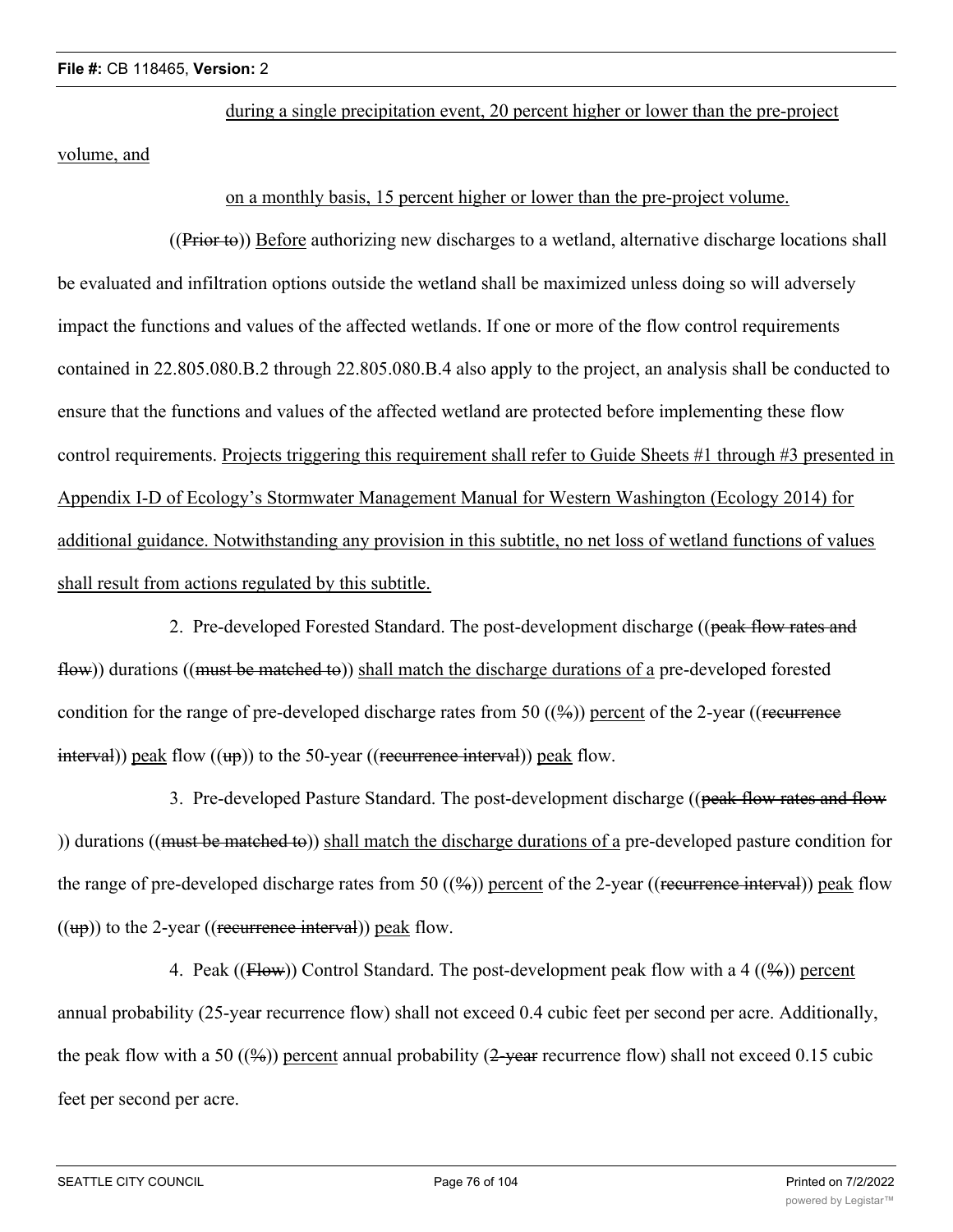during a single precipitation event, 20 percent higher or lower than the pre-project volume, and

on a monthly basis, 15 percent higher or lower than the pre-project volume.

((Prior to)) Before authorizing new discharges to a wetland, alternative discharge locations shall be evaluated and infiltration options outside the wetland shall be maximized unless doing so will adversely impact the functions and values of the affected wetlands. If one or more of the flow control requirements contained in 22.805.080.B.2 through 22.805.080.B.4 also apply to the project, an analysis shall be conducted to ensure that the functions and values of the affected wetland are protected before implementing these flow control requirements. Projects triggering this requirement shall refer to Guide Sheets #1 through #3 presented in Appendix I-D of Ecology's Stormwater Management Manual for Western Washington (Ecology 2014) for additional guidance. Notwithstanding any provision in this subtitle, no net loss of wetland functions of values shall result from actions regulated by this subtitle.

2. Pre-developed Forested Standard. The post-development discharge ((peak flow rates and flow)) durations ((must be matched to)) shall match the discharge durations of a pre-developed forested condition for the range of pre-developed discharge rates from 50 ((%)) percent of the 2-year ((recurrence interval)) peak flow ((up)) to the 50-year ((recurrence interval)) peak flow.

3. Pre-developed Pasture Standard. The post-development discharge ((peak flow rates and flow)) durations ((must be matched to)) shall match the discharge durations of a pre-developed pasture condition for the range of pre-developed discharge rates from 50 ((%)) percent of the 2-year ((recurrence interval)) peak flow ((up)) to the 2-year ((recurrence interval)) peak flow.

4. Peak ((Flow)) Control Standard. The post-development peak flow with a 4 ((%)) percent annual probability (25-year recurrence flow) shall not exceed 0.4 cubic feet per second per acre. Additionally, the peak flow with a 50 ((%)) percent annual probability (~~2-year~~ recurrence flow) shall not exceed 0.15 cubic feet per second per acre.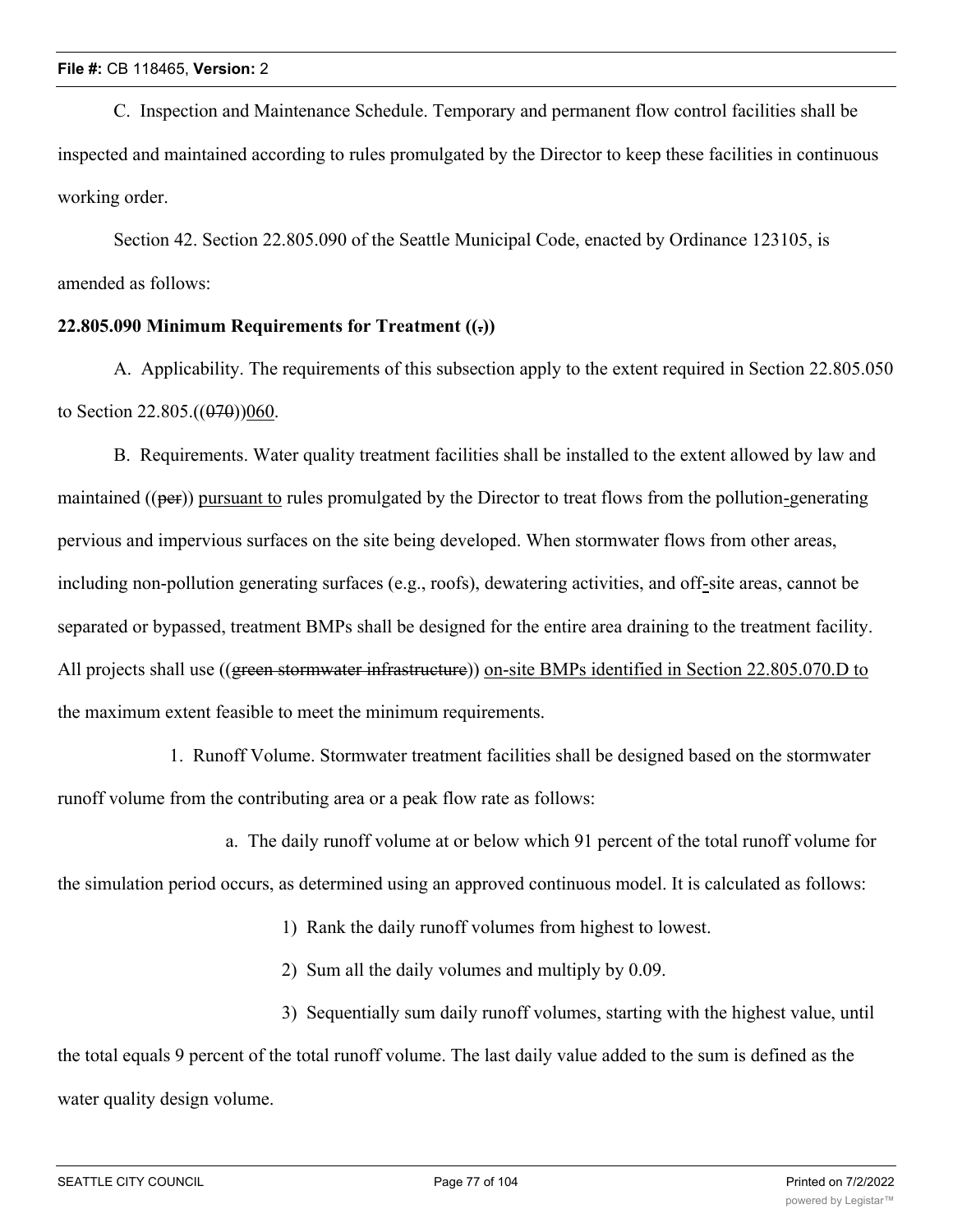C. Inspection and Maintenance Schedule. Temporary and permanent flow control facilities shall be inspected and maintained according to rules promulgated by the Director to keep these facilities in continuous working order.

Section 42. Section 22.805.090 of the Seattle Municipal Code, enacted by Ordinance 123105, is amended as follows:

**22.805.090 Minimum Requirements for Treatment ((~~.~~))**

A. Applicability. The requirements of this subsection apply to the extent required in Section 22.805.050 to Section 22.805.((~~070~~))<u>060</u>.

B. Requirements. Water quality treatment facilities shall be installed to the extent allowed by law and maintained ((~~per~~)) <u>pursuant to</u> rules promulgated by the Director to treat flows from the pollution<u>-</u>generating pervious and impervious surfaces on the site being developed. When stormwater flows from other areas, including non-pollution generating surfaces (e.g., roofs), dewatering activities, and off<u>-</u>site areas, cannot be separated or bypassed, treatment BMPs shall be designed for the entire area draining to the treatment facility. All projects shall use ((~~green stormwater infrastructure~~)) <u>on-site BMPs identified in Section 22.805.070.D to</u> the maximum extent feasible to meet the minimum requirements.

1. Runoff Volume. Stormwater treatment facilities shall be designed based on the stormwater runoff volume from the contributing area or a peak flow rate as follows:

a. The daily runoff volume at or below which 91 percent of the total runoff volume for the simulation period occurs, as determined using an approved continuous model. It is calculated as follows:

1) Rank the daily runoff volumes from highest to lowest.

2) Sum all the daily volumes and multiply by 0.09.

3) Sequentially sum daily runoff volumes, starting with the highest value, until the total equals 9 percent of the total runoff volume. The last daily value added to the sum is defined as the water quality design volume.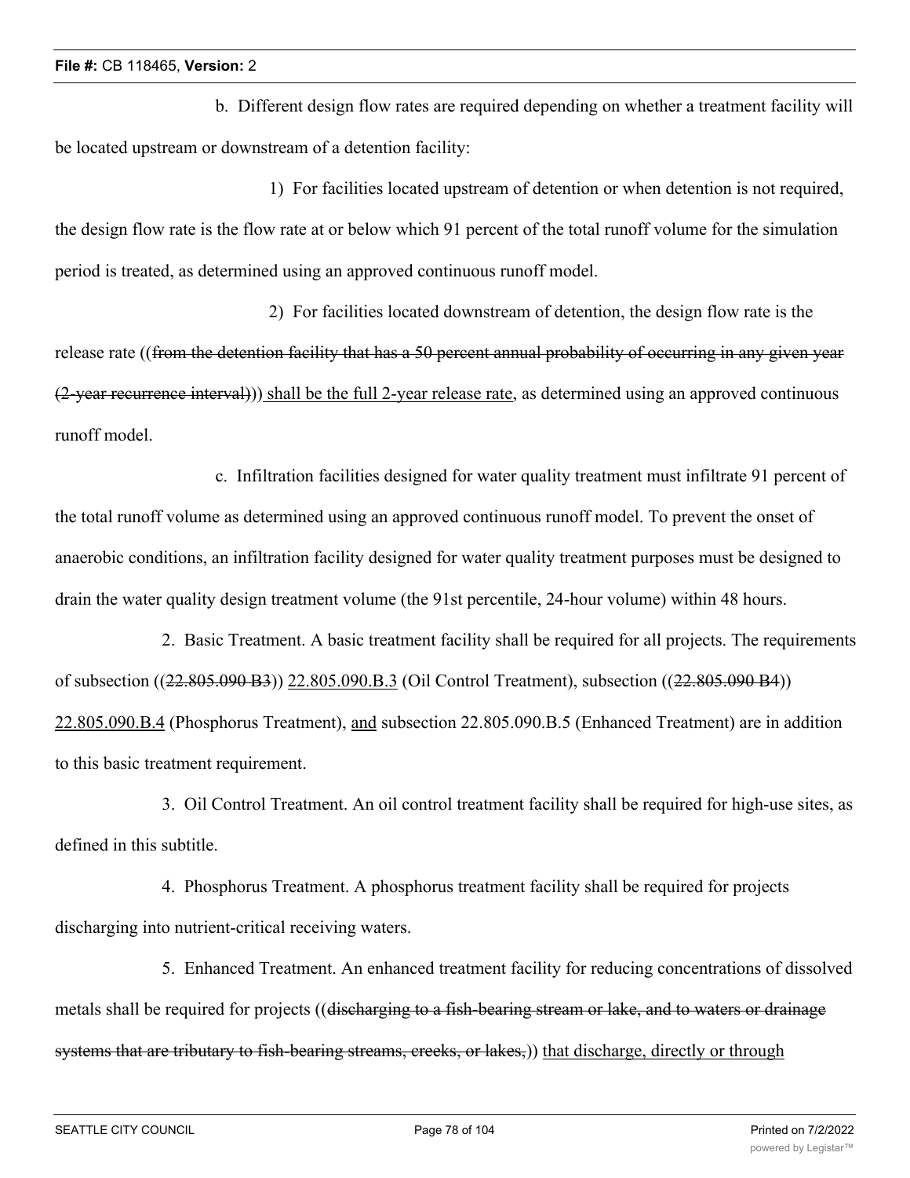b. Different design flow rates are required depending on whether a treatment facility will be located upstream or downstream of a detention facility:

1) For facilities located upstream of detention or when detention is not required, the design flow rate is the flow rate at or below which 91 percent of the total runoff volume for the simulation period is treated, as determined using an approved continuous runoff model.

2) For facilities located downstream of detention, the design flow rate is the release rate ((~~from the detention facility that has a 50 percent annual probability of occurring in any given year (2-year recurrence interval)~~)) shall be the full 2-year release rate, as determined using an approved continuous runoff model.

c. Infiltration facilities designed for water quality treatment must infiltrate 91 percent of the total runoff volume as determined using an approved continuous runoff model. To prevent the onset of anaerobic conditions, an infiltration facility designed for water quality treatment purposes must be designed to drain the water quality design treatment volume (the 91st percentile, 24-hour volume) within 48 hours.

2. Basic Treatment. A basic treatment facility shall be required for all projects. The requirements of subsection ((~~22.805.090 B3~~)) 22.805.090.B.3 (Oil Control Treatment), subsection ((~~22.805.090 B4~~)) 22.805.090.B.4 (Phosphorus Treatment), and subsection 22.805.090.B.5 (Enhanced Treatment) are in addition to this basic treatment requirement.

3. Oil Control Treatment. An oil control treatment facility shall be required for high-use sites, as defined in this subtitle.

4. Phosphorus Treatment. A phosphorus treatment facility shall be required for projects discharging into nutrient-critical receiving waters.

5. Enhanced Treatment. An enhanced treatment facility for reducing concentrations of dissolved metals shall be required for projects ((~~discharging to a fish-bearing stream or lake, and to waters or drainage systems that are tributary to fish-bearing streams, creeks, or lakes,~~)) that discharge, directly or through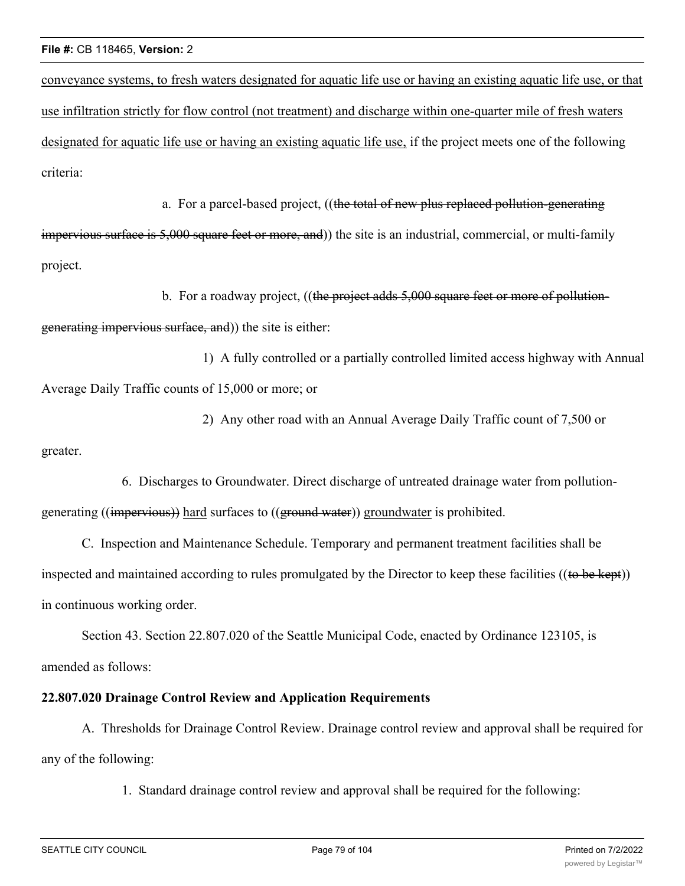conveyance systems, to fresh waters designated for aquatic life use or having an existing aquatic life use, or that use infiltration strictly for flow control (not treatment) and discharge within one-quarter mile of fresh waters designated for aquatic life use or having an existing aquatic life use, if the project meets one of the following criteria:

a. For a parcel-based project, ((~~the total of new plus replaced pollution-generating impervious surface is 5,000 square feet or more, and~~)) the site is an industrial, commercial, or multi-family project.

b. For a roadway project, ((~~the project adds 5,000 square feet or more of pollution-generating impervious surface, and~~)) the site is either:

1) A fully controlled or a partially controlled limited access highway with Annual Average Daily Traffic counts of 15,000 or more; or

2) Any other road with an Annual Average Daily Traffic count of 7,500 or greater.

6. Discharges to Groundwater. Direct discharge of untreated drainage water from pollution-generating ((~~impervious~~)) hard surfaces to ((~~ground water~~)) groundwater is prohibited.

C. Inspection and Maintenance Schedule. Temporary and permanent treatment facilities shall be inspected and maintained according to rules promulgated by the Director to keep these facilities ((~~to be kept~~)) in continuous working order.

Section 43. Section 22.807.020 of the Seattle Municipal Code, enacted by Ordinance 123105, is amended as follows:

**22.807.020 Drainage Control Review and Application Requirements**

A. Thresholds for Drainage Control Review. Drainage control review and approval shall be required for any of the following:

1. Standard drainage control review and approval shall be required for the following: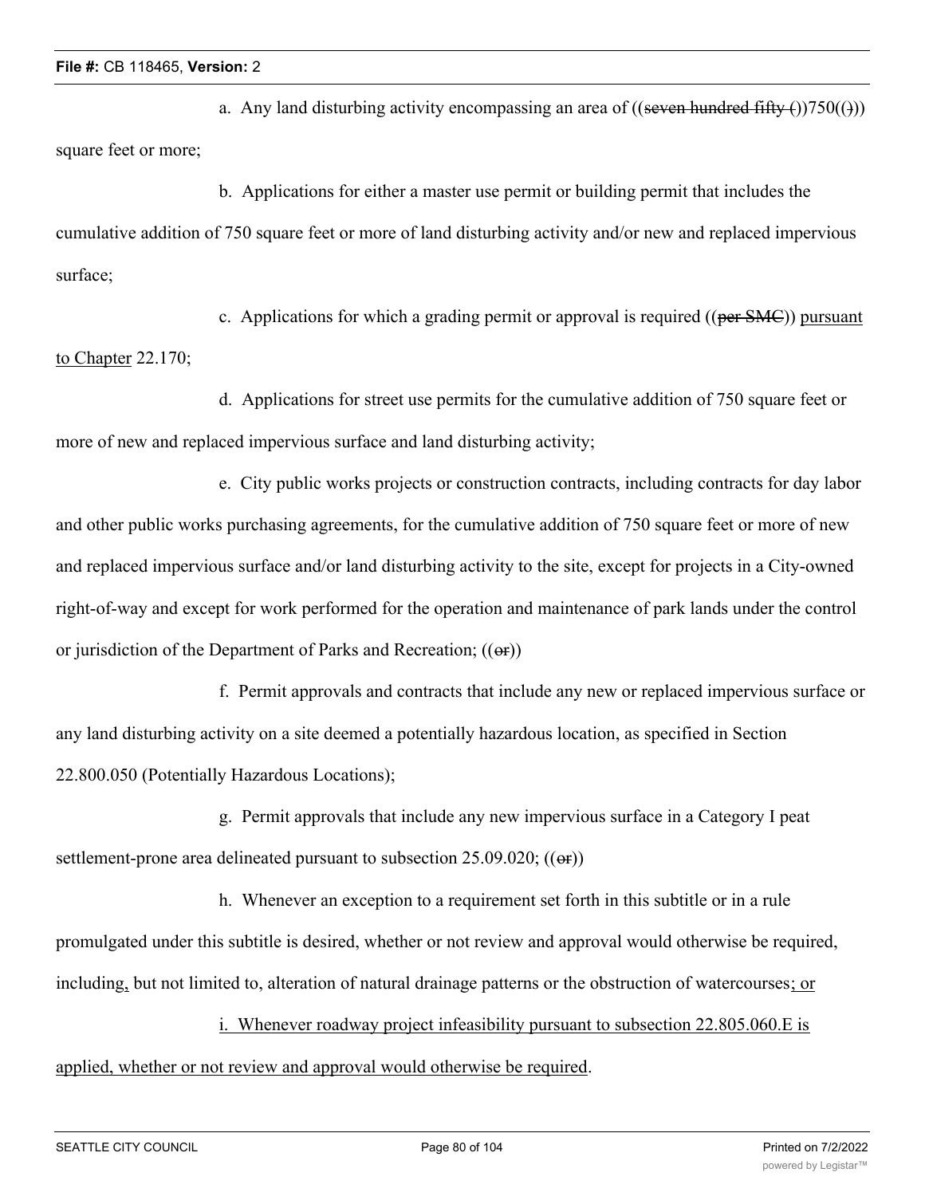a. Any land disturbing activity encompassing an area of ((~~seven hundred fifty (~~))750((~~)~~)) square feet or more;

b. Applications for either a master use permit or building permit that includes the cumulative addition of 750 square feet or more of land disturbing activity and/or new and replaced impervious surface;

c. Applications for which a grading permit or approval is required ((~~per SMC~~)) <u>pursuant to Chapter</u> 22.170;

d. Applications for street use permits for the cumulative addition of 750 square feet or more of new and replaced impervious surface and land disturbing activity;

e. City public works projects or construction contracts, including contracts for day labor and other public works purchasing agreements, for the cumulative addition of 750 square feet or more of new and replaced impervious surface and/or land disturbing activity to the site, except for projects in a City-owned right-of-way and except for work performed for the operation and maintenance of park lands under the control or jurisdiction of the Department of Parks and Recreation; ((~~or~~))

f. Permit approvals and contracts that include any new or replaced impervious surface or any land disturbing activity on a site deemed a potentially hazardous location, as specified in Section 22.800.050 (Potentially Hazardous Locations);

g. Permit approvals that include any new impervious surface in a Category I peat settlement-prone area delineated pursuant to subsection 25.09.020; ((~~or~~))

h. Whenever an exception to a requirement set forth in this subtitle or in a rule promulgated under this subtitle is desired, whether or not review and approval would otherwise be required, including<u>,</u> but not limited to, alteration of natural drainage patterns or the obstruction of watercourses<u>; or</u>

<u>i. Whenever roadway project infeasibility pursuant to subsection 22.805.060.E is applied, whether or not review and approval would otherwise be required</u>.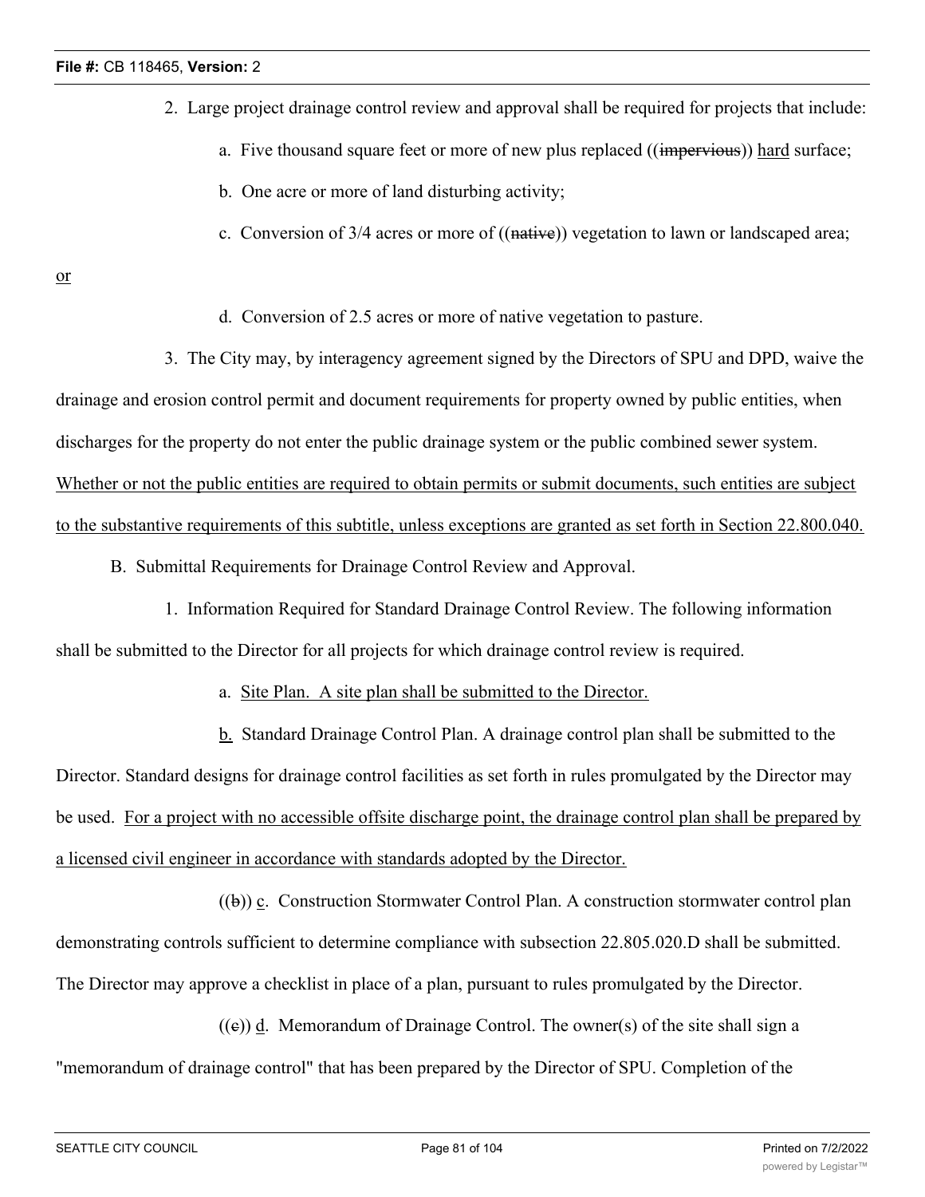2. Large project drainage control review and approval shall be required for projects that include:

a. Five thousand square feet or more of new plus replaced ((~~impervious~~)) <u>hard</u> surface;

b. One acre or more of land disturbing activity;

c. Conversion of 3/4 acres or more of ((~~native~~)) vegetation to lawn or landscaped area; <u>or</u>

d. Conversion of 2.5 acres or more of native vegetation to pasture.

3. The City may, by interagency agreement signed by the Directors of SPU and DPD, waive the drainage and erosion control permit and document requirements for property owned by public entities, when discharges for the property do not enter the public drainage system or the public combined sewer system. <u>Whether or not the public entities are required to obtain permits or submit documents, such entities are subject to the substantive requirements of this subtitle, unless exceptions are granted as set forth in Section 22.800.040.</u>

B. Submittal Requirements for Drainage Control Review and Approval.

1. Information Required for Standard Drainage Control Review. The following information shall be submitted to the Director for all projects for which drainage control review is required.

a. <u>Site Plan. A site plan shall be submitted to the Director.</u>

<u>b.</u> Standard Drainage Control Plan. A drainage control plan shall be submitted to the Director. Standard designs for drainage control facilities as set forth in rules promulgated by the Director may be used. <u>For a project with no accessible offsite discharge point, the drainage control plan shall be prepared by a licensed civil engineer in accordance with standards adopted by the Director.</u>

((~~b~~)) <u>c</u>. Construction Stormwater Control Plan. A construction stormwater control plan demonstrating controls sufficient to determine compliance with subsection 22.805.020.D shall be submitted. The Director may approve a checklist in place of a plan, pursuant to rules promulgated by the Director.

((~~c~~)) <u>d</u>. Memorandum of Drainage Control. The owner(s) of the site shall sign a "memorandum of drainage control" that has been prepared by the Director of SPU. Completion of the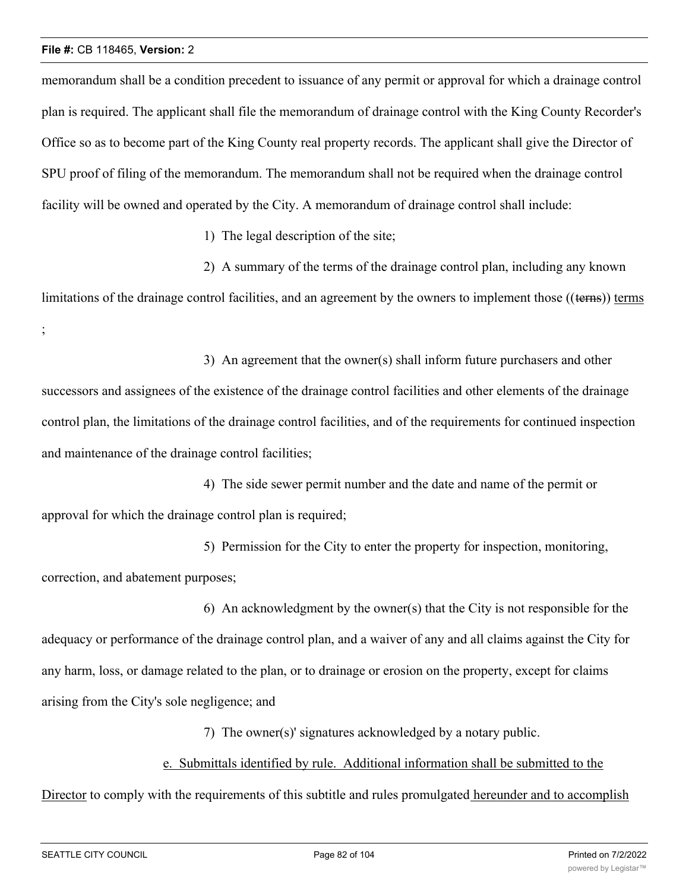memorandum shall be a condition precedent to issuance of any permit or approval for which a drainage control plan is required. The applicant shall file the memorandum of drainage control with the King County Recorder's Office so as to become part of the King County real property records. The applicant shall give the Director of SPU proof of filing of the memorandum. The memorandum shall not be required when the drainage control facility will be owned and operated by the City. A memorandum of drainage control shall include:

1) The legal description of the site;

2) A summary of the terms of the drainage control plan, including any known limitations of the drainage control facilities, and an agreement by the owners to implement those ((~~terns~~)) <u>terms</u>;

3) An agreement that the owner(s) shall inform future purchasers and other successors and assignees of the existence of the drainage control facilities and other elements of the drainage control plan, the limitations of the drainage control facilities, and of the requirements for continued inspection and maintenance of the drainage control facilities;

4) The side sewer permit number and the date and name of the permit or approval for which the drainage control plan is required;

5) Permission for the City to enter the property for inspection, monitoring, correction, and abatement purposes;

6) An acknowledgment by the owner(s) that the City is not responsible for the adequacy or performance of the drainage control plan, and a waiver of any and all claims against the City for any harm, loss, or damage related to the plan, or to drainage or erosion on the property, except for claims arising from the City's sole negligence; and

7) The owner(s)' signatures acknowledged by a notary public.

<u>e. Submittals identified by rule. Additional information shall be submitted to the Director</u> to comply with the requirements of this subtitle and rules promulgated <u>hereunder and to accomplish</u>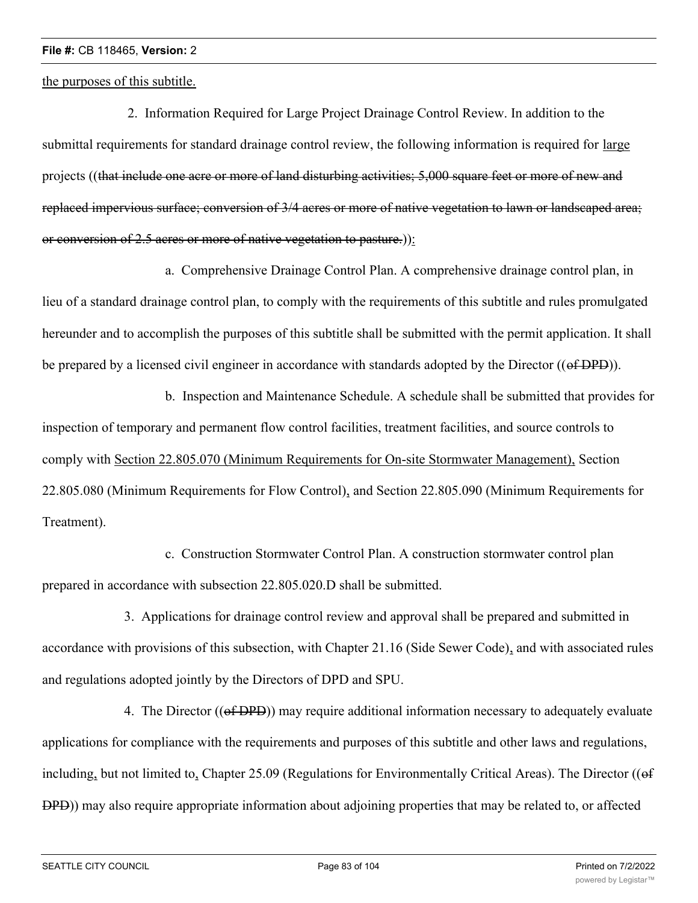the purposes of this subtitle.

2. Information Required for Large Project Drainage Control Review. In addition to the submittal requirements for standard drainage control review, the following information is required for large projects ((~~that include one acre or more of land disturbing activities; 5,000 square feet or more of new and replaced impervious surface; conversion of 3/4 acres or more of native vegetation to lawn or landscaped area; or conversion of 2.5 acres or more of native vegetation to pasture.~~)):

a. Comprehensive Drainage Control Plan. A comprehensive drainage control plan, in lieu of a standard drainage control plan, to comply with the requirements of this subtitle and rules promulgated hereunder and to accomplish the purposes of this subtitle shall be submitted with the permit application. It shall be prepared by a licensed civil engineer in accordance with standards adopted by the Director ((~~of DPD~~)).

b. Inspection and Maintenance Schedule. A schedule shall be submitted that provides for inspection of temporary and permanent flow control facilities, treatment facilities, and source controls to comply with Section 22.805.070 (Minimum Requirements for On-site Stormwater Management), Section 22.805.080 (Minimum Requirements for Flow Control), and Section 22.805.090 (Minimum Requirements for Treatment).

c. Construction Stormwater Control Plan. A construction stormwater control plan prepared in accordance with subsection 22.805.020.D shall be submitted.

3. Applications for drainage control review and approval shall be prepared and submitted in accordance with provisions of this subsection, with Chapter 21.16 (Side Sewer Code), and with associated rules and regulations adopted jointly by the Directors of DPD and SPU.

4. The Director ((~~of DPD~~)) may require additional information necessary to adequately evaluate applications for compliance with the requirements and purposes of this subtitle and other laws and regulations, including, but not limited to, Chapter 25.09 (Regulations for Environmentally Critical Areas). The Director ((~~of DPD~~)) may also require appropriate information about adjoining properties that may be related to, or affected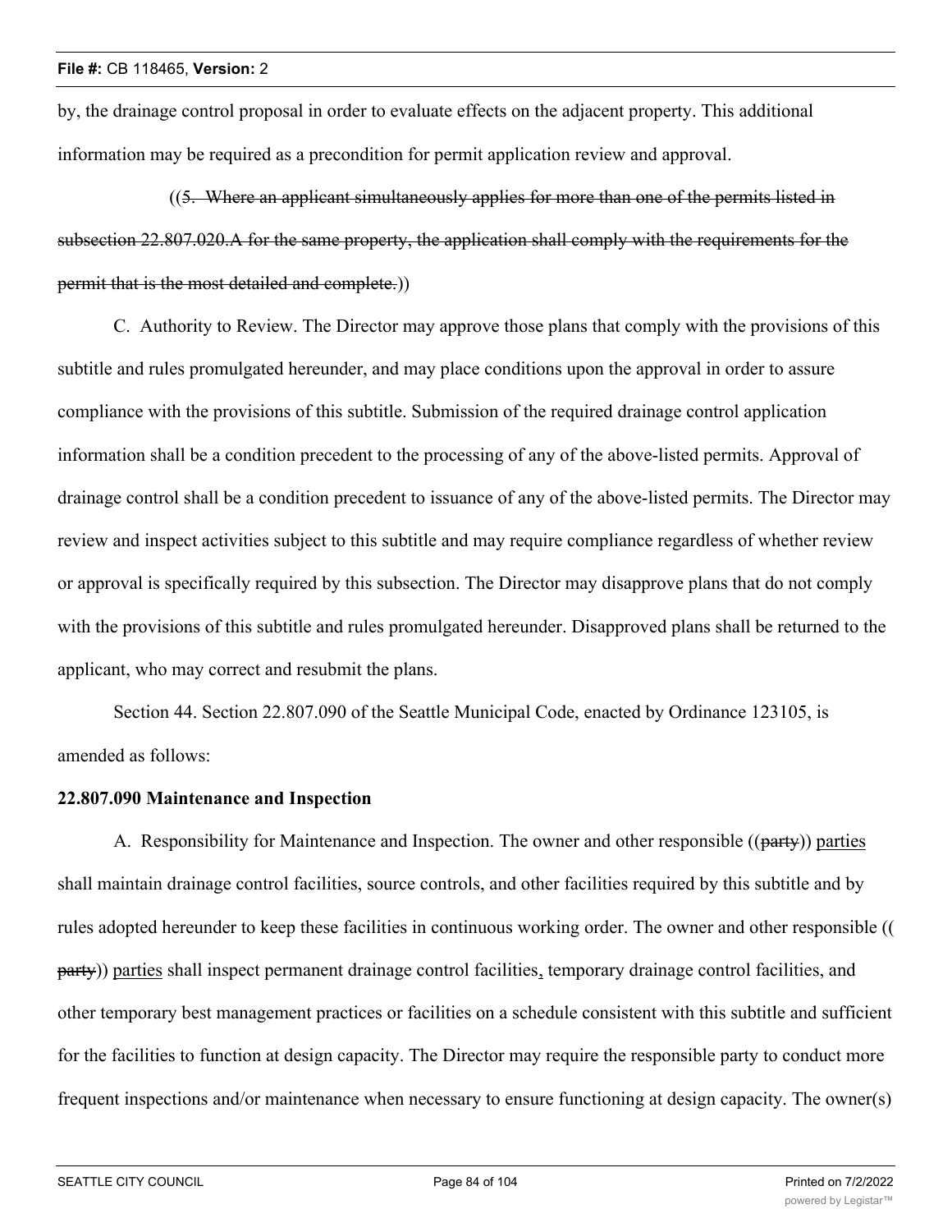by, the drainage control proposal in order to evaluate effects on the adjacent property. This additional information may be required as a precondition for permit application review and approval.

((~~5. Where an applicant simultaneously applies for more than one of the permits listed in subsection 22.807.020.A for the same property, the application shall comply with the requirements for the permit that is the most detailed and complete.~~))

C. Authority to Review. The Director may approve those plans that comply with the provisions of this subtitle and rules promulgated hereunder, and may place conditions upon the approval in order to assure compliance with the provisions of this subtitle. Submission of the required drainage control application information shall be a condition precedent to the processing of any of the above-listed permits. Approval of drainage control shall be a condition precedent to issuance of any of the above-listed permits. The Director may review and inspect activities subject to this subtitle and may require compliance regardless of whether review or approval is specifically required by this subsection. The Director may disapprove plans that do not comply with the provisions of this subtitle and rules promulgated hereunder. Disapproved plans shall be returned to the applicant, who may correct and resubmit the plans.

Section 44. Section 22.807.090 of the Seattle Municipal Code, enacted by Ordinance 123105, is amended as follows:

**22.807.090 Maintenance and Inspection**

A. Responsibility for Maintenance and Inspection. The owner and other responsible ((~~party~~)) <u>parties</u> shall maintain drainage control facilities, source controls, and other facilities required by this subtitle and by rules adopted hereunder to keep these facilities in continuous working order. The owner and other responsible ((~~party~~)) <u>parties</u> shall inspect permanent drainage control facilities<u>,</u> temporary drainage control facilities, and other temporary best management practices or facilities on a schedule consistent with this subtitle and sufficient for the facilities to function at design capacity. The Director may require the responsible party to conduct more frequent inspections and/or maintenance when necessary to ensure functioning at design capacity. The owner(s)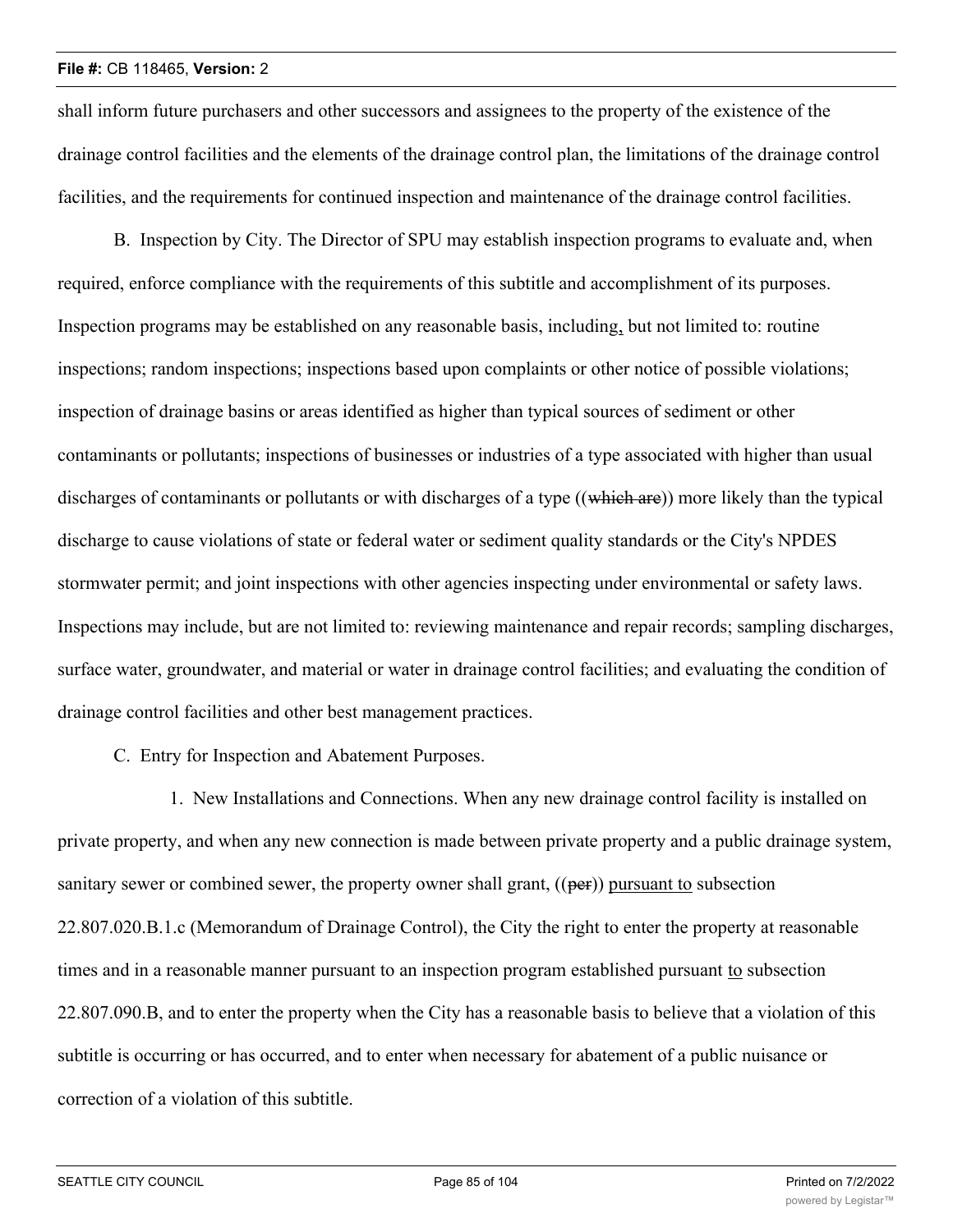shall inform future purchasers and other successors and assignees to the property of the existence of the drainage control facilities and the elements of the drainage control plan, the limitations of the drainage control facilities, and the requirements for continued inspection and maintenance of the drainage control facilities.

B. Inspection by City. The Director of SPU may establish inspection programs to evaluate and, when required, enforce compliance with the requirements of this subtitle and accomplishment of its purposes. Inspection programs may be established on any reasonable basis, including, but not limited to: routine inspections; random inspections; inspections based upon complaints or other notice of possible violations; inspection of drainage basins or areas identified as higher than typical sources of sediment or other contaminants or pollutants; inspections of businesses or industries of a type associated with higher than usual discharges of contaminants or pollutants or with discharges of a type ((~~which are~~)) more likely than the typical discharge to cause violations of state or federal water or sediment quality standards or the City's NPDES stormwater permit; and joint inspections with other agencies inspecting under environmental or safety laws. Inspections may include, but are not limited to: reviewing maintenance and repair records; sampling discharges, surface water, groundwater, and material or water in drainage control facilities; and evaluating the condition of drainage control facilities and other best management practices.

C. Entry for Inspection and Abatement Purposes.

1. New Installations and Connections. When any new drainage control facility is installed on private property, and when any new connection is made between private property and a public drainage system, sanitary sewer or combined sewer, the property owner shall grant, ((~~per~~)) pursuant to subsection 22.807.020.B.1.c (Memorandum of Drainage Control), the City the right to enter the property at reasonable times and in a reasonable manner pursuant to an inspection program established pursuant to subsection 22.807.090.B, and to enter the property when the City has a reasonable basis to believe that a violation of this subtitle is occurring or has occurred, and to enter when necessary for abatement of a public nuisance or correction of a violation of this subtitle.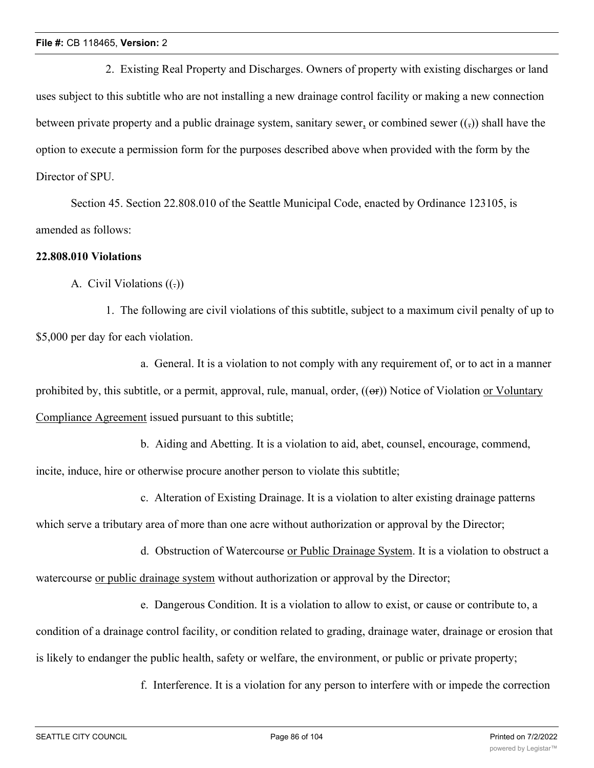2. Existing Real Property and Discharges. Owners of property with existing discharges or land uses subject to this subtitle who are not installing a new drainage control facility or making a new connection between private property and a public drainage system, sanitary sewer, or combined sewer ((,)) shall have the option to execute a permission form for the purposes described above when provided with the form by the Director of SPU.

Section 45. Section 22.808.010 of the Seattle Municipal Code, enacted by Ordinance 123105, is amended as follows:

**22.808.010 Violations**

A. Civil Violations ((.))

1. The following are civil violations of this subtitle, subject to a maximum civil penalty of up to $5,000 per day for each violation.

a. General. It is a violation to not comply with any requirement of, or to act in a manner prohibited by, this subtitle, or a permit, approval, rule, manual, order, ((~~or~~)) Notice of Violation or Voluntary Compliance Agreement issued pursuant to this subtitle;

b. Aiding and Abetting. It is a violation to aid, abet, counsel, encourage, commend, incite, induce, hire or otherwise procure another person to violate this subtitle;

c. Alteration of Existing Drainage. It is a violation to alter existing drainage patterns which serve a tributary area of more than one acre without authorization or approval by the Director;

d. Obstruction of Watercourse or Public Drainage System. It is a violation to obstruct a watercourse or public drainage system without authorization or approval by the Director;

e. Dangerous Condition. It is a violation to allow to exist, or cause or contribute to, a condition of a drainage control facility, or condition related to grading, drainage water, drainage or erosion that is likely to endanger the public health, safety or welfare, the environment, or public or private property;

f. Interference. It is a violation for any person to interfere with or impede the correction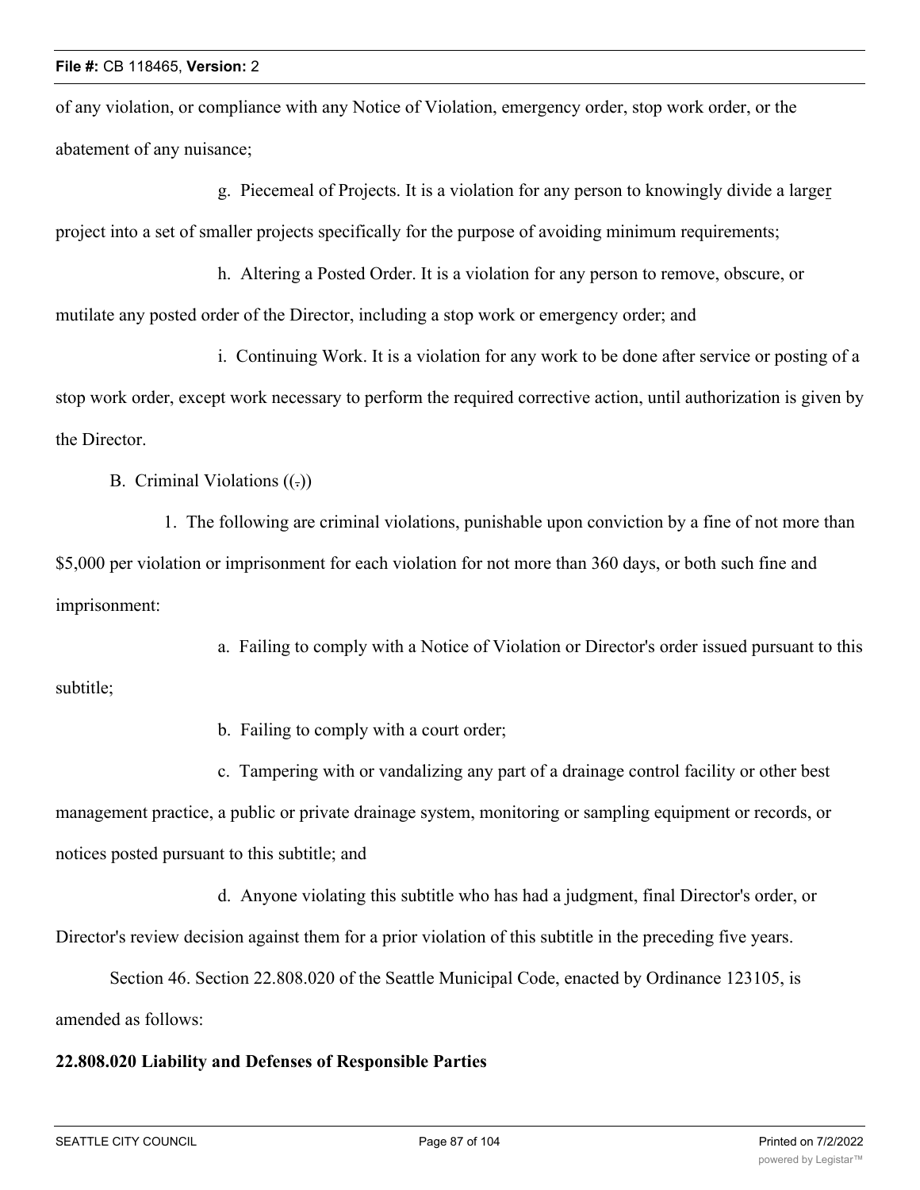of any violation, or compliance with any Notice of Violation, emergency order, stop work order, or the abatement of any nuisance;

g. Piecemeal of Projects. It is a violation for any person to knowingly divide a larger project into a set of smaller projects specifically for the purpose of avoiding minimum requirements;

h. Altering a Posted Order. It is a violation for any person to remove, obscure, or mutilate any posted order of the Director, including a stop work or emergency order; and

i. Continuing Work. It is a violation for any work to be done after service or posting of a stop work order, except work necessary to perform the required corrective action, until authorization is given by the Director.

B. Criminal Violations ((.))

1. The following are criminal violations, punishable upon conviction by a fine of not more than $5,000 per violation or imprisonment for each violation for not more than 360 days, or both such fine and imprisonment:

a. Failing to comply with a Notice of Violation or Director's order issued pursuant to this subtitle;

b. Failing to comply with a court order;

c. Tampering with or vandalizing any part of a drainage control facility or other best management practice, a public or private drainage system, monitoring or sampling equipment or records, or notices posted pursuant to this subtitle; and

d. Anyone violating this subtitle who has had a judgment, final Director's order, or Director's review decision against them for a prior violation of this subtitle in the preceding five years.

Section 46. Section 22.808.020 of the Seattle Municipal Code, enacted by Ordinance 123105, is amended as follows:

**22.808.020 Liability and Defenses of Responsible Parties**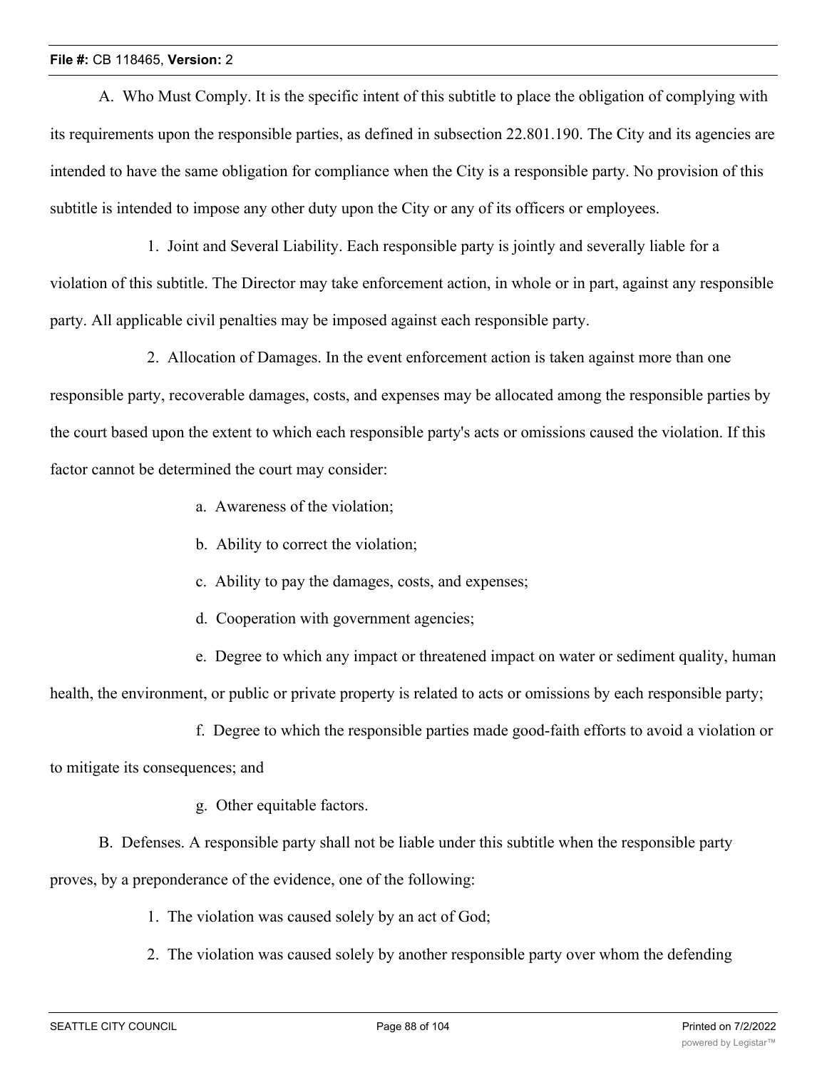A. Who Must Comply. It is the specific intent of this subtitle to place the obligation of complying with its requirements upon the responsible parties, as defined in subsection 22.801.190. The City and its agencies are intended to have the same obligation for compliance when the City is a responsible party. No provision of this subtitle is intended to impose any other duty upon the City or any of its officers or employees.

1. Joint and Several Liability. Each responsible party is jointly and severally liable for a violation of this subtitle. The Director may take enforcement action, in whole or in part, against any responsible party. All applicable civil penalties may be imposed against each responsible party.

2. Allocation of Damages. In the event enforcement action is taken against more than one responsible party, recoverable damages, costs, and expenses may be allocated among the responsible parties by the court based upon the extent to which each responsible party's acts or omissions caused the violation. If this factor cannot be determined the court may consider:

a. Awareness of the violation;

b. Ability to correct the violation;

c. Ability to pay the damages, costs, and expenses;

d. Cooperation with government agencies;

e. Degree to which any impact or threatened impact on water or sediment quality, human health, the environment, or public or private property is related to acts or omissions by each responsible party;

f. Degree to which the responsible parties made good-faith efforts to avoid a violation or to mitigate its consequences; and

g. Other equitable factors.

B. Defenses. A responsible party shall not be liable under this subtitle when the responsible party proves, by a preponderance of the evidence, one of the following:

1. The violation was caused solely by an act of God;

2. The violation was caused solely by another responsible party over whom the defending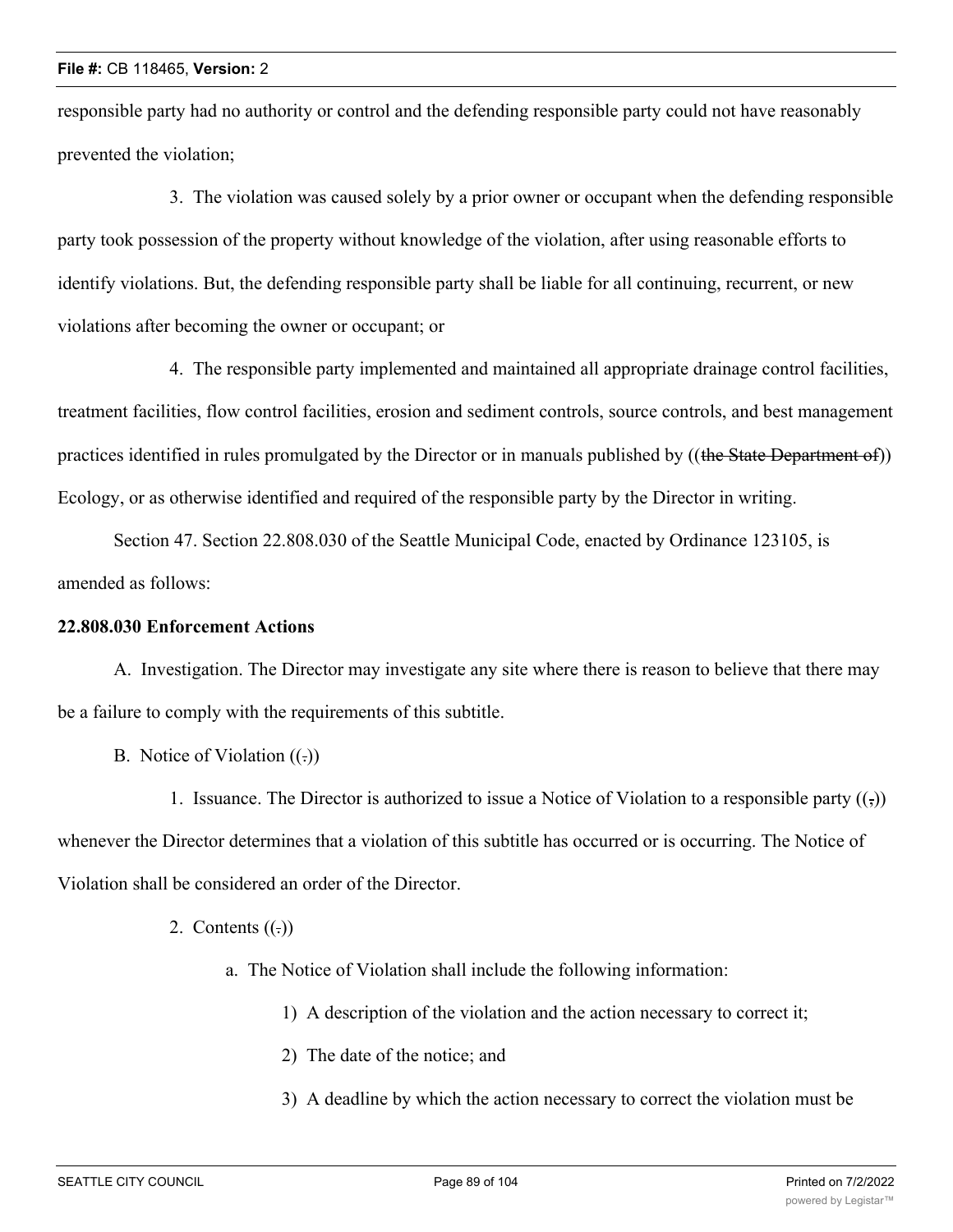responsible party had no authority or control and the defending responsible party could not have reasonably prevented the violation;

3. The violation was caused solely by a prior owner or occupant when the defending responsible party took possession of the property without knowledge of the violation, after using reasonable efforts to identify violations. But, the defending responsible party shall be liable for all continuing, recurrent, or new violations after becoming the owner or occupant; or

4. The responsible party implemented and maintained all appropriate drainage control facilities, treatment facilities, flow control facilities, erosion and sediment controls, source controls, and best management practices identified in rules promulgated by the Director or in manuals published by ((~~the State Department of~~)) Ecology, or as otherwise identified and required of the responsible party by the Director in writing.

Section 47. Section 22.808.030 of the Seattle Municipal Code, enacted by Ordinance 123105, is amended as follows:

**22.808.030 Enforcement Actions**

A. Investigation. The Director may investigate any site where there is reason to believe that there may be a failure to comply with the requirements of this subtitle.

B. Notice of Violation ((~~.~~))

1. Issuance. The Director is authorized to issue a Notice of Violation to a responsible party ((~~,~~)) whenever the Director determines that a violation of this subtitle has occurred or is occurring. The Notice of Violation shall be considered an order of the Director.

2. Contents ((~~.~~))

a. The Notice of Violation shall include the following information:

1) A description of the violation and the action necessary to correct it;

2) The date of the notice; and

3) A deadline by which the action necessary to correct the violation must be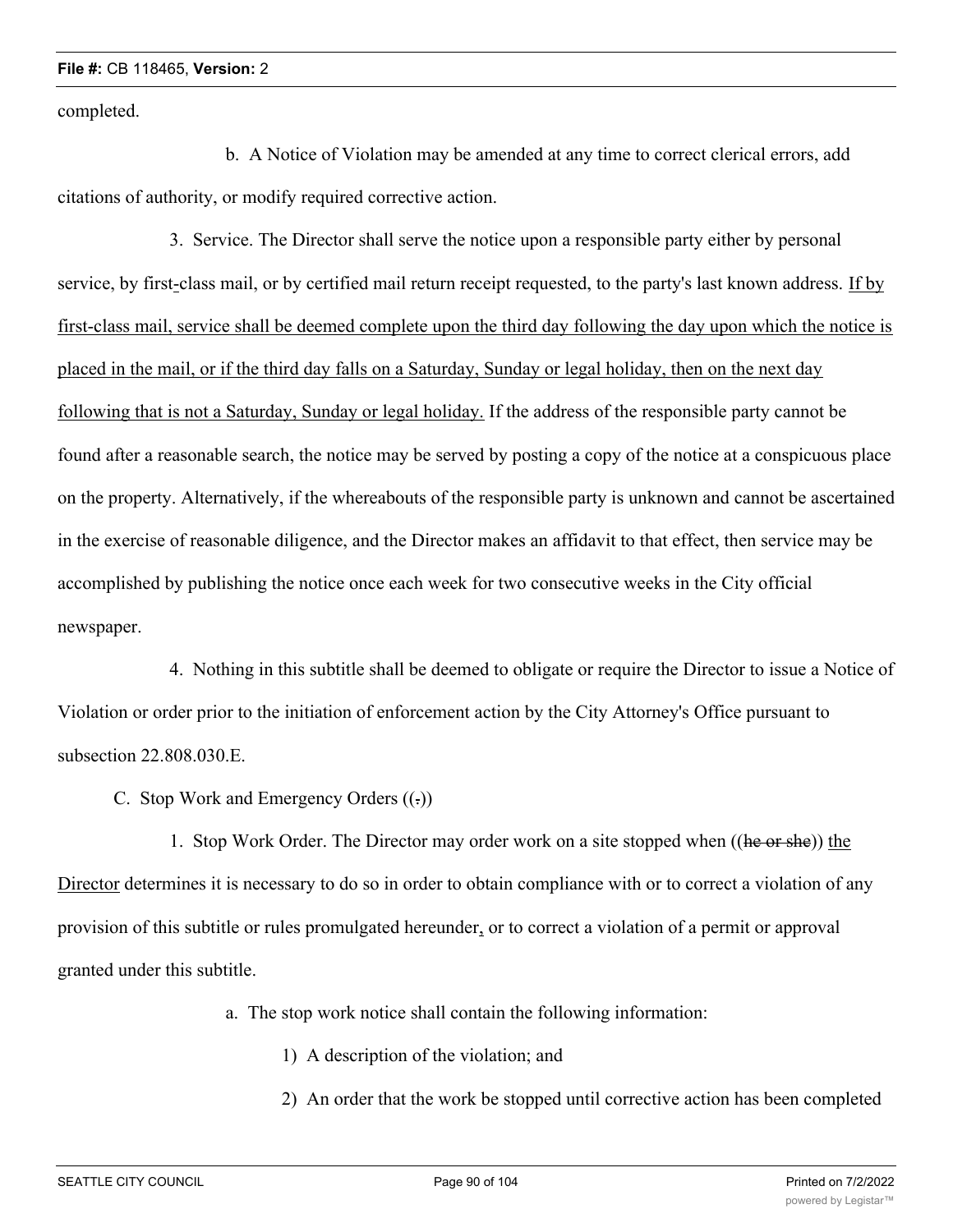completed.

b. A Notice of Violation may be amended at any time to correct clerical errors, add citations of authority, or modify required corrective action.

3. Service. The Director shall serve the notice upon a responsible party either by personal service, by first-class mail, or by certified mail return receipt requested, to the party's last known address. If by first-class mail, service shall be deemed complete upon the third day following the day upon which the notice is placed in the mail, or if the third day falls on a Saturday, Sunday or legal holiday, then on the next day following that is not a Saturday, Sunday or legal holiday. If the address of the responsible party cannot be found after a reasonable search, the notice may be served by posting a copy of the notice at a conspicuous place on the property. Alternatively, if the whereabouts of the responsible party is unknown and cannot be ascertained in the exercise of reasonable diligence, and the Director makes an affidavit to that effect, then service may be accomplished by publishing the notice once each week for two consecutive weeks in the City official newspaper.

4. Nothing in this subtitle shall be deemed to obligate or require the Director to issue a Notice of Violation or order prior to the initiation of enforcement action by the City Attorney's Office pursuant to subsection 22.808.030.E.

C. Stop Work and Emergency Orders ((.))

1. Stop Work Order. The Director may order work on a site stopped when ((he or she)) the Director determines it is necessary to do so in order to obtain compliance with or to correct a violation of any provision of this subtitle or rules promulgated hereunder, or to correct a violation of a permit or approval granted under this subtitle.

a. The stop work notice shall contain the following information:

1) A description of the violation; and

2) An order that the work be stopped until corrective action has been completed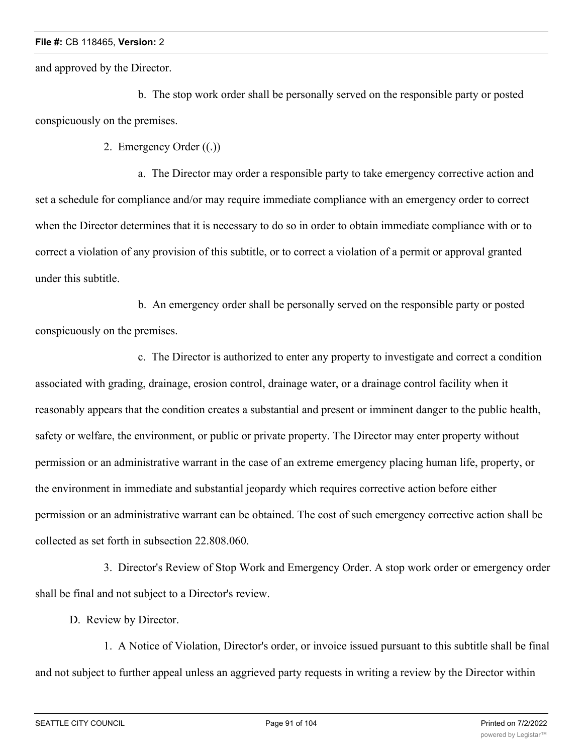and approved by the Director.

b. The stop work order shall be personally served on the responsible party or posted conspicuously on the premises.

2. Emergency Order ((.))

a. The Director may order a responsible party to take emergency corrective action and set a schedule for compliance and/or may require immediate compliance with an emergency order to correct when the Director determines that it is necessary to do so in order to obtain immediate compliance with or to correct a violation of any provision of this subtitle, or to correct a violation of a permit or approval granted under this subtitle.

b. An emergency order shall be personally served on the responsible party or posted conspicuously on the premises.

c. The Director is authorized to enter any property to investigate and correct a condition associated with grading, drainage, erosion control, drainage water, or a drainage control facility when it reasonably appears that the condition creates a substantial and present or imminent danger to the public health, safety or welfare, the environment, or public or private property. The Director may enter property without permission or an administrative warrant in the case of an extreme emergency placing human life, property, or the environment in immediate and substantial jeopardy which requires corrective action before either permission or an administrative warrant can be obtained. The cost of such emergency corrective action shall be collected as set forth in subsection 22.808.060.

3. Director's Review of Stop Work and Emergency Order. A stop work order or emergency order shall be final and not subject to a Director's review.

D. Review by Director.

1. A Notice of Violation, Director's order, or invoice issued pursuant to this subtitle shall be final and not subject to further appeal unless an aggrieved party requests in writing a review by the Director within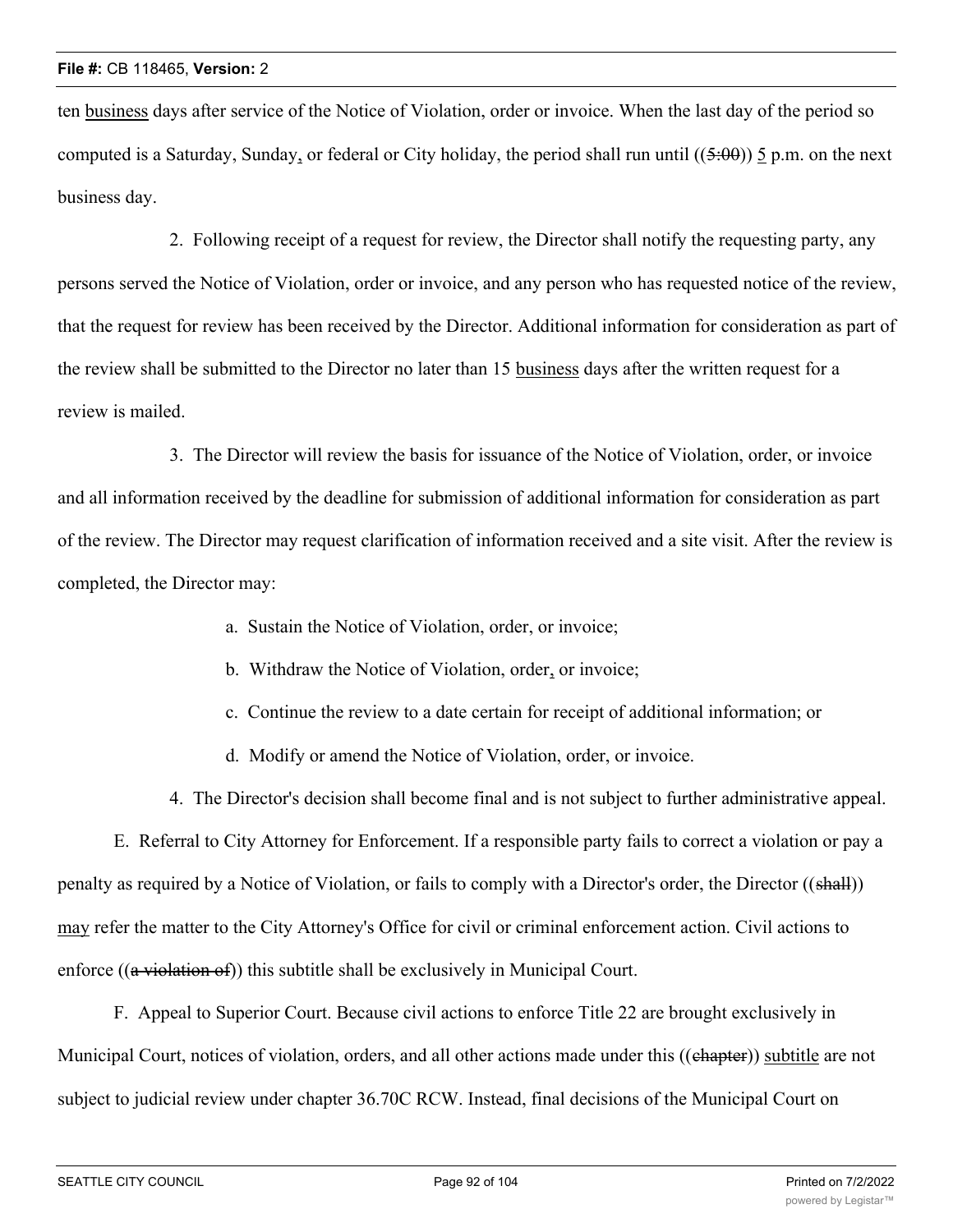ten business days after service of the Notice of Violation, order or invoice. When the last day of the period so computed is a Saturday, Sunday, or federal or City holiday, the period shall run until ((~~5:00~~)) 5 p.m. on the next business day.

2. Following receipt of a request for review, the Director shall notify the requesting party, any persons served the Notice of Violation, order or invoice, and any person who has requested notice of the review, that the request for review has been received by the Director. Additional information for consideration as part of the review shall be submitted to the Director no later than 15 business days after the written request for a review is mailed.

3. The Director will review the basis for issuance of the Notice of Violation, order, or invoice and all information received by the deadline for submission of additional information for consideration as part of the review. The Director may request clarification of information received and a site visit. After the review is completed, the Director may:

a. Sustain the Notice of Violation, order, or invoice;

b. Withdraw the Notice of Violation, order, or invoice;

c. Continue the review to a date certain for receipt of additional information; or

d. Modify or amend the Notice of Violation, order, or invoice.

4. The Director's decision shall become final and is not subject to further administrative appeal.

E. Referral to City Attorney for Enforcement. If a responsible party fails to correct a violation or pay a penalty as required by a Notice of Violation, or fails to comply with a Director's order, the Director ((~~shall~~)) may refer the matter to the City Attorney's Office for civil or criminal enforcement action. Civil actions to enforce ((~~a violation of~~)) this subtitle shall be exclusively in Municipal Court.

F. Appeal to Superior Court. Because civil actions to enforce Title 22 are brought exclusively in Municipal Court, notices of violation, orders, and all other actions made under this ((~~chapter~~)) subtitle are not subject to judicial review under chapter 36.70C RCW. Instead, final decisions of the Municipal Court on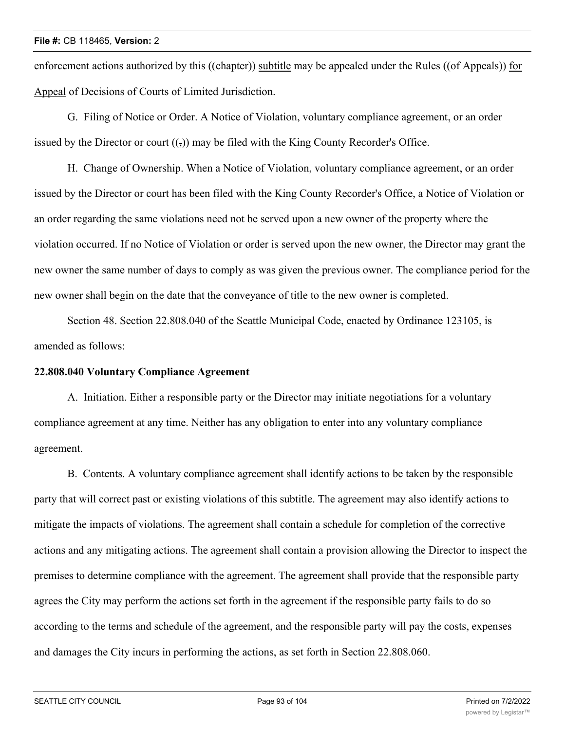enforcement actions authorized by this ((~~chapter~~)) <u>subtitle</u> may be appealed under the Rules ((~~of Appeals~~)) <u>for Appeal</u> of Decisions of Courts of Limited Jurisdiction.

G. Filing of Notice or Order. A Notice of Violation, voluntary compliance agreement<u>,</u> or an order issued by the Director or court ((~~,~~)) may be filed with the King County Recorder's Office.

H. Change of Ownership. When a Notice of Violation, voluntary compliance agreement, or an order issued by the Director or court has been filed with the King County Recorder's Office, a Notice of Violation or an order regarding the same violations need not be served upon a new owner of the property where the violation occurred. If no Notice of Violation or order is served upon the new owner, the Director may grant the new owner the same number of days to comply as was given the previous owner. The compliance period for the new owner shall begin on the date that the conveyance of title to the new owner is completed.

Section 48. Section 22.808.040 of the Seattle Municipal Code, enacted by Ordinance 123105, is amended as follows:

**22.808.040 Voluntary Compliance Agreement**

A. Initiation. Either a responsible party or the Director may initiate negotiations for a voluntary compliance agreement at any time. Neither has any obligation to enter into any voluntary compliance agreement.

B. Contents. A voluntary compliance agreement shall identify actions to be taken by the responsible party that will correct past or existing violations of this subtitle. The agreement may also identify actions to mitigate the impacts of violations. The agreement shall contain a schedule for completion of the corrective actions and any mitigating actions. The agreement shall contain a provision allowing the Director to inspect the premises to determine compliance with the agreement. The agreement shall provide that the responsible party agrees the City may perform the actions set forth in the agreement if the responsible party fails to do so according to the terms and schedule of the agreement, and the responsible party will pay the costs, expenses and damages the City incurs in performing the actions, as set forth in Section 22.808.060.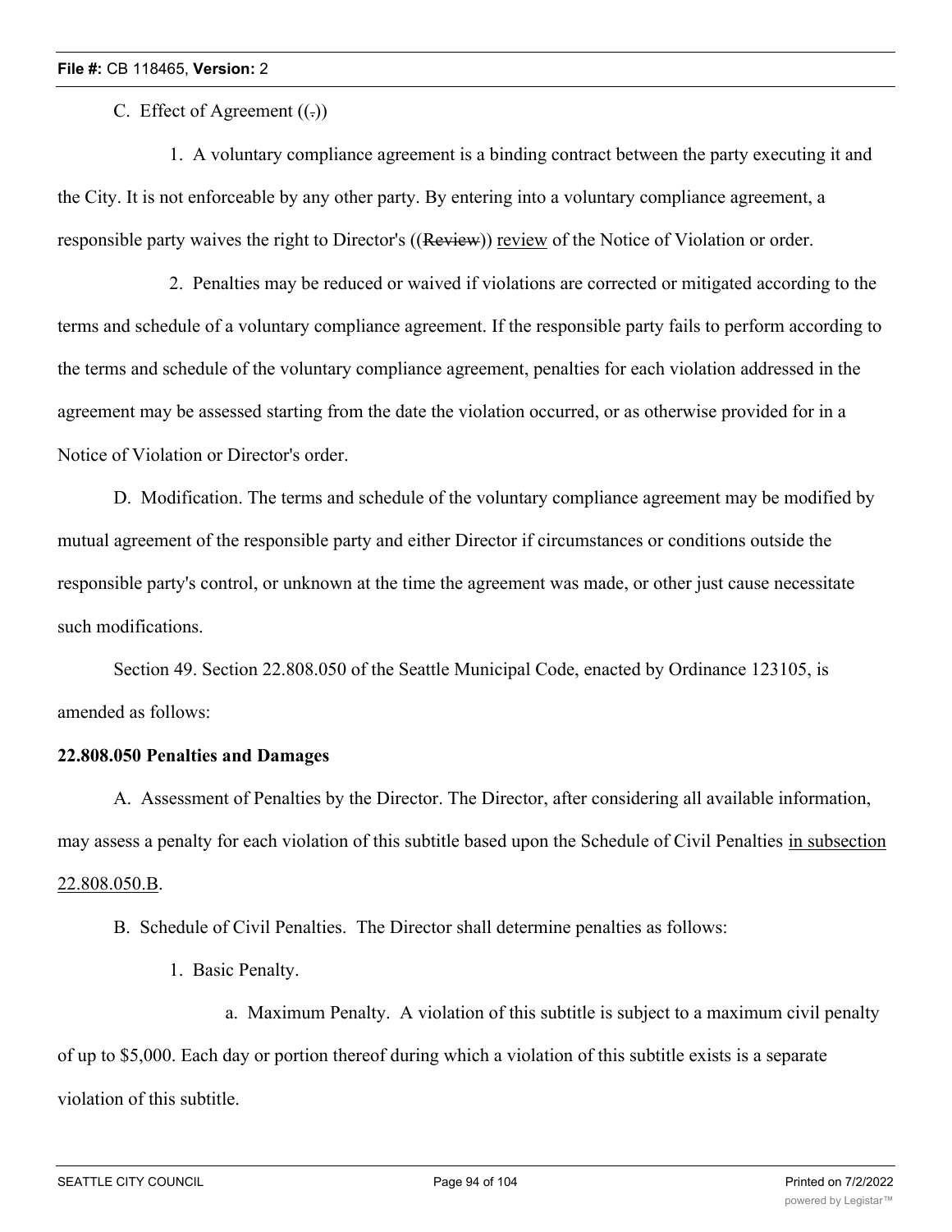C. Effect of Agreement ((.))

1. A voluntary compliance agreement is a binding contract between the party executing it and the City. It is not enforceable by any other party. By entering into a voluntary compliance agreement, a responsible party waives the right to Director's ((~~Review~~)) review of the Notice of Violation or order.

2. Penalties may be reduced or waived if violations are corrected or mitigated according to the terms and schedule of a voluntary compliance agreement. If the responsible party fails to perform according to the terms and schedule of the voluntary compliance agreement, penalties for each violation addressed in the agreement may be assessed starting from the date the violation occurred, or as otherwise provided for in a Notice of Violation or Director's order.

D. Modification. The terms and schedule of the voluntary compliance agreement may be modified by mutual agreement of the responsible party and either Director if circumstances or conditions outside the responsible party's control, or unknown at the time the agreement was made, or other just cause necessitate such modifications.

Section 49. Section 22.808.050 of the Seattle Municipal Code, enacted by Ordinance 123105, is amended as follows:

**22.808.050 Penalties and Damages**

A. Assessment of Penalties by the Director. The Director, after considering all available information, may assess a penalty for each violation of this subtitle based upon the Schedule of Civil Penalties in subsection 22.808.050.B.

B. Schedule of Civil Penalties. The Director shall determine penalties as follows:

1. Basic Penalty.

a. Maximum Penalty. A violation of this subtitle is subject to a maximum civil penalty of up to $5,000. Each day or portion thereof during which a violation of this subtitle exists is a separate violation of this subtitle.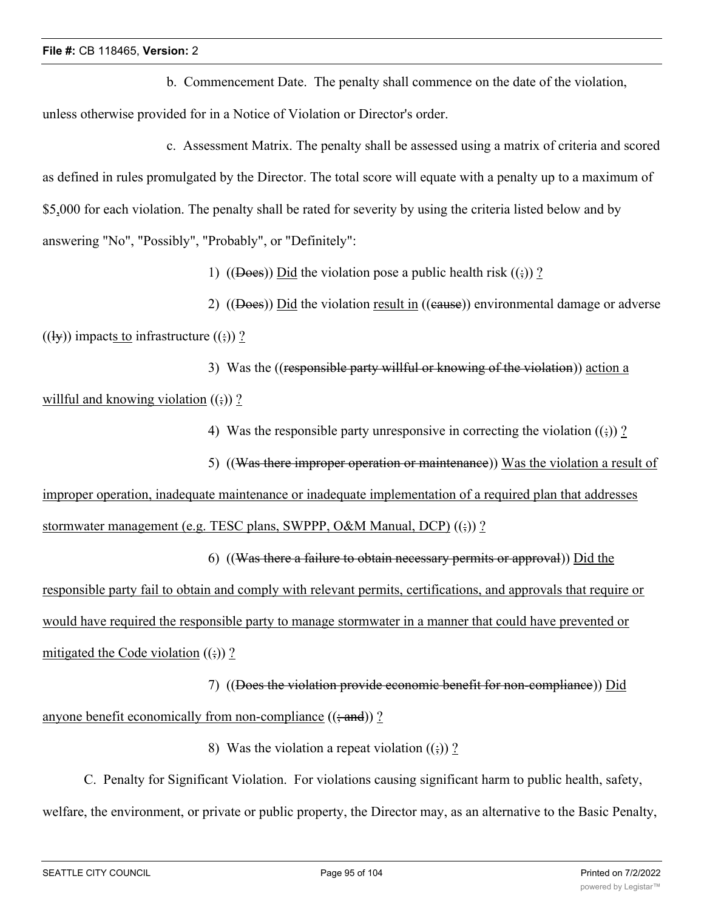b. Commencement Date. The penalty shall commence on the date of the violation, unless otherwise provided for in a Notice of Violation or Director's order.

c. Assessment Matrix. The penalty shall be assessed using a matrix of criteria and scored as defined in rules promulgated by the Director. The total score will equate with a penalty up to a maximum of $5,000 for each violation. The penalty shall be rated for severity by using the criteria listed below and by answering "No", "Possibly", "Probably", or "Definitely":

1) ((~~Does~~)) <u>Did</u> the violation pose a public health risk ((~~;~~)) <u>?</u>

2) ((~~Does~~)) <u>Did</u> the violation <u>result in</u> ((~~cause~~)) environmental damage or adverse ((~~ly~~)) impact<u>s to</u> infrastructure ((~~;~~)) <u>?</u>

3) Was the ((~~responsible party willful or knowing of the violation~~)) <u>action a willful and knowing violation</u> ((~~;~~)) <u>?</u>

4) Was the responsible party unresponsive in correcting the violation ((~~;~~)) <u>?</u>

5) ((~~Was there improper operation or maintenance~~)) <u>Was the violation a result of improper operation, inadequate maintenance or inadequate implementation of a required plan that addresses stormwater management (e.g. TESC plans, SWPPP, O&M Manual, DCP)</u> ((~~;~~)) <u>?</u>

6) ((~~Was there a failure to obtain necessary permits or approval~~)) <u>Did the responsible party fail to obtain and comply with relevant permits, certifications, and approvals that require or would have required the responsible party to manage stormwater in a manner that could have prevented or mitigated the Code violation</u> ((~~;~~)) <u>?</u>

7) ((~~Does the violation provide economic benefit for non-compliance~~)) <u>Did anyone benefit economically from non-compliance</u> ((~~; and~~)) <u>?</u>

8) Was the violation a repeat violation ((~~;~~)) <u>?</u>

C. Penalty for Significant Violation. For violations causing significant harm to public health, safety, welfare, the environment, or private or public property, the Director may, as an alternative to the Basic Penalty,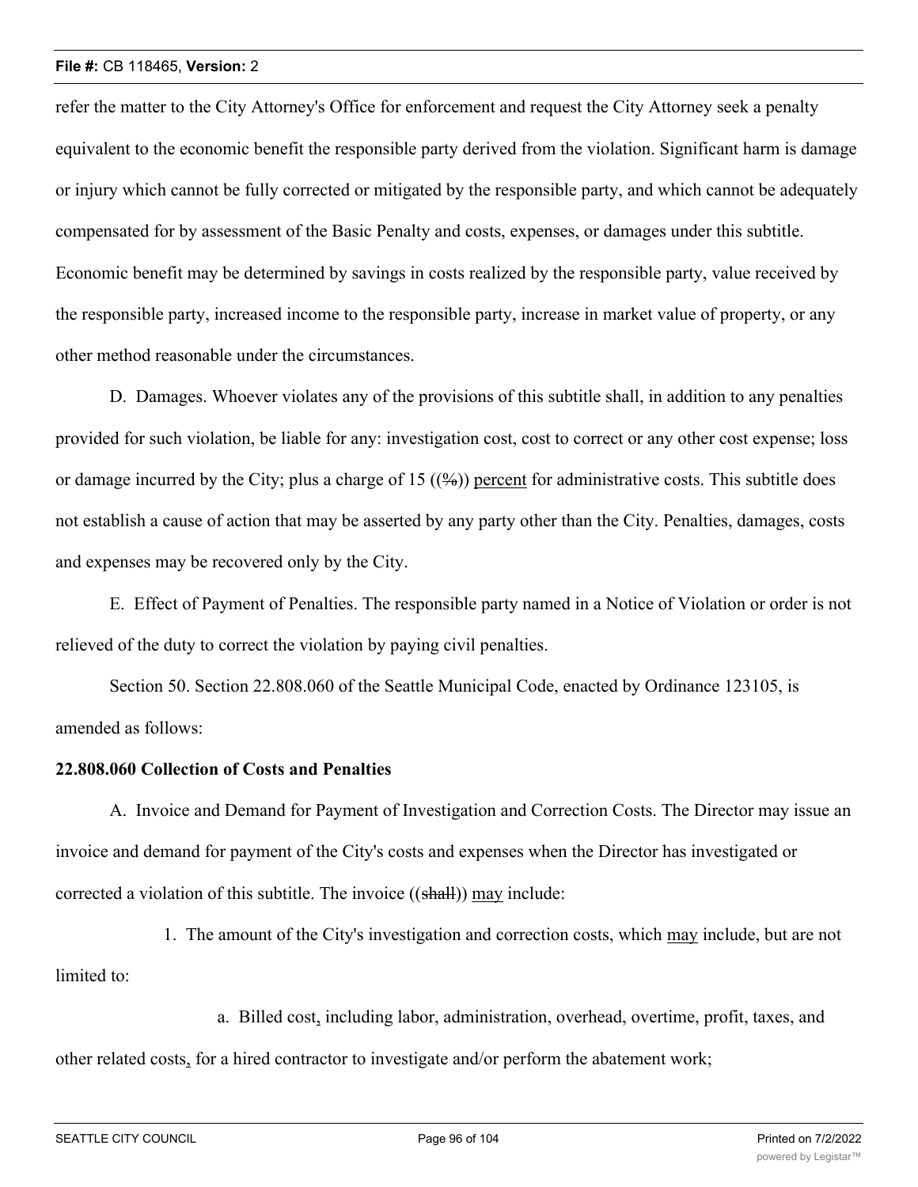refer the matter to the City Attorney's Office for enforcement and request the City Attorney seek a penalty equivalent to the economic benefit the responsible party derived from the violation. Significant harm is damage or injury which cannot be fully corrected or mitigated by the responsible party, and which cannot be adequately compensated for by assessment of the Basic Penalty and costs, expenses, or damages under this subtitle. Economic benefit may be determined by savings in costs realized by the responsible party, value received by the responsible party, increased income to the responsible party, increase in market value of property, or any other method reasonable under the circumstances.

D. Damages. Whoever violates any of the provisions of this subtitle shall, in addition to any penalties provided for such violation, be liable for any: investigation cost, cost to correct or any other cost expense; loss or damage incurred by the City; plus a charge of 15 ((~~%~~)) <u>percent</u> for administrative costs. This subtitle does not establish a cause of action that may be asserted by any party other than the City. Penalties, damages, costs and expenses may be recovered only by the City.

E. Effect of Payment of Penalties. The responsible party named in a Notice of Violation or order is not relieved of the duty to correct the violation by paying civil penalties.

Section 50. Section 22.808.060 of the Seattle Municipal Code, enacted by Ordinance 123105, is amended as follows:

**22.808.060 Collection of Costs and Penalties**

A. Invoice and Demand for Payment of Investigation and Correction Costs. The Director may issue an invoice and demand for payment of the City's costs and expenses when the Director has investigated or corrected a violation of this subtitle. The invoice ((~~shall~~)) <u>may</u> include:

1. The amount of the City's investigation and correction costs, which <u>may</u> include, but are not limited to:

a. Billed cost<u>,</u> including labor, administration, overhead, overtime, profit, taxes, and other related costs<u>,</u> for a hired contractor to investigate and/or perform the abatement work;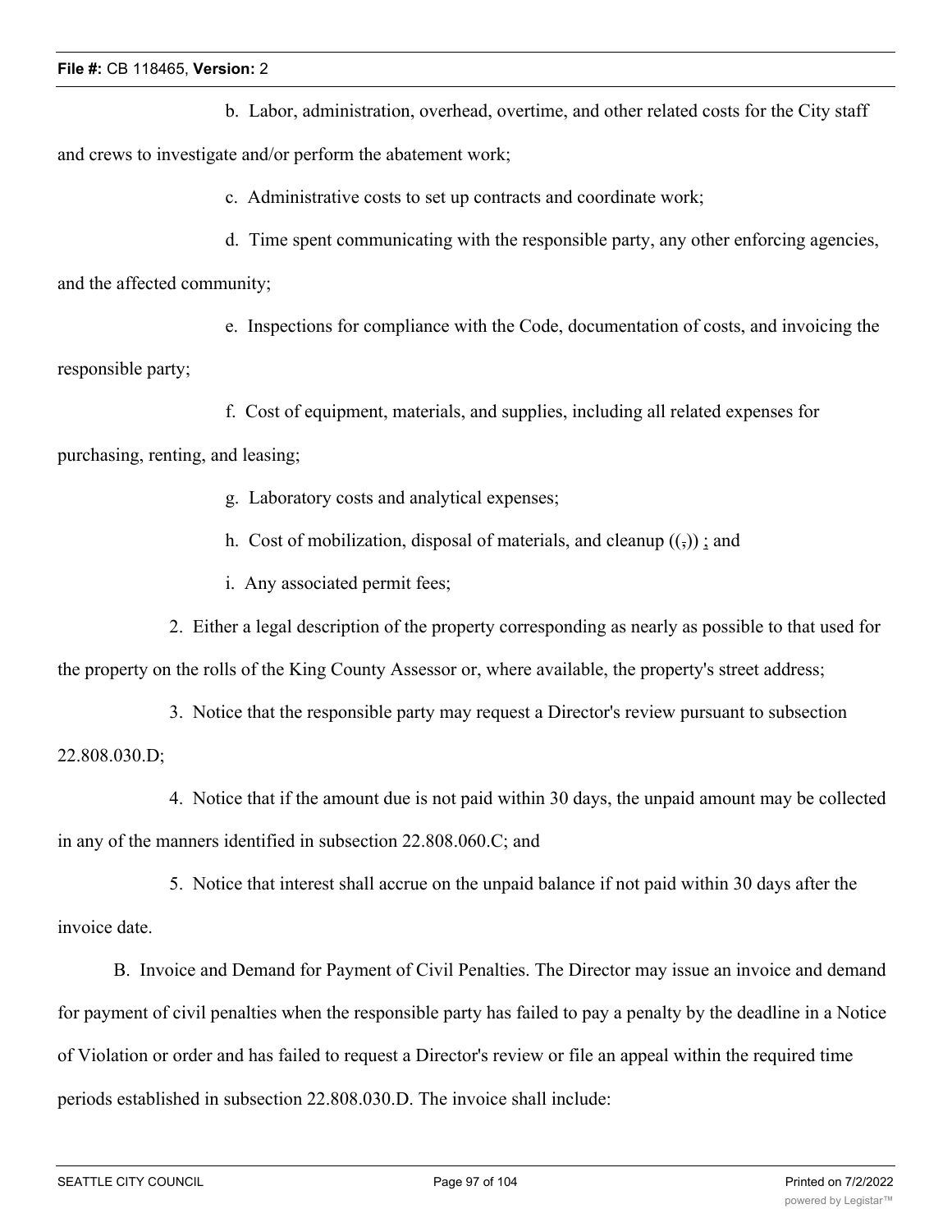b. Labor, administration, overhead, overtime, and other related costs for the City staff and crews to investigate and/or perform the abatement work;

c. Administrative costs to set up contracts and coordinate work;

d. Time spent communicating with the responsible party, any other enforcing agencies, and the affected community;

e. Inspections for compliance with the Code, documentation of costs, and invoicing the responsible party;

f. Cost of equipment, materials, and supplies, including all related expenses for purchasing, renting, and leasing;

g. Laboratory costs and analytical expenses;

h. Cost of mobilization, disposal of materials, and cleanup ((,)) ; and

i. Any associated permit fees;

2. Either a legal description of the property corresponding as nearly as possible to that used for the property on the rolls of the King County Assessor or, where available, the property's street address;

3. Notice that the responsible party may request a Director's review pursuant to subsection 22.808.030.D;

4. Notice that if the amount due is not paid within 30 days, the unpaid amount may be collected in any of the manners identified in subsection 22.808.060.C; and

5. Notice that interest shall accrue on the unpaid balance if not paid within 30 days after the invoice date.

B. Invoice and Demand for Payment of Civil Penalties. The Director may issue an invoice and demand for payment of civil penalties when the responsible party has failed to pay a penalty by the deadline in a Notice of Violation or order and has failed to request a Director's review or file an appeal within the required time periods established in subsection 22.808.030.D. The invoice shall include: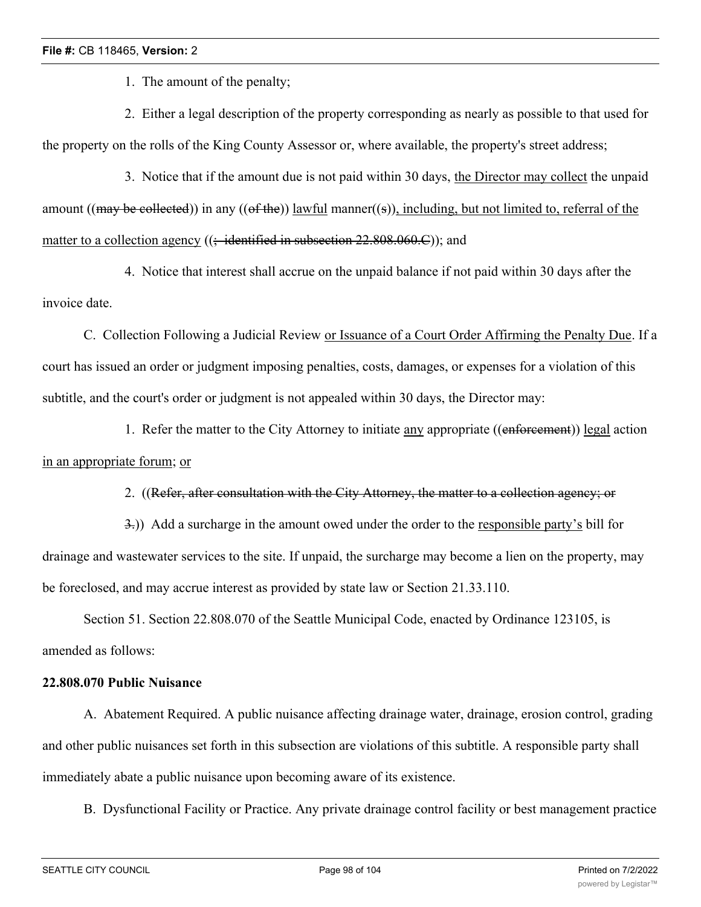1. The amount of the penalty;

2. Either a legal description of the property corresponding as nearly as possible to that used for the property on the rolls of the King County Assessor or, where available, the property's street address;

3. Notice that if the amount due is not paid within 30 days, the Director may collect the unpaid amount ((~~may be collected~~)) in any ((~~of the~~)) lawful manner((~~s~~)), including, but not limited to, referral of the matter to a collection agency ((~~; identified in subsection 22.808.060.C~~)); and

4. Notice that interest shall accrue on the unpaid balance if not paid within 30 days after the invoice date.

C. Collection Following a Judicial Review or Issuance of a Court Order Affirming the Penalty Due. If a court has issued an order or judgment imposing penalties, costs, damages, or expenses for a violation of this subtitle, and the court's order or judgment is not appealed within 30 days, the Director may:

1. Refer the matter to the City Attorney to initiate any appropriate ((~~enforcement~~)) legal action in an appropriate forum; or

2. ((~~Refer, after consultation with the City Attorney, the matter to a collection agency; or~~

~~3.~~)) Add a surcharge in the amount owed under the order to the responsible party's bill for drainage and wastewater services to the site. If unpaid, the surcharge may become a lien on the property, may be foreclosed, and may accrue interest as provided by state law or Section 21.33.110.

Section 51. Section 22.808.070 of the Seattle Municipal Code, enacted by Ordinance 123105, is amended as follows:

**22.808.070 Public Nuisance**

A. Abatement Required. A public nuisance affecting drainage water, drainage, erosion control, grading and other public nuisances set forth in this subsection are violations of this subtitle. A responsible party shall immediately abate a public nuisance upon becoming aware of its existence.

B. Dysfunctional Facility or Practice. Any private drainage control facility or best management practice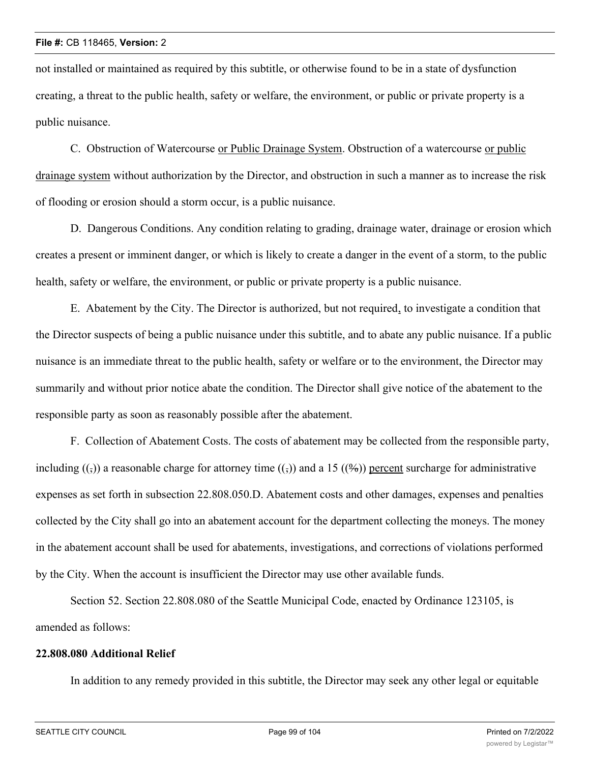not installed or maintained as required by this subtitle, or otherwise found to be in a state of dysfunction creating, a threat to the public health, safety or welfare, the environment, or public or private property is a public nuisance.

C. Obstruction of Watercourse <u>or Public Drainage System</u>. Obstruction of a watercourse <u>or public drainage system</u> without authorization by the Director, and obstruction in such a manner as to increase the risk of flooding or erosion should a storm occur, is a public nuisance.

D. Dangerous Conditions. Any condition relating to grading, drainage water, drainage or erosion which creates a present or imminent danger, or which is likely to create a danger in the event of a storm, to the public health, safety or welfare, the environment, or public or private property is a public nuisance.

E. Abatement by the City. The Director is authorized, but not required<u>,</u> to investigate a condition that the Director suspects of being a public nuisance under this subtitle, and to abate any public nuisance. If a public nuisance is an immediate threat to the public health, safety or welfare or to the environment, the Director may summarily and without prior notice abate the condition. The Director shall give notice of the abatement to the responsible party as soon as reasonably possible after the abatement.

F. Collection of Abatement Costs. The costs of abatement may be collected from the responsible party, including ((~~,~~)) a reasonable charge for attorney time ((~~,~~)) and a 15 ((~~%~~)) <u>percent</u> surcharge for administrative expenses as set forth in subsection 22.808.050.D. Abatement costs and other damages, expenses and penalties collected by the City shall go into an abatement account for the department collecting the moneys. The money in the abatement account shall be used for abatements, investigations, and corrections of violations performed by the City. When the account is insufficient the Director may use other available funds.

Section 52. Section 22.808.080 of the Seattle Municipal Code, enacted by Ordinance 123105, is amended as follows:

**22.808.080 Additional Relief**

In addition to any remedy provided in this subtitle, the Director may seek any other legal or equitable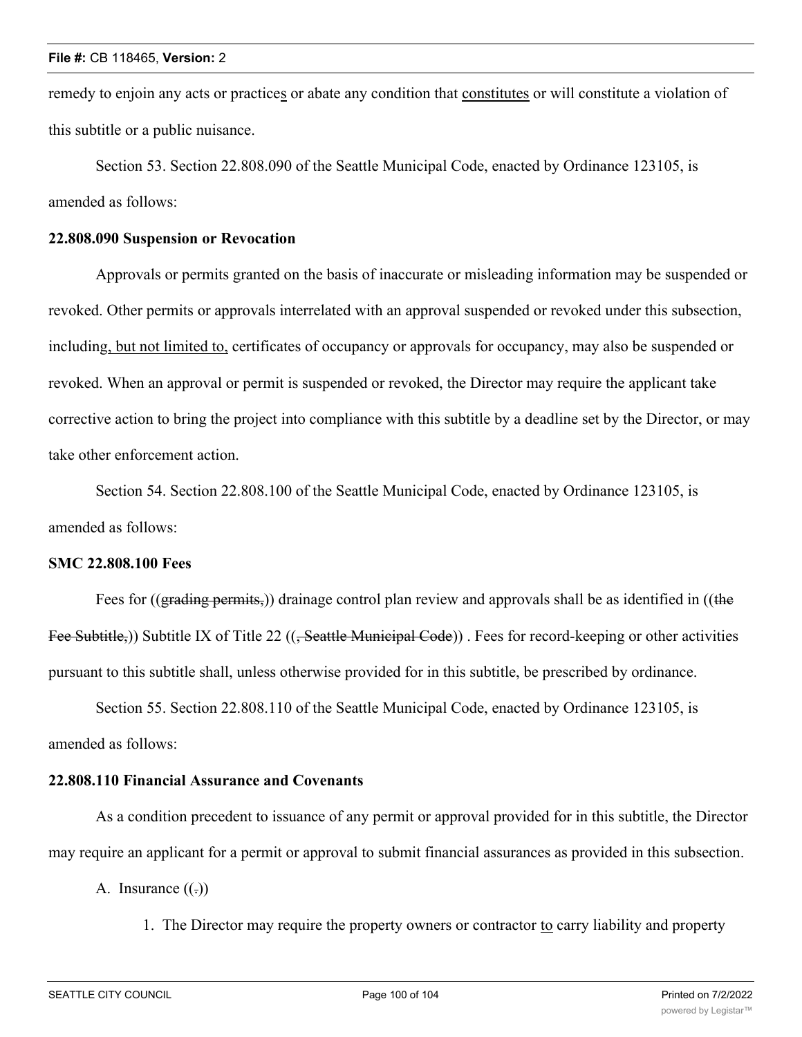remedy to enjoin any acts or practices or abate any condition that constitutes or will constitute a violation of this subtitle or a public nuisance.

Section 53. Section 22.808.090 of the Seattle Municipal Code, enacted by Ordinance 123105, is amended as follows:

**22.808.090 Suspension or Revocation**

Approvals or permits granted on the basis of inaccurate or misleading information may be suspended or revoked. Other permits or approvals interrelated with an approval suspended or revoked under this subsection, including, but not limited to, certificates of occupancy or approvals for occupancy, may also be suspended or revoked. When an approval or permit is suspended or revoked, the Director may require the applicant take corrective action to bring the project into compliance with this subtitle by a deadline set by the Director, or may take other enforcement action.

Section 54. Section 22.808.100 of the Seattle Municipal Code, enacted by Ordinance 123105, is amended as follows:

**SMC 22.808.100 Fees**

Fees for ((~~grading permits,~~)) drainage control plan review and approvals shall be as identified in ((~~the Fee Subtitle,~~)) Subtitle IX of Title 22 ((~~, Seattle Municipal Code~~)) . Fees for record-keeping or other activities pursuant to this subtitle shall, unless otherwise provided for in this subtitle, be prescribed by ordinance.

Section 55. Section 22.808.110 of the Seattle Municipal Code, enacted by Ordinance 123105, is amended as follows:

**22.808.110 Financial Assurance and Covenants**

As a condition precedent to issuance of any permit or approval provided for in this subtitle, the Director may require an applicant for a permit or approval to submit financial assurances as provided in this subsection.

A. Insurance ((~~.~~))

1. The Director may require the property owners or contractor to carry liability and property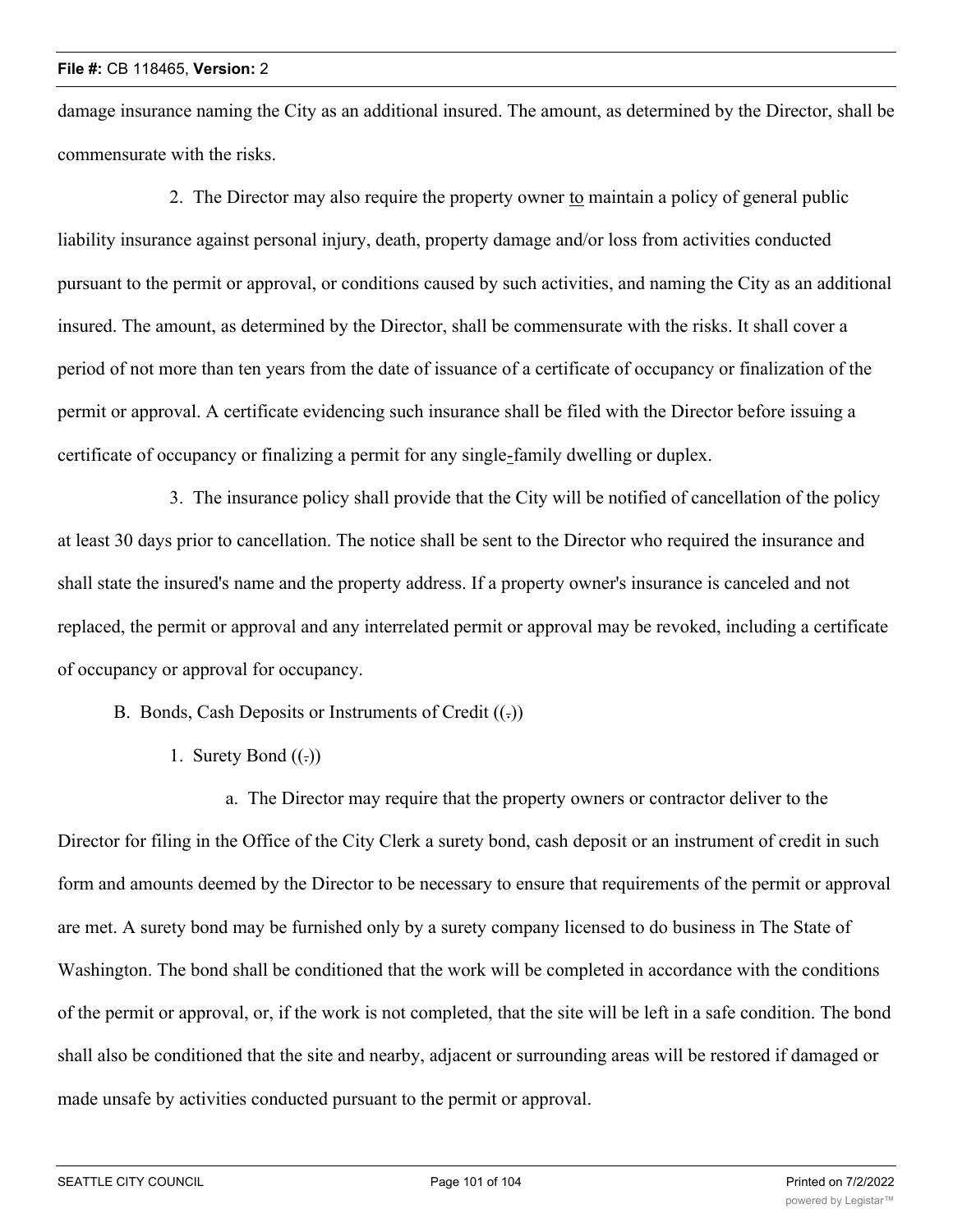damage insurance naming the City as an additional insured. The amount, as determined by the Director, shall be commensurate with the risks.

2. The Director may also require the property owner to maintain a policy of general public liability insurance against personal injury, death, property damage and/or loss from activities conducted pursuant to the permit or approval, or conditions caused by such activities, and naming the City as an additional insured. The amount, as determined by the Director, shall be commensurate with the risks. It shall cover a period of not more than ten years from the date of issuance of a certificate of occupancy or finalization of the permit or approval. A certificate evidencing such insurance shall be filed with the Director before issuing a certificate of occupancy or finalizing a permit for any single-family dwelling or duplex.

3. The insurance policy shall provide that the City will be notified of cancellation of the policy at least 30 days prior to cancellation. The notice shall be sent to the Director who required the insurance and shall state the insured's name and the property address. If a property owner's insurance is canceled and not replaced, the permit or approval and any interrelated permit or approval may be revoked, including a certificate of occupancy or approval for occupancy.

B. Bonds, Cash Deposits or Instruments of Credit ((.))

1. Surety Bond ((.))

a. The Director may require that the property owners or contractor deliver to the Director for filing in the Office of the City Clerk a surety bond, cash deposit or an instrument of credit in such form and amounts deemed by the Director to be necessary to ensure that requirements of the permit or approval are met. A surety bond may be furnished only by a surety company licensed to do business in The State of Washington. The bond shall be conditioned that the work will be completed in accordance with the conditions of the permit or approval, or, if the work is not completed, that the site will be left in a safe condition. The bond shall also be conditioned that the site and nearby, adjacent or surrounding areas will be restored if damaged or made unsafe by activities conducted pursuant to the permit or approval.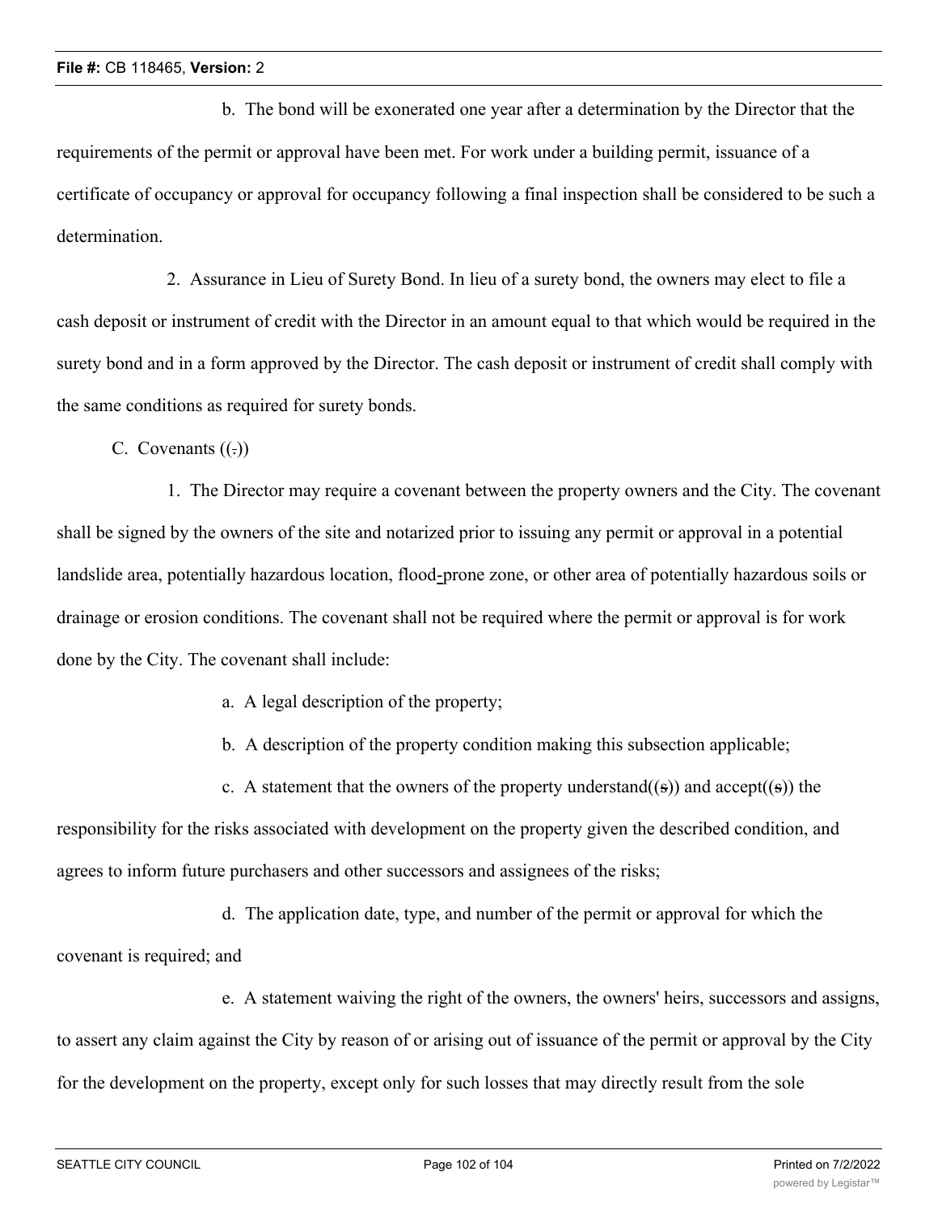b. The bond will be exonerated one year after a determination by the Director that the requirements of the permit or approval have been met. For work under a building permit, issuance of a certificate of occupancy or approval for occupancy following a final inspection shall be considered to be such a determination.

2. Assurance in Lieu of Surety Bond. In lieu of a surety bond, the owners may elect to file a cash deposit or instrument of credit with the Director in an amount equal to that which would be required in the surety bond and in a form approved by the Director. The cash deposit or instrument of credit shall comply with the same conditions as required for surety bonds.

C. Covenants ((.))

1. The Director may require a covenant between the property owners and the City. The covenant shall be signed by the owners of the site and notarized prior to issuing any permit or approval in a potential landslide area, potentially hazardous location, flood-prone zone, or other area of potentially hazardous soils or drainage or erosion conditions. The covenant shall not be required where the permit or approval is for work done by the City. The covenant shall include:

a. A legal description of the property;

b. A description of the property condition making this subsection applicable;

c. A statement that the owners of the property understand((s)) and accept((s)) the responsibility for the risks associated with development on the property given the described condition, and agrees to inform future purchasers and other successors and assignees of the risks;

d. The application date, type, and number of the permit or approval for which the covenant is required; and

e. A statement waiving the right of the owners, the owners' heirs, successors and assigns, to assert any claim against the City by reason of or arising out of issuance of the permit or approval by the City for the development on the property, except only for such losses that may directly result from the sole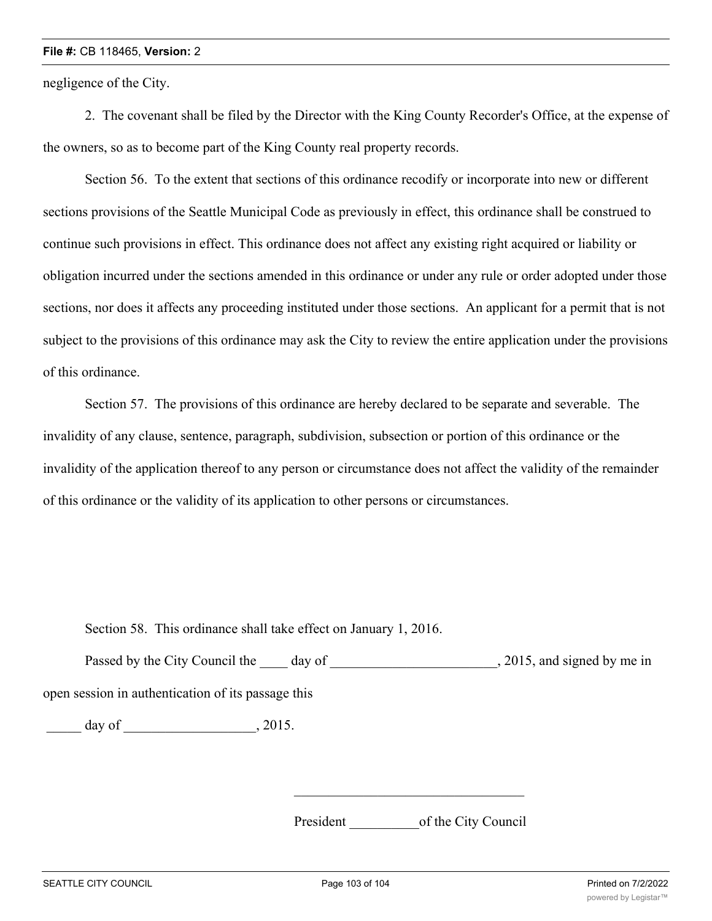negligence of the City.

2. The covenant shall be filed by the Director with the King County Recorder's Office, at the expense of the owners, so as to become part of the King County real property records.

Section 56. To the extent that sections of this ordinance recodify or incorporate into new or different sections provisions of the Seattle Municipal Code as previously in effect, this ordinance shall be construed to continue such provisions in effect. This ordinance does not affect any existing right acquired or liability or obligation incurred under the sections amended in this ordinance or under any rule or order adopted under those sections, nor does it affects any proceeding instituted under those sections. An applicant for a permit that is not subject to the provisions of this ordinance may ask the City to review the entire application under the provisions of this ordinance.

Section 57. The provisions of this ordinance are hereby declared to be separate and severable. The invalidity of any clause, sentence, paragraph, subdivision, subsection or portion of this ordinance or the invalidity of the application thereof to any person or circumstance does not affect the validity of the remainder of this ordinance or the validity of its application to other persons or circumstances.

Section 58. This ordinance shall take effect on January 1, 2016.

Passed by the City Council the ____ day of ________________________, 2015, and signed by me in open session in authentication of its passage this

_____ day of ___________________, 2015.

_________________________________

President __________of the City Council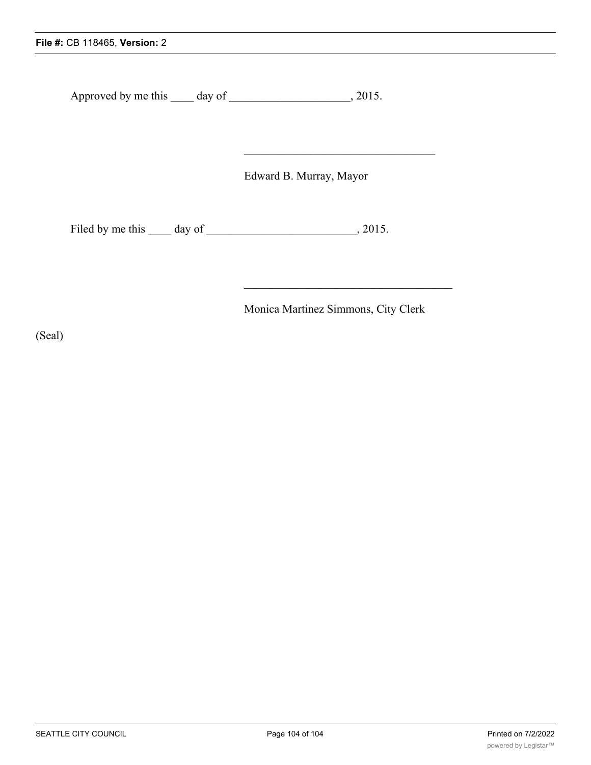Approved by me this ____ day of ____________________, 2015.

_________________________________

Edward B. Murray, Mayor

Filed by me this ____ day of _________________________, 2015.

___________________________________

Monica Martinez Simmons, City Clerk

(Seal)